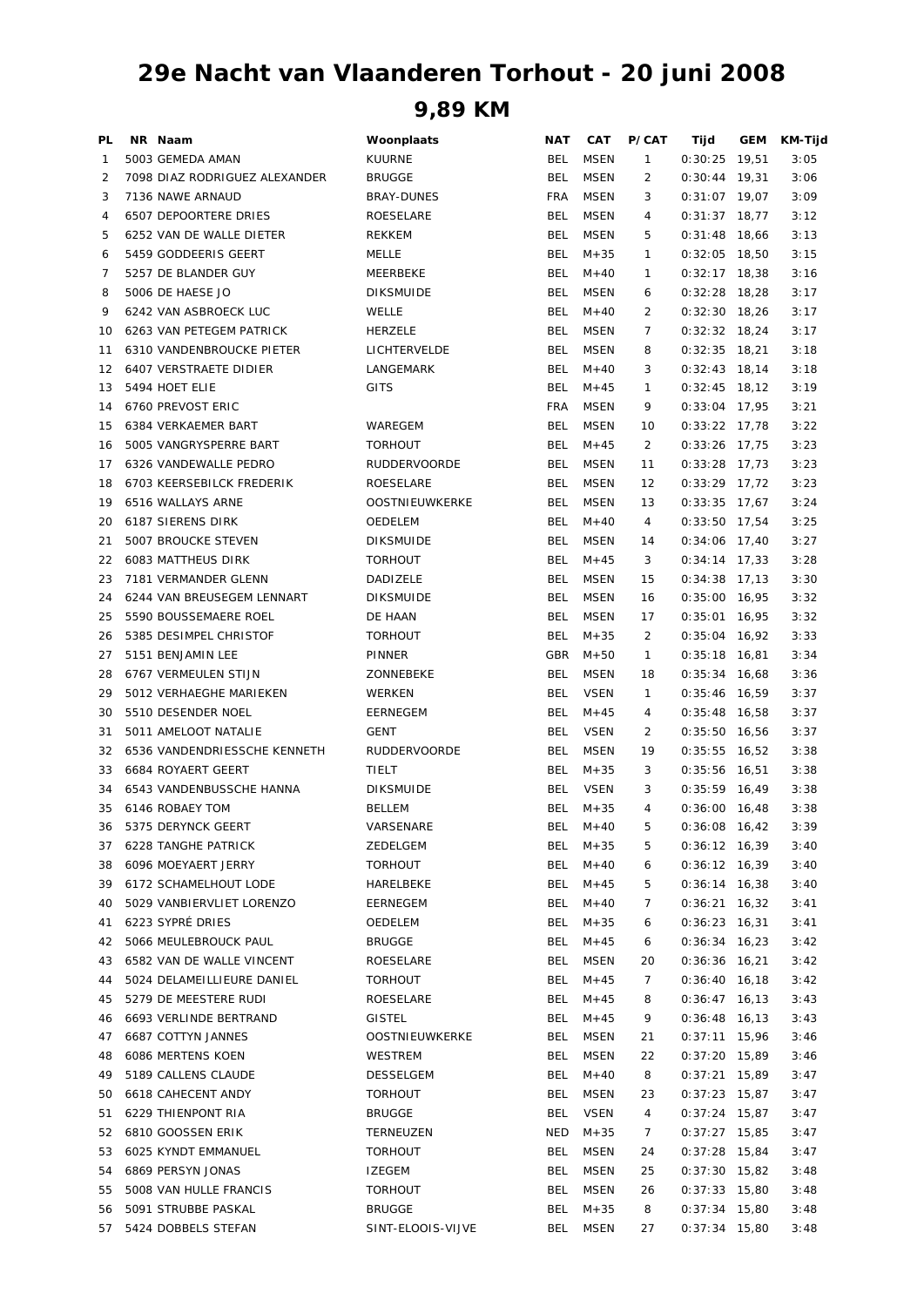# 29e Nacht van Vlaanderen Torhout - 20 juni 2008

## 9,89 KM

| PL | NR | Naam | Woonplaats | NAT | CAT | P/CAT | Tijd | GEM | KM-Tijd |
|---|---|---|---|---|---|---|---|---|---|
| 1 | 5003 | GEMEDA AMAN | KUURNE | BEL | MSEN | 1 | 0:30:25 | 19,51 | 3:05 |
| 2 | 7098 | DIAZ RODRIGUEZ ALEXANDER | BRUGGE | BEL | MSEN | 2 | 0:30:44 | 19,31 | 3:06 |
| 3 | 7136 | NAWE ARNAUD | BRAY-DUNES | FRA | MSEN | 3 | 0:31:07 | 19,07 | 3:09 |
| 4 | 6507 | DEPOORTERE DRIES | ROESELARE | BEL | MSEN | 4 | 0:31:37 | 18,77 | 3:12 |
| 5 | 6252 | VAN DE WALLE DIETER | REKKEM | BEL | MSEN | 5 | 0:31:48 | 18,66 | 3:13 |
| 6 | 5459 | GODDEERIS GEERT | MELLE | BEL | M+35 | 1 | 0:32:05 | 18,50 | 3:15 |
| 7 | 5257 | DE BLANDER GUY | MEERBEKE | BEL | M+40 | 1 | 0:32:17 | 18,38 | 3:16 |
| 8 | 5006 | DE HAESE JO | DIKSMUIDE | BEL | MSEN | 6 | 0:32:28 | 18,28 | 3:17 |
| 9 | 6242 | VAN ASBROECK LUC | WELLE | BEL | M+40 | 2 | 0:32:30 | 18,26 | 3:17 |
| 10 | 6263 | VAN PETEGEM PATRICK | HERZELE | BEL | MSEN | 7 | 0:32:32 | 18,24 | 3:17 |
| 11 | 6310 | VANDENBROUCKE PIETER | LICHTERVELDE | BEL | MSEN | 8 | 0:32:35 | 18,21 | 3:18 |
| 12 | 6407 | VERSTRAETE DIDIER | LANGEMARK | BEL | M+40 | 3 | 0:32:43 | 18,14 | 3:18 |
| 13 | 5494 | HOET ELIE | GITS | BEL | M+45 | 1 | 0:32:45 | 18,12 | 3:19 |
| 14 | 6760 | PREVOST ERIC | | FRA | MSEN | 9 | 0:33:04 | 17,95 | 3:21 |
| 15 | 6384 | VERKAEMER BART | WAREGEM | BEL | MSEN | 10 | 0:33:22 | 17,78 | 3:22 |
| 16 | 5005 | VANGRYSPERRE BART | TORHOUT | BEL | M+45 | 2 | 0:33:26 | 17,75 | 3:23 |
| 17 | 6326 | VANDEWALLE PEDRO | RUDDERVOORDE | BEL | MSEN | 11 | 0:33:28 | 17,73 | 3:23 |
| 18 | 6703 | KEERSEBILCK FREDERIK | ROESELARE | BEL | MSEN | 12 | 0:33:29 | 17,72 | 3:23 |
| 19 | 6516 | WALLAYS ARNE | OOSTNIEUWKERKE | BEL | MSEN | 13 | 0:33:35 | 17,67 | 3:24 |
| 20 | 6187 | SIERENS DIRK | OEDELEM | BEL | M+40 | 4 | 0:33:50 | 17,54 | 3:25 |
| 21 | 5007 | BROUCKE STEVEN | DIKSMUIDE | BEL | MSEN | 14 | 0:34:06 | 17,40 | 3:27 |
| 22 | 6083 | MATTHEUS DIRK | TORHOUT | BEL | M+45 | 3 | 0:34:14 | 17,33 | 3:28 |
| 23 | 7181 | VERMANDER GLENN | DADIZELE | BEL | MSEN | 15 | 0:34:38 | 17,13 | 3:30 |
| 24 | 6244 | VAN BREUSEGEM LENNART | DIKSMUIDE | BEL | MSEN | 16 | 0:35:00 | 16,95 | 3:32 |
| 25 | 5590 | BOUSSEMAERE ROEL | DE HAAN | BEL | MSEN | 17 | 0:35:01 | 16,95 | 3:32 |
| 26 | 5385 | DESIMPEL CHRISTOF | TORHOUT | BEL | M+35 | 2 | 0:35:04 | 16,92 | 3:33 |
| 27 | 5151 | BENJAMIN LEE | PINNER | GBR | M+50 | 1 | 0:35:18 | 16,81 | 3:34 |
| 28 | 6767 | VERMEULEN STIJN | ZONNEBEKE | BEL | MSEN | 18 | 0:35:34 | 16,68 | 3:36 |
| 29 | 5012 | VERHAEGHE MARIEKEN | WERKEN | BEL | VSEN | 1 | 0:35:46 | 16,59 | 3:37 |
| 30 | 5510 | DESENDER NOEL | EERNEGEM | BEL | M+45 | 4 | 0:35:48 | 16,58 | 3:37 |
| 31 | 5011 | AMELOOT NATALIE | GENT | BEL | VSEN | 2 | 0:35:50 | 16,56 | 3:37 |
| 32 | 6536 | VANDENDRIESSCHE KENNETH | RUDDERVOORDE | BEL | MSEN | 19 | 0:35:55 | 16,52 | 3:38 |
| 33 | 6684 | ROYAERT GEERT | TIELT | BEL | M+35 | 3 | 0:35:56 | 16,51 | 3:38 |
| 34 | 6543 | VANDENBUSSCHE HANNA | DIKSMUIDE | BEL | VSEN | 3 | 0:35:59 | 16,49 | 3:38 |
| 35 | 6146 | ROBAEY TOM | BELLEM | BEL | M+35 | 4 | 0:36:00 | 16,48 | 3:38 |
| 36 | 5375 | DERYNCK GEERT | VARSENARE | BEL | M+40 | 5 | 0:36:08 | 16,42 | 3:39 |
| 37 | 6228 | TANGHE PATRICK | ZEDELGEM | BEL | M+35 | 5 | 0:36:12 | 16,39 | 3:40 |
| 38 | 6096 | MOEYAERT JERRY | TORHOUT | BEL | M+40 | 6 | 0:36:12 | 16,39 | 3:40 |
| 39 | 6172 | SCHAMELHOUT LODE | HARELBEKE | BEL | M+45 | 5 | 0:36:14 | 16,38 | 3:40 |
| 40 | 5029 | VANBIERVLIET LORENZO | EERNEGEM | BEL | M+40 | 7 | 0:36:21 | 16,32 | 3:41 |
| 41 | 6223 | SYPRÉ DRIES | OEDELEM | BEL | M+35 | 6 | 0:36:23 | 16,31 | 3:41 |
| 42 | 5066 | MEULEBROUCK PAUL | BRUGGE | BEL | M+45 | 6 | 0:36:34 | 16,23 | 3:42 |
| 43 | 6582 | VAN DE WALLE VINCENT | ROESELARE | BEL | MSEN | 20 | 0:36:36 | 16,21 | 3:42 |
| 44 | 5024 | DELAMEILLIEURE DANIEL | TORHOUT | BEL | M+45 | 7 | 0:36:40 | 16,18 | 3:42 |
| 45 | 5279 | DE MEESTERE RUDI | ROESELARE | BEL | M+45 | 8 | 0:36:47 | 16,13 | 3:43 |
| 46 | 6693 | VERLINDE BERTRAND | GISTEL | BEL | M+45 | 9 | 0:36:48 | 16,13 | 3:43 |
| 47 | 6687 | COTTYN JANNES | OOSTNIEUWKERKE | BEL | MSEN | 21 | 0:37:11 | 15,96 | 3:46 |
| 48 | 6086 | MERTENS KOEN | WESTREM | BEL | MSEN | 22 | 0:37:20 | 15,89 | 3:46 |
| 49 | 5189 | CALLENS CLAUDE | DESSELGEM | BEL | M+40 | 8 | 0:37:21 | 15,89 | 3:47 |
| 50 | 6618 | CAHECENT ANDY | TORHOUT | BEL | MSEN | 23 | 0:37:23 | 15,87 | 3:47 |
| 51 | 6229 | THIENPONT RIA | BRUGGE | BEL | VSEN | 4 | 0:37:24 | 15,87 | 3:47 |
| 52 | 6810 | GOOSSEN ERIK | TERNEUZEN | NED | M+35 | 7 | 0:37:27 | 15,85 | 3:47 |
| 53 | 6025 | KYNDT EMMANUEL | TORHOUT | BEL | MSEN | 24 | 0:37:28 | 15,84 | 3:47 |
| 54 | 6869 | PERSYN JONAS | IZEGEM | BEL | MSEN | 25 | 0:37:30 | 15,82 | 3:48 |
| 55 | 5008 | VAN HULLE FRANCIS | TORHOUT | BEL | MSEN | 26 | 0:37:33 | 15,80 | 3:48 |
| 56 | 5091 | STRUBBE PASKAL | BRUGGE | BEL | M+35 | 8 | 0:37:34 | 15,80 | 3:48 |
| 57 | 5424 | DOBBELS STEFAN | SINT-ELOOIS-VIJVE | BEL | MSEN | 27 | 0:37:34 | 15,80 | 3:48 |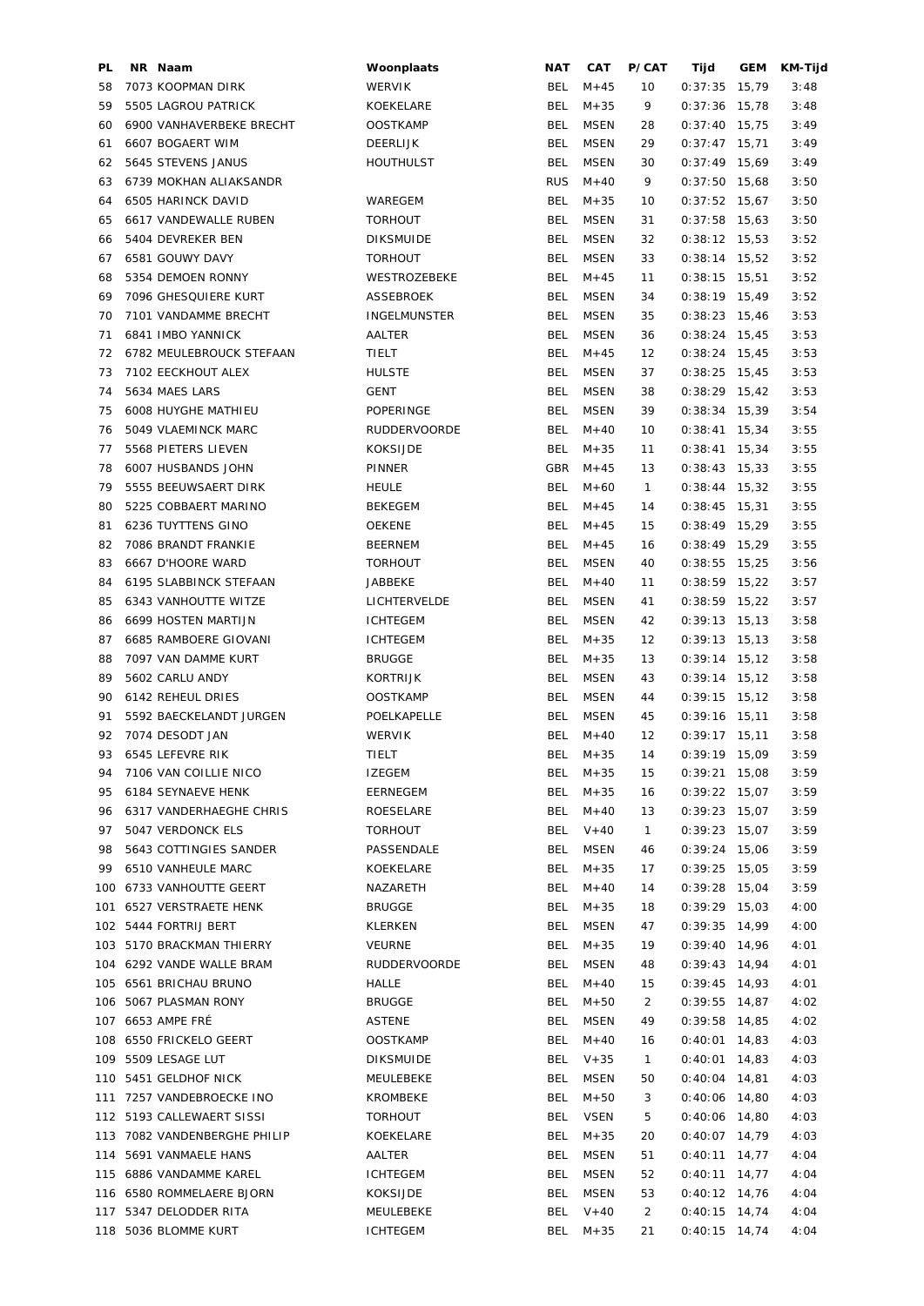| PL | NR | Naam | Woonplaats | NAT | CAT | P/CAT | Tijd | GEM | KM-Tijd |
|---|---|---|---|---|---|---|---|---|---|
| 58 | 7073 | KOOPMAN DIRK | WERVIK | BEL | M+45 | 10 | 0:37:35 | 15,79 | 3:48 |
| 59 | 5505 | LAGROU PATRICK | KOEKELARE | BEL | M+35 | 9 | 0:37:36 | 15,78 | 3:48 |
| 60 | 6900 | VANHAVERBEKE BRECHT | OOSTKAMP | BEL | MSEN | 28 | 0:37:40 | 15,75 | 3:49 |
| 61 | 6607 | BOGAERT WIM | DEERLIJK | BEL | MSEN | 29 | 0:37:47 | 15,71 | 3:49 |
| 62 | 5645 | STEVENS JANUS | HOUTHULST | BEL | MSEN | 30 | 0:37:49 | 15,69 | 3:49 |
| 63 | 6739 | MOKHAN ALIAKSANDR | | RUS | M+40 | 9 | 0:37:50 | 15,68 | 3:50 |
| 64 | 6505 | HARINCK DAVID | WAREGEM | BEL | M+35 | 10 | 0:37:52 | 15,67 | 3:50 |
| 65 | 6617 | VANDEWALLE RUBEN | TORHOUT | BEL | MSEN | 31 | 0:37:58 | 15,63 | 3:50 |
| 66 | 5404 | DEVREKER BEN | DIKSMUIDE | BEL | MSEN | 32 | 0:38:12 | 15,53 | 3:52 |
| 67 | 6581 | GOUWY DAVY | TORHOUT | BEL | MSEN | 33 | 0:38:14 | 15,52 | 3:52 |
| 68 | 5354 | DEMOEN RONNY | WESTROZEBEKE | BEL | M+45 | 11 | 0:38:15 | 15,51 | 3:52 |
| 69 | 7096 | GHESQUIERE KURT | ASSEBROEK | BEL | MSEN | 34 | 0:38:19 | 15,49 | 3:52 |
| 70 | 7101 | VANDAMME BRECHT | INGELMUNSTER | BEL | MSEN | 35 | 0:38:23 | 15,46 | 3:53 |
| 71 | 6841 | IMBO YANNICK | AALTER | BEL | MSEN | 36 | 0:38:24 | 15,45 | 3:53 |
| 72 | 6782 | MEULEBROUCK STEFAAN | TIELT | BEL | M+45 | 12 | 0:38:24 | 15,45 | 3:53 |
| 73 | 7102 | EECKHOUT ALEX | HULSTE | BEL | MSEN | 37 | 0:38:25 | 15,45 | 3:53 |
| 74 | 5634 | MAES LARS | GENT | BEL | MSEN | 38 | 0:38:29 | 15,42 | 3:53 |
| 75 | 6008 | HUYGHE MATHIEU | POPERINGE | BEL | MSEN | 39 | 0:38:34 | 15,39 | 3:54 |
| 76 | 5049 | VLAEMINCK MARC | RUDDERVOORDE | BEL | M+40 | 10 | 0:38:41 | 15,34 | 3:55 |
| 77 | 5568 | PIETERS LIEVEN | KOKSIJDE | BEL | M+35 | 11 | 0:38:41 | 15,34 | 3:55 |
| 78 | 6007 | HUSBANDS JOHN | PINNER | GBR | M+45 | 13 | 0:38:43 | 15,33 | 3:55 |
| 79 | 5555 | BEEUWSAERT DIRK | HEULE | BEL | M+60 | 1 | 0:38:44 | 15,32 | 3:55 |
| 80 | 5225 | COBBAERT MARINO | BEKEGEM | BEL | M+45 | 14 | 0:38:45 | 15,31 | 3:55 |
| 81 | 6236 | TUYTTENS GINO | OEKENE | BEL | M+45 | 15 | 0:38:49 | 15,29 | 3:55 |
| 82 | 7086 | BRANDT FRANKIE | BEERNEM | BEL | M+45 | 16 | 0:38:49 | 15,29 | 3:55 |
| 83 | 6667 | D'HOORE WARD | TORHOUT | BEL | MSEN | 40 | 0:38:55 | 15,25 | 3:56 |
| 84 | 6195 | SLABBINCK STEFAAN | JABBEKE | BEL | M+40 | 11 | 0:38:59 | 15,22 | 3:57 |
| 85 | 6343 | VANHOUTTE WITZE | LICHTERVELDE | BEL | MSEN | 41 | 0:38:59 | 15,22 | 3:57 |
| 86 | 6699 | HOSTEN MARTIJN | ICHTEGEM | BEL | MSEN | 42 | 0:39:13 | 15,13 | 3:58 |
| 87 | 6685 | RAMBOERE GIOVANI | ICHTEGEM | BEL | M+35 | 12 | 0:39:13 | 15,13 | 3:58 |
| 88 | 7097 | VAN DAMME KURT | BRUGGE | BEL | M+35 | 13 | 0:39:14 | 15,12 | 3:58 |
| 89 | 5602 | CARLU ANDY | KORTRIJK | BEL | MSEN | 43 | 0:39:14 | 15,12 | 3:58 |
| 90 | 6142 | REHEUL DRIES | OOSTKAMP | BEL | MSEN | 44 | 0:39:15 | 15,12 | 3:58 |
| 91 | 5592 | BAECKELANDT JURGEN | POELKAPELLE | BEL | MSEN | 45 | 0:39:16 | 15,11 | 3:58 |
| 92 | 7074 | DESODT JAN | WERVIK | BEL | M+40 | 12 | 0:39:17 | 15,11 | 3:58 |
| 93 | 6545 | LEFEVRE RIK | TIELT | BEL | M+35 | 14 | 0:39:19 | 15,09 | 3:59 |
| 94 | 7106 | VAN COILLIE NICO | IZEGEM | BEL | M+35 | 15 | 0:39:21 | 15,08 | 3:59 |
| 95 | 6184 | SEYNAEVE HENK | EERNEGEM | BEL | M+35 | 16 | 0:39:22 | 15,07 | 3:59 |
| 96 | 6317 | VANDERHAEGHE CHRIS | ROESELARE | BEL | M+40 | 13 | 0:39:23 | 15,07 | 3:59 |
| 97 | 5047 | VERDONCK ELS | TORHOUT | BEL | V+40 | 1 | 0:39:23 | 15,07 | 3:59 |
| 98 | 5643 | COTTINGIES SANDER | PASSENDALE | BEL | MSEN | 46 | 0:39:24 | 15,06 | 3:59 |
| 99 | 6510 | VANHEULE MARC | KOEKELARE | BEL | M+35 | 17 | 0:39:25 | 15,05 | 3:59 |
| 100 | 6733 | VANHOUTTE GEERT | NAZARETH | BEL | M+40 | 14 | 0:39:28 | 15,04 | 3:59 |
| 101 | 6527 | VERSTRAETE HENK | BRUGGE | BEL | M+35 | 18 | 0:39:29 | 15,03 | 4:00 |
| 102 | 5444 | FORTRIJ BERT | KLERKEN | BEL | MSEN | 47 | 0:39:35 | 14,99 | 4:00 |
| 103 | 5170 | BRACKMAN THIERRY | VEURNE | BEL | M+35 | 19 | 0:39:40 | 14,96 | 4:01 |
| 104 | 6292 | VANDE WALLE BRAM | RUDDERVOORDE | BEL | MSEN | 48 | 0:39:43 | 14,94 | 4:01 |
| 105 | 6561 | BRICHAU BRUNO | HALLE | BEL | M+40 | 15 | 0:39:45 | 14,93 | 4:01 |
| 106 | 5067 | PLASMAN RONY | BRUGGE | BEL | M+50 | 2 | 0:39:55 | 14,87 | 4:02 |
| 107 | 6653 | AMPE FRÉ | ASTENE | BEL | MSEN | 49 | 0:39:58 | 14,85 | 4:02 |
| 108 | 6550 | FRICKELO GEERT | OOSTKAMP | BEL | M+40 | 16 | 0:40:01 | 14,83 | 4:03 |
| 109 | 5509 | LESAGE LUT | DIKSMUIDE | BEL | V+35 | 1 | 0:40:01 | 14,83 | 4:03 |
| 110 | 5451 | GELDHOF NICK | MEULEBEKE | BEL | MSEN | 50 | 0:40:04 | 14,81 | 4:03 |
| 111 | 7257 | VANDEBROECKE INO | KROMBEKE | BEL | M+50 | 3 | 0:40:06 | 14,80 | 4:03 |
| 112 | 5193 | CALLEWAERT SISSI | TORHOUT | BEL | VSEN | 5 | 0:40:06 | 14,80 | 4:03 |
| 113 | 7082 | VANDENBERGHE PHILIP | KOEKELARE | BEL | M+35 | 20 | 0:40:07 | 14,79 | 4:03 |
| 114 | 5691 | VANMAELE HANS | AALTER | BEL | MSEN | 51 | 0:40:11 | 14,77 | 4:04 |
| 115 | 6886 | VANDAMME KAREL | ICHTEGEM | BEL | MSEN | 52 | 0:40:11 | 14,77 | 4:04 |
| 116 | 6580 | ROMMELAERE BJORN | KOKSIJDE | BEL | MSEN | 53 | 0:40:12 | 14,76 | 4:04 |
| 117 | 5347 | DELODDER RITA | MEULEBEKE | BEL | V+40 | 2 | 0:40:15 | 14,74 | 4:04 |
| 118 | 5036 | BLOMME KURT | ICHTEGEM | BEL | M+35 | 21 | 0:40:15 | 14,74 | 4:04 |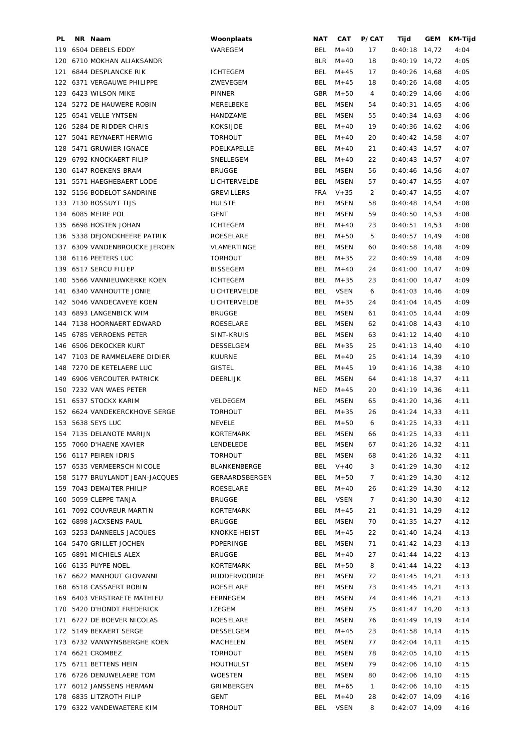| PL | NR | Naam | Woonplaats | NAT | CAT | P/CAT | Tijd | GEM | KM-Tijd |
|---|---|---|---|---|---|---|---|---|---|
| 119 | 6504 | DEBELS EDDY | WAREGEM | BEL | M+40 | 17 | 0:40:18 | 14,72 | 4:04 |
| 120 | 6710 | MOKHAN ALIAKSANDR | | BLR | M+40 | 18 | 0:40:19 | 14,72 | 4:05 |
| 121 | 6844 | DESPLANCKE RIK | ICHTEGEM | BEL | M+45 | 17 | 0:40:26 | 14,68 | 4:05 |
| 122 | 6371 | VERGAUWE PHILIPPE | ZWEVEGEM | BEL | M+45 | 18 | 0:40:26 | 14,68 | 4:05 |
| 123 | 6423 | WILSON MIKE | PINNER | GBR | M+50 | 4 | 0:40:29 | 14,66 | 4:06 |
| 124 | 5272 | DE HAUWERE ROBIN | MERELBEKE | BEL | MSEN | 54 | 0:40:31 | 14,65 | 4:06 |
| 125 | 6541 | VELLE YNTSEN | HANDZAME | BEL | MSEN | 55 | 0:40:34 | 14,63 | 4:06 |
| 126 | 5284 | DE RIDDER CHRIS | KOKSIJDE | BEL | M+40 | 19 | 0:40:36 | 14,62 | 4:06 |
| 127 | 5041 | REYNAERT HERWIG | TORHOUT | BEL | M+40 | 20 | 0:40:42 | 14,58 | 4:07 |
| 128 | 5471 | GRUWIER IGNACE | POELKAPELLE | BEL | M+40 | 21 | 0:40:43 | 14,57 | 4:07 |
| 129 | 6792 | KNOCKAERT FILIP | SNELLEGEM | BEL | M+40 | 22 | 0:40:43 | 14,57 | 4:07 |
| 130 | 6147 | ROEKENS BRAM | BRUGGE | BEL | MSEN | 56 | 0:40:46 | 14,56 | 4:07 |
| 131 | 5571 | HAEGHEBAERT LODE | LICHTERVELDE | BEL | MSEN | 57 | 0:40:47 | 14,55 | 4:07 |
| 132 | 5156 | BODELOT SANDRINE | GREVILLERS | FRA | V+35 | 2 | 0:40:47 | 14,55 | 4:07 |
| 133 | 7130 | BOSSUYT TIJS | HULSTE | BEL | MSEN | 58 | 0:40:48 | 14,54 | 4:08 |
| 134 | 6085 | MEIRE POL | GENT | BEL | MSEN | 59 | 0:40:50 | 14,53 | 4:08 |
| 135 | 6698 | HOSTEN JOHAN | ICHTEGEM | BEL | M+40 | 23 | 0:40:51 | 14,53 | 4:08 |
| 136 | 5338 | DEJONCKHEERE PATRIK | ROESELARE | BEL | M+50 | 5 | 0:40:57 | 14,49 | 4:08 |
| 137 | 6309 | VANDENBROUCKE JEROEN | VLAMERTINGE | BEL | MSEN | 60 | 0:40:58 | 14,48 | 4:09 |
| 138 | 6116 | PEETERS LUC | TORHOUT | BEL | M+35 | 22 | 0:40:59 | 14,48 | 4:09 |
| 139 | 6517 | SERCU FILIEP | BISSEGEM | BEL | M+40 | 24 | 0:41:00 | 14,47 | 4:09 |
| 140 | 5566 | VANNIEUWKERKE KOEN | ICHTEGEM | BEL | M+35 | 23 | 0:41:00 | 14,47 | 4:09 |
| 141 | 6340 | VANHOUTTE JONIE | LICHTERVELDE | BEL | VSEN | 6 | 0:41:03 | 14,46 | 4:09 |
| 142 | 5046 | VANDECAVEYE KOEN | LICHTERVELDE | BEL | M+35 | 24 | 0:41:04 | 14,45 | 4:09 |
| 143 | 6893 | LANGENBICK WIM | BRUGGE | BEL | MSEN | 61 | 0:41:05 | 14,44 | 4:09 |
| 144 | 7138 | HOORNAERT EDWARD | ROESELARE | BEL | MSEN | 62 | 0:41:08 | 14,43 | 4:10 |
| 145 | 6785 | VERROENS PETER | SINT-KRUIS | BEL | MSEN | 63 | 0:41:12 | 14,40 | 4:10 |
| 146 | 6506 | DEKOCKER KURT | DESSELGEM | BEL | M+35 | 25 | 0:41:13 | 14,40 | 4:10 |
| 147 | 7103 | DE RAMMELAERE DIDIER | KUURNE | BEL | M+40 | 25 | 0:41:14 | 14,39 | 4:10 |
| 148 | 7270 | DE KETELAERE LUC | GISTEL | BEL | M+45 | 19 | 0:41:16 | 14,38 | 4:10 |
| 149 | 6906 | VERCOUTER PATRICK | DEERLIJK | BEL | MSEN | 64 | 0:41:18 | 14,37 | 4:11 |
| 150 | 7232 | VAN WAES PETER | | NED | M+45 | 20 | 0:41:19 | 14,36 | 4:11 |
| 151 | 6537 | STOCKX KARIM | VELDEGEM | BEL | MSEN | 65 | 0:41:20 | 14,36 | 4:11 |
| 152 | 6624 | VANDEKERCKHOVE SERGE | TORHOUT | BEL | M+35 | 26 | 0:41:24 | 14,33 | 4:11 |
| 153 | 5638 | SEYS LUC | NEVELE | BEL | M+50 | 6 | 0:41:25 | 14,33 | 4:11 |
| 154 | 7135 | DELANOTE MARIJN | KORTEMARK | BEL | MSEN | 66 | 0:41:25 | 14,33 | 4:11 |
| 155 | 7060 | D'HAENE XAVIER | LENDELEDE | BEL | MSEN | 67 | 0:41:26 | 14,32 | 4:11 |
| 156 | 6117 | PEIREN IDRIS | TORHOUT | BEL | MSEN | 68 | 0:41:26 | 14,32 | 4:11 |
| 157 | 6535 | VERMEERSCH NICOLE | BLANKENBERGE | BEL | V+40 | 3 | 0:41:29 | 14,30 | 4:12 |
| 158 | 5177 | BRUYLANDT JEAN-JACQUES | GERAARDSBERGEN | BEL | M+50 | 7 | 0:41:29 | 14,30 | 4:12 |
| 159 | 7043 | DEMAITER PHILIP | ROESELARE | BEL | M+40 | 26 | 0:41:29 | 14,30 | 4:12 |
| 160 | 5059 | CLEPPE TANJA | BRUGGE | BEL | VSEN | 7 | 0:41:30 | 14,30 | 4:12 |
| 161 | 7092 | COUVREUR MARTIN | KORTEMARK | BEL | M+45 | 21 | 0:41:31 | 14,29 | 4:12 |
| 162 | 6898 | JACXSENS PAUL | BRUGGE | BEL | MSEN | 70 | 0:41:35 | 14,27 | 4:12 |
| 163 | 5253 | DANNEELS JACQUES | KNOKKE-HEIST | BEL | M+45 | 22 | 0:41:40 | 14,24 | 4:13 |
| 164 | 5470 | GRILLET JOCHEN | POPERINGE | BEL | MSEN | 71 | 0:41:42 | 14,23 | 4:13 |
| 165 | 6891 | MICHIELS ALEX | BRUGGE | BEL | M+40 | 27 | 0:41:44 | 14,22 | 4:13 |
| 166 | 6135 | PUYPE NOEL | KORTEMARK | BEL | M+50 | 8 | 0:41:44 | 14,22 | 4:13 |
| 167 | 6622 | MANHOUT GIOVANNI | RUDDERVOORDE | BEL | MSEN | 72 | 0:41:45 | 14,21 | 4:13 |
| 168 | 6518 | CASSAERT ROBIN | ROESELARE | BEL | MSEN | 73 | 0:41:45 | 14,21 | 4:13 |
| 169 | 6403 | VERSTRAETE MATHIEU | EERNEGEM | BEL | MSEN | 74 | 0:41:46 | 14,21 | 4:13 |
| 170 | 5420 | D'HONDT FREDERICK | IZEGEM | BEL | MSEN | 75 | 0:41:47 | 14,20 | 4:13 |
| 171 | 6727 | DE BOEVER NICOLAS | ROESELARE | BEL | MSEN | 76 | 0:41:49 | 14,19 | 4:14 |
| 172 | 5149 | BEKAERT SERGE | DESSELGEM | BEL | M+45 | 23 | 0:41:58 | 14,14 | 4:15 |
| 173 | 6732 | VANWYNSBERGHE KOEN | MACHELEN | BEL | MSEN | 77 | 0:42:04 | 14,11 | 4:15 |
| 174 | 6621 | CROMBEZ | TORHOUT | BEL | MSEN | 78 | 0:42:05 | 14,10 | 4:15 |
| 175 | 6711 | BETTENS HEIN | HOUTHULST | BEL | MSEN | 79 | 0:42:06 | 14,10 | 4:15 |
| 176 | 6726 | DENUWELAERE TOM | WOESTEN | BEL | MSEN | 80 | 0:42:06 | 14,10 | 4:15 |
| 177 | 6012 | JANSSENS HERMAN | GRIMBERGEN | BEL | M+65 | 1 | 0:42:06 | 14,10 | 4:15 |
| 178 | 6835 | LITZROTH FILIP | GENT | BEL | M+40 | 28 | 0:42:07 | 14,09 | 4:16 |
| 179 | 6322 | VANDEWAETERE KIM | TORHOUT | BEL | VSEN | 8 | 0:42:07 | 14,09 | 4:16 |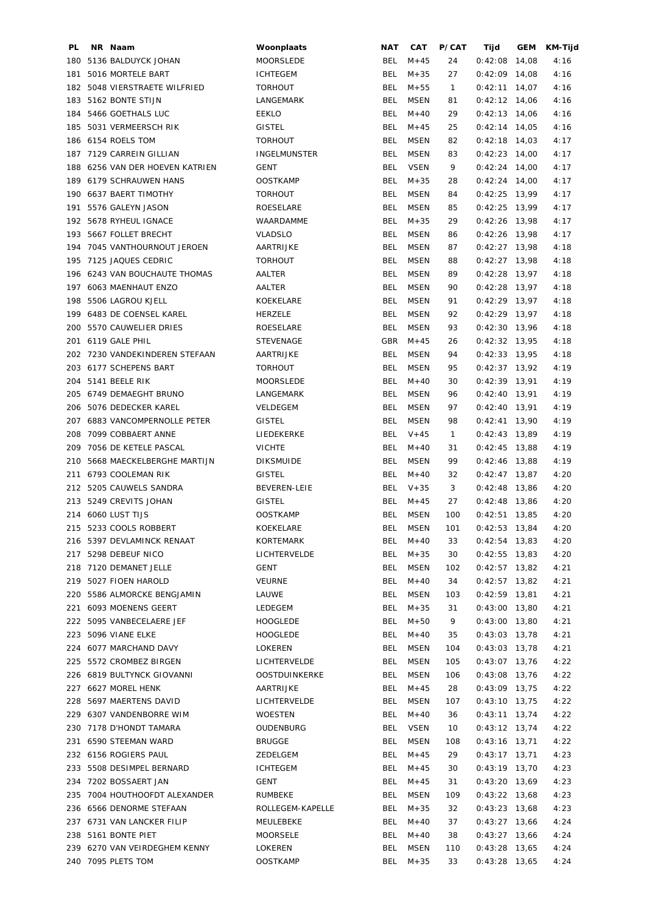| PL | NR | Naam | Woonplaats | NAT | CAT | P/CAT | Tijd | GEM | KM-Tijd |
|---|---|---|---|---|---|---|---|---|---|
| 180 | 5136 | BALDUYCK JOHAN | MOORSLEDE | BEL | M+45 | 24 | 0:42:08 | 14,08 | 4:16 |
| 181 | 5016 | MORTELE BART | ICHTEGEM | BEL | M+35 | 27 | 0:42:09 | 14,08 | 4:16 |
| 182 | 5048 | VIERSTRAETE WILFRIED | TORHOUT | BEL | M+55 | 1 | 0:42:11 | 14,07 | 4:16 |
| 183 | 5162 | BONTE STIJN | LANGEMARK | BEL | MSEN | 81 | 0:42:12 | 14,06 | 4:16 |
| 184 | 5466 | GOETHALS LUC | EEKLO | BEL | M+40 | 29 | 0:42:13 | 14,06 | 4:16 |
| 185 | 5031 | VERMEERSCH RIK | GISTEL | BEL | M+45 | 25 | 0:42:14 | 14,05 | 4:16 |
| 186 | 6154 | ROELS TOM | TORHOUT | BEL | MSEN | 82 | 0:42:18 | 14,03 | 4:17 |
| 187 | 7129 | CARREIN GILLIAN | INGELMUNSTER | BEL | MSEN | 83 | 0:42:23 | 14,00 | 4:17 |
| 188 | 6256 | VAN DER HOEVEN KATRIEN | GENT | BEL | VSEN | 9 | 0:42:24 | 14,00 | 4:17 |
| 189 | 6179 | SCHRAUWEN HANS | OOSTKAMP | BEL | M+35 | 28 | 0:42:24 | 14,00 | 4:17 |
| 190 | 6637 | BAERT TIMOTHY | TORHOUT | BEL | MSEN | 84 | 0:42:25 | 13,99 | 4:17 |
| 191 | 5576 | GALEYN JASON | ROESELARE | BEL | MSEN | 85 | 0:42:25 | 13,99 | 4:17 |
| 192 | 5678 | RYHEUL IGNACE | WAARDAMME | BEL | M+35 | 29 | 0:42:26 | 13,98 | 4:17 |
| 193 | 5667 | FOLLET BRECHT | VLADSLO | BEL | MSEN | 86 | 0:42:26 | 13,98 | 4:17 |
| 194 | 7045 | VANTHOURNOUT JEROEN | AARTRIJKE | BEL | MSEN | 87 | 0:42:27 | 13,98 | 4:18 |
| 195 | 7125 | JAQUES CEDRIC | TORHOUT | BEL | MSEN | 88 | 0:42:27 | 13,98 | 4:18 |
| 196 | 6243 | VAN BOUCHAUTE THOMAS | AALTER | BEL | MSEN | 89 | 0:42:28 | 13,97 | 4:18 |
| 197 | 6063 | MAENHAUT ENZO | AALTER | BEL | MSEN | 90 | 0:42:28 | 13,97 | 4:18 |
| 198 | 5506 | LAGROU KJELL | KOEKELARE | BEL | MSEN | 91 | 0:42:29 | 13,97 | 4:18 |
| 199 | 6483 | DE COENSEL KAREL | HERZELE | BEL | MSEN | 92 | 0:42:29 | 13,97 | 4:18 |
| 200 | 5570 | CAUWELIER DRIES | ROESELARE | BEL | MSEN | 93 | 0:42:30 | 13,96 | 4:18 |
| 201 | 6119 | GALE PHIL | STEVENAGE | GBR | M+45 | 26 | 0:42:32 | 13,95 | 4:18 |
| 202 | 7230 | VANDEKINDEREN STEFAAN | AARTRIJKE | BEL | MSEN | 94 | 0:42:33 | 13,95 | 4:18 |
| 203 | 6177 | SCHEPENS BART | TORHOUT | BEL | MSEN | 95 | 0:42:37 | 13,92 | 4:19 |
| 204 | 5141 | BEELE RIK | MOORSLEDE | BEL | M+40 | 30 | 0:42:39 | 13,91 | 4:19 |
| 205 | 6749 | DEMAEGHT BRUNO | LANGEMARK | BEL | MSEN | 96 | 0:42:40 | 13,91 | 4:19 |
| 206 | 5076 | DEDECKER KAREL | VELDEGEM | BEL | MSEN | 97 | 0:42:40 | 13,91 | 4:19 |
| 207 | 6883 | VANCOMPERNOLLE PETER | GISTEL | BEL | MSEN | 98 | 0:42:41 | 13,90 | 4:19 |
| 208 | 7099 | COBBAERT ANNE | LIEDEKERKE | BEL | V+45 | 1 | 0:42:43 | 13,89 | 4:19 |
| 209 | 7056 | DE KETELE PASCAL | VICHTE | BEL | M+40 | 31 | 0:42:45 | 13,88 | 4:19 |
| 210 | 5668 | MAECKELBERGHE MARTIJN | DIKSMUIDE | BEL | MSEN | 99 | 0:42:46 | 13,88 | 4:19 |
| 211 | 6793 | COOLEMAN RIK | GISTEL | BEL | M+40 | 32 | 0:42:47 | 13,87 | 4:20 |
| 212 | 5205 | CAUWELS SANDRA | BEVEREN-LEIE | BEL | V+35 | 3 | 0:42:48 | 13,86 | 4:20 |
| 213 | 5249 | CREVITS JOHAN | GISTEL | BEL | M+45 | 27 | 0:42:48 | 13,86 | 4:20 |
| 214 | 6060 | LUST TIJS | OOSTKAMP | BEL | MSEN | 100 | 0:42:51 | 13,85 | 4:20 |
| 215 | 5233 | COOLS ROBBERT | KOEKELARE | BEL | MSEN | 101 | 0:42:53 | 13,84 | 4:20 |
| 216 | 5397 | DEVLAMINCK RENAAT | KORTEMARK | BEL | M+40 | 33 | 0:42:54 | 13,83 | 4:20 |
| 217 | 5298 | DEBEUF NICO | LICHTERVELDE | BEL | M+35 | 30 | 0:42:55 | 13,83 | 4:20 |
| 218 | 7120 | DEMANET JELLE | GENT | BEL | MSEN | 102 | 0:42:57 | 13,82 | 4:21 |
| 219 | 5027 | FIOEN HAROLD | VEURNE | BEL | M+40 | 34 | 0:42:57 | 13,82 | 4:21 |
| 220 | 5586 | ALMORCKE BENGJAMIN | LAUWE | BEL | MSEN | 103 | 0:42:59 | 13,81 | 4:21 |
| 221 | 6093 | MOENENS GEERT | LEDEGEM | BEL | M+35 | 31 | 0:43:00 | 13,80 | 4:21 |
| 222 | 5095 | VANBECELAERE JEF | HOOGLEDE | BEL | M+50 | 9 | 0:43:00 | 13,80 | 4:21 |
| 223 | 5096 | VIANE ELKE | HOOGLEDE | BEL | M+40 | 35 | 0:43:03 | 13,78 | 4:21 |
| 224 | 6077 | MARCHAND DAVY | LOKEREN | BEL | MSEN | 104 | 0:43:03 | 13,78 | 4:21 |
| 225 | 5572 | CROMBEZ BIRGEN | LICHTERVELDE | BEL | MSEN | 105 | 0:43:07 | 13,76 | 4:22 |
| 226 | 6819 | BULTYNCK GIOVANNI | OOSTDUINKERKE | BEL | MSEN | 106 | 0:43:08 | 13,76 | 4:22 |
| 227 | 6627 | MOREL HENK | AARTRIJKE | BEL | M+45 | 28 | 0:43:09 | 13,75 | 4:22 |
| 228 | 5697 | MAERTENS DAVID | LICHTERVELDE | BEL | MSEN | 107 | 0:43:10 | 13,75 | 4:22 |
| 229 | 6307 | VANDENBORRE WIM | WOESTEN | BEL | M+40 | 36 | 0:43:11 | 13,74 | 4:22 |
| 230 | 7178 | D'HONDT TAMARA | OUDENBURG | BEL | VSEN | 10 | 0:43:12 | 13,74 | 4:22 |
| 231 | 6590 | STEEMAN WARD | BRUGGE | BEL | MSEN | 108 | 0:43:16 | 13,71 | 4:22 |
| 232 | 6156 | ROGIERS PAUL | ZEDELGEM | BEL | M+45 | 29 | 0:43:17 | 13,71 | 4:23 |
| 233 | 5508 | DESIMPEL BERNARD | ICHTEGEM | BEL | M+45 | 30 | 0:43:19 | 13,70 | 4:23 |
| 234 | 7202 | BOSSAERT JAN | GENT | BEL | M+45 | 31 | 0:43:20 | 13,69 | 4:23 |
| 235 | 7004 | HOUTHOOFDT ALEXANDER | RUMBEKE | BEL | MSEN | 109 | 0:43:22 | 13,68 | 4:23 |
| 236 | 6566 | DENORME STEFAAN | ROLLEGEM-KAPELLE | BEL | M+35 | 32 | 0:43:23 | 13,68 | 4:23 |
| 237 | 6731 | VAN LANCKER FILIP | MEULEBEKE | BEL | M+40 | 37 | 0:43:27 | 13,66 | 4:24 |
| 238 | 5161 | BONTE PIET | MOORSELE | BEL | M+40 | 38 | 0:43:27 | 13,66 | 4:24 |
| 239 | 6270 | VAN VEIRDEGHEM KENNY | LOKEREN | BEL | MSEN | 110 | 0:43:28 | 13,65 | 4:24 |
| 240 | 7095 | PLETS TOM | OOSTKAMP | BEL | M+35 | 33 | 0:43:28 | 13,65 | 4:24 |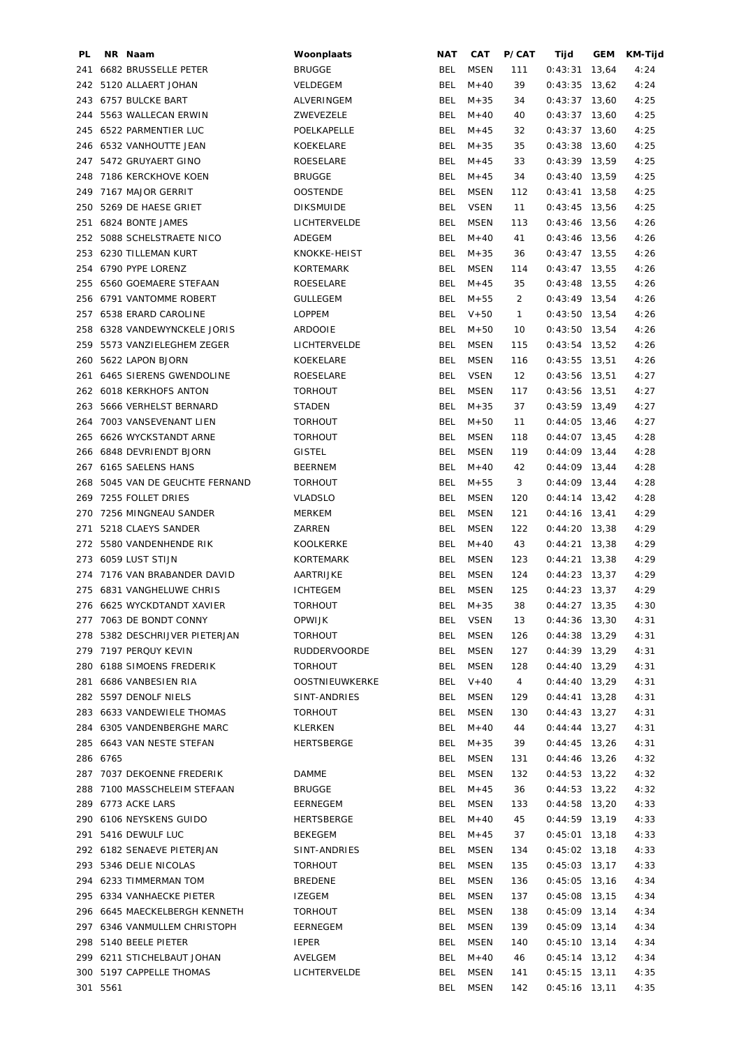| PL | NR | Naam | Woonplaats | NAT | CAT | P/CAT | Tijd | GEM | KM-Tijd |
|---|---|---|---|---|---|---|---|---|---|
| 241 | 6682 | BRUSSELLE PETER | BRUGGE | BEL | MSEN | 111 | 0:43:31 | 13,64 | 4:24 |
| 242 | 5120 | ALLAERT JOHAN | VELDEGEM | BEL | M+40 | 39 | 0:43:35 | 13,62 | 4:24 |
| 243 | 6757 | BULCKE BART | ALVERINGEM | BEL | M+35 | 34 | 0:43:37 | 13,60 | 4:25 |
| 244 | 5563 | WALLECAN ERWIN | ZWEVEZELE | BEL | M+40 | 40 | 0:43:37 | 13,60 | 4:25 |
| 245 | 6522 | PARMENTIER LUC | POELKAPELLE | BEL | M+45 | 32 | 0:43:37 | 13,60 | 4:25 |
| 246 | 6532 | VANHOUTTE JEAN | KOEKELARE | BEL | M+35 | 35 | 0:43:38 | 13,60 | 4:25 |
| 247 | 5472 | GRUYAERT GINO | ROESELARE | BEL | M+45 | 33 | 0:43:39 | 13,59 | 4:25 |
| 248 | 7186 | KERCKHOVE KOEN | BRUGGE | BEL | M+45 | 34 | 0:43:40 | 13,59 | 4:25 |
| 249 | 7167 | MAJOR GERRIT | OOSTENDE | BEL | MSEN | 112 | 0:43:41 | 13,58 | 4:25 |
| 250 | 5269 | DE HAESE GRIET | DIKSMUIDE | BEL | VSEN | 11 | 0:43:45 | 13,56 | 4:25 |
| 251 | 6824 | BONTE JAMES | LICHTERVELDE | BEL | MSEN | 113 | 0:43:46 | 13,56 | 4:26 |
| 252 | 5088 | SCHELSTRAETE NICO | ADEGEM | BEL | M+40 | 41 | 0:43:46 | 13,56 | 4:26 |
| 253 | 6230 | TILLEMAN KURT | KNOKKE-HEIST | BEL | M+35 | 36 | 0:43:47 | 13,55 | 4:26 |
| 254 | 6790 | PYPE LORENZ | KORTEMARK | BEL | MSEN | 114 | 0:43:47 | 13,55 | 4:26 |
| 255 | 6560 | GOEMAERE STEFAAN | ROESELARE | BEL | M+45 | 35 | 0:43:48 | 13,55 | 4:26 |
| 256 | 6791 | VANTOMME ROBERT | GULLEGEM | BEL | M+55 | 2 | 0:43:49 | 13,54 | 4:26 |
| 257 | 6538 | ERARD CAROLINE | LOPPEM | BEL | V+50 | 1 | 0:43:50 | 13,54 | 4:26 |
| 258 | 6328 | VANDEWYNCKELE JORIS | ARDOOIE | BEL | M+50 | 10 | 0:43:50 | 13,54 | 4:26 |
| 259 | 5573 | VANZIELEGHEM ZEGER | LICHTERVELDE | BEL | MSEN | 115 | 0:43:54 | 13,52 | 4:26 |
| 260 | 5622 | LAPON BJORN | KOEKELARE | BEL | MSEN | 116 | 0:43:55 | 13,51 | 4:26 |
| 261 | 6465 | SIERENS GWENDOLINE | ROESELARE | BEL | VSEN | 12 | 0:43:56 | 13,51 | 4:27 |
| 262 | 6018 | KERKHOFS ANTON | TORHOUT | BEL | MSEN | 117 | 0:43:56 | 13,51 | 4:27 |
| 263 | 5666 | VERHELST BERNARD | STADEN | BEL | M+35 | 37 | 0:43:59 | 13,49 | 4:27 |
| 264 | 7003 | VANSEVENANT LIEN | TORHOUT | BEL | M+50 | 11 | 0:44:05 | 13,46 | 4:27 |
| 265 | 6626 | WYCKSTANDT ARNE | TORHOUT | BEL | MSEN | 118 | 0:44:07 | 13,45 | 4:28 |
| 266 | 6848 | DEVRIENDT BJORN | GISTEL | BEL | MSEN | 119 | 0:44:09 | 13,44 | 4:28 |
| 267 | 6165 | SAELENS HANS | BEERNEM | BEL | M+40 | 42 | 0:44:09 | 13,44 | 4:28 |
| 268 | 5045 | VAN DE GEUCHTE FERNAND | TORHOUT | BEL | M+55 | 3 | 0:44:09 | 13,44 | 4:28 |
| 269 | 7255 | FOLLET DRIES | VLADSLO | BEL | MSEN | 120 | 0:44:14 | 13,42 | 4:28 |
| 270 | 7256 | MINGNEAU SANDER | MERKEM | BEL | MSEN | 121 | 0:44:16 | 13,41 | 4:29 |
| 271 | 5218 | CLAEYS SANDER | ZARREN | BEL | MSEN | 122 | 0:44:20 | 13,38 | 4:29 |
| 272 | 5580 | VANDENHENDE RIK | KOOLKERKE | BEL | M+40 | 43 | 0:44:21 | 13,38 | 4:29 |
| 273 | 6059 | LUST STIJN | KORTEMARK | BEL | MSEN | 123 | 0:44:21 | 13,38 | 4:29 |
| 274 | 7176 | VAN BRABANDER DAVID | AARTRIJKE | BEL | MSEN | 124 | 0:44:23 | 13,37 | 4:29 |
| 275 | 6831 | VANGHELUWE CHRIS | ICHTEGEM | BEL | MSEN | 125 | 0:44:23 | 13,37 | 4:29 |
| 276 | 6625 | WYCKDTANDT XAVIER | TORHOUT | BEL | M+35 | 38 | 0:44:27 | 13,35 | 4:30 |
| 277 | 7063 | DE BONDT CONNY | OPWIJK | BEL | VSEN | 13 | 0:44:36 | 13,30 | 4:31 |
| 278 | 5382 | DESCHRIJVER PIETERJAN | TORHOUT | BEL | MSEN | 126 | 0:44:38 | 13,29 | 4:31 |
| 279 | 7197 | PERQUY KEVIN | RUDDERVOORDE | BEL | MSEN | 127 | 0:44:39 | 13,29 | 4:31 |
| 280 | 6188 | SIMOENS FREDERIK | TORHOUT | BEL | MSEN | 128 | 0:44:40 | 13,29 | 4:31 |
| 281 | 6686 | VANBESIEN RIA | OOSTNIEUWKERKE | BEL | V+40 | 4 | 0:44:40 | 13,29 | 4:31 |
| 282 | 5597 | DENOLF NIELS | SINT-ANDRIES | BEL | MSEN | 129 | 0:44:41 | 13,28 | 4:31 |
| 283 | 6633 | VANDEWIELE THOMAS | TORHOUT | BEL | MSEN | 130 | 0:44:43 | 13,27 | 4:31 |
| 284 | 6305 | VANDENBERGHE MARC | KLERKEN | BEL | M+40 | 44 | 0:44:44 | 13,27 | 4:31 |
| 285 | 6643 | VAN NESTE STEFAN | HERTSBERGE | BEL | M+35 | 39 | 0:44:45 | 13,26 | 4:31 |
| 286 | 6765 | | | BEL | MSEN | 131 | 0:44:46 | 13,26 | 4:32 |
| 287 | 7037 | DEKOENNE FREDERIK | DAMME | BEL | MSEN | 132 | 0:44:53 | 13,22 | 4:32 |
| 288 | 7100 | MASSCHELEIM STEFAAN | BRUGGE | BEL | M+45 | 36 | 0:44:53 | 13,22 | 4:32 |
| 289 | 6773 | ACKE LARS | EERNEGEM | BEL | MSEN | 133 | 0:44:58 | 13,20 | 4:33 |
| 290 | 6106 | NEYSKENS GUIDO | HERTSBERGE | BEL | M+40 | 45 | 0:44:59 | 13,19 | 4:33 |
| 291 | 5416 | DEWULF LUC | BEKEGEM | BEL | M+45 | 37 | 0:45:01 | 13,18 | 4:33 |
| 292 | 6182 | SENAEVE PIETERJAN | SINT-ANDRIES | BEL | MSEN | 134 | 0:45:02 | 13,18 | 4:33 |
| 293 | 5346 | DELIE NICOLAS | TORHOUT | BEL | MSEN | 135 | 0:45:03 | 13,17 | 4:33 |
| 294 | 6233 | TIMMERMAN TOM | BREDENE | BEL | MSEN | 136 | 0:45:05 | 13,16 | 4:34 |
| 295 | 6334 | VANHAECKE PIETER | IZEGEM | BEL | MSEN | 137 | 0:45:08 | 13,15 | 4:34 |
| 296 | 6645 | MAECKELBERGH KENNETH | TORHOUT | BEL | MSEN | 138 | 0:45:09 | 13,14 | 4:34 |
| 297 | 6346 | VANMULLEM CHRISTOPH | EERNEGEM | BEL | MSEN | 139 | 0:45:09 | 13,14 | 4:34 |
| 298 | 5140 | BEELE PIETER | IEPER | BEL | MSEN | 140 | 0:45:10 | 13,14 | 4:34 |
| 299 | 6211 | STICHELBAUT JOHAN | AVELGEM | BEL | M+40 | 46 | 0:45:14 | 13,12 | 4:34 |
| 300 | 5197 | CAPPELLE THOMAS | LICHTERVELDE | BEL | MSEN | 141 | 0:45:15 | 13,11 | 4:35 |
| 301 | 5561 | | | BEL | MSEN | 142 | 0:45:16 | 13,11 | 4:35 |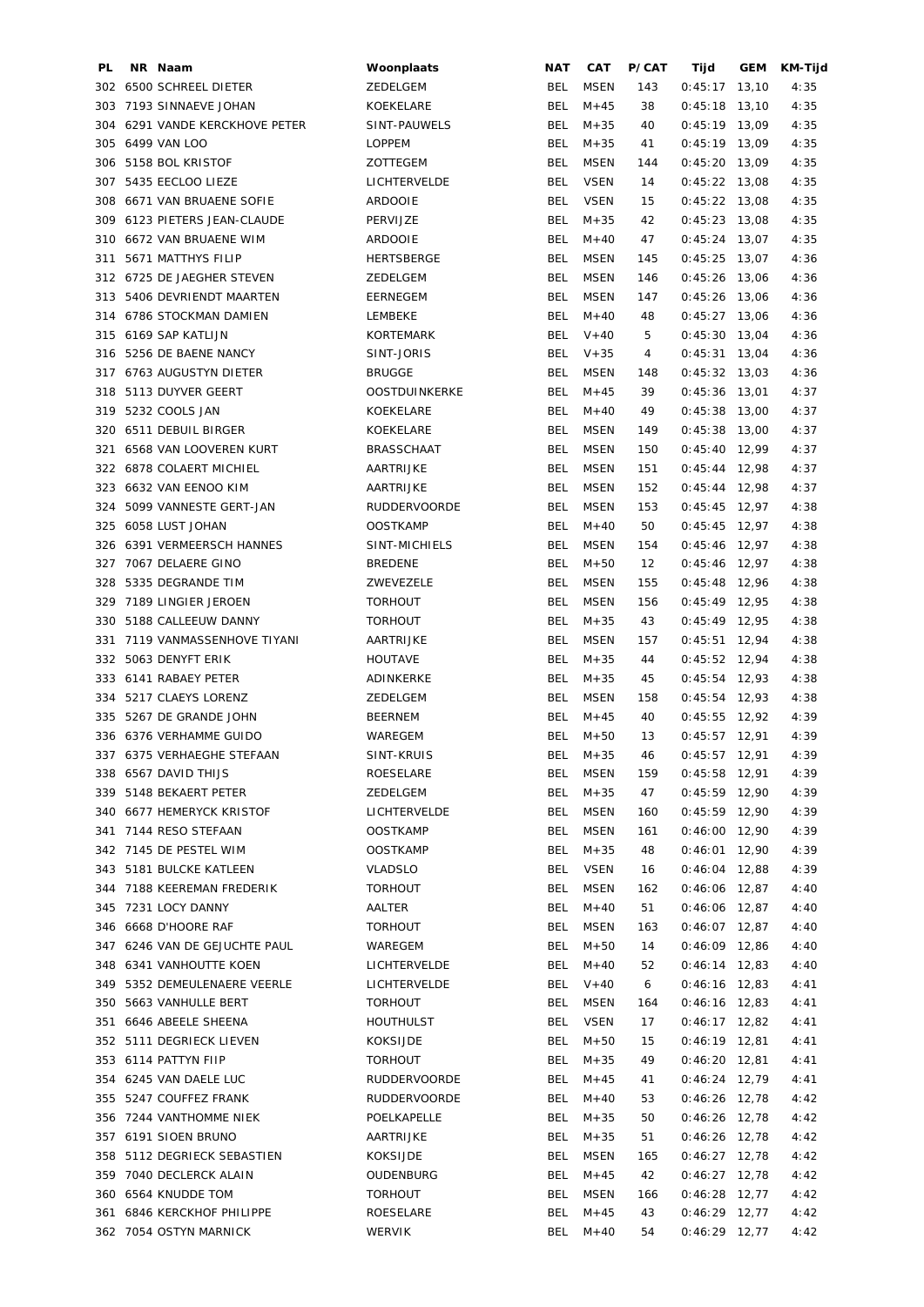| PL | NR | Naam | Woonplaats | NAT | CAT | P/CAT | Tijd | GEM | KM-Tijd |
|---|---|---|---|---|---|---|---|---|---|
| 302 | 6500 | SCHREEL DIETER | ZEDELGEM | BEL | MSEN | 143 | 0:45:17 | 13,10 | 4:35 |
| 303 | 7193 | SINNAEVE JOHAN | KOEKELARE | BEL | M+45 | 38 | 0:45:18 | 13,10 | 4:35 |
| 304 | 6291 | VANDE KERCKHOVE PETER | SINT-PAUWELS | BEL | M+35 | 40 | 0:45:19 | 13,09 | 4:35 |
| 305 | 6499 | VAN LOO | LOPPEM | BEL | M+35 | 41 | 0:45:19 | 13,09 | 4:35 |
| 306 | 5158 | BOL KRISTOF | ZOTTEGEM | BEL | MSEN | 144 | 0:45:20 | 13,09 | 4:35 |
| 307 | 5435 | EECLOO LIEZE | LICHTERVELDE | BEL | VSEN | 14 | 0:45:22 | 13,08 | 4:35 |
| 308 | 6671 | VAN BRUAENE SOFIE | ARDOOIE | BEL | VSEN | 15 | 0:45:22 | 13,08 | 4:35 |
| 309 | 6123 | PIETERS JEAN-CLAUDE | PERVIJZE | BEL | M+35 | 42 | 0:45:23 | 13,08 | 4:35 |
| 310 | 6672 | VAN BRUAENE WIM | ARDOOIE | BEL | M+40 | 47 | 0:45:24 | 13,07 | 4:35 |
| 311 | 5671 | MATTHYS FILIP | HERTSBERGE | BEL | MSEN | 145 | 0:45:25 | 13,07 | 4:36 |
| 312 | 6725 | DE JAEGHER STEVEN | ZEDELGEM | BEL | MSEN | 146 | 0:45:26 | 13,06 | 4:36 |
| 313 | 5406 | DEVRIENDT MAARTEN | EERNEGEM | BEL | MSEN | 147 | 0:45:26 | 13,06 | 4:36 |
| 314 | 6786 | STOCKMAN DAMIEN | LEMBEKE | BEL | M+40 | 48 | 0:45:27 | 13,06 | 4:36 |
| 315 | 6169 | SAP KATLIJN | KORTEMARK | BEL | V+40 | 5 | 0:45:30 | 13,04 | 4:36 |
| 316 | 5256 | DE BAENE NANCY | SINT-JORIS | BEL | V+35 | 4 | 0:45:31 | 13,04 | 4:36 |
| 317 | 6763 | AUGUSTYN DIETER | BRUGGE | BEL | MSEN | 148 | 0:45:32 | 13,03 | 4:36 |
| 318 | 5113 | DUYVER GEERT | OOSTDUINKERKE | BEL | M+45 | 39 | 0:45:36 | 13,01 | 4:37 |
| 319 | 5232 | COOLS JAN | KOEKELARE | BEL | M+40 | 49 | 0:45:38 | 13,00 | 4:37 |
| 320 | 6511 | DEBUIL BIRGER | KOEKELARE | BEL | MSEN | 149 | 0:45:38 | 13,00 | 4:37 |
| 321 | 6568 | VAN LOOVEREN KURT | BRASSCHAAT | BEL | MSEN | 150 | 0:45:40 | 12,99 | 4:37 |
| 322 | 6878 | COLAERT MICHIEL | AARTRIJKE | BEL | MSEN | 151 | 0:45:44 | 12,98 | 4:37 |
| 323 | 6632 | VAN EENOO KIM | AARTRIJKE | BEL | MSEN | 152 | 0:45:44 | 12,98 | 4:37 |
| 324 | 5099 | VANNESTE GERT-JAN | RUDDERVOORDE | BEL | MSEN | 153 | 0:45:45 | 12,97 | 4:38 |
| 325 | 6058 | LUST JOHAN | OOSTKAMP | BEL | M+40 | 50 | 0:45:45 | 12,97 | 4:38 |
| 326 | 6391 | VERMEERSCH HANNES | SINT-MICHIELS | BEL | MSEN | 154 | 0:45:46 | 12,97 | 4:38 |
| 327 | 7067 | DELAERE GINO | BREDENE | BEL | M+50 | 12 | 0:45:46 | 12,97 | 4:38 |
| 328 | 5335 | DEGRANDE TIM | ZWEVEZELE | BEL | MSEN | 155 | 0:45:48 | 12,96 | 4:38 |
| 329 | 7189 | LINGIER JEROEN | TORHOUT | BEL | MSEN | 156 | 0:45:49 | 12,95 | 4:38 |
| 330 | 5188 | CALLEEUW DANNY | TORHOUT | BEL | M+35 | 43 | 0:45:49 | 12,95 | 4:38 |
| 331 | 7119 | VANMASSENHOVE TIYANI | AARTRIJKE | BEL | MSEN | 157 | 0:45:51 | 12,94 | 4:38 |
| 332 | 5063 | DENYFT ERIK | HOUTAVE | BEL | M+35 | 44 | 0:45:52 | 12,94 | 4:38 |
| 333 | 6141 | RABAEY PETER | ADINKERKE | BEL | M+35 | 45 | 0:45:54 | 12,93 | 4:38 |
| 334 | 5217 | CLAEYS LORENZ | ZEDELGEM | BEL | MSEN | 158 | 0:45:54 | 12,93 | 4:38 |
| 335 | 5267 | DE GRANDE JOHN | BEERNEM | BEL | M+45 | 40 | 0:45:55 | 12,92 | 4:39 |
| 336 | 6376 | VERHAMME GUIDO | WAREGEM | BEL | M+50 | 13 | 0:45:57 | 12,91 | 4:39 |
| 337 | 6375 | VERHAEGHE STEFAAN | SINT-KRUIS | BEL | M+35 | 46 | 0:45:57 | 12,91 | 4:39 |
| 338 | 6567 | DAVID THIJS | ROESELARE | BEL | MSEN | 159 | 0:45:58 | 12,91 | 4:39 |
| 339 | 5148 | BEKAERT PETER | ZEDELGEM | BEL | M+35 | 47 | 0:45:59 | 12,90 | 4:39 |
| 340 | 6677 | HEMERYCK KRISTOF | LICHTERVELDE | BEL | MSEN | 160 | 0:45:59 | 12,90 | 4:39 |
| 341 | 7144 | RESO STEFAAN | OOSTKAMP | BEL | MSEN | 161 | 0:46:00 | 12,90 | 4:39 |
| 342 | 7145 | DE PESTEL WIM | OOSTKAMP | BEL | M+35 | 48 | 0:46:01 | 12,90 | 4:39 |
| 343 | 5181 | BULCKE KATLEEN | VLADSLO | BEL | VSEN | 16 | 0:46:04 | 12,88 | 4:39 |
| 344 | 7188 | KEEREMAN FREDERIK | TORHOUT | BEL | MSEN | 162 | 0:46:06 | 12,87 | 4:40 |
| 345 | 7231 | LOCY DANNY | AALTER | BEL | M+40 | 51 | 0:46:06 | 12,87 | 4:40 |
| 346 | 6668 | D'HOORE RAF | TORHOUT | BEL | MSEN | 163 | 0:46:07 | 12,87 | 4:40 |
| 347 | 6246 | VAN DE GEJUCHTE PAUL | WAREGEM | BEL | M+50 | 14 | 0:46:09 | 12,86 | 4:40 |
| 348 | 6341 | VANHOUTTE KOEN | LICHTERVELDE | BEL | M+40 | 52 | 0:46:14 | 12,83 | 4:40 |
| 349 | 5352 | DEMEULENAERE VEERLE | LICHTERVELDE | BEL | V+40 | 6 | 0:46:16 | 12,83 | 4:41 |
| 350 | 5663 | VANHULLE BERT | TORHOUT | BEL | MSEN | 164 | 0:46:16 | 12,83 | 4:41 |
| 351 | 6646 | ABEELE SHEENA | HOUTHULST | BEL | VSEN | 17 | 0:46:17 | 12,82 | 4:41 |
| 352 | 5111 | DEGRIECK LIEVEN | KOKSIJDE | BEL | M+50 | 15 | 0:46:19 | 12,81 | 4:41 |
| 353 | 6114 | PATTYN FIIP | TORHOUT | BEL | M+35 | 49 | 0:46:20 | 12,81 | 4:41 |
| 354 | 6245 | VAN DAELE LUC | RUDDERVOORDE | BEL | M+45 | 41 | 0:46:24 | 12,79 | 4:41 |
| 355 | 5247 | COUFFEZ FRANK | RUDDERVOORDE | BEL | M+40 | 53 | 0:46:26 | 12,78 | 4:42 |
| 356 | 7244 | VANTHOMME NIEK | POELKAPELLE | BEL | M+35 | 50 | 0:46:26 | 12,78 | 4:42 |
| 357 | 6191 | SIOEN BRUNO | AARTRIJKE | BEL | M+35 | 51 | 0:46:26 | 12,78 | 4:42 |
| 358 | 5112 | DEGRIECK SEBASTIEN | KOKSIJDE | BEL | MSEN | 165 | 0:46:27 | 12,78 | 4:42 |
| 359 | 7040 | DECLERCK ALAIN | OUDENBURG | BEL | M+45 | 42 | 0:46:27 | 12,78 | 4:42 |
| 360 | 6564 | KNUDDE TOM | TORHOUT | BEL | MSEN | 166 | 0:46:28 | 12,77 | 4:42 |
| 361 | 6846 | KERCKHOF PHILIPPE | ROESELARE | BEL | M+45 | 43 | 0:46:29 | 12,77 | 4:42 |
| 362 | 7054 | OSTYN MARNICK | WERVIK | BEL | M+40 | 54 | 0:46:29 | 12,77 | 4:42 |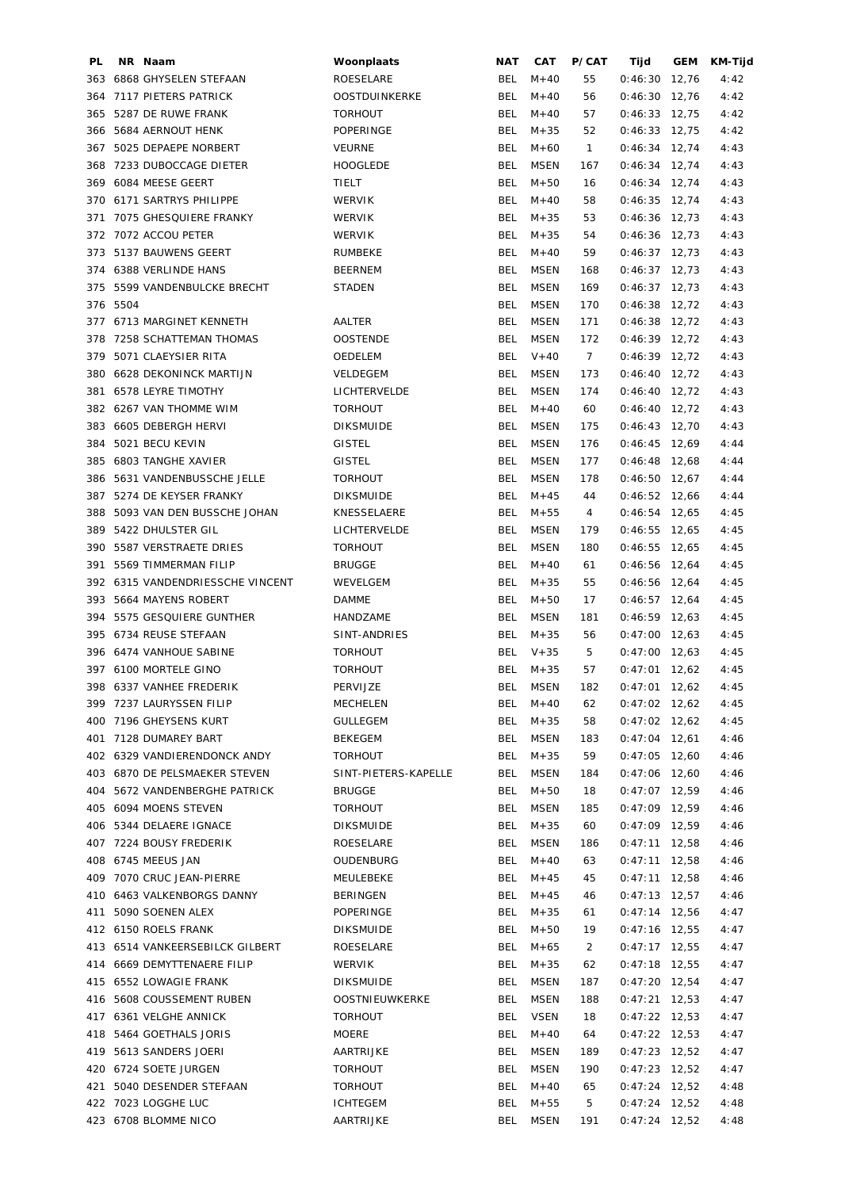| PL | NR | Naam | Woonplaats | NAT | CAT | P/CAT | Tijd | GEM | KM-Tijd |
|---|---|---|---|---|---|---|---|---|---|
| 363 | 6868 | GHYSELEN STEFAAN | ROESELARE | BEL | M+40 | 55 | 0:46:30 | 12,76 | 4:42 |
| 364 | 7117 | PIETERS PATRICK | OOSTDUINKERKE | BEL | M+40 | 56 | 0:46:30 | 12,76 | 4:42 |
| 365 | 5287 | DE RUWE FRANK | TORHOUT | BEL | M+40 | 57 | 0:46:33 | 12,75 | 4:42 |
| 366 | 5684 | AERNOUT HENK | POPERINGE | BEL | M+35 | 52 | 0:46:33 | 12,75 | 4:42 |
| 367 | 5025 | DEPAEPE NORBERT | VEURNE | BEL | M+60 | 1 | 0:46:34 | 12,74 | 4:43 |
| 368 | 7233 | DUBOCCAGE DIETER | HOOGLEDE | BEL | MSEN | 167 | 0:46:34 | 12,74 | 4:43 |
| 369 | 6084 | MEESE GEERT | TIELT | BEL | M+50 | 16 | 0:46:34 | 12,74 | 4:43 |
| 370 | 6171 | SARTRYS PHILIPPE | WERVIK | BEL | M+40 | 58 | 0:46:35 | 12,74 | 4:43 |
| 371 | 7075 | GHESQUIERE FRANKY | WERVIK | BEL | M+35 | 53 | 0:46:36 | 12,73 | 4:43 |
| 372 | 7072 | ACCOU PETER | WERVIK | BEL | M+35 | 54 | 0:46:36 | 12,73 | 4:43 |
| 373 | 5137 | BAUWENS GEERT | RUMBEKE | BEL | M+40 | 59 | 0:46:37 | 12,73 | 4:43 |
| 374 | 6388 | VERLINDE HANS | BEERNEM | BEL | MSEN | 168 | 0:46:37 | 12,73 | 4:43 |
| 375 | 5599 | VANDENBULCKE BRECHT | STADEN | BEL | MSEN | 169 | 0:46:37 | 12,73 | 4:43 |
| 376 | 5504 | | | BEL | MSEN | 170 | 0:46:38 | 12,72 | 4:43 |
| 377 | 6713 | MARGINET KENNETH | AALTER | BEL | MSEN | 171 | 0:46:38 | 12,72 | 4:43 |
| 378 | 7258 | SCHATTEMAN THOMAS | OOSTENDE | BEL | MSEN | 172 | 0:46:39 | 12,72 | 4:43 |
| 379 | 5071 | CLAEYSIER RITA | OEDELEM | BEL | V+40 | 7 | 0:46:39 | 12,72 | 4:43 |
| 380 | 6628 | DEKONINCK MARTIJN | VELDEGEM | BEL | MSEN | 173 | 0:46:40 | 12,72 | 4:43 |
| 381 | 6578 | LEYRE TIMOTHY | LICHTERVELDE | BEL | MSEN | 174 | 0:46:40 | 12,72 | 4:43 |
| 382 | 6267 | VAN THOMME WIM | TORHOUT | BEL | M+40 | 60 | 0:46:40 | 12,72 | 4:43 |
| 383 | 6605 | DEBERGH HERVI | DIKSMUIDE | BEL | MSEN | 175 | 0:46:43 | 12,70 | 4:43 |
| 384 | 5021 | BECU KEVIN | GISTEL | BEL | MSEN | 176 | 0:46:45 | 12,69 | 4:44 |
| 385 | 6803 | TANGHE XAVIER | GISTEL | BEL | MSEN | 177 | 0:46:48 | 12,68 | 4:44 |
| 386 | 5631 | VANDENBUSSCHE JELLE | TORHOUT | BEL | MSEN | 178 | 0:46:50 | 12,67 | 4:44 |
| 387 | 5274 | DE KEYSER FRANKY | DIKSMUIDE | BEL | M+45 | 44 | 0:46:52 | 12,66 | 4:44 |
| 388 | 5093 | VAN DEN BUSSCHE JOHAN | KNESSELAERE | BEL | M+55 | 4 | 0:46:54 | 12,65 | 4:45 |
| 389 | 5422 | DHULSTER GIL | LICHTERVELDE | BEL | MSEN | 179 | 0:46:55 | 12,65 | 4:45 |
| 390 | 5587 | VERSTRAETE DRIES | TORHOUT | BEL | MSEN | 180 | 0:46:55 | 12,65 | 4:45 |
| 391 | 5569 | TIMMERMAN FILIP | BRUGGE | BEL | M+40 | 61 | 0:46:56 | 12,64 | 4:45 |
| 392 | 6315 | VANDENDRIESSCHE VINCENT | WEVELGEM | BEL | M+35 | 55 | 0:46:56 | 12,64 | 4:45 |
| 393 | 5664 | MAYENS ROBERT | DAMME | BEL | M+50 | 17 | 0:46:57 | 12,64 | 4:45 |
| 394 | 5575 | GESQUIERE GUNTHER | HANDZAME | BEL | MSEN | 181 | 0:46:59 | 12,63 | 4:45 |
| 395 | 6734 | REUSE STEFAAN | SINT-ANDRIES | BEL | M+35 | 56 | 0:47:00 | 12,63 | 4:45 |
| 396 | 6474 | VANHOUE SABINE | TORHOUT | BEL | V+35 | 5 | 0:47:00 | 12,63 | 4:45 |
| 397 | 6100 | MORTELE GINO | TORHOUT | BEL | M+35 | 57 | 0:47:01 | 12,62 | 4:45 |
| 398 | 6337 | VANHEE FREDERIK | PERVIJZE | BEL | MSEN | 182 | 0:47:01 | 12,62 | 4:45 |
| 399 | 7237 | LAURYSSEN FILIP | MECHELEN | BEL | M+40 | 62 | 0:47:02 | 12,62 | 4:45 |
| 400 | 7196 | GHEYSENS KURT | GULLEGEM | BEL | M+35 | 58 | 0:47:02 | 12,62 | 4:45 |
| 401 | 7128 | DUMAREY BART | BEKEGEM | BEL | MSEN | 183 | 0:47:04 | 12,61 | 4:46 |
| 402 | 6329 | VANDIERENDONCK ANDY | TORHOUT | BEL | M+35 | 59 | 0:47:05 | 12,60 | 4:46 |
| 403 | 6870 | DE PELSMAEKER STEVEN | SINT-PIETERS-KAPELLE | BEL | MSEN | 184 | 0:47:06 | 12,60 | 4:46 |
| 404 | 5672 | VANDENBERGHE PATRICK | BRUGGE | BEL | M+50 | 18 | 0:47:07 | 12,59 | 4:46 |
| 405 | 6094 | MOENS STEVEN | TORHOUT | BEL | MSEN | 185 | 0:47:09 | 12,59 | 4:46 |
| 406 | 5344 | DELAERE IGNACE | DIKSMUIDE | BEL | M+35 | 60 | 0:47:09 | 12,59 | 4:46 |
| 407 | 7224 | BOUSY FREDERIK | ROESELARE | BEL | MSEN | 186 | 0:47:11 | 12,58 | 4:46 |
| 408 | 6745 | MEEUS JAN | OUDENBURG | BEL | M+40 | 63 | 0:47:11 | 12,58 | 4:46 |
| 409 | 7070 | CRUC JEAN-PIERRE | MEULEBEKE | BEL | M+45 | 45 | 0:47:11 | 12,58 | 4:46 |
| 410 | 6463 | VALKENBORGS DANNY | BERINGEN | BEL | M+45 | 46 | 0:47:13 | 12,57 | 4:46 |
| 411 | 5090 | SOENEN ALEX | POPERINGE | BEL | M+35 | 61 | 0:47:14 | 12,56 | 4:47 |
| 412 | 6150 | ROELS FRANK | DIKSMUIDE | BEL | M+50 | 19 | 0:47:16 | 12,55 | 4:47 |
| 413 | 6514 | VANKEERSEBILCK GILBERT | ROESELARE | BEL | M+65 | 2 | 0:47:17 | 12,55 | 4:47 |
| 414 | 6669 | DEMYTTENAERE FILIP | WERVIK | BEL | M+35 | 62 | 0:47:18 | 12,55 | 4:47 |
| 415 | 6552 | LOWAGIE FRANK | DIKSMUIDE | BEL | MSEN | 187 | 0:47:20 | 12,54 | 4:47 |
| 416 | 5608 | COUSSEMENT RUBEN | OOSTNIEUWKERKE | BEL | MSEN | 188 | 0:47:21 | 12,53 | 4:47 |
| 417 | 6361 | VELGHE ANNICK | TORHOUT | BEL | VSEN | 18 | 0:47:22 | 12,53 | 4:47 |
| 418 | 5464 | GOETHALS JORIS | MOERE | BEL | M+40 | 64 | 0:47:22 | 12,53 | 4:47 |
| 419 | 5613 | SANDERS JOERI | AARTRIJKE | BEL | MSEN | 189 | 0:47:23 | 12,52 | 4:47 |
| 420 | 6724 | SOETE JURGEN | TORHOUT | BEL | MSEN | 190 | 0:47:23 | 12,52 | 4:47 |
| 421 | 5040 | DESENDER STEFAAN | TORHOUT | BEL | M+40 | 65 | 0:47:24 | 12,52 | 4:48 |
| 422 | 7023 | LOGGHE LUC | ICHTEGEM | BEL | M+55 | 5 | 0:47:24 | 12,52 | 4:48 |
| 423 | 6708 | BLOMME NICO | AARTRIJKE | BEL | MSEN | 191 | 0:47:24 | 12,52 | 4:48 |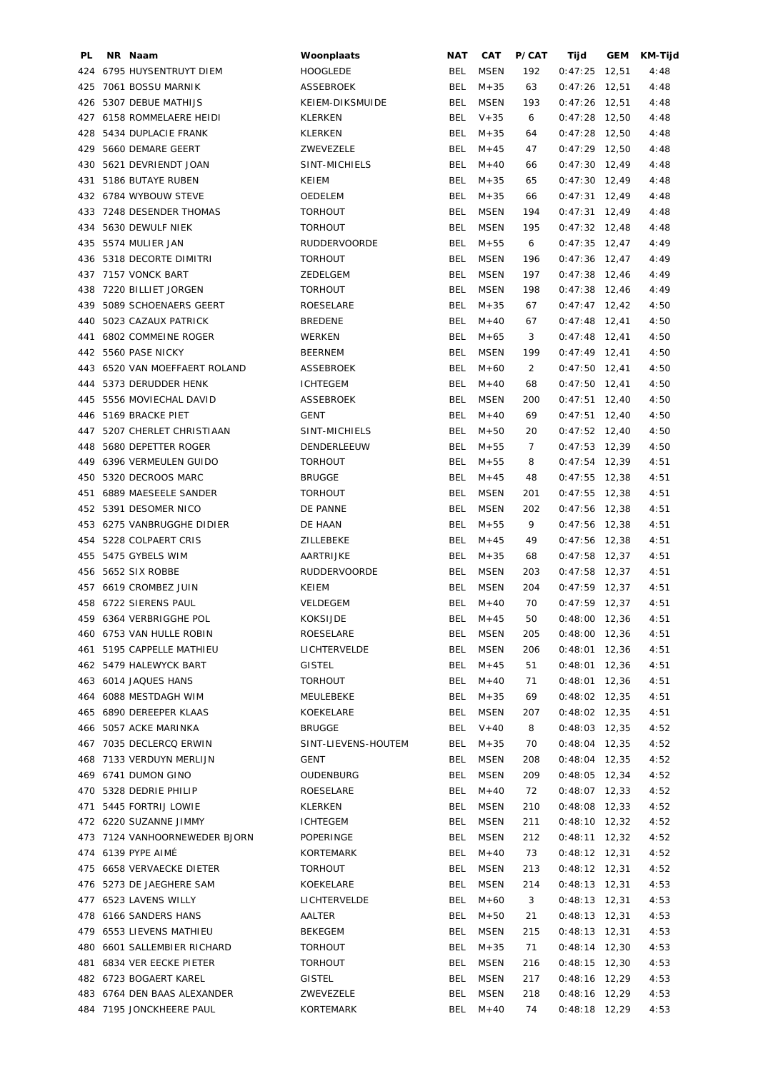| PL | NR | Naam | Woonplaats | NAT | CAT | P/CAT | Tijd | GEM | KM-Tijd |
|---|---|---|---|---|---|---|---|---|---|
| 424 | 6795 | HUYSENTRUYT DIEM | HOOGLEDE | BEL | MSEN | 192 | 0:47:25 | 12,51 | 4:48 |
| 425 | 7061 | BOSSU MARNIK | ASSEBROEK | BEL | M+35 | 63 | 0:47:26 | 12,51 | 4:48 |
| 426 | 5307 | DEBUE MATHIJS | KEIEM-DIKSMUIDE | BEL | MSEN | 193 | 0:47:26 | 12,51 | 4:48 |
| 427 | 6158 | ROMMELAERE HEIDI | KLERKEN | BEL | V+35 | 6 | 0:47:28 | 12,50 | 4:48 |
| 428 | 5434 | DUPLACIE FRANK | KLERKEN | BEL | M+35 | 64 | 0:47:28 | 12,50 | 4:48 |
| 429 | 5660 | DEMARE GEERT | ZWEVEZELE | BEL | M+45 | 47 | 0:47:29 | 12,50 | 4:48 |
| 430 | 5621 | DEVRIENDT JOAN | SINT-MICHIELS | BEL | M+40 | 66 | 0:47:30 | 12,49 | 4:48 |
| 431 | 5186 | BUTAYE RUBEN | KEIEM | BEL | M+35 | 65 | 0:47:30 | 12,49 | 4:48 |
| 432 | 6784 | WYBOUW STEVE | OEDELEM | BEL | M+35 | 66 | 0:47:31 | 12,49 | 4:48 |
| 433 | 7248 | DESENDER THOMAS | TORHOUT | BEL | MSEN | 194 | 0:47:31 | 12,49 | 4:48 |
| 434 | 5630 | DEWULF NIEK | TORHOUT | BEL | MSEN | 195 | 0:47:32 | 12,48 | 4:48 |
| 435 | 5574 | MULIER JAN | RUDDERVOORDE | BEL | M+55 | 6 | 0:47:35 | 12,47 | 4:49 |
| 436 | 5318 | DECORTE DIMITRI | TORHOUT | BEL | MSEN | 196 | 0:47:36 | 12,47 | 4:49 |
| 437 | 7157 | VONCK BART | ZEDELGEM | BEL | MSEN | 197 | 0:47:38 | 12,46 | 4:49 |
| 438 | 7220 | BILLIET JORGEN | TORHOUT | BEL | MSEN | 198 | 0:47:38 | 12,46 | 4:49 |
| 439 | 5089 | SCHOENAERS GEERT | ROESELARE | BEL | M+35 | 67 | 0:47:47 | 12,42 | 4:50 |
| 440 | 5023 | CAZAUX PATRICK | BREDENE | BEL | M+40 | 67 | 0:47:48 | 12,41 | 4:50 |
| 441 | 6802 | COMMEINE ROGER | WERKEN | BEL | M+65 | 3 | 0:47:48 | 12,41 | 4:50 |
| 442 | 5560 | PASE NICKY | BEERNEM | BEL | MSEN | 199 | 0:47:49 | 12,41 | 4:50 |
| 443 | 6520 | VAN MOEFFAERT ROLAND | ASSEBROEK | BEL | M+60 | 2 | 0:47:50 | 12,41 | 4:50 |
| 444 | 5373 | DERUDDER HENK | ICHTEGEM | BEL | M+40 | 68 | 0:47:50 | 12,41 | 4:50 |
| 445 | 5556 | MOVIECHAL DAVID | ASSEBROEK | BEL | MSEN | 200 | 0:47:51 | 12,40 | 4:50 |
| 446 | 5169 | BRACKE PIET | GENT | BEL | M+40 | 69 | 0:47:51 | 12,40 | 4:50 |
| 447 | 5207 | CHERLET CHRISTIAAN | SINT-MICHIELS | BEL | M+50 | 20 | 0:47:52 | 12,40 | 4:50 |
| 448 | 5680 | DEPETTER ROGER | DENDERLEEUW | BEL | M+55 | 7 | 0:47:53 | 12,39 | 4:50 |
| 449 | 6396 | VERMEULEN GUIDO | TORHOUT | BEL | M+55 | 8 | 0:47:54 | 12,39 | 4:51 |
| 450 | 5320 | DECROOS MARC | BRUGGE | BEL | M+45 | 48 | 0:47:55 | 12,38 | 4:51 |
| 451 | 6889 | MAESEELE SANDER | TORHOUT | BEL | MSEN | 201 | 0:47:55 | 12,38 | 4:51 |
| 452 | 5391 | DESOMER NICO | DE PANNE | BEL | MSEN | 202 | 0:47:56 | 12,38 | 4:51 |
| 453 | 6275 | VANBRUGGHE DIDIER | DE HAAN | BEL | M+55 | 9 | 0:47:56 | 12,38 | 4:51 |
| 454 | 5228 | COLPAERT CRIS | ZILLEBEKE | BEL | M+45 | 49 | 0:47:56 | 12,38 | 4:51 |
| 455 | 5475 | GYBELS WIM | AARTRIJKE | BEL | M+35 | 68 | 0:47:58 | 12,37 | 4:51 |
| 456 | 5652 | SIX ROBBE | RUDDERVOORDE | BEL | MSEN | 203 | 0:47:58 | 12,37 | 4:51 |
| 457 | 6619 | CROMBEZ JUIN | KEIEM | BEL | MSEN | 204 | 0:47:59 | 12,37 | 4:51 |
| 458 | 6722 | SIERENS PAUL | VELDEGEM | BEL | M+40 | 70 | 0:47:59 | 12,37 | 4:51 |
| 459 | 6364 | VERBRIGGHE POL | KOKSIJDE | BEL | M+45 | 50 | 0:48:00 | 12,36 | 4:51 |
| 460 | 6753 | VAN HULLE ROBIN | ROESELARE | BEL | MSEN | 205 | 0:48:00 | 12,36 | 4:51 |
| 461 | 5195 | CAPPELLE MATHIEU | LICHTERVELDE | BEL | MSEN | 206 | 0:48:01 | 12,36 | 4:51 |
| 462 | 5479 | HALEWYCK BART | GISTEL | BEL | M+45 | 51 | 0:48:01 | 12,36 | 4:51 |
| 463 | 6014 | JAQUES HANS | TORHOUT | BEL | M+40 | 71 | 0:48:01 | 12,36 | 4:51 |
| 464 | 6088 | MESTDAGH WIM | MEULEBEKE | BEL | M+35 | 69 | 0:48:02 | 12,35 | 4:51 |
| 465 | 6890 | DEREEPER KLAAS | KOEKELARE | BEL | MSEN | 207 | 0:48:02 | 12,35 | 4:51 |
| 466 | 5057 | ACKE MARINKA | BRUGGE | BEL | V+40 | 8 | 0:48:03 | 12,35 | 4:52 |
| 467 | 7035 | DECLERCQ ERWIN | SINT-LIEVENS-HOUTEM | BEL | M+35 | 70 | 0:48:04 | 12,35 | 4:52 |
| 468 | 7133 | VERDUYN MERLIJN | GENT | BEL | MSEN | 208 | 0:48:04 | 12,35 | 4:52 |
| 469 | 6741 | DUMON GINO | OUDENBURG | BEL | MSEN | 209 | 0:48:05 | 12,34 | 4:52 |
| 470 | 5328 | DEDRIE PHILIP | ROESELARE | BEL | M+40 | 72 | 0:48:07 | 12,33 | 4:52 |
| 471 | 5445 | FORTRIJ LOWIE | KLERKEN | BEL | MSEN | 210 | 0:48:08 | 12,33 | 4:52 |
| 472 | 6220 | SUZANNE JIMMY | ICHTEGEM | BEL | MSEN | 211 | 0:48:10 | 12,32 | 4:52 |
| 473 | 7124 | VANHOORNEWEDER BJORN | POPERINGE | BEL | MSEN | 212 | 0:48:11 | 12,32 | 4:52 |
| 474 | 6139 | PYPE AIMÉ | KORTEMARK | BEL | M+40 | 73 | 0:48:12 | 12,31 | 4:52 |
| 475 | 6658 | VERVAECKE DIETER | TORHOUT | BEL | MSEN | 213 | 0:48:12 | 12,31 | 4:52 |
| 476 | 5273 | DE JAEGHERE SAM | KOEKELARE | BEL | MSEN | 214 | 0:48:13 | 12,31 | 4:53 |
| 477 | 6523 | LAVENS WILLY | LICHTERVELDE | BEL | M+60 | 3 | 0:48:13 | 12,31 | 4:53 |
| 478 | 6166 | SANDERS HANS | AALTER | BEL | M+50 | 21 | 0:48:13 | 12,31 | 4:53 |
| 479 | 6553 | LIEVENS MATHIEU | BEKEGEM | BEL | MSEN | 215 | 0:48:13 | 12,31 | 4:53 |
| 480 | 6601 | SALLEMBIER RICHARD | TORHOUT | BEL | M+35 | 71 | 0:48:14 | 12,30 | 4:53 |
| 481 | 6834 | VER EECKE PIETER | TORHOUT | BEL | MSEN | 216 | 0:48:15 | 12,30 | 4:53 |
| 482 | 6723 | BOGAERT KAREL | GISTEL | BEL | MSEN | 217 | 0:48:16 | 12,29 | 4:53 |
| 483 | 6764 | DEN BAAS ALEXANDER | ZWEVEZELE | BEL | MSEN | 218 | 0:48:16 | 12,29 | 4:53 |
| 484 | 7195 | JONCKHEERE PAUL | KORTEMARK | BEL | M+40 | 74 | 0:48:18 | 12,29 | 4:53 |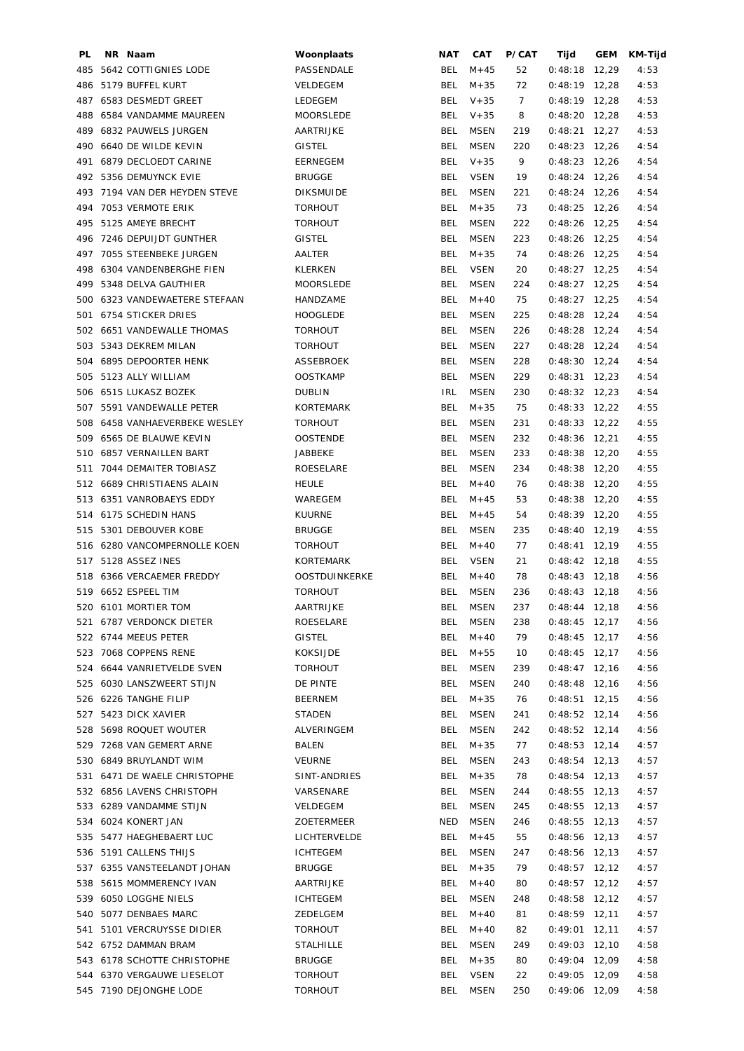| PL | NR | Naam | Woonplaats | NAT | CAT | P/CAT | Tijd | GEM | KM-Tijd |
|---|---|---|---|---|---|---|---|---|---|
| 485 | 5642 | COTTIGNIES LODE | PASSENDALE | BEL | M+45 | 52 | 0:48:18 | 12,29 | 4:53 |
| 486 | 5179 | BUFFEL KURT | VELDEGEM | BEL | M+35 | 72 | 0:48:19 | 12,28 | 4:53 |
| 487 | 6583 | DESMEDT GREET | LEDEGEM | BEL | V+35 | 7 | 0:48:19 | 12,28 | 4:53 |
| 488 | 6584 | VANDAMME MAUREEN | MOORSLEDE | BEL | V+35 | 8 | 0:48:20 | 12,28 | 4:53 |
| 489 | 6832 | PAUWELS JURGEN | AARTRIJKE | BEL | MSEN | 219 | 0:48:21 | 12,27 | 4:53 |
| 490 | 6640 | DE WILDE KEVIN | GISTEL | BEL | MSEN | 220 | 0:48:23 | 12,26 | 4:54 |
| 491 | 6879 | DECLOEDT CARINE | EERNEGEM | BEL | V+35 | 9 | 0:48:23 | 12,26 | 4:54 |
| 492 | 5356 | DEMUYNCK EVIE | BRUGGE | BEL | VSEN | 19 | 0:48:24 | 12,26 | 4:54 |
| 493 | 7194 | VAN DER HEYDEN STEVE | DIKSMUIDE | BEL | MSEN | 221 | 0:48:24 | 12,26 | 4:54 |
| 494 | 7053 | VERMOTE ERIK | TORHOUT | BEL | M+35 | 73 | 0:48:25 | 12,26 | 4:54 |
| 495 | 5125 | AMEYE BRECHT | TORHOUT | BEL | MSEN | 222 | 0:48:26 | 12,25 | 4:54 |
| 496 | 7246 | DEPUIJDT GUNTHER | GISTEL | BEL | MSEN | 223 | 0:48:26 | 12,25 | 4:54 |
| 497 | 7055 | STEENBEKE JURGEN | AALTER | BEL | M+35 | 74 | 0:48:26 | 12,25 | 4:54 |
| 498 | 6304 | VANDENBERGHE FIEN | KLERKEN | BEL | VSEN | 20 | 0:48:27 | 12,25 | 4:54 |
| 499 | 5348 | DELVA GAUTHIER | MOORSLEDE | BEL | MSEN | 224 | 0:48:27 | 12,25 | 4:54 |
| 500 | 6323 | VANDEWAETERE STEFAAN | HANDZAME | BEL | M+40 | 75 | 0:48:27 | 12,25 | 4:54 |
| 501 | 6754 | STICKER DRIES | HOOGLEDE | BEL | MSEN | 225 | 0:48:28 | 12,24 | 4:54 |
| 502 | 6651 | VANDEWALLE THOMAS | TORHOUT | BEL | MSEN | 226 | 0:48:28 | 12,24 | 4:54 |
| 503 | 5343 | DEKREM MILAN | TORHOUT | BEL | MSEN | 227 | 0:48:28 | 12,24 | 4:54 |
| 504 | 6895 | DEPOORTER HENK | ASSEBROEK | BEL | MSEN | 228 | 0:48:30 | 12,24 | 4:54 |
| 505 | 5123 | ALLY WILLIAM | OOSTKAMP | BEL | MSEN | 229 | 0:48:31 | 12,23 | 4:54 |
| 506 | 6515 | LUKASZ BOZEK | DUBLIN | IRL | MSEN | 230 | 0:48:32 | 12,23 | 4:54 |
| 507 | 5591 | VANDEWALLE PETER | KORTEMARK | BEL | M+35 | 75 | 0:48:33 | 12,22 | 4:55 |
| 508 | 6458 | VANHAEVERBEKE WESLEY | TORHOUT | BEL | MSEN | 231 | 0:48:33 | 12,22 | 4:55 |
| 509 | 6565 | DE BLAUWE KEVIN | OOSTENDE | BEL | MSEN | 232 | 0:48:36 | 12,21 | 4:55 |
| 510 | 6857 | VERNAILLEN BART | JABBEKE | BEL | MSEN | 233 | 0:48:38 | 12,20 | 4:55 |
| 511 | 7044 | DEMAITER TOBIASZ | ROESELARE | BEL | MSEN | 234 | 0:48:38 | 12,20 | 4:55 |
| 512 | 6689 | CHRISTIAENS ALAIN | HEULE | BEL | M+40 | 76 | 0:48:38 | 12,20 | 4:55 |
| 513 | 6351 | VANROBAEYS EDDY | WAREGEM | BEL | M+45 | 53 | 0:48:38 | 12,20 | 4:55 |
| 514 | 6175 | SCHEDIN HANS | KUURNE | BEL | M+45 | 54 | 0:48:39 | 12,20 | 4:55 |
| 515 | 5301 | DEBOUVER KOBE | BRUGGE | BEL | MSEN | 235 | 0:48:40 | 12,19 | 4:55 |
| 516 | 6280 | VANCOMPERNOLLE KOEN | TORHOUT | BEL | M+40 | 77 | 0:48:41 | 12,19 | 4:55 |
| 517 | 5128 | ASSEZ INES | KORTEMARK | BEL | VSEN | 21 | 0:48:42 | 12,18 | 4:55 |
| 518 | 6366 | VERCAEMER FREDDY | OOSTDUINKERKE | BEL | M+40 | 78 | 0:48:43 | 12,18 | 4:56 |
| 519 | 6652 | ESPEEL TIM | TORHOUT | BEL | MSEN | 236 | 0:48:43 | 12,18 | 4:56 |
| 520 | 6101 | MORTIER TOM | AARTRIJKE | BEL | MSEN | 237 | 0:48:44 | 12,18 | 4:56 |
| 521 | 6787 | VERDONCK DIETER | ROESELARE | BEL | MSEN | 238 | 0:48:45 | 12,17 | 4:56 |
| 522 | 6744 | MEEUS PETER | GISTEL | BEL | M+40 | 79 | 0:48:45 | 12,17 | 4:56 |
| 523 | 7068 | COPPENS RENE | KOKSIJDE | BEL | M+55 | 10 | 0:48:45 | 12,17 | 4:56 |
| 524 | 6644 | VANRIETVELDE SVEN | TORHOUT | BEL | MSEN | 239 | 0:48:47 | 12,16 | 4:56 |
| 525 | 6030 | LANSZWEERT STIJN | DE PINTE | BEL | MSEN | 240 | 0:48:48 | 12,16 | 4:56 |
| 526 | 6226 | TANGHE FILIP | BEERNEM | BEL | M+35 | 76 | 0:48:51 | 12,15 | 4:56 |
| 527 | 5423 | DICK XAVIER | STADEN | BEL | MSEN | 241 | 0:48:52 | 12,14 | 4:56 |
| 528 | 5698 | ROQUET WOUTER | ALVERINGEM | BEL | MSEN | 242 | 0:48:52 | 12,14 | 4:56 |
| 529 | 7268 | VAN GEMERT ARNE | BALEN | BEL | M+35 | 77 | 0:48:53 | 12,14 | 4:57 |
| 530 | 6849 | BRUYLANDT WIM | VEURNE | BEL | MSEN | 243 | 0:48:54 | 12,13 | 4:57 |
| 531 | 6471 | DE WAELE CHRISTOPHE | SINT-ANDRIES | BEL | M+35 | 78 | 0:48:54 | 12,13 | 4:57 |
| 532 | 6856 | LAVENS CHRISTOPH | VARSENARE | BEL | MSEN | 244 | 0:48:55 | 12,13 | 4:57 |
| 533 | 6289 | VANDAMME STIJN | VELDEGEM | BEL | MSEN | 245 | 0:48:55 | 12,13 | 4:57 |
| 534 | 6024 | KONERT JAN | ZOETERMEER | NED | MSEN | 246 | 0:48:55 | 12,13 | 4:57 |
| 535 | 5477 | HAEGHEBAERT LUC | LICHTERVELDE | BEL | M+45 | 55 | 0:48:56 | 12,13 | 4:57 |
| 536 | 5191 | CALLENS THIJS | ICHTEGEM | BEL | MSEN | 247 | 0:48:56 | 12,13 | 4:57 |
| 537 | 6355 | VANSTEELANDT JOHAN | BRUGGE | BEL | M+35 | 79 | 0:48:57 | 12,12 | 4:57 |
| 538 | 5615 | MOMMERENCY IVAN | AARTRIJKE | BEL | M+40 | 80 | 0:48:57 | 12,12 | 4:57 |
| 539 | 6050 | LOGGHE NIELS | ICHTEGEM | BEL | MSEN | 248 | 0:48:58 | 12,12 | 4:57 |
| 540 | 5077 | DENBAES MARC | ZEDELGEM | BEL | M+40 | 81 | 0:48:59 | 12,11 | 4:57 |
| 541 | 5101 | VERCRUYSSE DIDIER | TORHOUT | BEL | M+40 | 82 | 0:49:01 | 12,11 | 4:57 |
| 542 | 6752 | DAMMAN BRAM | STALHILLE | BEL | MSEN | 249 | 0:49:03 | 12,10 | 4:58 |
| 543 | 6178 | SCHOTTE CHRISTOPHE | BRUGGE | BEL | M+35 | 80 | 0:49:04 | 12,09 | 4:58 |
| 544 | 6370 | VERGAUWE LIESELOT | TORHOUT | BEL | VSEN | 22 | 0:49:05 | 12,09 | 4:58 |
| 545 | 7190 | DEJONGHE LODE | TORHOUT | BEL | MSEN | 250 | 0:49:06 | 12,09 | 4:58 |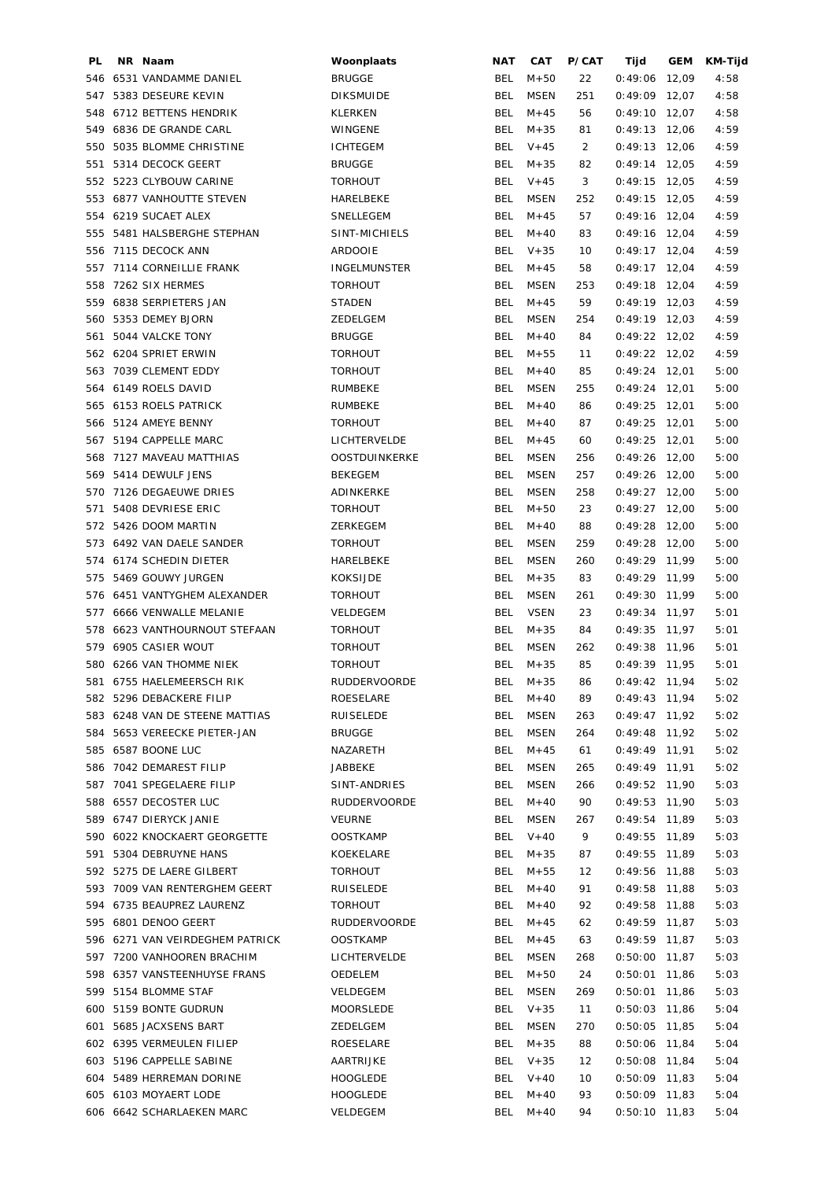| PL | NR | Naam | Woonplaats | NAT | CAT | P/CAT | Tijd | GEM | KM-Tijd |
|---|---|---|---|---|---|---|---|---|---|
| 546 | 6531 | VANDAMME DANIEL | BRUGGE | BEL | M+50 | 22 | 0:49:06 | 12,09 | 4:58 |
| 547 | 5383 | DESEURE KEVIN | DIKSMUIDE | BEL | MSEN | 251 | 0:49:09 | 12,07 | 4:58 |
| 548 | 6712 | BETTENS HENDRIK | KLERKEN | BEL | M+45 | 56 | 0:49:10 | 12,07 | 4:58 |
| 549 | 6836 | DE GRANDE CARL | WINGENE | BEL | M+35 | 81 | 0:49:13 | 12,06 | 4:59 |
| 550 | 5035 | BLOMME CHRISTINE | ICHTEGEM | BEL | V+45 | 2 | 0:49:13 | 12,06 | 4:59 |
| 551 | 5314 | DECOCK GEERT | BRUGGE | BEL | M+35 | 82 | 0:49:14 | 12,05 | 4:59 |
| 552 | 5223 | CLYBOUW CARINE | TORHOUT | BEL | V+45 | 3 | 0:49:15 | 12,05 | 4:59 |
| 553 | 6877 | VANHOUTTE STEVEN | HARELBEKE | BEL | MSEN | 252 | 0:49:15 | 12,05 | 4:59 |
| 554 | 6219 | SUCAET ALEX | SNELLEGEM | BEL | M+45 | 57 | 0:49:16 | 12,04 | 4:59 |
| 555 | 5481 | HALSBERGHE STEPHAN | SINT-MICHIELS | BEL | M+40 | 83 | 0:49:16 | 12,04 | 4:59 |
| 556 | 7115 | DECOCK ANN | ARDOOIE | BEL | V+35 | 10 | 0:49:17 | 12,04 | 4:59 |
| 557 | 7114 | CORNEILLIE FRANK | INGELMUNSTER | BEL | M+45 | 58 | 0:49:17 | 12,04 | 4:59 |
| 558 | 7262 | SIX HERMES | TORHOUT | BEL | MSEN | 253 | 0:49:18 | 12,04 | 4:59 |
| 559 | 6838 | SERPIETERS JAN | STADEN | BEL | M+45 | 59 | 0:49:19 | 12,03 | 4:59 |
| 560 | 5353 | DEMEY BJORN | ZEDELGEM | BEL | MSEN | 254 | 0:49:19 | 12,03 | 4:59 |
| 561 | 5044 | VALCKE TONY | BRUGGE | BEL | M+40 | 84 | 0:49:22 | 12,02 | 4:59 |
| 562 | 6204 | SPRIET ERWIN | TORHOUT | BEL | M+55 | 11 | 0:49:22 | 12,02 | 4:59 |
| 563 | 7039 | CLEMENT EDDY | TORHOUT | BEL | M+40 | 85 | 0:49:24 | 12,01 | 5:00 |
| 564 | 6149 | ROELS DAVID | RUMBEKE | BEL | MSEN | 255 | 0:49:24 | 12,01 | 5:00 |
| 565 | 6153 | ROELS PATRICK | RUMBEKE | BEL | M+40 | 86 | 0:49:25 | 12,01 | 5:00 |
| 566 | 5124 | AMEYE BENNY | TORHOUT | BEL | M+40 | 87 | 0:49:25 | 12,01 | 5:00 |
| 567 | 5194 | CAPPELLE MARC | LICHTERVELDE | BEL | M+45 | 60 | 0:49:25 | 12,01 | 5:00 |
| 568 | 7127 | MAVEAU MATTHIAS | OOSTDUINKERKE | BEL | MSEN | 256 | 0:49:26 | 12,00 | 5:00 |
| 569 | 5414 | DEWULF JENS | BEKEGEM | BEL | MSEN | 257 | 0:49:26 | 12,00 | 5:00 |
| 570 | 7126 | DEGAEUWE DRIES | ADINKERKE | BEL | MSEN | 258 | 0:49:27 | 12,00 | 5:00 |
| 571 | 5408 | DEVRIESE ERIC | TORHOUT | BEL | M+50 | 23 | 0:49:27 | 12,00 | 5:00 |
| 572 | 5426 | DOOM MARTIN | ZERKEGEM | BEL | M+40 | 88 | 0:49:28 | 12,00 | 5:00 |
| 573 | 6492 | VAN DAELE SANDER | TORHOUT | BEL | MSEN | 259 | 0:49:28 | 12,00 | 5:00 |
| 574 | 6174 | SCHEDIN DIETER | HARELBEKE | BEL | MSEN | 260 | 0:49:29 | 11,99 | 5:00 |
| 575 | 5469 | GOUWY JURGEN | KOKSIJDE | BEL | M+35 | 83 | 0:49:29 | 11,99 | 5:00 |
| 576 | 6451 | VANTYGHEM ALEXANDER | TORHOUT | BEL | MSEN | 261 | 0:49:30 | 11,99 | 5:00 |
| 577 | 6666 | VENWALLE MELANIE | VELDEGEM | BEL | VSEN | 23 | 0:49:34 | 11,97 | 5:01 |
| 578 | 6623 | VANTHOURNOUT STEFAAN | TORHOUT | BEL | M+35 | 84 | 0:49:35 | 11,97 | 5:01 |
| 579 | 6905 | CASIER WOUT | TORHOUT | BEL | MSEN | 262 | 0:49:38 | 11,96 | 5:01 |
| 580 | 6266 | VAN THOMME NIEK | TORHOUT | BEL | M+35 | 85 | 0:49:39 | 11,95 | 5:01 |
| 581 | 6755 | HAELEMEERSCH RIK | RUDDERVOORDE | BEL | M+35 | 86 | 0:49:42 | 11,94 | 5:02 |
| 582 | 5296 | DEBACKERE FILIP | ROESELARE | BEL | M+40 | 89 | 0:49:43 | 11,94 | 5:02 |
| 583 | 6248 | VAN DE STEENE MATTIAS | RUISELEDE | BEL | MSEN | 263 | 0:49:47 | 11,92 | 5:02 |
| 584 | 5653 | VEREECKE PIETER-JAN | BRUGGE | BEL | MSEN | 264 | 0:49:48 | 11,92 | 5:02 |
| 585 | 6587 | BOONE LUC | NAZARETH | BEL | M+45 | 61 | 0:49:49 | 11,91 | 5:02 |
| 586 | 7042 | DEMAREST FILIP | JABBEKE | BEL | MSEN | 265 | 0:49:49 | 11,91 | 5:02 |
| 587 | 7041 | SPEGELAERE FILIP | SINT-ANDRIES | BEL | MSEN | 266 | 0:49:52 | 11,90 | 5:03 |
| 588 | 6557 | DECOSTER LUC | RUDDERVOORDE | BEL | M+40 | 90 | 0:49:53 | 11,90 | 5:03 |
| 589 | 6747 | DIERYCK JANIE | VEURNE | BEL | MSEN | 267 | 0:49:54 | 11,89 | 5:03 |
| 590 | 6022 | KNOCKAERT GEORGETTE | OOSTKAMP | BEL | V+40 | 9 | 0:49:55 | 11,89 | 5:03 |
| 591 | 5304 | DEBRUYNE HANS | KOEKELARE | BEL | M+35 | 87 | 0:49:55 | 11,89 | 5:03 |
| 592 | 5275 | DE LAERE GILBERT | TORHOUT | BEL | M+55 | 12 | 0:49:56 | 11,88 | 5:03 |
| 593 | 7009 | VAN RENTERGHEM GEERT | RUISELEDE | BEL | M+40 | 91 | 0:49:58 | 11,88 | 5:03 |
| 594 | 6735 | BEAUPREZ LAURENZ | TORHOUT | BEL | M+40 | 92 | 0:49:58 | 11,88 | 5:03 |
| 595 | 6801 | DENOO GEERT | RUDDERVOORDE | BEL | M+45 | 62 | 0:49:59 | 11,87 | 5:03 |
| 596 | 6271 | VAN VEIRDEGHEM PATRICK | OOSTKAMP | BEL | M+45 | 63 | 0:49:59 | 11,87 | 5:03 |
| 597 | 7200 | VANHOOREN BRACHIM | LICHTERVELDE | BEL | MSEN | 268 | 0:50:00 | 11,87 | 5:03 |
| 598 | 6357 | VANSTEENHUYSE FRANS | OEDELEM | BEL | M+50 | 24 | 0:50:01 | 11,86 | 5:03 |
| 599 | 5154 | BLOMME STAF | VELDEGEM | BEL | MSEN | 269 | 0:50:01 | 11,86 | 5:03 |
| 600 | 5159 | BONTE GUDRUN | MOORSLEDE | BEL | V+35 | 11 | 0:50:03 | 11,86 | 5:04 |
| 601 | 5685 | JACXSENS BART | ZEDELGEM | BEL | MSEN | 270 | 0:50:05 | 11,85 | 5:04 |
| 602 | 6395 | VERMEULEN FILIEP | ROESELARE | BEL | M+35 | 88 | 0:50:06 | 11,84 | 5:04 |
| 603 | 5196 | CAPPELLE SABINE | AARTRIJKE | BEL | V+35 | 12 | 0:50:08 | 11,84 | 5:04 |
| 604 | 5489 | HERREMAN DORINE | HOOGLEDE | BEL | V+40 | 10 | 0:50:09 | 11,83 | 5:04 |
| 605 | 6103 | MOYAERT LODE | HOOGLEDE | BEL | M+40 | 93 | 0:50:09 | 11,83 | 5:04 |
| 606 | 6642 | SCHARLAEKEN MARC | VELDEGEM | BEL | M+40 | 94 | 0:50:10 | 11,83 | 5:04 |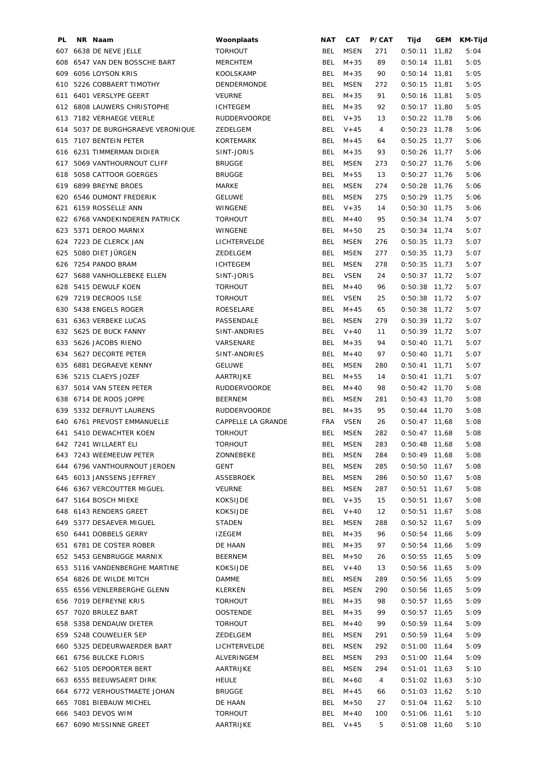| PL | NR | Naam | Woonplaats | NAT | CAT | P/CAT | Tijd | GEM | KM-Tijd |
|---|---|---|---|---|---|---|---|---|---|
| 607 | 6638 | DE NEVE JELLE | TORHOUT | BEL | MSEN | 271 | 0:50:11 | 11,82 | 5:04 |
| 608 | 6547 | VAN DEN BOSSCHE BART | MERCHTEM | BEL | M+35 | 89 | 0:50:14 | 11,81 | 5:05 |
| 609 | 6056 | LOYSON KRIS | KOOLSKAMP | BEL | M+35 | 90 | 0:50:14 | 11,81 | 5:05 |
| 610 | 5226 | COBBAERT TIMOTHY | DENDERMONDE | BEL | MSEN | 272 | 0:50:15 | 11,81 | 5:05 |
| 611 | 6401 | VERSLYPE GEERT | VEURNE | BEL | M+35 | 91 | 0:50:16 | 11,81 | 5:05 |
| 612 | 6808 | LAUWERS CHRISTOPHE | ICHTEGEM | BEL | M+35 | 92 | 0:50:17 | 11,80 | 5:05 |
| 613 | 7182 | VERHAEGE VEERLE | RUDDERVOORDE | BEL | V+35 | 13 | 0:50:22 | 11,78 | 5:06 |
| 614 | 5037 | DE BURGHGRAEVE VERONIQUE | ZEDELGEM | BEL | V+45 | 4 | 0:50:23 | 11,78 | 5:06 |
| 615 | 7107 | BENTEIN PETER | KORTEMARK | BEL | M+45 | 64 | 0:50:25 | 11,77 | 5:06 |
| 616 | 6231 | TIMMERMAN DIDIER | SINT-JORIS | BEL | M+35 | 93 | 0:50:26 | 11,77 | 5:06 |
| 617 | 5069 | VANTHOURNOUT CLIFF | BRUGGE | BEL | MSEN | 273 | 0:50:27 | 11,76 | 5:06 |
| 618 | 5058 | CATTOOR GOERGES | BRUGGE | BEL | M+55 | 13 | 0:50:27 | 11,76 | 5:06 |
| 619 | 6899 | BREYNE BROES | MARKE | BEL | MSEN | 274 | 0:50:28 | 11,76 | 5:06 |
| 620 | 6546 | DUMONT FREDERIK | GELUWE | BEL | MSEN | 275 | 0:50:29 | 11,75 | 5:06 |
| 621 | 6159 | ROSSELLE ANN | WINGENE | BEL | V+35 | 14 | 0:50:30 | 11,75 | 5:06 |
| 622 | 6768 | VANDEKINDEREN PATRICK | TORHOUT | BEL | M+40 | 95 | 0:50:34 | 11,74 | 5:07 |
| 623 | 5371 | DEROO MARNIX | WINGENE | BEL | M+50 | 25 | 0:50:34 | 11,74 | 5:07 |
| 624 | 7223 | DE CLERCK JAN | LICHTERVELDE | BEL | MSEN | 276 | 0:50:35 | 11,73 | 5:07 |
| 625 | 5080 | DIET JÜRGEN | ZEDELGEM | BEL | MSEN | 277 | 0:50:35 | 11,73 | 5:07 |
| 626 | 7254 | PANDO BRAM | ICHTEGEM | BEL | MSEN | 278 | 0:50:35 | 11,73 | 5:07 |
| 627 | 5688 | VANHOLLEBEKE ELLEN | SINT-JORIS | BEL | VSEN | 24 | 0:50:37 | 11,72 | 5:07 |
| 628 | 5415 | DEWULF KOEN | TORHOUT | BEL | M+40 | 96 | 0:50:38 | 11,72 | 5:07 |
| 629 | 7219 | DECROOS ILSE | TORHOUT | BEL | VSEN | 25 | 0:50:38 | 11,72 | 5:07 |
| 630 | 5438 | ENGELS ROGER | ROESELARE | BEL | M+45 | 65 | 0:50:38 | 11,72 | 5:07 |
| 631 | 6363 | VERBEKE LUCAS | PASSENDALE | BEL | MSEN | 279 | 0:50:39 | 11,72 | 5:07 |
| 632 | 5625 | DE BUCK FANNY | SINT-ANDRIES | BEL | V+40 | 11 | 0:50:39 | 11,72 | 5:07 |
| 633 | 5626 | JACOBS RIENO | VARSENARE | BEL | M+35 | 94 | 0:50:40 | 11,71 | 5:07 |
| 634 | 5627 | DECORTE PETER | SINT-ANDRIES | BEL | M+40 | 97 | 0:50:40 | 11,71 | 5:07 |
| 635 | 6881 | DEGRAEVE KENNY | GELUWE | BEL | MSEN | 280 | 0:50:41 | 11,71 | 5:07 |
| 636 | 5215 | CLAEYS JOZEF | AARTRIJKE | BEL | M+55 | 14 | 0:50:41 | 11,71 | 5:07 |
| 637 | 5014 | VAN STEEN PETER | RUDDERVOORDE | BEL | M+40 | 98 | 0:50:42 | 11,70 | 5:08 |
| 638 | 6714 | DE ROOS JOPPE | BEERNEM | BEL | MSEN | 281 | 0:50:43 | 11,70 | 5:08 |
| 639 | 5332 | DEFRUYT LAURENS | RUDDERVOORDE | BEL | M+35 | 95 | 0:50:44 | 11,70 | 5:08 |
| 640 | 6761 | PREVOST EMMANUELLE | CAPPELLE LA GRANDE | FRA | VSEN | 26 | 0:50:47 | 11,68 | 5:08 |
| 641 | 5410 | DEWACHTER KOEN | TORHOUT | BEL | MSEN | 282 | 0:50:47 | 11,68 | 5:08 |
| 642 | 7241 | WILLAERT ELI | TORHOUT | BEL | MSEN | 283 | 0:50:48 | 11,68 | 5:08 |
| 643 | 7243 | WEEMEEUW PETER | ZONNEBEKE | BEL | MSEN | 284 | 0:50:49 | 11,68 | 5:08 |
| 644 | 6796 | VANTHOURNOUT JEROEN | GENT | BEL | MSEN | 285 | 0:50:50 | 11,67 | 5:08 |
| 645 | 6013 | JANSSENS JEFFREY | ASSEBROEK | BEL | MSEN | 286 | 0:50:50 | 11,67 | 5:08 |
| 646 | 6367 | VERCOUTTER MIGUEL | VEURNE | BEL | MSEN | 287 | 0:50:51 | 11,67 | 5:08 |
| 647 | 5164 | BOSCH MIEKE | KOKSIJDE | BEL | V+35 | 15 | 0:50:51 | 11,67 | 5:08 |
| 648 | 6143 | RENDERS GREET | KOKSIJDE | BEL | V+40 | 12 | 0:50:51 | 11,67 | 5:08 |
| 649 | 5377 | DESAEVER MIGUEL | STADEN | BEL | MSEN | 288 | 0:50:52 | 11,67 | 5:09 |
| 650 | 6441 | DOBBELS GERRY | IZEGEM | BEL | M+35 | 96 | 0:50:54 | 11,66 | 5:09 |
| 651 | 6781 | DE COSTER ROBER | DE HAAN | BEL | M+35 | 97 | 0:50:54 | 11,66 | 5:09 |
| 652 | 5453 | GENBRUGGE MARNIX | BEERNEM | BEL | M+50 | 26 | 0:50:55 | 11,65 | 5:09 |
| 653 | 5116 | VANDENBERGHE MARTINE | KOKSIJDE | BEL | V+40 | 13 | 0:50:56 | 11,65 | 5:09 |
| 654 | 6826 | DE WILDE MITCH | DAMME | BEL | MSEN | 289 | 0:50:56 | 11,65 | 5:09 |
| 655 | 6556 | VENLERBERGHE GLENN | KLERKEN | BEL | MSEN | 290 | 0:50:56 | 11,65 | 5:09 |
| 656 | 7019 | DEFREYNE KRIS | TORHOUT | BEL | M+35 | 98 | 0:50:57 | 11,65 | 5:09 |
| 657 | 7020 | BRULEZ BART | OOSTENDE | BEL | M+35 | 99 | 0:50:57 | 11,65 | 5:09 |
| 658 | 5358 | DENDAUW DIETER | TORHOUT | BEL | M+40 | 99 | 0:50:59 | 11,64 | 5:09 |
| 659 | 5248 | COUWELIER SEP | ZEDELGEM | BEL | MSEN | 291 | 0:50:59 | 11,64 | 5:09 |
| 660 | 5325 | DEDEURWAERDER BART | LICHTERVELDE | BEL | MSEN | 292 | 0:51:00 | 11,64 | 5:09 |
| 661 | 6756 | BULCKE FLORIS | ALVERINGEM | BEL | MSEN | 293 | 0:51:00 | 11,64 | 5:09 |
| 662 | 5105 | DEPOORTER BERT | AARTRIJKE | BEL | MSEN | 294 | 0:51:01 | 11,63 | 5:10 |
| 663 | 6555 | BEEUWSAERT DIRK | HEULE | BEL | M+60 | 4 | 0:51:02 | 11,63 | 5:10 |
| 664 | 6772 | VERHOUSTMAETE JOHAN | BRUGGE | BEL | M+45 | 66 | 0:51:03 | 11,62 | 5:10 |
| 665 | 7081 | BIEBAUW MICHEL | DE HAAN | BEL | M+50 | 27 | 0:51:04 | 11,62 | 5:10 |
| 666 | 5403 | DEVOS WIM | TORHOUT | BEL | M+40 | 100 | 0:51:06 | 11,61 | 5:10 |
| 667 | 6090 | MISSINNE GREET | AARTRIJKE | BEL | V+45 | 5 | 0:51:08 | 11,60 | 5:10 |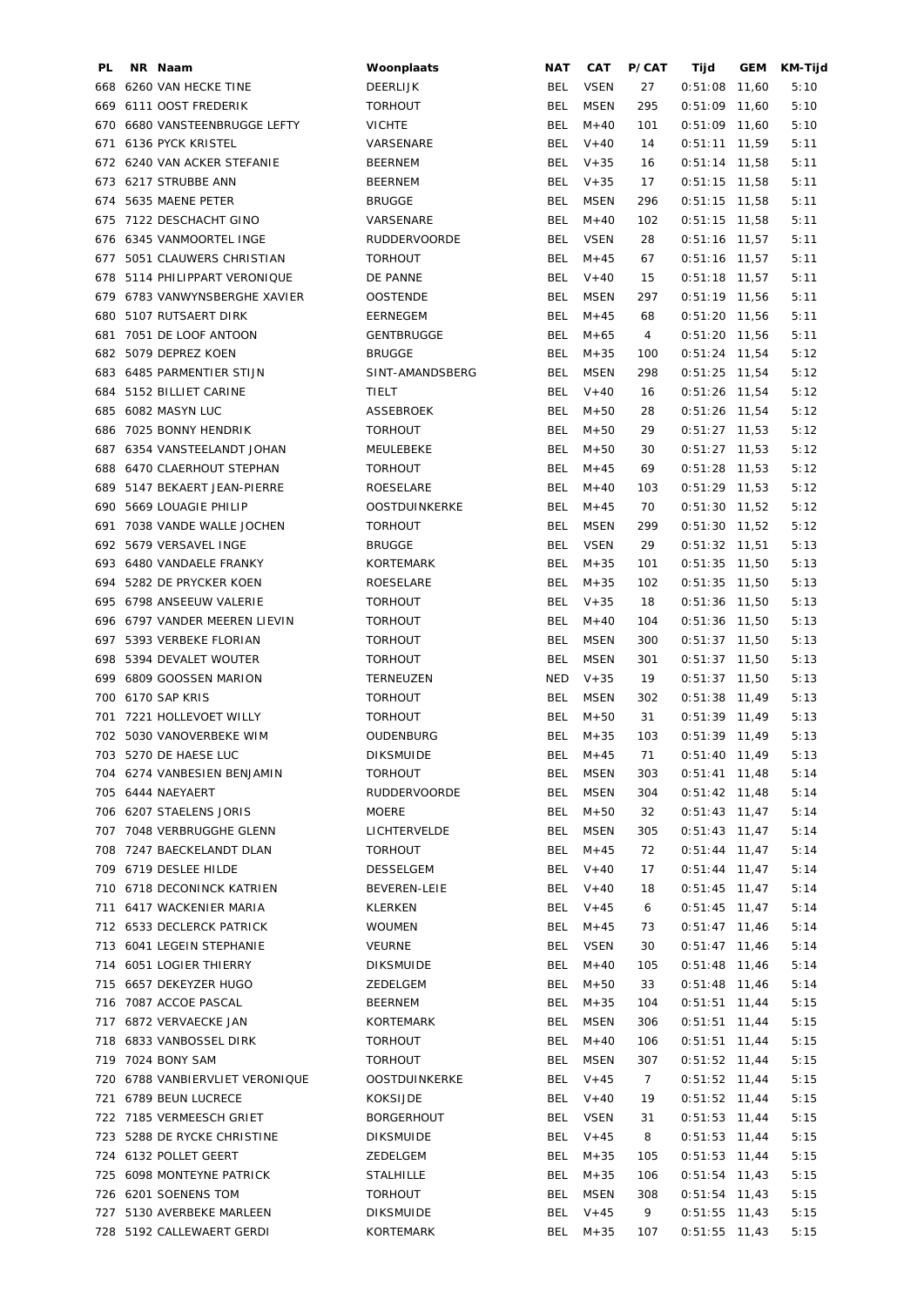| PL | NR | Naam | Woonplaats | NAT | CAT | P/CAT | Tijd | GEM | KM-Tijd |
|---|---|---|---|---|---|---|---|---|---|
| 668 | 6260 | VAN HECKE TINE | DEERLIJK | BEL | VSEN | 27 | 0:51:08 | 11,60 | 5:10 |
| 669 | 6111 | OOST FREDERIK | TORHOUT | BEL | MSEN | 295 | 0:51:09 | 11,60 | 5:10 |
| 670 | 6680 | VANSTEENBRUGGE LEFTY | VICHTE | BEL | M+40 | 101 | 0:51:09 | 11,60 | 5:10 |
| 671 | 6136 | PYCK KRISTEL | VARSENARE | BEL | V+40 | 14 | 0:51:11 | 11,59 | 5:11 |
| 672 | 6240 | VAN ACKER STEFANIE | BEERNEM | BEL | V+35 | 16 | 0:51:14 | 11,58 | 5:11 |
| 673 | 6217 | STRUBBE ANN | BEERNEM | BEL | V+35 | 17 | 0:51:15 | 11,58 | 5:11 |
| 674 | 5635 | MAENE PETER | BRUGGE | BEL | MSEN | 296 | 0:51:15 | 11,58 | 5:11 |
| 675 | 7122 | DESCHACHT GINO | VARSENARE | BEL | M+40 | 102 | 0:51:15 | 11,58 | 5:11 |
| 676 | 6345 | VANMOORTEL INGE | RUDDERVOORDE | BEL | VSEN | 28 | 0:51:16 | 11,57 | 5:11 |
| 677 | 5051 | CLAUWERS CHRISTIAN | TORHOUT | BEL | M+45 | 67 | 0:51:16 | 11,57 | 5:11 |
| 678 | 5114 | PHILIPPART VERONIQUE | DE PANNE | BEL | V+40 | 15 | 0:51:18 | 11,57 | 5:11 |
| 679 | 6783 | VANWYNSBERGHE XAVIER | OOSTENDE | BEL | MSEN | 297 | 0:51:19 | 11,56 | 5:11 |
| 680 | 5107 | RUTSAERT DIRK | EERNEGEM | BEL | M+45 | 68 | 0:51:20 | 11,56 | 5:11 |
| 681 | 7051 | DE LOOF ANTOON | GENTBRUGGE | BEL | M+65 | 4 | 0:51:20 | 11,56 | 5:11 |
| 682 | 5079 | DEPREZ KOEN | BRUGGE | BEL | M+35 | 100 | 0:51:24 | 11,54 | 5:12 |
| 683 | 6485 | PARMENTIER STIJN | SINT-AMANDSBERG | BEL | MSEN | 298 | 0:51:25 | 11,54 | 5:12 |
| 684 | 5152 | BILLIET CARINE | TIELT | BEL | V+40 | 16 | 0:51:26 | 11,54 | 5:12 |
| 685 | 6082 | MASYN LUC | ASSEBROEK | BEL | M+50 | 28 | 0:51:26 | 11,54 | 5:12 |
| 686 | 7025 | BONNY HENDRIK | TORHOUT | BEL | M+50 | 29 | 0:51:27 | 11,53 | 5:12 |
| 687 | 6354 | VANSTEELANDT JOHAN | MEULEBEKE | BEL | M+50 | 30 | 0:51:27 | 11,53 | 5:12 |
| 688 | 6470 | CLAERHOUT STEPHAN | TORHOUT | BEL | M+45 | 69 | 0:51:28 | 11,53 | 5:12 |
| 689 | 5147 | BEKAERT JEAN-PIERRE | ROESELARE | BEL | M+40 | 103 | 0:51:29 | 11,53 | 5:12 |
| 690 | 5669 | LOUAGIE PHILIP | OOSTDUINKERKE | BEL | M+45 | 70 | 0:51:30 | 11,52 | 5:12 |
| 691 | 7038 | VANDE WALLE JOCHEN | TORHOUT | BEL | MSEN | 299 | 0:51:30 | 11,52 | 5:12 |
| 692 | 5679 | VERSAVEL INGE | BRUGGE | BEL | VSEN | 29 | 0:51:32 | 11,51 | 5:13 |
| 693 | 6480 | VANDAELE FRANKY | KORTEMARK | BEL | M+35 | 101 | 0:51:35 | 11,50 | 5:13 |
| 694 | 5282 | DE PRYCKER KOEN | ROESELARE | BEL | M+35 | 102 | 0:51:35 | 11,50 | 5:13 |
| 695 | 6798 | ANSEEUW VALERIE | TORHOUT | BEL | V+35 | 18 | 0:51:36 | 11,50 | 5:13 |
| 696 | 6797 | VANDER MEEREN LIEVIN | TORHOUT | BEL | M+40 | 104 | 0:51:36 | 11,50 | 5:13 |
| 697 | 5393 | VERBEKE FLORIAN | TORHOUT | BEL | MSEN | 300 | 0:51:37 | 11,50 | 5:13 |
| 698 | 5394 | DEVALET WOUTER | TORHOUT | BEL | MSEN | 301 | 0:51:37 | 11,50 | 5:13 |
| 699 | 6809 | GOOSSEN MARION | TERNEUZEN | NED | V+35 | 19 | 0:51:37 | 11,50 | 5:13 |
| 700 | 6170 | SAP KRIS | TORHOUT | BEL | MSEN | 302 | 0:51:38 | 11,49 | 5:13 |
| 701 | 7221 | HOLLEVOET WILLY | TORHOUT | BEL | M+50 | 31 | 0:51:39 | 11,49 | 5:13 |
| 702 | 5030 | VANOVERBEKE WIM | OUDENBURG | BEL | M+35 | 103 | 0:51:39 | 11,49 | 5:13 |
| 703 | 5270 | DE HAESE LUC | DIKSMUIDE | BEL | M+45 | 71 | 0:51:40 | 11,49 | 5:13 |
| 704 | 6274 | VANBESIEN BENJAMIN | TORHOUT | BEL | MSEN | 303 | 0:51:41 | 11,48 | 5:14 |
| 705 | 6444 | NAEYAERT | RUDDERVOORDE | BEL | MSEN | 304 | 0:51:42 | 11,48 | 5:14 |
| 706 | 6207 | STAELENS JORIS | MOERE | BEL | M+50 | 32 | 0:51:43 | 11,47 | 5:14 |
| 707 | 7048 | VERBRUGGHE GLENN | LICHTERVELDE | BEL | MSEN | 305 | 0:51:43 | 11,47 | 5:14 |
| 708 | 7247 | BAECKELANDT DLAN | TORHOUT | BEL | M+45 | 72 | 0:51:44 | 11,47 | 5:14 |
| 709 | 6719 | DESLEE HILDE | DESSELGEM | BEL | V+40 | 17 | 0:51:44 | 11,47 | 5:14 |
| 710 | 6718 | DECONINCK KATRIEN | BEVEREN-LEIE | BEL | V+40 | 18 | 0:51:45 | 11,47 | 5:14 |
| 711 | 6417 | WACKENIER MARIA | KLERKEN | BEL | V+45 | 6 | 0:51:45 | 11,47 | 5:14 |
| 712 | 6533 | DECLERCK PATRICK | WOUMEN | BEL | M+45 | 73 | 0:51:47 | 11,46 | 5:14 |
| 713 | 6041 | LEGEIN STEPHANIE | VEURNE | BEL | VSEN | 30 | 0:51:47 | 11,46 | 5:14 |
| 714 | 6051 | LOGIER THIERRY | DIKSMUIDE | BEL | M+40 | 105 | 0:51:48 | 11,46 | 5:14 |
| 715 | 6657 | DEKEYZER HUGO | ZEDELGEM | BEL | M+50 | 33 | 0:51:48 | 11,46 | 5:14 |
| 716 | 7087 | ACCOE PASCAL | BEERNEM | BEL | M+35 | 104 | 0:51:51 | 11,44 | 5:15 |
| 717 | 6872 | VERVAECKE JAN | KORTEMARK | BEL | MSEN | 306 | 0:51:51 | 11,44 | 5:15 |
| 718 | 6833 | VANBOSSEL DIRK | TORHOUT | BEL | M+40 | 106 | 0:51:51 | 11,44 | 5:15 |
| 719 | 7024 | BONY SAM | TORHOUT | BEL | MSEN | 307 | 0:51:52 | 11,44 | 5:15 |
| 720 | 6788 | VANBIERVLIET VERONIQUE | OOSTDUINKERKE | BEL | V+45 | 7 | 0:51:52 | 11,44 | 5:15 |
| 721 | 6789 | BEUN LUCRECE | KOKSIJDE | BEL | V+40 | 19 | 0:51:52 | 11,44 | 5:15 |
| 722 | 7185 | VERMEESCH GRIET | BORGERHOUT | BEL | VSEN | 31 | 0:51:53 | 11,44 | 5:15 |
| 723 | 5288 | DE RYCKE CHRISTINE | DIKSMUIDE | BEL | V+45 | 8 | 0:51:53 | 11,44 | 5:15 |
| 724 | 6132 | POLLET GEERT | ZEDELGEM | BEL | M+35 | 105 | 0:51:53 | 11,44 | 5:15 |
| 725 | 6098 | MONTEYNE PATRICK | STALHILLE | BEL | M+35 | 106 | 0:51:54 | 11,43 | 5:15 |
| 726 | 6201 | SOENENS TOM | TORHOUT | BEL | MSEN | 308 | 0:51:54 | 11,43 | 5:15 |
| 727 | 5130 | AVERBEKE MARLEEN | DIKSMUIDE | BEL | V+45 | 9 | 0:51:55 | 11,43 | 5:15 |
| 728 | 5192 | CALLEWAERT GERDI | KORTEMARK | BEL | M+35 | 107 | 0:51:55 | 11,43 | 5:15 |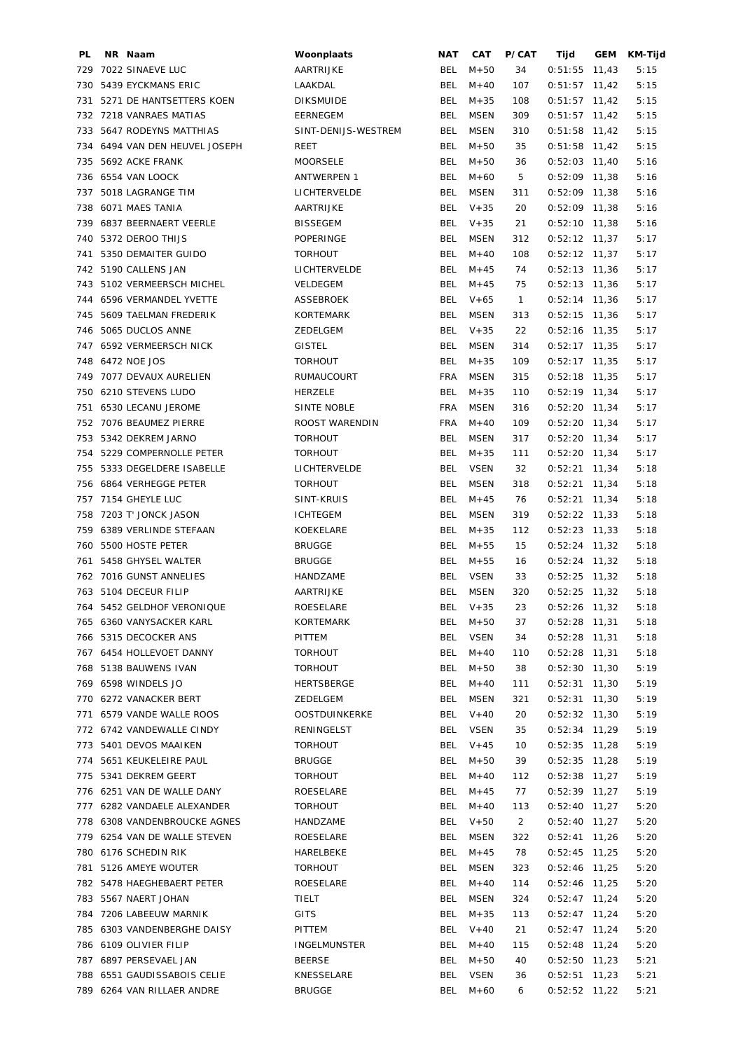| PL | NR | Naam | Woonplaats | NAT | CAT | P/CAT | Tijd | GEM | KM-Tijd |
|---|---|---|---|---|---|---|---|---|---|
| 729 | 7022 | SINAEVE LUC | AARTRIJKE | BEL | M+50 | 34 | 0:51:55 | 11,43 | 5:15 |
| 730 | 5439 | EYCKMANS ERIC | LAAKDAL | BEL | M+40 | 107 | 0:51:57 | 11,42 | 5:15 |
| 731 | 5271 | DE HANTSETTERS KOEN | DIKSMUIDE | BEL | M+35 | 108 | 0:51:57 | 11,42 | 5:15 |
| 732 | 7218 | VANRAES MATIAS | EERNEGEM | BEL | MSEN | 309 | 0:51:57 | 11,42 | 5:15 |
| 733 | 5647 | RODEYNS MATTHIAS | SINT-DENIJS-WESTREM | BEL | MSEN | 310 | 0:51:58 | 11,42 | 5:15 |
| 734 | 6494 | VAN DEN HEUVEL JOSEPH | REET | BEL | M+50 | 35 | 0:51:58 | 11,42 | 5:15 |
| 735 | 5692 | ACKE FRANK | MOORSELE | BEL | M+50 | 36 | 0:52:03 | 11,40 | 5:16 |
| 736 | 6554 | VAN LOOCK | ANTWERPEN 1 | BEL | M+60 | 5 | 0:52:09 | 11,38 | 5:16 |
| 737 | 5018 | LAGRANGE TIM | LICHTERVELDE | BEL | MSEN | 311 | 0:52:09 | 11,38 | 5:16 |
| 738 | 6071 | MAES TANIA | AARTRIJKE | BEL | V+35 | 20 | 0:52:09 | 11,38 | 5:16 |
| 739 | 6837 | BEERNAERT VEERLE | BISSEGEM | BEL | V+35 | 21 | 0:52:10 | 11,38 | 5:16 |
| 740 | 5372 | DEROO THIJS | POPERINGE | BEL | MSEN | 312 | 0:52:12 | 11,37 | 5:17 |
| 741 | 5350 | DEMAITER GUIDO | TORHOUT | BEL | M+40 | 108 | 0:52:12 | 11,37 | 5:17 |
| 742 | 5190 | CALLENS JAN | LICHTERVELDE | BEL | M+45 | 74 | 0:52:13 | 11,36 | 5:17 |
| 743 | 5102 | VERMEERSCH MICHEL | VELDEGEM | BEL | M+45 | 75 | 0:52:13 | 11,36 | 5:17 |
| 744 | 6596 | VERMANDEL YVETTE | ASSEBROEK | BEL | V+65 | 1 | 0:52:14 | 11,36 | 5:17 |
| 745 | 5609 | TAELMAN FREDERIK | KORTEMARK | BEL | MSEN | 313 | 0:52:15 | 11,36 | 5:17 |
| 746 | 5065 | DUCLOS ANNE | ZEDELGEM | BEL | V+35 | 22 | 0:52:16 | 11,35 | 5:17 |
| 747 | 6592 | VERMEERSCH NICK | GISTEL | BEL | MSEN | 314 | 0:52:17 | 11,35 | 5:17 |
| 748 | 6472 | NOE JOS | TORHOUT | BEL | M+35 | 109 | 0:52:17 | 11,35 | 5:17 |
| 749 | 7077 | DEVAUX AURELIEN | RUMAUCOURT | FRA | MSEN | 315 | 0:52:18 | 11,35 | 5:17 |
| 750 | 6210 | STEVENS LUDO | HERZELE | BEL | M+35 | 110 | 0:52:19 | 11,34 | 5:17 |
| 751 | 6530 | LECANU JEROME | SINTE NOBLE | FRA | MSEN | 316 | 0:52:20 | 11,34 | 5:17 |
| 752 | 7076 | BEAUMEZ PIERRE | ROOST WARENDIN | FRA | M+40 | 109 | 0:52:20 | 11,34 | 5:17 |
| 753 | 5342 | DEKREM JARNO | TORHOUT | BEL | MSEN | 317 | 0:52:20 | 11,34 | 5:17 |
| 754 | 5229 | COMPERNOLLE PETER | TORHOUT | BEL | M+35 | 111 | 0:52:20 | 11,34 | 5:17 |
| 755 | 5333 | DEGELDERE ISABELLE | LICHTERVELDE | BEL | VSEN | 32 | 0:52:21 | 11,34 | 5:18 |
| 756 | 6864 | VERHEGGE PETER | TORHOUT | BEL | MSEN | 318 | 0:52:21 | 11,34 | 5:18 |
| 757 | 7154 | GHEYLE LUC | SINT-KRUIS | BEL | M+45 | 76 | 0:52:21 | 11,34 | 5:18 |
| 758 | 7203 | T' JONCK JASON | ICHTEGEM | BEL | MSEN | 319 | 0:52:22 | 11,33 | 5:18 |
| 759 | 6389 | VERLINDE STEFAAN | KOEKELARE | BEL | M+35 | 112 | 0:52:23 | 11,33 | 5:18 |
| 760 | 5500 | HOSTE PETER | BRUGGE | BEL | M+55 | 15 | 0:52:24 | 11,32 | 5:18 |
| 761 | 5458 | GHYSEL WALTER | BRUGGE | BEL | M+55 | 16 | 0:52:24 | 11,32 | 5:18 |
| 762 | 7016 | GUNST ANNELIES | HANDZAME | BEL | VSEN | 33 | 0:52:25 | 11,32 | 5:18 |
| 763 | 5104 | DECEUR FILIP | AARTRIJKE | BEL | MSEN | 320 | 0:52:25 | 11,32 | 5:18 |
| 764 | 5452 | GELDHOF VERONIQUE | ROESELARE | BEL | V+35 | 23 | 0:52:26 | 11,32 | 5:18 |
| 765 | 6360 | VANYSACKER KARL | KORTEMARK | BEL | M+50 | 37 | 0:52:28 | 11,31 | 5:18 |
| 766 | 5315 | DECOCKER ANS | PITTEM | BEL | VSEN | 34 | 0:52:28 | 11,31 | 5:18 |
| 767 | 6454 | HOLLEVOET DANNY | TORHOUT | BEL | M+40 | 110 | 0:52:28 | 11,31 | 5:18 |
| 768 | 5138 | BAUWENS IVAN | TORHOUT | BEL | M+50 | 38 | 0:52:30 | 11,30 | 5:19 |
| 769 | 6598 | WINDELS JO | HERTSBERGE | BEL | M+40 | 111 | 0:52:31 | 11,30 | 5:19 |
| 770 | 6272 | VANACKER BERT | ZEDELGEM | BEL | MSEN | 321 | 0:52:31 | 11,30 | 5:19 |
| 771 | 6579 | VANDE WALLE ROOS | OOSTDUINKERKE | BEL | V+40 | 20 | 0:52:32 | 11,30 | 5:19 |
| 772 | 6742 | VANDEWALLE CINDY | RENINGELST | BEL | VSEN | 35 | 0:52:34 | 11,29 | 5:19 |
| 773 | 5401 | DEVOS MAAIKEN | TORHOUT | BEL | V+45 | 10 | 0:52:35 | 11,28 | 5:19 |
| 774 | 5651 | KEUKELEIRE PAUL | BRUGGE | BEL | M+50 | 39 | 0:52:35 | 11,28 | 5:19 |
| 775 | 5341 | DEKREM GEERT | TORHOUT | BEL | M+40 | 112 | 0:52:38 | 11,27 | 5:19 |
| 776 | 6251 | VAN DE WALLE DANY | ROESELARE | BEL | M+45 | 77 | 0:52:39 | 11,27 | 5:19 |
| 777 | 6282 | VANDAELE ALEXANDER | TORHOUT | BEL | M+40 | 113 | 0:52:40 | 11,27 | 5:20 |
| 778 | 6308 | VANDENBROUCKE AGNES | HANDZAME | BEL | V+50 | 2 | 0:52:40 | 11,27 | 5:20 |
| 779 | 6254 | VAN DE WALLE STEVEN | ROESELARE | BEL | MSEN | 322 | 0:52:41 | 11,26 | 5:20 |
| 780 | 6176 | SCHEDIN RIK | HARELBEKE | BEL | M+45 | 78 | 0:52:45 | 11,25 | 5:20 |
| 781 | 5126 | AMEYE WOUTER | TORHOUT | BEL | MSEN | 323 | 0:52:46 | 11,25 | 5:20 |
| 782 | 5478 | HAEGHEBAERT PETER | ROESELARE | BEL | M+40 | 114 | 0:52:46 | 11,25 | 5:20 |
| 783 | 5567 | NAERT JOHAN | TIELT | BEL | MSEN | 324 | 0:52:47 | 11,24 | 5:20 |
| 784 | 7206 | LABEEUW MARNIK | GITS | BEL | M+35 | 113 | 0:52:47 | 11,24 | 5:20 |
| 785 | 6303 | VANDENBERGHE DAISY | PITTEM | BEL | V+40 | 21 | 0:52:47 | 11,24 | 5:20 |
| 786 | 6109 | OLIVIER FILIP | INGELMUNSTER | BEL | M+40 | 115 | 0:52:48 | 11,24 | 5:20 |
| 787 | 6897 | PERSEVAEL JAN | BEERSE | BEL | M+50 | 40 | 0:52:50 | 11,23 | 5:21 |
| 788 | 6551 | GAUDISSABOIS CELIE | KNESSELARE | BEL | VSEN | 36 | 0:52:51 | 11,23 | 5:21 |
| 789 | 6264 | VAN RILLAER ANDRE | BRUGGE | BEL | M+60 | 6 | 0:52:52 | 11,22 | 5:21 |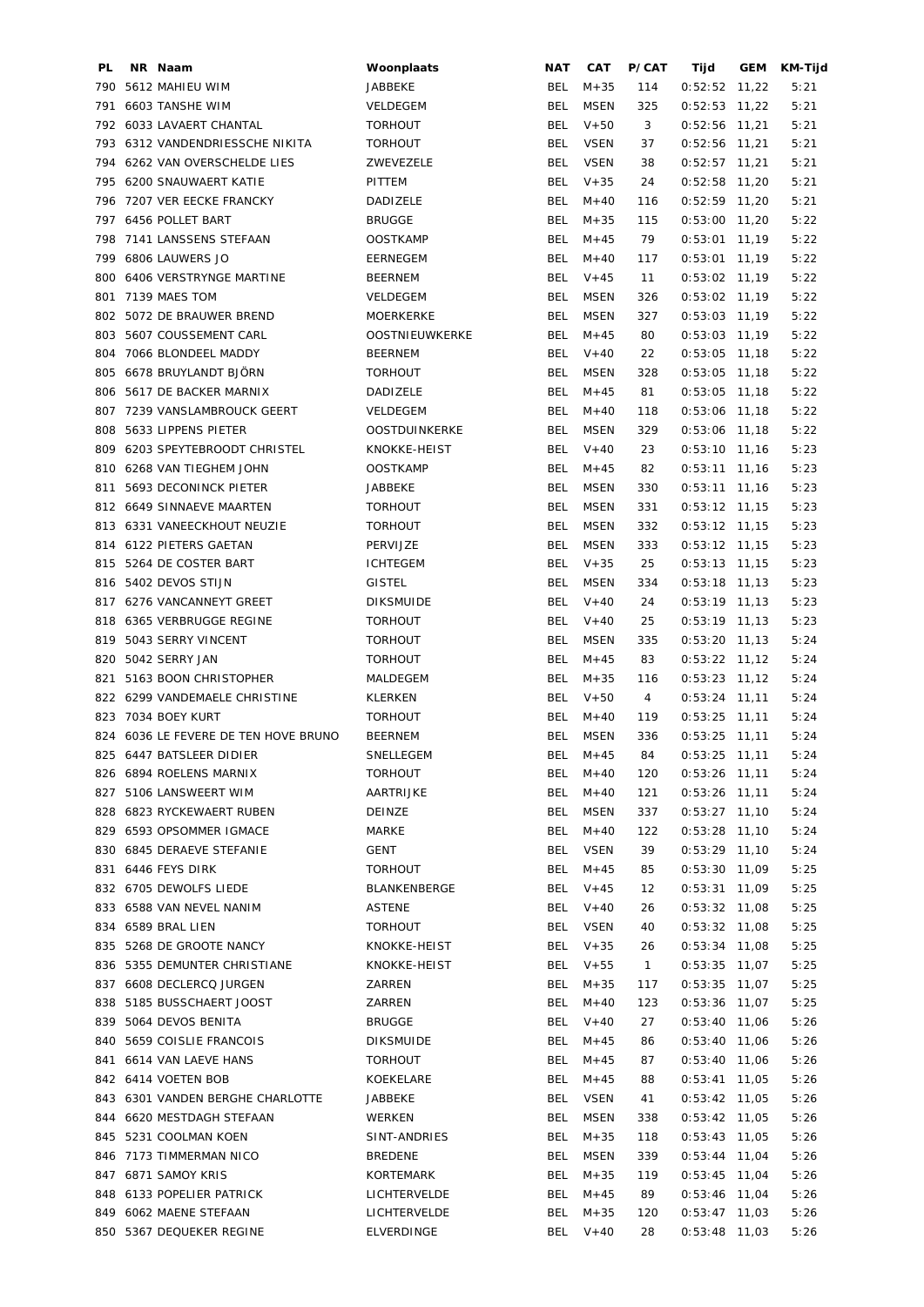| PL | NR | Naam | Woonplaats | NAT | CAT | P/CAT | Tijd | GEM | KM-Tijd |
|---|---|---|---|---|---|---|---|---|---|
| 790 | 5612 | MAHIEU WIM | JABBEKE | BEL | M+35 | 114 | 0:52:52 | 11,22 | 5:21 |
| 791 | 6603 | TANSHE WIM | VELDEGEM | BEL | MSEN | 325 | 0:52:53 | 11,22 | 5:21 |
| 792 | 6033 | LAVAERT CHANTAL | TORHOUT | BEL | V+50 | 3 | 0:52:56 | 11,21 | 5:21 |
| 793 | 6312 | VANDENDRIESSCHE NIKITA | TORHOUT | BEL | VSEN | 37 | 0:52:56 | 11,21 | 5:21 |
| 794 | 6262 | VAN OVERSCHELDE LIES | ZWEVEZELE | BEL | VSEN | 38 | 0:52:57 | 11,21 | 5:21 |
| 795 | 6200 | SNAUWAERT KATIE | PITTEM | BEL | V+35 | 24 | 0:52:58 | 11,20 | 5:21 |
| 796 | 7207 | VER EECKE FRANCKY | DADIZELE | BEL | M+40 | 116 | 0:52:59 | 11,20 | 5:21 |
| 797 | 6456 | POLLET BART | BRUGGE | BEL | M+35 | 115 | 0:53:00 | 11,20 | 5:22 |
| 798 | 7141 | LANSSENS STEFAAN | OOSTKAMP | BEL | M+45 | 79 | 0:53:01 | 11,19 | 5:22 |
| 799 | 6806 | LAUWERS JO | EERNEGEM | BEL | M+40 | 117 | 0:53:01 | 11,19 | 5:22 |
| 800 | 6406 | VERSTRYNGE MARTINE | BEERNEM | BEL | V+45 | 11 | 0:53:02 | 11,19 | 5:22 |
| 801 | 7139 | MAES TOM | VELDEGEM | BEL | MSEN | 326 | 0:53:02 | 11,19 | 5:22 |
| 802 | 5072 | DE BRAUWER BREND | MOERKERKE | BEL | MSEN | 327 | 0:53:03 | 11,19 | 5:22 |
| 803 | 5607 | COUSSEMENT CARL | OOSTNIEUWKERKE | BEL | M+45 | 80 | 0:53:03 | 11,19 | 5:22 |
| 804 | 7066 | BLONDEEL MADDY | BEERNEM | BEL | V+40 | 22 | 0:53:05 | 11,18 | 5:22 |
| 805 | 6678 | BRUYLANDT BJÖRN | TORHOUT | BEL | MSEN | 328 | 0:53:05 | 11,18 | 5:22 |
| 806 | 5617 | DE BACKER MARNIX | DADIZELE | BEL | M+45 | 81 | 0:53:05 | 11,18 | 5:22 |
| 807 | 7239 | VANSLAMBROUCK GEERT | VELDEGEM | BEL | M+40 | 118 | 0:53:06 | 11,18 | 5:22 |
| 808 | 5633 | LIPPENS PIETER | OOSTDUINKERKE | BEL | MSEN | 329 | 0:53:06 | 11,18 | 5:22 |
| 809 | 6203 | SPEYTEBROODT CHRISTEL | KNOKKE-HEIST | BEL | V+40 | 23 | 0:53:10 | 11,16 | 5:23 |
| 810 | 6268 | VAN TIEGHEM JOHN | OOSTKAMP | BEL | M+45 | 82 | 0:53:11 | 11,16 | 5:23 |
| 811 | 5693 | DECONINCK PIETER | JABBEKE | BEL | MSEN | 330 | 0:53:11 | 11,16 | 5:23 |
| 812 | 6649 | SINNAEVE MAARTEN | TORHOUT | BEL | MSEN | 331 | 0:53:12 | 11,15 | 5:23 |
| 813 | 6331 | VANEECKHOUT NEUZIE | TORHOUT | BEL | MSEN | 332 | 0:53:12 | 11,15 | 5:23 |
| 814 | 6122 | PIETERS GAETAN | PERVIJZE | BEL | MSEN | 333 | 0:53:12 | 11,15 | 5:23 |
| 815 | 5264 | DE COSTER BART | ICHTEGEM | BEL | V+35 | 25 | 0:53:13 | 11,15 | 5:23 |
| 816 | 5402 | DEVOS STIJN | GISTEL | BEL | MSEN | 334 | 0:53:18 | 11,13 | 5:23 |
| 817 | 6276 | VANCANNEYT GREET | DIKSMUIDE | BEL | V+40 | 24 | 0:53:19 | 11,13 | 5:23 |
| 818 | 6365 | VERBRUGGE REGINE | TORHOUT | BEL | V+40 | 25 | 0:53:19 | 11,13 | 5:23 |
| 819 | 5043 | SERRY VINCENT | TORHOUT | BEL | MSEN | 335 | 0:53:20 | 11,13 | 5:24 |
| 820 | 5042 | SERRY JAN | TORHOUT | BEL | M+45 | 83 | 0:53:22 | 11,12 | 5:24 |
| 821 | 5163 | BOON CHRISTOPHER | MALDEGEM | BEL | M+35 | 116 | 0:53:23 | 11,12 | 5:24 |
| 822 | 6299 | VANDEMAELE CHRISTINE | KLERKEN | BEL | V+50 | 4 | 0:53:24 | 11,11 | 5:24 |
| 823 | 7034 | BOEY KURT | TORHOUT | BEL | M+40 | 119 | 0:53:25 | 11,11 | 5:24 |
| 824 | 6036 | LE FEVERE DE TEN HOVE BRUNO | BEERNEM | BEL | MSEN | 336 | 0:53:25 | 11,11 | 5:24 |
| 825 | 6447 | BATSLEER DIDIER | SNELLEGEM | BEL | M+45 | 84 | 0:53:25 | 11,11 | 5:24 |
| 826 | 6894 | ROELENS MARNIX | TORHOUT | BEL | M+40 | 120 | 0:53:26 | 11,11 | 5:24 |
| 827 | 5106 | LANSWEERT WIM | AARTRIJKE | BEL | M+40 | 121 | 0:53:26 | 11,11 | 5:24 |
| 828 | 6823 | RYCKEWAERT RUBEN | DEINZE | BEL | MSEN | 337 | 0:53:27 | 11,10 | 5:24 |
| 829 | 6593 | OPSOMMER IGMACE | MARKE | BEL | M+40 | 122 | 0:53:28 | 11,10 | 5:24 |
| 830 | 6845 | DERAEVE STEFANIE | GENT | BEL | VSEN | 39 | 0:53:29 | 11,10 | 5:24 |
| 831 | 6446 | FEYS DIRK | TORHOUT | BEL | M+45 | 85 | 0:53:30 | 11,09 | 5:25 |
| 832 | 6705 | DEWOLFS LIEDE | BLANKENBERGE | BEL | V+45 | 12 | 0:53:31 | 11,09 | 5:25 |
| 833 | 6588 | VAN NEVEL NANIM | ASTENE | BEL | V+40 | 26 | 0:53:32 | 11,08 | 5:25 |
| 834 | 6589 | BRAL LIEN | TORHOUT | BEL | VSEN | 40 | 0:53:32 | 11,08 | 5:25 |
| 835 | 5268 | DE GROOTE NANCY | KNOKKE-HEIST | BEL | V+35 | 26 | 0:53:34 | 11,08 | 5:25 |
| 836 | 5355 | DEMUNTER CHRISTIANE | KNOKKE-HEIST | BEL | V+55 | 1 | 0:53:35 | 11,07 | 5:25 |
| 837 | 6608 | DECLERCQ JURGEN | ZARREN | BEL | M+35 | 117 | 0:53:35 | 11,07 | 5:25 |
| 838 | 5185 | BUSSCHAERT JOOST | ZARREN | BEL | M+40 | 123 | 0:53:36 | 11,07 | 5:25 |
| 839 | 5064 | DEVOS BENITA | BRUGGE | BEL | V+40 | 27 | 0:53:40 | 11,06 | 5:26 |
| 840 | 5659 | COISLIE FRANCOIS | DIKSMUIDE | BEL | M+45 | 86 | 0:53:40 | 11,06 | 5:26 |
| 841 | 6614 | VAN LAEVE HANS | TORHOUT | BEL | M+45 | 87 | 0:53:40 | 11,06 | 5:26 |
| 842 | 6414 | VOETEN BOB | KOEKELARE | BEL | M+45 | 88 | 0:53:41 | 11,05 | 5:26 |
| 843 | 6301 | VANDEN BERGHE CHARLOTTE | JABBEKE | BEL | VSEN | 41 | 0:53:42 | 11,05 | 5:26 |
| 844 | 6620 | MESTDAGH STEFAAN | WERKEN | BEL | MSEN | 338 | 0:53:42 | 11,05 | 5:26 |
| 845 | 5231 | COOLMAN KOEN | SINT-ANDRIES | BEL | M+35 | 118 | 0:53:43 | 11,05 | 5:26 |
| 846 | 7173 | TIMMERMAN NICO | BREDENE | BEL | MSEN | 339 | 0:53:44 | 11,04 | 5:26 |
| 847 | 6871 | SAMOY KRIS | KORTEMARK | BEL | M+35 | 119 | 0:53:45 | 11,04 | 5:26 |
| 848 | 6133 | POPELIER PATRICK | LICHTERVELDE | BEL | M+45 | 89 | 0:53:46 | 11,04 | 5:26 |
| 849 | 6062 | MAENE STEFAAN | LICHTERVELDE | BEL | M+35 | 120 | 0:53:47 | 11,03 | 5:26 |
| 850 | 5367 | DEQUEKER REGINE | ELVERDINGE | BEL | V+40 | 28 | 0:53:48 | 11,03 | 5:26 |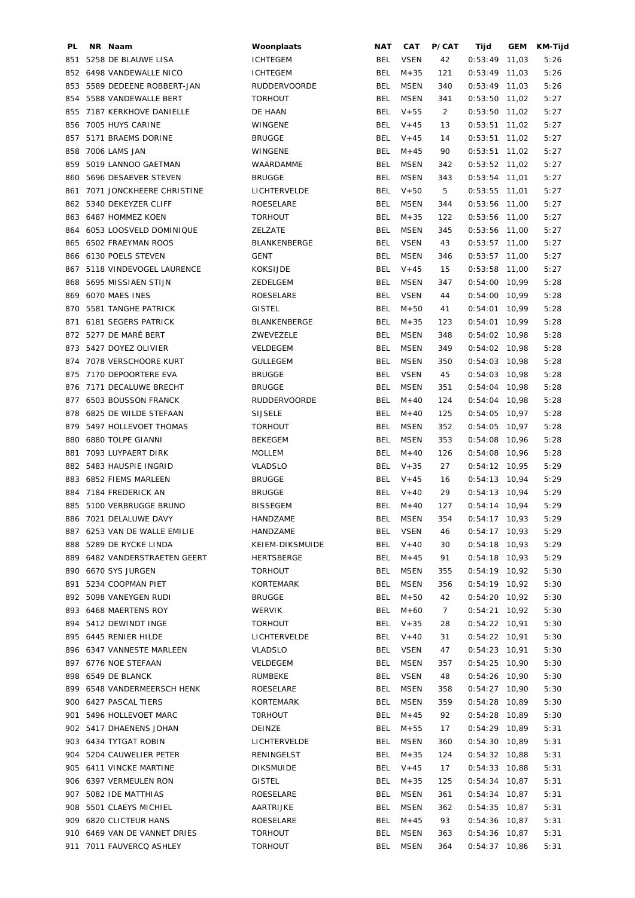| PL | NR | Naam | Woonplaats | NAT | CAT | P/CAT | Tijd | GEM | KM-Tijd |
|---|---|---|---|---|---|---|---|---|---|
| 851 | 5258 | DE BLAUWE LISA | ICHTEGEM | BEL | VSEN | 42 | 0:53:49 | 11,03 | 5:26 |
| 852 | 6498 | VANDEWALLE NICO | ICHTEGEM | BEL | M+35 | 121 | 0:53:49 | 11,03 | 5:26 |
| 853 | 5589 | DEDEENE ROBBERT-JAN | RUDDERVOORDE | BEL | MSEN | 340 | 0:53:49 | 11,03 | 5:26 |
| 854 | 5588 | VANDEWALLE BERT | TORHOUT | BEL | MSEN | 341 | 0:53:50 | 11,02 | 5:27 |
| 855 | 7187 | KERKHOVE DANIELLE | DE HAAN | BEL | V+55 | 2 | 0:53:50 | 11,02 | 5:27 |
| 856 | 7005 | HUYS CARINE | WINGENE | BEL | V+45 | 13 | 0:53:51 | 11,02 | 5:27 |
| 857 | 5171 | BRAEMS DORINE | BRUGGE | BEL | V+45 | 14 | 0:53:51 | 11,02 | 5:27 |
| 858 | 7006 | LAMS JAN | WINGENE | BEL | M+45 | 90 | 0:53:51 | 11,02 | 5:27 |
| 859 | 5019 | LANNOO GAETMAN | WAARDAMME | BEL | MSEN | 342 | 0:53:52 | 11,02 | 5:27 |
| 860 | 5696 | DESAEVER STEVEN | BRUGGE | BEL | MSEN | 343 | 0:53:54 | 11,01 | 5:27 |
| 861 | 7071 | JONCKHEERE CHRISTINE | LICHTERVELDE | BEL | V+50 | 5 | 0:53:55 | 11,01 | 5:27 |
| 862 | 5340 | DEKEYZER CLIFF | ROESELARE | BEL | MSEN | 344 | 0:53:56 | 11,00 | 5:27 |
| 863 | 6487 | HOMMEZ KOEN | TORHOUT | BEL | M+35 | 122 | 0:53:56 | 11,00 | 5:27 |
| 864 | 6053 | LOOSVELD DOMINIQUE | ZELZATE | BEL | MSEN | 345 | 0:53:56 | 11,00 | 5:27 |
| 865 | 6502 | FRAEYMAN ROOS | BLANKENBERGE | BEL | VSEN | 43 | 0:53:57 | 11,00 | 5:27 |
| 866 | 6130 | POELS STEVEN | GENT | BEL | MSEN | 346 | 0:53:57 | 11,00 | 5:27 |
| 867 | 5118 | VINDEVOGEL LAURENCE | KOKSIJDE | BEL | V+45 | 15 | 0:53:58 | 11,00 | 5:27 |
| 868 | 5695 | MISSIAEN STIJN | ZEDELGEM | BEL | MSEN | 347 | 0:54:00 | 10,99 | 5:28 |
| 869 | 6070 | MAES INES | ROESELARE | BEL | VSEN | 44 | 0:54:00 | 10,99 | 5:28 |
| 870 | 5581 | TANGHE PATRICK | GISTEL | BEL | M+50 | 41 | 0:54:01 | 10,99 | 5:28 |
| 871 | 6181 | SEGERS PATRICK | BLANKENBERGE | BEL | M+35 | 123 | 0:54:01 | 10,99 | 5:28 |
| 872 | 5277 | DE MARÉ BERT | ZWEVEZELE | BEL | MSEN | 348 | 0:54:02 | 10,98 | 5:28 |
| 873 | 5427 | DOYEZ OLIVIER | VELDEGEM | BEL | MSEN | 349 | 0:54:02 | 10,98 | 5:28 |
| 874 | 7078 | VERSCHOORE KURT | GULLEGEM | BEL | MSEN | 350 | 0:54:03 | 10,98 | 5:28 |
| 875 | 7170 | DEPOORTERE EVA | BRUGGE | BEL | VSEN | 45 | 0:54:03 | 10,98 | 5:28 |
| 876 | 7171 | DECALUWE BRECHT | BRUGGE | BEL | MSEN | 351 | 0:54:04 | 10,98 | 5:28 |
| 877 | 6503 | BOUSSON FRANCK | RUDDERVOORDE | BEL | M+40 | 124 | 0:54:04 | 10,98 | 5:28 |
| 878 | 6825 | DE WILDE STEFAAN | SIJSELE | BEL | M+40 | 125 | 0:54:05 | 10,97 | 5:28 |
| 879 | 5497 | HOLLEVOET THOMAS | TORHOUT | BEL | MSEN | 352 | 0:54:05 | 10,97 | 5:28 |
| 880 | 6880 | TOLPE GIANNI | BEKEGEM | BEL | MSEN | 353 | 0:54:08 | 10,96 | 5:28 |
| 881 | 7093 | LUYPAERT DIRK | MOLLEM | BEL | M+40 | 126 | 0:54:08 | 10,96 | 5:28 |
| 882 | 5483 | HAUSPIE INGRID | VLADSLO | BEL | V+35 | 27 | 0:54:12 | 10,95 | 5:29 |
| 883 | 6852 | FIEMS MARLEEN | BRUGGE | BEL | V+45 | 16 | 0:54:13 | 10,94 | 5:29 |
| 884 | 7184 | FREDERICK AN | BRUGGE | BEL | V+40 | 29 | 0:54:13 | 10,94 | 5:29 |
| 885 | 5100 | VERBRUGGE BRUNO | BISSEGEM | BEL | M+40 | 127 | 0:54:14 | 10,94 | 5:29 |
| 886 | 7021 | DELALUWE DAVY | HANDZAME | BEL | MSEN | 354 | 0:54:17 | 10,93 | 5:29 |
| 887 | 6253 | VAN DE WALLE EMILIE | HANDZAME | BEL | VSEN | 46 | 0:54:17 | 10,93 | 5:29 |
| 888 | 5289 | DE RYCKE LINDA | KEIEM-DIKSMUIDE | BEL | V+40 | 30 | 0:54:18 | 10,93 | 5:29 |
| 889 | 6482 | VANDERSTRAETEN GEERT | HERTSBERGE | BEL | M+45 | 91 | 0:54:18 | 10,93 | 5:29 |
| 890 | 6670 | SYS JURGEN | TORHOUT | BEL | MSEN | 355 | 0:54:19 | 10,92 | 5:30 |
| 891 | 5234 | COOPMAN PIET | KORTEMARK | BEL | MSEN | 356 | 0:54:19 | 10,92 | 5:30 |
| 892 | 5098 | VANEYGEN RUDI | BRUGGE | BEL | M+50 | 42 | 0:54:20 | 10,92 | 5:30 |
| 893 | 6468 | MAERTENS ROY | WERVIK | BEL | M+60 | 7 | 0:54:21 | 10,92 | 5:30 |
| 894 | 5412 | DEWINDT INGE | TORHOUT | BEL | V+35 | 28 | 0:54:22 | 10,91 | 5:30 |
| 895 | 6445 | RENIER HILDE | LICHTERVELDE | BEL | V+40 | 31 | 0:54:22 | 10,91 | 5:30 |
| 896 | 6347 | VANNESTE MARLEEN | VLADSLO | BEL | VSEN | 47 | 0:54:23 | 10,91 | 5:30 |
| 897 | 6776 | NOE STEFAAN | VELDEGEM | BEL | MSEN | 357 | 0:54:25 | 10,90 | 5:30 |
| 898 | 6549 | DE BLANCK | RUMBEKE | BEL | VSEN | 48 | 0:54:26 | 10,90 | 5:30 |
| 899 | 6548 | VANDERMEERSCH HENK | ROESELARE | BEL | MSEN | 358 | 0:54:27 | 10,90 | 5:30 |
| 900 | 6427 | PASCAL TIERS | KORTEMARK | BEL | MSEN | 359 | 0:54:28 | 10,89 | 5:30 |
| 901 | 5496 | HOLLEVOET MARC | TORHOUT | BEL | M+45 | 92 | 0:54:28 | 10,89 | 5:30 |
| 902 | 5417 | DHAENENS JOHAN | DEINZE | BEL | M+55 | 17 | 0:54:29 | 10,89 | 5:31 |
| 903 | 6434 | TYTGAT ROBIN | LICHTERVELDE | BEL | MSEN | 360 | 0:54:30 | 10,89 | 5:31 |
| 904 | 5204 | CAUWELIER PETER | RENINGELST | BEL | M+35 | 124 | 0:54:32 | 10,88 | 5:31 |
| 905 | 6411 | VINCKE MARTINE | DIKSMUIDE | BEL | V+45 | 17 | 0:54:33 | 10,88 | 5:31 |
| 906 | 6397 | VERMEULEN RON | GISTEL | BEL | M+35 | 125 | 0:54:34 | 10,87 | 5:31 |
| 907 | 5082 | IDE MATTHIAS | ROESELARE | BEL | MSEN | 361 | 0:54:34 | 10,87 | 5:31 |
| 908 | 5501 | CLAEYS MICHIEL | AARTRIJKE | BEL | MSEN | 362 | 0:54:35 | 10,87 | 5:31 |
| 909 | 6820 | CLICTEUR HANS | ROESELARE | BEL | M+45 | 93 | 0:54:36 | 10,87 | 5:31 |
| 910 | 6469 | VAN DE VANNET DRIES | TORHOUT | BEL | MSEN | 363 | 0:54:36 | 10,87 | 5:31 |
| 911 | 7011 | FAUVERCQ ASHLEY | TORHOUT | BEL | MSEN | 364 | 0:54:37 | 10,86 | 5:31 |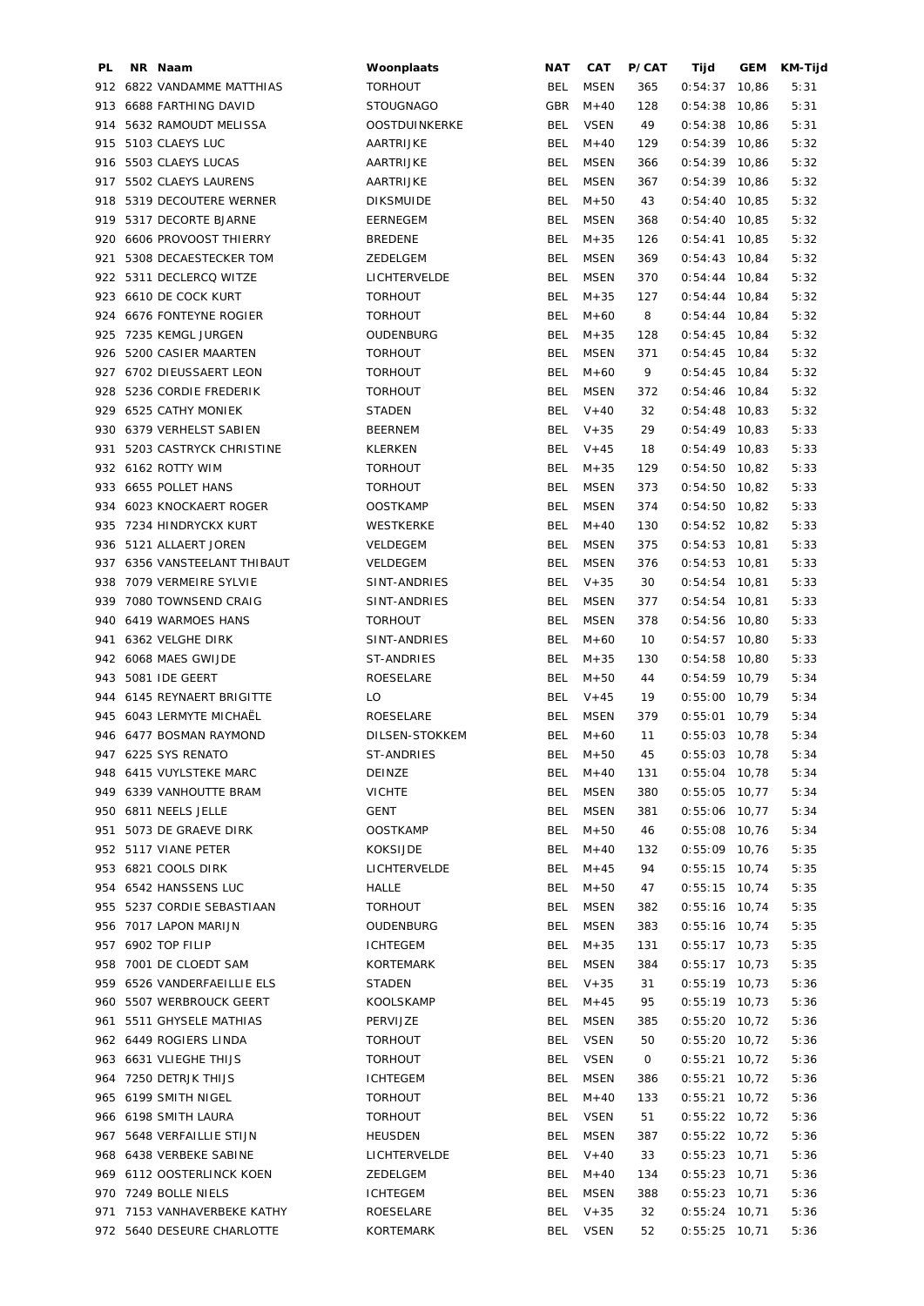| PL | NR | Naam | Woonplaats | NAT | CAT | P/CAT | Tijd | GEM | KM-Tijd |
|---|---|---|---|---|---|---|---|---|---|
| 912 | 6822 | VANDAMME MATTHIAS | TORHOUT | BEL | MSEN | 365 | 0:54:37 | 10,86 | 5:31 |
| 913 | 6688 | FARTHING DAVID | STOUGNAGO | GBR | M+40 | 128 | 0:54:38 | 10,86 | 5:31 |
| 914 | 5632 | RAMOUDT MELISSA | OOSTDUINKERKE | BEL | VSEN | 49 | 0:54:38 | 10,86 | 5:31 |
| 915 | 5103 | CLAEYS LUC | AARTRIJKE | BEL | M+40 | 129 | 0:54:39 | 10,86 | 5:32 |
| 916 | 5503 | CLAEYS LUCAS | AARTRIJKE | BEL | MSEN | 366 | 0:54:39 | 10,86 | 5:32 |
| 917 | 5502 | CLAEYS LAURENS | AARTRIJKE | BEL | MSEN | 367 | 0:54:39 | 10,86 | 5:32 |
| 918 | 5319 | DECOUTERE WERNER | DIKSMUIDE | BEL | M+50 | 43 | 0:54:40 | 10,85 | 5:32 |
| 919 | 5317 | DECORTE BJARNE | EERNEGEM | BEL | MSEN | 368 | 0:54:40 | 10,85 | 5:32 |
| 920 | 6606 | PROVOOST THIERRY | BREDENE | BEL | M+35 | 126 | 0:54:41 | 10,85 | 5:32 |
| 921 | 5308 | DECAESTECKER TOM | ZEDELGEM | BEL | MSEN | 369 | 0:54:43 | 10,84 | 5:32 |
| 922 | 5311 | DECLERCQ WITZE | LICHTERVELDE | BEL | MSEN | 370 | 0:54:44 | 10,84 | 5:32 |
| 923 | 6610 | DE COCK KURT | TORHOUT | BEL | M+35 | 127 | 0:54:44 | 10,84 | 5:32 |
| 924 | 6676 | FONTEYNE ROGIER | TORHOUT | BEL | M+60 | 8 | 0:54:44 | 10,84 | 5:32 |
| 925 | 7235 | KEMGL JURGEN | OUDENBURG | BEL | M+35 | 128 | 0:54:45 | 10,84 | 5:32 |
| 926 | 5200 | CASIER MAARTEN | TORHOUT | BEL | MSEN | 371 | 0:54:45 | 10,84 | 5:32 |
| 927 | 6702 | DIEUSSAERT LEON | TORHOUT | BEL | M+60 | 9 | 0:54:45 | 10,84 | 5:32 |
| 928 | 5236 | CORDIE FREDERIK | TORHOUT | BEL | MSEN | 372 | 0:54:46 | 10,84 | 5:32 |
| 929 | 6525 | CATHY MONIEK | STADEN | BEL | V+40 | 32 | 0:54:48 | 10,83 | 5:32 |
| 930 | 6379 | VERHELST SABIEN | BEERNEM | BEL | V+35 | 29 | 0:54:49 | 10,83 | 5:33 |
| 931 | 5203 | CASTRYCK CHRISTINE | KLERKEN | BEL | V+45 | 18 | 0:54:49 | 10,83 | 5:33 |
| 932 | 6162 | ROTTY WIM | TORHOUT | BEL | M+35 | 129 | 0:54:50 | 10,82 | 5:33 |
| 933 | 6655 | POLLET HANS | TORHOUT | BEL | MSEN | 373 | 0:54:50 | 10,82 | 5:33 |
| 934 | 6023 | KNOCKAERT ROGER | OOSTKAMP | BEL | MSEN | 374 | 0:54:50 | 10,82 | 5:33 |
| 935 | 7234 | HINDRYCKX KURT | WESTKERKE | BEL | M+40 | 130 | 0:54:52 | 10,82 | 5:33 |
| 936 | 5121 | ALLAERT JOREN | VELDEGEM | BEL | MSEN | 375 | 0:54:53 | 10,81 | 5:33 |
| 937 | 6356 | VANSTEELANT THIBAUT | VELDEGEM | BEL | MSEN | 376 | 0:54:53 | 10,81 | 5:33 |
| 938 | 7079 | VERMEIRE SYLVIE | SINT-ANDRIES | BEL | V+35 | 30 | 0:54:54 | 10,81 | 5:33 |
| 939 | 7080 | TOWNSEND CRAIG | SINT-ANDRIES | BEL | MSEN | 377 | 0:54:54 | 10,81 | 5:33 |
| 940 | 6419 | WARMOES HANS | TORHOUT | BEL | MSEN | 378 | 0:54:56 | 10,80 | 5:33 |
| 941 | 6362 | VELGHE DIRK | SINT-ANDRIES | BEL | M+60 | 10 | 0:54:57 | 10,80 | 5:33 |
| 942 | 6068 | MAES GWIJDE | ST-ANDRIES | BEL | M+35 | 130 | 0:54:58 | 10,80 | 5:33 |
| 943 | 5081 | IDE GEERT | ROESELARE | BEL | M+50 | 44 | 0:54:59 | 10,79 | 5:34 |
| 944 | 6145 | REYNAERT BRIGITTE | LO | BEL | V+45 | 19 | 0:55:00 | 10,79 | 5:34 |
| 945 | 6043 | LERMYTE MICHAËL | ROESELARE | BEL | MSEN | 379 | 0:55:01 | 10,79 | 5:34 |
| 946 | 6477 | BOSMAN RAYMOND | DILSEN-STOKKEM | BEL | M+60 | 11 | 0:55:03 | 10,78 | 5:34 |
| 947 | 6225 | SYS RENATO | ST-ANDRIES | BEL | M+50 | 45 | 0:55:03 | 10,78 | 5:34 |
| 948 | 6415 | VUYLSTEKE MARC | DEINZE | BEL | M+40 | 131 | 0:55:04 | 10,78 | 5:34 |
| 949 | 6339 | VANHOUTTE BRAM | VICHTE | BEL | MSEN | 380 | 0:55:05 | 10,77 | 5:34 |
| 950 | 6811 | NEELS JELLE | GENT | BEL | MSEN | 381 | 0:55:06 | 10,77 | 5:34 |
| 951 | 5073 | DE GRAEVE DIRK | OOSTKAMP | BEL | M+50 | 46 | 0:55:08 | 10,76 | 5:34 |
| 952 | 5117 | VIANE PETER | KOKSIJDE | BEL | M+40 | 132 | 0:55:09 | 10,76 | 5:35 |
| 953 | 6821 | COOLS DIRK | LICHTERVELDE | BEL | M+45 | 94 | 0:55:15 | 10,74 | 5:35 |
| 954 | 6542 | HANSSENS LUC | HALLE | BEL | M+50 | 47 | 0:55:15 | 10,74 | 5:35 |
| 955 | 5237 | CORDIE SEBASTIAAN | TORHOUT | BEL | MSEN | 382 | 0:55:16 | 10,74 | 5:35 |
| 956 | 7017 | LAPON MARIJN | OUDENBURG | BEL | MSEN | 383 | 0:55:16 | 10,74 | 5:35 |
| 957 | 6902 | TOP FILIP | ICHTEGEM | BEL | M+35 | 131 | 0:55:17 | 10,73 | 5:35 |
| 958 | 7001 | DE CLOEDT SAM | KORTEMARK | BEL | MSEN | 384 | 0:55:17 | 10,73 | 5:35 |
| 959 | 6526 | VANDERFAEILLIE ELS | STADEN | BEL | V+35 | 31 | 0:55:19 | 10,73 | 5:36 |
| 960 | 5507 | WERBROUCK GEERT | KOOLSKAMP | BEL | M+45 | 95 | 0:55:19 | 10,73 | 5:36 |
| 961 | 5511 | GHYSELE MATHIAS | PERVIJZE | BEL | MSEN | 385 | 0:55:20 | 10,72 | 5:36 |
| 962 | 6449 | ROGIERS LINDA | TORHOUT | BEL | VSEN | 50 | 0:55:20 | 10,72 | 5:36 |
| 963 | 6631 | VLIEGHE THIJS | TORHOUT | BEL | VSEN | 0 | 0:55:21 | 10,72 | 5:36 |
| 964 | 7250 | DETRJK THIJS | ICHTEGEM | BEL | MSEN | 386 | 0:55:21 | 10,72 | 5:36 |
| 965 | 6199 | SMITH NIGEL | TORHOUT | BEL | M+40 | 133 | 0:55:21 | 10,72 | 5:36 |
| 966 | 6198 | SMITH LAURA | TORHOUT | BEL | VSEN | 51 | 0:55:22 | 10,72 | 5:36 |
| 967 | 5648 | VERFAILLIE STIJN | HEUSDEN | BEL | MSEN | 387 | 0:55:22 | 10,72 | 5:36 |
| 968 | 6438 | VERBEKE SABINE | LICHTERVELDE | BEL | V+40 | 33 | 0:55:23 | 10,71 | 5:36 |
| 969 | 6112 | OOSTERLINCK KOEN | ZEDELGEM | BEL | M+40 | 134 | 0:55:23 | 10,71 | 5:36 |
| 970 | 7249 | BOLLE NIELS | ICHTEGEM | BEL | MSEN | 388 | 0:55:23 | 10,71 | 5:36 |
| 971 | 7153 | VANHAVERBEKE KATHY | ROESELARE | BEL | V+35 | 32 | 0:55:24 | 10,71 | 5:36 |
| 972 | 5640 | DESEURE CHARLOTTE | KORTEMARK | BEL | VSEN | 52 | 0:55:25 | 10,71 | 5:36 |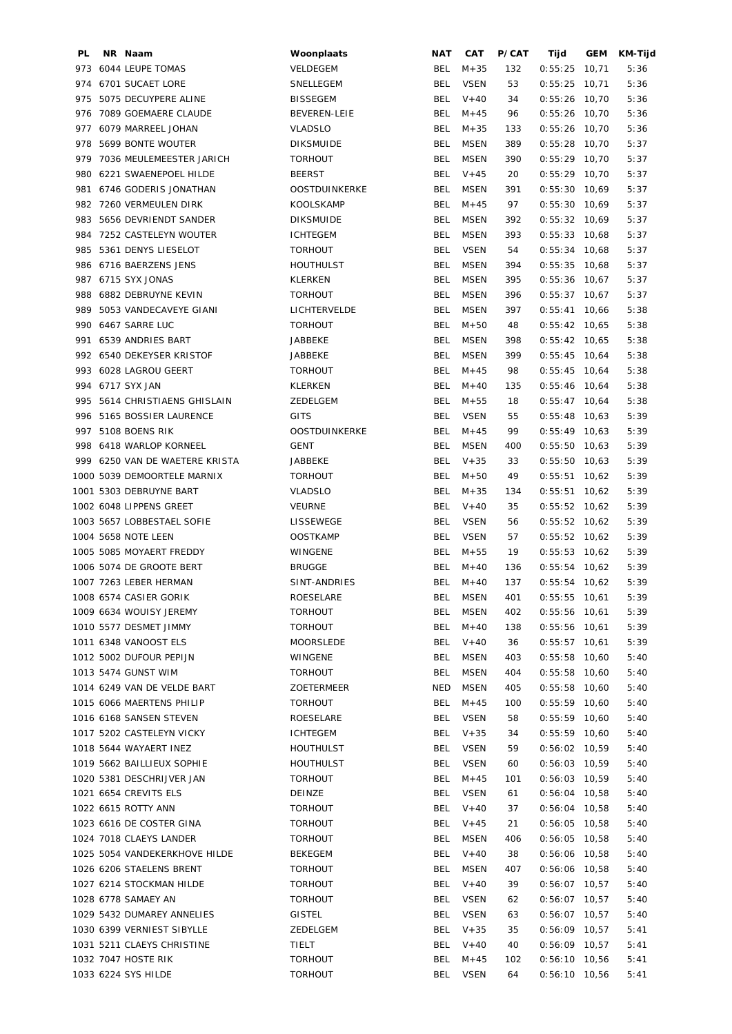| PL | NR | Naam | Woonplaats | NAT | CAT | P/CAT | Tijd | GEM | KM-Tijd |
|---|---|---|---|---|---|---|---|---|---|
| 973 | 6044 | LEUPE TOMAS | VELDEGEM | BEL | M+35 | 132 | 0:55:25 | 10,71 | 5:36 |
| 974 | 6701 | SUCAET LORE | SNELLEGEM | BEL | VSEN | 53 | 0:55:25 | 10,71 | 5:36 |
| 975 | 5075 | DECUYPERE ALINE | BISSEGEM | BEL | V+40 | 34 | 0:55:26 | 10,70 | 5:36 |
| 976 | 7089 | GOEMAERE CLAUDE | BEVEREN-LEIE | BEL | M+45 | 96 | 0:55:26 | 10,70 | 5:36 |
| 977 | 6079 | MARREEL JOHAN | VLADSLO | BEL | M+35 | 133 | 0:55:26 | 10,70 | 5:36 |
| 978 | 5699 | BONTE WOUTER | DIKSMUIDE | BEL | MSEN | 389 | 0:55:28 | 10,70 | 5:37 |
| 979 | 7036 | MEULEMEESTER JARICH | TORHOUT | BEL | MSEN | 390 | 0:55:29 | 10,70 | 5:37 |
| 980 | 6221 | SWAENEPOEL HILDE | BEERST | BEL | V+45 | 20 | 0:55:29 | 10,70 | 5:37 |
| 981 | 6746 | GODERIS JONATHAN | OOSTDUINKERKE | BEL | MSEN | 391 | 0:55:30 | 10,69 | 5:37 |
| 982 | 7260 | VERMEULEN DIRK | KOOLSKAMP | BEL | M+45 | 97 | 0:55:30 | 10,69 | 5:37 |
| 983 | 5656 | DEVRIENDT SANDER | DIKSMUIDE | BEL | MSEN | 392 | 0:55:32 | 10,69 | 5:37 |
| 984 | 7252 | CASTELEYN WOUTER | ICHTEGEM | BEL | MSEN | 393 | 0:55:33 | 10,68 | 5:37 |
| 985 | 5361 | DENYS LIESELOT | TORHOUT | BEL | VSEN | 54 | 0:55:34 | 10,68 | 5:37 |
| 986 | 6716 | BAERZENS JENS | HOUTHULST | BEL | MSEN | 394 | 0:55:35 | 10,68 | 5:37 |
| 987 | 6715 | SYX JONAS | KLERKEN | BEL | MSEN | 395 | 0:55:36 | 10,67 | 5:37 |
| 988 | 6882 | DEBRUYNE KEVIN | TORHOUT | BEL | MSEN | 396 | 0:55:37 | 10,67 | 5:37 |
| 989 | 5053 | VANDECAVEYE GIANI | LICHTERVELDE | BEL | MSEN | 397 | 0:55:41 | 10,66 | 5:38 |
| 990 | 6467 | SARRE LUC | TORHOUT | BEL | M+50 | 48 | 0:55:42 | 10,65 | 5:38 |
| 991 | 6539 | ANDRIES BART | JABBEKE | BEL | MSEN | 398 | 0:55:42 | 10,65 | 5:38 |
| 992 | 6540 | DEKEYSER KRISTOF | JABBEKE | BEL | MSEN | 399 | 0:55:45 | 10,64 | 5:38 |
| 993 | 6028 | LAGROU GEERT | TORHOUT | BEL | M+45 | 98 | 0:55:45 | 10,64 | 5:38 |
| 994 | 6717 | SYX JAN | KLERKEN | BEL | M+40 | 135 | 0:55:46 | 10,64 | 5:38 |
| 995 | 5614 | CHRISTIAENS GHISLAIN | ZEDELGEM | BEL | M+55 | 18 | 0:55:47 | 10,64 | 5:38 |
| 996 | 5165 | BOSSIER LAURENCE | GITS | BEL | VSEN | 55 | 0:55:48 | 10,63 | 5:39 |
| 997 | 5108 | BOENS RIK | OOSTDUINKERKE | BEL | M+45 | 99 | 0:55:49 | 10,63 | 5:39 |
| 998 | 6418 | WARLOP KORNEEL | GENT | BEL | MSEN | 400 | 0:55:50 | 10,63 | 5:39 |
| 999 | 6250 | VAN DE WAETERE KRISTA | JABBEKE | BEL | V+35 | 33 | 0:55:50 | 10,63 | 5:39 |
| 1000 | 5039 | DEMOORTELE MARNIX | TORHOUT | BEL | M+50 | 49 | 0:55:51 | 10,62 | 5:39 |
| 1001 | 5303 | DEBRUYNE BART | VLADSLO | BEL | M+35 | 134 | 0:55:51 | 10,62 | 5:39 |
| 1002 | 6048 | LIPPENS GREET | VEURNE | BEL | V+40 | 35 | 0:55:52 | 10,62 | 5:39 |
| 1003 | 5657 | LOBBESTAEL SOFIE | LISSEWEGE | BEL | VSEN | 56 | 0:55:52 | 10,62 | 5:39 |
| 1004 | 5658 | NOTE LEEN | OOSTKAMP | BEL | VSEN | 57 | 0:55:52 | 10,62 | 5:39 |
| 1005 | 5085 | MOYAERT FREDDY | WINGENE | BEL | M+55 | 19 | 0:55:53 | 10,62 | 5:39 |
| 1006 | 5074 | DE GROOTE BERT | BRUGGE | BEL | M+40 | 136 | 0:55:54 | 10,62 | 5:39 |
| 1007 | 7263 | LEBER HERMAN | SINT-ANDRIES | BEL | M+40 | 137 | 0:55:54 | 10,62 | 5:39 |
| 1008 | 6574 | CASIER GORIK | ROESELARE | BEL | MSEN | 401 | 0:55:55 | 10,61 | 5:39 |
| 1009 | 6634 | WOUISY JEREMY | TORHOUT | BEL | MSEN | 402 | 0:55:56 | 10,61 | 5:39 |
| 1010 | 5577 | DESMET JIMMY | TORHOUT | BEL | M+40 | 138 | 0:55:56 | 10,61 | 5:39 |
| 1011 | 6348 | VANOOST ELS | MOORSLEDE | BEL | V+40 | 36 | 0:55:57 | 10,61 | 5:39 |
| 1012 | 5002 | DUFOUR PEPIJN | WINGENE | BEL | MSEN | 403 | 0:55:58 | 10,60 | 5:40 |
| 1013 | 5474 | GUNST WIM | TORHOUT | BEL | MSEN | 404 | 0:55:58 | 10,60 | 5:40 |
| 1014 | 6249 | VAN DE VELDE BART | ZOETERMEER | NED | MSEN | 405 | 0:55:58 | 10,60 | 5:40 |
| 1015 | 6066 | MAERTENS PHILIP | TORHOUT | BEL | M+45 | 100 | 0:55:59 | 10,60 | 5:40 |
| 1016 | 6168 | SANSEN STEVEN | ROESELARE | BEL | VSEN | 58 | 0:55:59 | 10,60 | 5:40 |
| 1017 | 5202 | CASTELEYN VICKY | ICHTEGEM | BEL | V+35 | 34 | 0:55:59 | 10,60 | 5:40 |
| 1018 | 5644 | WAYAERT INEZ | HOUTHULST | BEL | VSEN | 59 | 0:56:02 | 10,59 | 5:40 |
| 1019 | 5662 | BAILLIEUX SOPHIE | HOUTHULST | BEL | VSEN | 60 | 0:56:03 | 10,59 | 5:40 |
| 1020 | 5381 | DESCHRIJVER JAN | TORHOUT | BEL | M+45 | 101 | 0:56:03 | 10,59 | 5:40 |
| 1021 | 6654 | CREVITS ELS | DEINZE | BEL | VSEN | 61 | 0:56:04 | 10,58 | 5:40 |
| 1022 | 6615 | ROTTY ANN | TORHOUT | BEL | V+40 | 37 | 0:56:04 | 10,58 | 5:40 |
| 1023 | 6616 | DE COSTER GINA | TORHOUT | BEL | V+45 | 21 | 0:56:05 | 10,58 | 5:40 |
| 1024 | 7018 | CLAEYS LANDER | TORHOUT | BEL | MSEN | 406 | 0:56:05 | 10,58 | 5:40 |
| 1025 | 5054 | VANDEKERKHOVE HILDE | BEKEGEM | BEL | V+40 | 38 | 0:56:06 | 10,58 | 5:40 |
| 1026 | 6206 | STAELENS BRENT | TORHOUT | BEL | MSEN | 407 | 0:56:06 | 10,58 | 5:40 |
| 1027 | 6214 | STOCKMAN HILDE | TORHOUT | BEL | V+40 | 39 | 0:56:07 | 10,57 | 5:40 |
| 1028 | 6778 | SAMAEY AN | TORHOUT | BEL | VSEN | 62 | 0:56:07 | 10,57 | 5:40 |
| 1029 | 5432 | DUMAREY ANNELIES | GISTEL | BEL | VSEN | 63 | 0:56:07 | 10,57 | 5:40 |
| 1030 | 6399 | VERNIEST SIBYLLE | ZEDELGEM | BEL | V+35 | 35 | 0:56:09 | 10,57 | 5:41 |
| 1031 | 5211 | CLAEYS CHRISTINE | TIELT | BEL | V+40 | 40 | 0:56:09 | 10,57 | 5:41 |
| 1032 | 7047 | HOSTE RIK | TORHOUT | BEL | M+45 | 102 | 0:56:10 | 10,56 | 5:41 |
| 1033 | 6224 | SYS HILDE | TORHOUT | BEL | VSEN | 64 | 0:56:10 | 10,56 | 5:41 |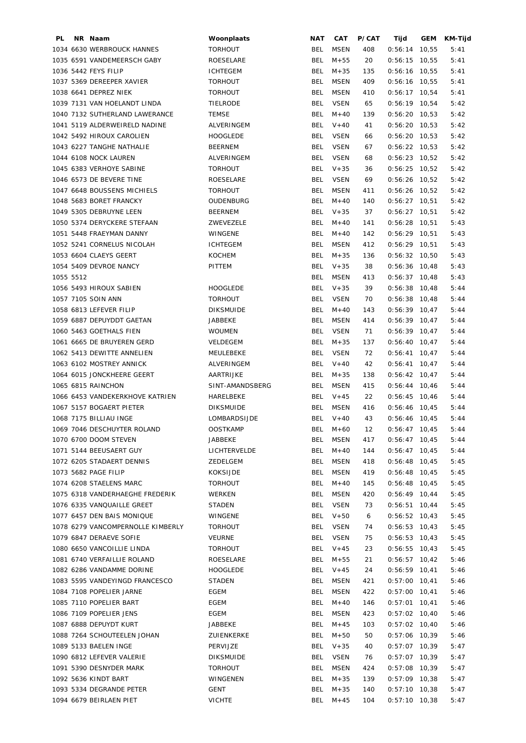| PL | NR | Naam | Woonplaats | NAT | CAT | P/CAT | Tijd | GEM | KM-Tijd |
|---|---|---|---|---|---|---|---|---|---|
| 1034 | 6630 | WERBROUCK HANNES | TORHOUT | BEL | MSEN | 408 | 0:56:14 | 10,55 | 5:41 |
| 1035 | 6591 | VANDEMEERSCH GABY | ROESELARE | BEL | M+55 | 20 | 0:56:15 | 10,55 | 5:41 |
| 1036 | 5442 | FEYS FILIP | ICHTEGEM | BEL | M+35 | 135 | 0:56:16 | 10,55 | 5:41 |
| 1037 | 5369 | DEREEPER XAVIER | TORHOUT | BEL | MSEN | 409 | 0:56:16 | 10,55 | 5:41 |
| 1038 | 6641 | DEPREZ NIEK | TORHOUT | BEL | MSEN | 410 | 0:56:17 | 10,54 | 5:41 |
| 1039 | 7131 | VAN HOELANDT LINDA | TIELRODE | BEL | VSEN | 65 | 0:56:19 | 10,54 | 5:42 |
| 1040 | 7132 | SUTHERLAND LAWERANCE | TEMSE | BEL | M+40 | 139 | 0:56:20 | 10,53 | 5:42 |
| 1041 | 5119 | ALDERWEIRELD NADINE | ALVERINGEM | BEL | V+40 | 41 | 0:56:20 | 10,53 | 5:42 |
| 1042 | 5492 | HIROUX CAROLIEN | HOOGLEDE | BEL | VSEN | 66 | 0:56:20 | 10,53 | 5:42 |
| 1043 | 6227 | TANGHE NATHALIE | BEERNEM | BEL | VSEN | 67 | 0:56:22 | 10,53 | 5:42 |
| 1044 | 6108 | NOCK LAUREN | ALVERINGEM | BEL | VSEN | 68 | 0:56:23 | 10,52 | 5:42 |
| 1045 | 6383 | VERHOYE SABINE | TORHOUT | BEL | V+35 | 36 | 0:56:25 | 10,52 | 5:42 |
| 1046 | 6573 | DE BEVERE TINE | ROESELARE | BEL | VSEN | 69 | 0:56:26 | 10,52 | 5:42 |
| 1047 | 6648 | BOUSSENS MICHIELS | TORHOUT | BEL | MSEN | 411 | 0:56:26 | 10,52 | 5:42 |
| 1048 | 5683 | BORET FRANCKY | OUDENBURG | BEL | M+40 | 140 | 0:56:27 | 10,51 | 5:42 |
| 1049 | 5305 | DEBRUYNE LEEN | BEERNEM | BEL | V+35 | 37 | 0:56:27 | 10,51 | 5:42 |
| 1050 | 5374 | DERYCKERE STEFAAN | ZWEVEZELE | BEL | M+40 | 141 | 0:56:28 | 10,51 | 5:43 |
| 1051 | 5448 | FRAEYMAN DANNY | WINGENE | BEL | M+40 | 142 | 0:56:29 | 10,51 | 5:43 |
| 1052 | 5241 | CORNELUS NICOLAH | ICHTEGEM | BEL | MSEN | 412 | 0:56:29 | 10,51 | 5:43 |
| 1053 | 6604 | CLAEYS GEERT | KOCHEM | BEL | M+35 | 136 | 0:56:32 | 10,50 | 5:43 |
| 1054 | 5409 | DEVROE NANCY | PITTEM | BEL | V+35 | 38 | 0:56:36 | 10,48 | 5:43 |
| 1055 | 5512 | | | BEL | MSEN | 413 | 0:56:37 | 10,48 | 5:43 |
| 1056 | 5493 | HIROUX SABIEN | HOOGLEDE | BEL | V+35 | 39 | 0:56:38 | 10,48 | 5:44 |
| 1057 | 7105 | SOIN ANN | TORHOUT | BEL | VSEN | 70 | 0:56:38 | 10,48 | 5:44 |
| 1058 | 6813 | LEFEVER FILIP | DIKSMUIDE | BEL | M+40 | 143 | 0:56:39 | 10,47 | 5:44 |
| 1059 | 6887 | DEPUYDDT GAETAN | JABBEKE | BEL | MSEN | 414 | 0:56:39 | 10,47 | 5:44 |
| 1060 | 5463 | GOETHALS FIEN | WOUMEN | BEL | VSEN | 71 | 0:56:39 | 10,47 | 5:44 |
| 1061 | 6665 | DE BRUYEREN GERD | VELDEGEM | BEL | M+35 | 137 | 0:56:40 | 10,47 | 5:44 |
| 1062 | 5413 | DEWITTE ANNELIEN | MEULEBEKE | BEL | VSEN | 72 | 0:56:41 | 10,47 | 5:44 |
| 1063 | 6102 | MOSTREY ANNICK | ALVERINGEM | BEL | V+40 | 42 | 0:56:41 | 10,47 | 5:44 |
| 1064 | 6015 | JONCKHEERE GEERT | AARTRIJKE | BEL | M+35 | 138 | 0:56:42 | 10,47 | 5:44 |
| 1065 | 6815 | RAINCHON | SINT-AMANDSBERG | BEL | MSEN | 415 | 0:56:44 | 10,46 | 5:44 |
| 1066 | 6453 | VANDEKERKHOVE KATRIEN | HARELBEKE | BEL | V+45 | 22 | 0:56:45 | 10,46 | 5:44 |
| 1067 | 5157 | BOGAERT PIETER | DIKSMUIDE | BEL | MSEN | 416 | 0:56:46 | 10,45 | 5:44 |
| 1068 | 7175 | BILLIAU INGE | LOMBARDSIJDE | BEL | V+40 | 43 | 0:56:46 | 10,45 | 5:44 |
| 1069 | 7046 | DESCHUYTER ROLAND | OOSTKAMP | BEL | M+60 | 12 | 0:56:47 | 10,45 | 5:44 |
| 1070 | 6700 | DOOM STEVEN | JABBEKE | BEL | MSEN | 417 | 0:56:47 | 10,45 | 5:44 |
| 1071 | 5144 | BEEUSAERT GUY | LICHTERVELDE | BEL | M+40 | 144 | 0:56:47 | 10,45 | 5:44 |
| 1072 | 6205 | STADAERT DENNIS | ZEDELGEM | BEL | MSEN | 418 | 0:56:48 | 10,45 | 5:45 |
| 1073 | 5682 | PAGE FILIP | KOKSIJDE | BEL | MSEN | 419 | 0:56:48 | 10,45 | 5:45 |
| 1074 | 6208 | STAELENS MARC | TORHOUT | BEL | M+40 | 145 | 0:56:48 | 10,45 | 5:45 |
| 1075 | 6318 | VANDERHAEGHE FREDERIK | WERKEN | BEL | MSEN | 420 | 0:56:49 | 10,44 | 5:45 |
| 1076 | 6335 | VANQUAILLE GREET | STADEN | BEL | VSEN | 73 | 0:56:51 | 10,44 | 5:45 |
| 1077 | 6457 | DEN BAIS MONIQUE | WINGENE | BEL | V+50 | 6 | 0:56:52 | 10,43 | 5:45 |
| 1078 | 6279 | VANCOMPERNOLLE KIMBERLY | TORHOUT | BEL | VSEN | 74 | 0:56:53 | 10,43 | 5:45 |
| 1079 | 6847 | DERAEVE SOFIE | VEURNE | BEL | VSEN | 75 | 0:56:53 | 10,43 | 5:45 |
| 1080 | 6650 | VANCOILLIE LINDA | TORHOUT | BEL | V+45 | 23 | 0:56:55 | 10,43 | 5:45 |
| 1081 | 6740 | VERFAILLIE ROLAND | ROESELARE | BEL | M+55 | 21 | 0:56:57 | 10,42 | 5:46 |
| 1082 | 6286 | VANDAMME DORINE | HOOGLEDE | BEL | V+45 | 24 | 0:56:59 | 10,41 | 5:46 |
| 1083 | 5595 | VANDEYINGD FRANCESCO | STADEN | BEL | MSEN | 421 | 0:57:00 | 10,41 | 5:46 |
| 1084 | 7108 | POPELIER JARNE | EGEM | BEL | MSEN | 422 | 0:57:00 | 10,41 | 5:46 |
| 1085 | 7110 | POPELIER BART | EGEM | BEL | M+40 | 146 | 0:57:01 | 10,41 | 5:46 |
| 1086 | 7109 | POPELIER JENS | EGEM | BEL | MSEN | 423 | 0:57:02 | 10,40 | 5:46 |
| 1087 | 6888 | DEPUYDT KURT | JABBEKE | BEL | M+45 | 103 | 0:57:02 | 10,40 | 5:46 |
| 1088 | 7264 | SCHOUTEELEN JOHAN | ZUIENKERKE | BEL | M+50 | 50 | 0:57:06 | 10,39 | 5:46 |
| 1089 | 5133 | BAELEN INGE | PERVIJZE | BEL | V+35 | 40 | 0:57:07 | 10,39 | 5:47 |
| 1090 | 6812 | LEFEVER VALERIE | DIKSMUIDE | BEL | VSEN | 76 | 0:57:07 | 10,39 | 5:47 |
| 1091 | 5390 | DESNYDER MARK | TORHOUT | BEL | MSEN | 424 | 0:57:08 | 10,39 | 5:47 |
| 1092 | 5636 | KINDT BART | WINGENEN | BEL | M+35 | 139 | 0:57:09 | 10,38 | 5:47 |
| 1093 | 5334 | DEGRANDE PETER | GENT | BEL | M+35 | 140 | 0:57:10 | 10,38 | 5:47 |
| 1094 | 6679 | BEIRLAEN PIET | VICHTE | BEL | M+45 | 104 | 0:57:10 | 10,38 | 5:47 |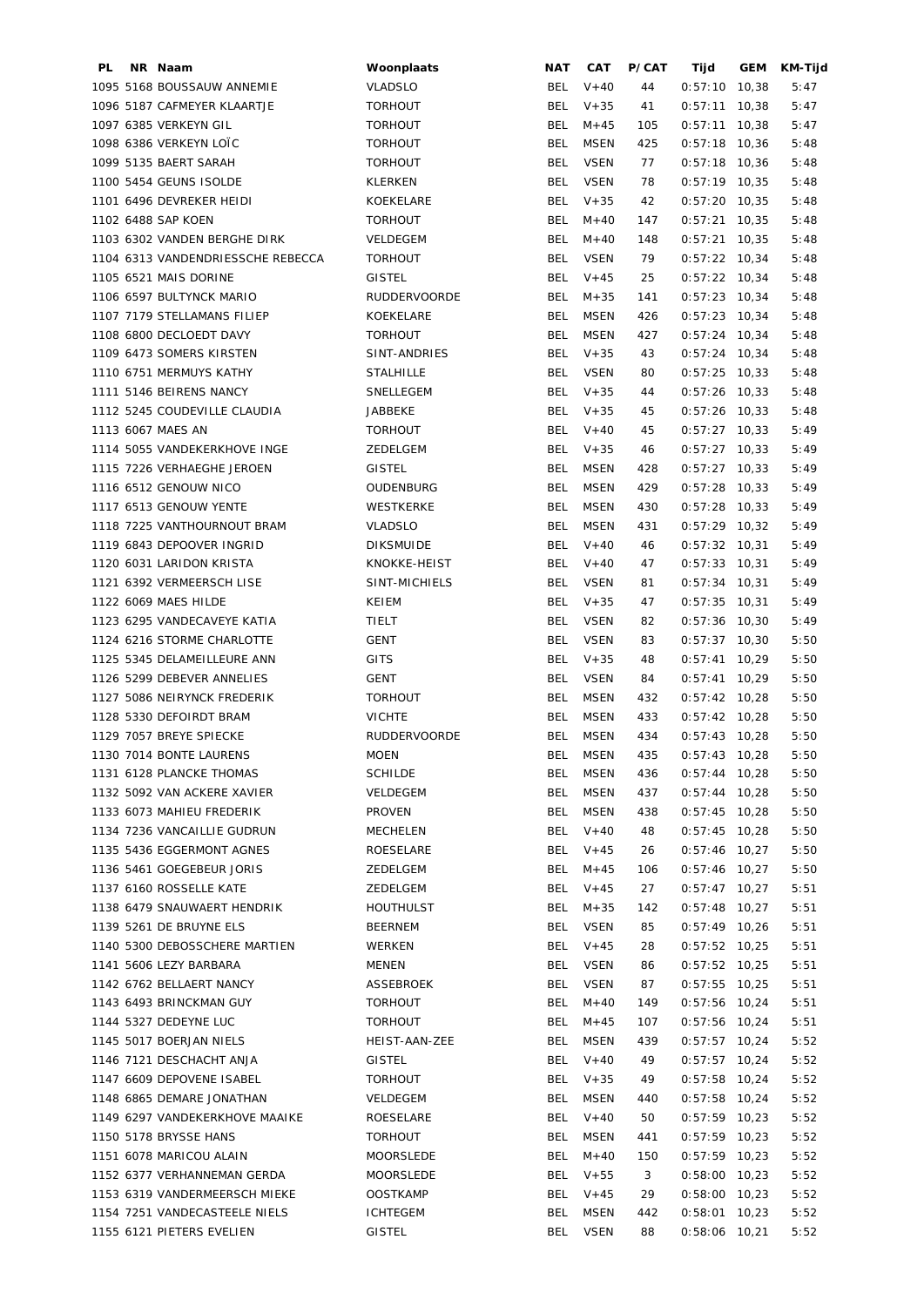| PL | NR | Naam | Woonplaats | NAT | CAT | P/CAT | Tijd | GEM | KM-Tijd |
|---|---|---|---|---|---|---|---|---|---|
| 1095 | 5168 | BOUSSAUW ANNEMIE | VLADSLO | BEL | V+40 | 44 | 0:57:10 | 10,38 | 5:47 |
| 1096 | 5187 | CAFMEYER KLAARTJE | TORHOUT | BEL | V+35 | 41 | 0:57:11 | 10,38 | 5:47 |
| 1097 | 6385 | VERKEYN GIL | TORHOUT | BEL | M+45 | 105 | 0:57:11 | 10,38 | 5:47 |
| 1098 | 6386 | VERKEYN LOÏC | TORHOUT | BEL | MSEN | 425 | 0:57:18 | 10,36 | 5:48 |
| 1099 | 5135 | BAERT SARAH | TORHOUT | BEL | VSEN | 77 | 0:57:18 | 10,36 | 5:48 |
| 1100 | 5454 | GEUNS ISOLDE | KLERKEN | BEL | VSEN | 78 | 0:57:19 | 10,35 | 5:48 |
| 1101 | 6496 | DEVREKER HEIDI | KOEKELARE | BEL | V+35 | 42 | 0:57:20 | 10,35 | 5:48 |
| 1102 | 6488 | SAP KOEN | TORHOUT | BEL | M+40 | 147 | 0:57:21 | 10,35 | 5:48 |
| 1103 | 6302 | VANDEN BERGHE DIRK | VELDEGEM | BEL | M+40 | 148 | 0:57:21 | 10,35 | 5:48 |
| 1104 | 6313 | VANDENDRIESSCHE REBECCA | TORHOUT | BEL | VSEN | 79 | 0:57:22 | 10,34 | 5:48 |
| 1105 | 6521 | MAIS DORINE | GISTEL | BEL | V+45 | 25 | 0:57:22 | 10,34 | 5:48 |
| 1106 | 6597 | BULTYNCK MARIO | RUDDERVOORDE | BEL | M+35 | 141 | 0:57:23 | 10,34 | 5:48 |
| 1107 | 7179 | STELLAMANS FILIEP | KOEKELARE | BEL | MSEN | 426 | 0:57:23 | 10,34 | 5:48 |
| 1108 | 6800 | DECLOEDT DAVY | TORHOUT | BEL | MSEN | 427 | 0:57:24 | 10,34 | 5:48 |
| 1109 | 6473 | SOMERS KIRSTEN | SINT-ANDRIES | BEL | V+35 | 43 | 0:57:24 | 10,34 | 5:48 |
| 1110 | 6751 | MERMUYS KATHY | STALHILLE | BEL | VSEN | 80 | 0:57:25 | 10,33 | 5:48 |
| 1111 | 5146 | BEIRENS NANCY | SNELLEGEM | BEL | V+35 | 44 | 0:57:26 | 10,33 | 5:48 |
| 1112 | 5245 | COUDEVILLE CLAUDIA | JABBEKE | BEL | V+35 | 45 | 0:57:26 | 10,33 | 5:48 |
| 1113 | 6067 | MAES AN | TORHOUT | BEL | V+40 | 45 | 0:57:27 | 10,33 | 5:49 |
| 1114 | 5055 | VANDEKERKHOVE INGE | ZEDELGEM | BEL | V+35 | 46 | 0:57:27 | 10,33 | 5:49 |
| 1115 | 7226 | VERHAEGHE JEROEN | GISTEL | BEL | MSEN | 428 | 0:57:27 | 10,33 | 5:49 |
| 1116 | 6512 | GENOUW NICO | OUDENBURG | BEL | MSEN | 429 | 0:57:28 | 10,33 | 5:49 |
| 1117 | 6513 | GENOUW YENTE | WESTKERKE | BEL | MSEN | 430 | 0:57:28 | 10,33 | 5:49 |
| 1118 | 7225 | VANTHOURNOUT BRAM | VLADSLO | BEL | MSEN | 431 | 0:57:29 | 10,32 | 5:49 |
| 1119 | 6843 | DEPOOVER INGRID | DIKSMUIDE | BEL | V+40 | 46 | 0:57:32 | 10,31 | 5:49 |
| 1120 | 6031 | LARIDON KRISTA | KNOKKE-HEIST | BEL | V+40 | 47 | 0:57:33 | 10,31 | 5:49 |
| 1121 | 6392 | VERMEERSCH LISE | SINT-MICHIELS | BEL | VSEN | 81 | 0:57:34 | 10,31 | 5:49 |
| 1122 | 6069 | MAES HILDE | KEIEM | BEL | V+35 | 47 | 0:57:35 | 10,31 | 5:49 |
| 1123 | 6295 | VANDECAVEYE KATIA | TIELT | BEL | VSEN | 82 | 0:57:36 | 10,30 | 5:49 |
| 1124 | 6216 | STORME CHARLOTTE | GENT | BEL | VSEN | 83 | 0:57:37 | 10,30 | 5:50 |
| 1125 | 5345 | DELAMEILLEURE ANN | GITS | BEL | V+35 | 48 | 0:57:41 | 10,29 | 5:50 |
| 1126 | 5299 | DEBEVER ANNELIES | GENT | BEL | VSEN | 84 | 0:57:41 | 10,29 | 5:50 |
| 1127 | 5086 | NEIRYNCK FREDERIK | TORHOUT | BEL | MSEN | 432 | 0:57:42 | 10,28 | 5:50 |
| 1128 | 5330 | DEFOIRDT BRAM | VICHTE | BEL | MSEN | 433 | 0:57:42 | 10,28 | 5:50 |
| 1129 | 7057 | BREYE SPIECKE | RUDDERVOORDE | BEL | MSEN | 434 | 0:57:43 | 10,28 | 5:50 |
| 1130 | 7014 | BONTE LAURENS | MOEN | BEL | MSEN | 435 | 0:57:43 | 10,28 | 5:50 |
| 1131 | 6128 | PLANCKE THOMAS | SCHILDE | BEL | MSEN | 436 | 0:57:44 | 10,28 | 5:50 |
| 1132 | 5092 | VAN ACKERE XAVIER | VELDEGEM | BEL | MSEN | 437 | 0:57:44 | 10,28 | 5:50 |
| 1133 | 6073 | MAHIEU FREDERIK | PROVEN | BEL | MSEN | 438 | 0:57:45 | 10,28 | 5:50 |
| 1134 | 7236 | VANCAILLIE GUDRUN | MECHELEN | BEL | V+40 | 48 | 0:57:45 | 10,28 | 5:50 |
| 1135 | 5436 | EGGERMONT AGNES | ROESELARE | BEL | V+45 | 26 | 0:57:46 | 10,27 | 5:50 |
| 1136 | 5461 | GOEGEBEUR JORIS | ZEDELGEM | BEL | M+45 | 106 | 0:57:46 | 10,27 | 5:50 |
| 1137 | 6160 | ROSSELLE KATE | ZEDELGEM | BEL | V+45 | 27 | 0:57:47 | 10,27 | 5:51 |
| 1138 | 6479 | SNAUWAERT HENDRIK | HOUTHULST | BEL | M+35 | 142 | 0:57:48 | 10,27 | 5:51 |
| 1139 | 5261 | DE BRUYNE ELS | BEERNEM | BEL | VSEN | 85 | 0:57:49 | 10,26 | 5:51 |
| 1140 | 5300 | DEBOSSCHERE MARTIEN | WERKEN | BEL | V+45 | 28 | 0:57:52 | 10,25 | 5:51 |
| 1141 | 5606 | LEZY BARBARA | MENEN | BEL | VSEN | 86 | 0:57:52 | 10,25 | 5:51 |
| 1142 | 6762 | BELLAERT NANCY | ASSEBROEK | BEL | VSEN | 87 | 0:57:55 | 10,25 | 5:51 |
| 1143 | 6493 | BRINCKMAN GUY | TORHOUT | BEL | M+40 | 149 | 0:57:56 | 10,24 | 5:51 |
| 1144 | 5327 | DEDEYNE LUC | TORHOUT | BEL | M+45 | 107 | 0:57:56 | 10,24 | 5:51 |
| 1145 | 5017 | BOERJAN NIELS | HEIST-AAN-ZEE | BEL | MSEN | 439 | 0:57:57 | 10,24 | 5:52 |
| 1146 | 7121 | DESCHACHT ANJA | GISTEL | BEL | V+40 | 49 | 0:57:57 | 10,24 | 5:52 |
| 1147 | 6609 | DEPOVENE ISABEL | TORHOUT | BEL | V+35 | 49 | 0:57:58 | 10,24 | 5:52 |
| 1148 | 6865 | DEMARE JONATHAN | VELDEGEM | BEL | MSEN | 440 | 0:57:58 | 10,24 | 5:52 |
| 1149 | 6297 | VANDEKERKHOVE MAAIKE | ROESELARE | BEL | V+40 | 50 | 0:57:59 | 10,23 | 5:52 |
| 1150 | 5178 | BRYSSE HANS | TORHOUT | BEL | MSEN | 441 | 0:57:59 | 10,23 | 5:52 |
| 1151 | 6078 | MARICOU ALAIN | MOORSLEDE | BEL | M+40 | 150 | 0:57:59 | 10,23 | 5:52 |
| 1152 | 6377 | VERHANNEMAN GERDA | MOORSLEDE | BEL | V+55 | 3 | 0:58:00 | 10,23 | 5:52 |
| 1153 | 6319 | VANDERMEERSCH MIEKE | OOSTKAMP | BEL | V+45 | 29 | 0:58:00 | 10,23 | 5:52 |
| 1154 | 7251 | VANDECASTEELE NIELS | ICHTEGEM | BEL | MSEN | 442 | 0:58:01 | 10,23 | 5:52 |
| 1155 | 6121 | PIETERS EVELIEN | GISTEL | BEL | VSEN | 88 | 0:58:06 | 10,21 | 5:52 |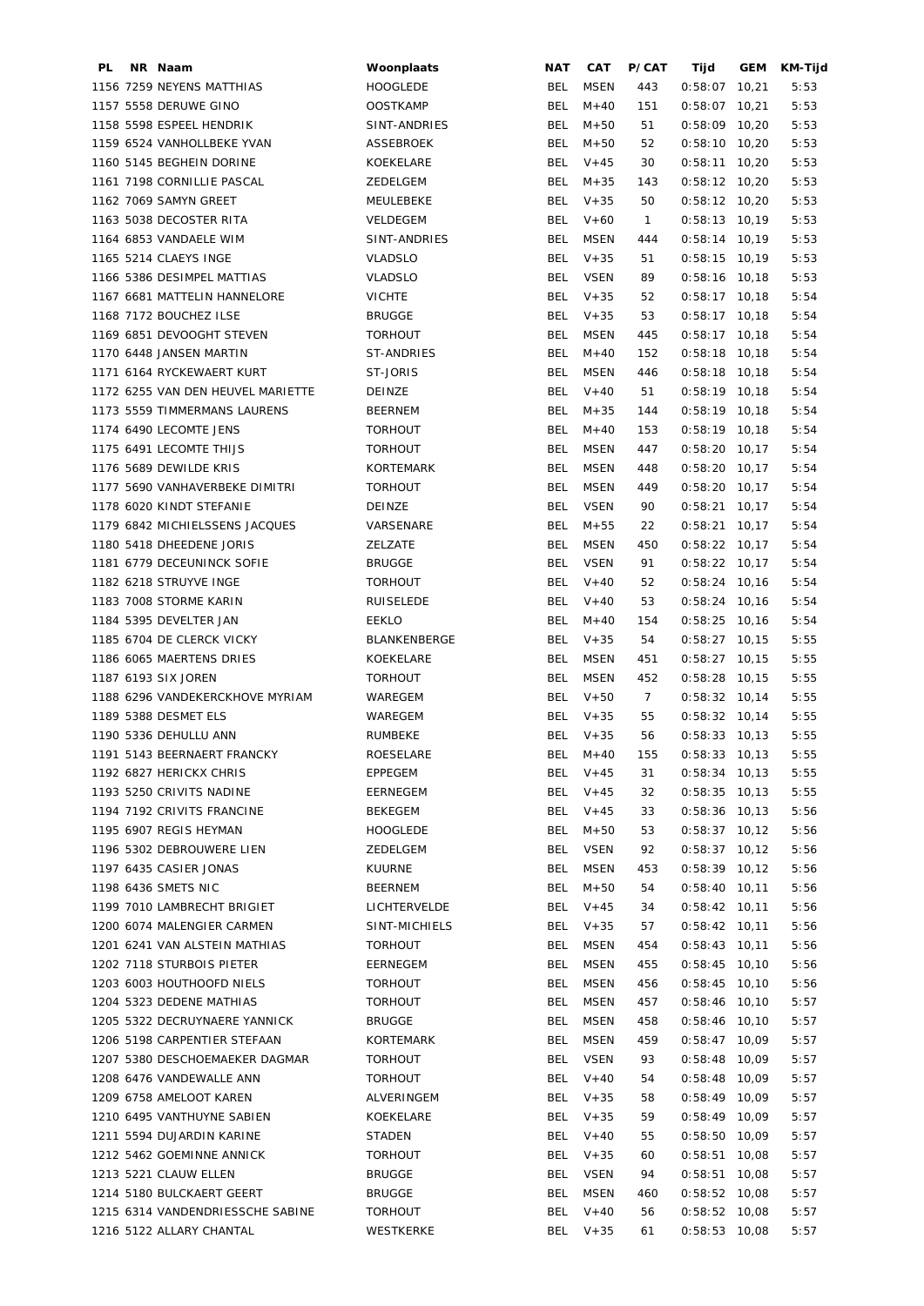| PL | NR | Naam | Woonplaats | NAT | CAT | P/CAT | Tijd | GEM | KM-Tijd |
|---|---|---|---|---|---|---|---|---|---|
| 1156 | 7259 | NEYENS MATTHIAS | HOOGLEDE | BEL | MSEN | 443 | 0:58:07 | 10,21 | 5:53 |
| 1157 | 5558 | DERUWE GINO | OOSTKAMP | BEL | M+40 | 151 | 0:58:07 | 10,21 | 5:53 |
| 1158 | 5598 | ESPEEL HENDRIK | SINT-ANDRIES | BEL | M+50 | 51 | 0:58:09 | 10,20 | 5:53 |
| 1159 | 6524 | VANHOLLBEKE YVAN | ASSEBROEK | BEL | M+50 | 52 | 0:58:10 | 10,20 | 5:53 |
| 1160 | 5145 | BEGHEIN DORINE | KOEKELARE | BEL | V+45 | 30 | 0:58:11 | 10,20 | 5:53 |
| 1161 | 7198 | CORNILLIE PASCAL | ZEDELGEM | BEL | M+35 | 143 | 0:58:12 | 10,20 | 5:53 |
| 1162 | 7069 | SAMYN GREET | MEULEBEKE | BEL | V+35 | 50 | 0:58:12 | 10,20 | 5:53 |
| 1163 | 5038 | DECOSTER RITA | VELDEGEM | BEL | V+60 | 1 | 0:58:13 | 10,19 | 5:53 |
| 1164 | 6853 | VANDAELE WIM | SINT-ANDRIES | BEL | MSEN | 444 | 0:58:14 | 10,19 | 5:53 |
| 1165 | 5214 | CLAEYS INGE | VLADSLO | BEL | V+35 | 51 | 0:58:15 | 10,19 | 5:53 |
| 1166 | 5386 | DESIMPEL MATTIAS | VLADSLO | BEL | VSEN | 89 | 0:58:16 | 10,18 | 5:53 |
| 1167 | 6681 | MATTELIN HANNELORE | VICHTE | BEL | V+35 | 52 | 0:58:17 | 10,18 | 5:54 |
| 1168 | 7172 | BOUCHEZ ILSE | BRUGGE | BEL | V+35 | 53 | 0:58:17 | 10,18 | 5:54 |
| 1169 | 6851 | DEVOOGHT STEVEN | TORHOUT | BEL | MSEN | 445 | 0:58:17 | 10,18 | 5:54 |
| 1170 | 6448 | JANSEN MARTIN | ST-ANDRIES | BEL | M+40 | 152 | 0:58:18 | 10,18 | 5:54 |
| 1171 | 6164 | RYCKEWAERT KURT | ST-JORIS | BEL | MSEN | 446 | 0:58:18 | 10,18 | 5:54 |
| 1172 | 6255 | VAN DEN HEUVEL MARIETTE | DEINZE | BEL | V+40 | 51 | 0:58:19 | 10,18 | 5:54 |
| 1173 | 5559 | TIMMERMANS LAURENS | BEERNEM | BEL | M+35 | 144 | 0:58:19 | 10,18 | 5:54 |
| 1174 | 6490 | LECOMTE JENS | TORHOUT | BEL | M+40 | 153 | 0:58:19 | 10,18 | 5:54 |
| 1175 | 6491 | LECOMTE THIJS | TORHOUT | BEL | MSEN | 447 | 0:58:20 | 10,17 | 5:54 |
| 1176 | 5689 | DEWILDE KRIS | KORTEMARK | BEL | MSEN | 448 | 0:58:20 | 10,17 | 5:54 |
| 1177 | 5690 | VANHAVERBEKE DIMITRI | TORHOUT | BEL | MSEN | 449 | 0:58:20 | 10,17 | 5:54 |
| 1178 | 6020 | KINDT STEFANIE | DEINZE | BEL | VSEN | 90 | 0:58:21 | 10,17 | 5:54 |
| 1179 | 6842 | MICHIELSSENS JACQUES | VARSENARE | BEL | M+55 | 22 | 0:58:21 | 10,17 | 5:54 |
| 1180 | 5418 | DHEEDENE JORIS | ZELZATE | BEL | MSEN | 450 | 0:58:22 | 10,17 | 5:54 |
| 1181 | 6779 | DECEUNINCK SOFIE | BRUGGE | BEL | VSEN | 91 | 0:58:22 | 10,17 | 5:54 |
| 1182 | 6218 | STRUYVE INGE | TORHOUT | BEL | V+40 | 52 | 0:58:24 | 10,16 | 5:54 |
| 1183 | 7008 | STORME KARIN | RUISELEDE | BEL | V+40 | 53 | 0:58:24 | 10,16 | 5:54 |
| 1184 | 5395 | DEVELTER JAN | EEKLO | BEL | M+40 | 154 | 0:58:25 | 10,16 | 5:54 |
| 1185 | 6704 | DE CLERCK VICKY | BLANKENBERGE | BEL | V+35 | 54 | 0:58:27 | 10,15 | 5:55 |
| 1186 | 6065 | MAERTENS DRIES | KOEKELARE | BEL | MSEN | 451 | 0:58:27 | 10,15 | 5:55 |
| 1187 | 6193 | SIX JOREN | TORHOUT | BEL | MSEN | 452 | 0:58:28 | 10,15 | 5:55 |
| 1188 | 6296 | VANDEKERCKHOVE MYRIAM | WAREGEM | BEL | V+50 | 7 | 0:58:32 | 10,14 | 5:55 |
| 1189 | 5388 | DESMET ELS | WAREGEM | BEL | V+35 | 55 | 0:58:32 | 10,14 | 5:55 |
| 1190 | 5336 | DEHULLU ANN | RUMBEKE | BEL | V+35 | 56 | 0:58:33 | 10,13 | 5:55 |
| 1191 | 5143 | BEERNAERT FRANCKY | ROESELARE | BEL | M+40 | 155 | 0:58:33 | 10,13 | 5:55 |
| 1192 | 6827 | HERICKX CHRIS | EPPEGEM | BEL | V+45 | 31 | 0:58:34 | 10,13 | 5:55 |
| 1193 | 5250 | CRIVITS NADINE | EERNEGEM | BEL | V+45 | 32 | 0:58:35 | 10,13 | 5:55 |
| 1194 | 7192 | CRIVITS FRANCINE | BEKEGEM | BEL | V+45 | 33 | 0:58:36 | 10,13 | 5:56 |
| 1195 | 6907 | REGIS HEYMAN | HOOGLEDE | BEL | M+50 | 53 | 0:58:37 | 10,12 | 5:56 |
| 1196 | 5302 | DEBROUWERE LIEN | ZEDELGEM | BEL | VSEN | 92 | 0:58:37 | 10,12 | 5:56 |
| 1197 | 6435 | CASIER JONAS | KUURNE | BEL | MSEN | 453 | 0:58:39 | 10,12 | 5:56 |
| 1198 | 6436 | SMETS NIC | BEERNEM | BEL | M+50 | 54 | 0:58:40 | 10,11 | 5:56 |
| 1199 | 7010 | LAMBRECHT BRIGIET | LICHTERVELDE | BEL | V+45 | 34 | 0:58:42 | 10,11 | 5:56 |
| 1200 | 6074 | MALENGIER CARMEN | SINT-MICHIELS | BEL | V+35 | 57 | 0:58:42 | 10,11 | 5:56 |
| 1201 | 6241 | VAN ALSTEIN MATHIAS | TORHOUT | BEL | MSEN | 454 | 0:58:43 | 10,11 | 5:56 |
| 1202 | 7118 | STURBOIS PIETER | EERNEGEM | BEL | MSEN | 455 | 0:58:45 | 10,10 | 5:56 |
| 1203 | 6003 | HOUTHOOFD NIELS | TORHOUT | BEL | MSEN | 456 | 0:58:45 | 10,10 | 5:56 |
| 1204 | 5323 | DEDENE MATHIAS | TORHOUT | BEL | MSEN | 457 | 0:58:46 | 10,10 | 5:57 |
| 1205 | 5322 | DECRUYNAERE YANNICK | BRUGGE | BEL | MSEN | 458 | 0:58:46 | 10,10 | 5:57 |
| 1206 | 5198 | CARPENTIER STEFAAN | KORTEMARK | BEL | MSEN | 459 | 0:58:47 | 10,09 | 5:57 |
| 1207 | 5380 | DESCHOEMAEKER DAGMAR | TORHOUT | BEL | VSEN | 93 | 0:58:48 | 10,09 | 5:57 |
| 1208 | 6476 | VANDEWALLE ANN | TORHOUT | BEL | V+40 | 54 | 0:58:48 | 10,09 | 5:57 |
| 1209 | 6758 | AMELOOT KAREN | ALVERINGEM | BEL | V+35 | 58 | 0:58:49 | 10,09 | 5:57 |
| 1210 | 6495 | VANTHUYNE SABIEN | KOEKELARE | BEL | V+35 | 59 | 0:58:49 | 10,09 | 5:57 |
| 1211 | 5594 | DUJARDIN KARINE | STADEN | BEL | V+40 | 55 | 0:58:50 | 10,09 | 5:57 |
| 1212 | 5462 | GOEMINNE ANNICK | TORHOUT | BEL | V+35 | 60 | 0:58:51 | 10,08 | 5:57 |
| 1213 | 5221 | CLAUW ELLEN | BRUGGE | BEL | VSEN | 94 | 0:58:51 | 10,08 | 5:57 |
| 1214 | 5180 | BULCKAERT GEERT | BRUGGE | BEL | MSEN | 460 | 0:58:52 | 10,08 | 5:57 |
| 1215 | 6314 | VANDENDRIESSCHE SABINE | TORHOUT | BEL | V+40 | 56 | 0:58:52 | 10,08 | 5:57 |
| 1216 | 5122 | ALLARY CHANTAL | WESTKERKE | BEL | V+35 | 61 | 0:58:53 | 10,08 | 5:57 |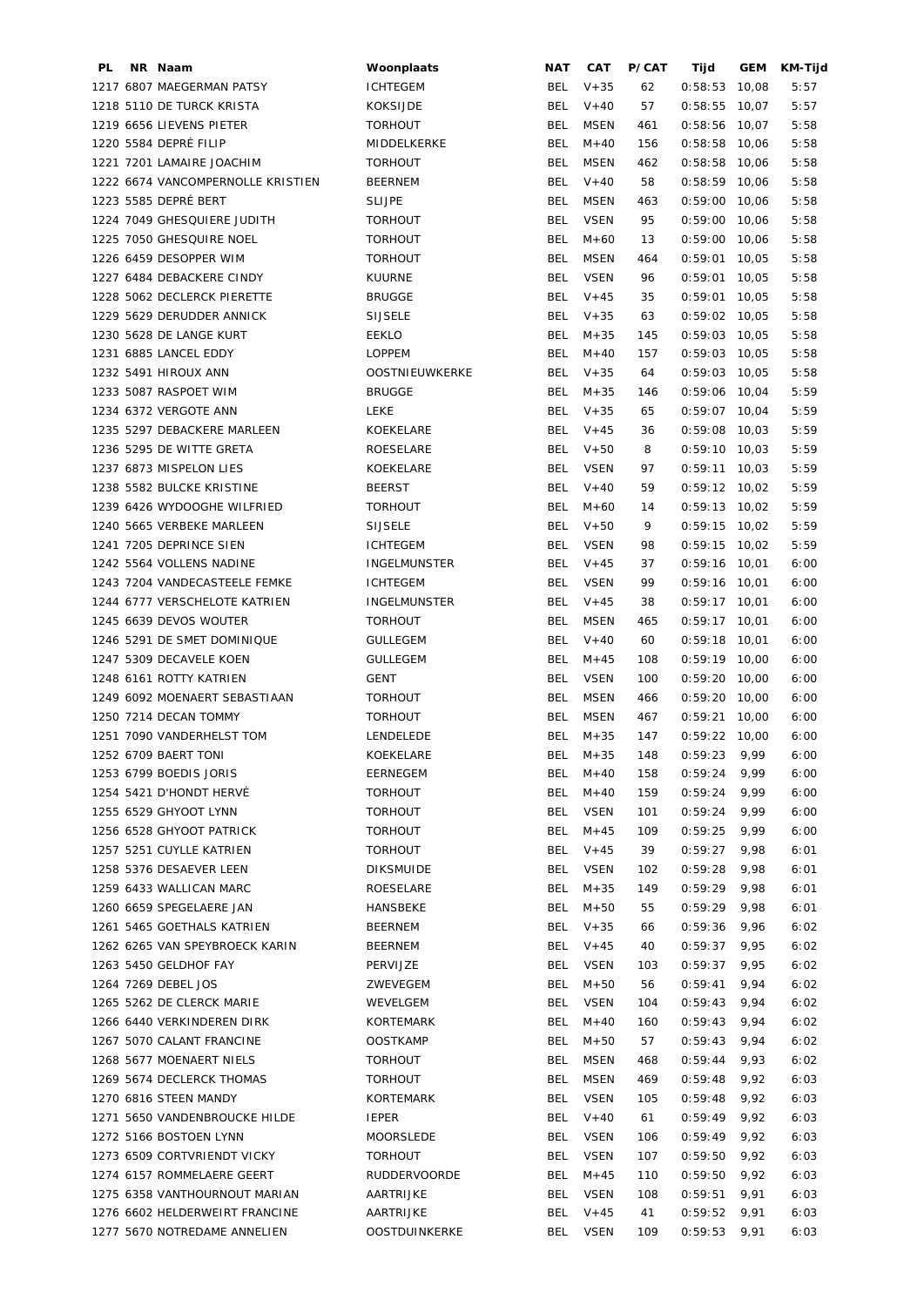| PL | NR | Naam | Woonplaats | NAT | CAT | P/CAT | Tijd | GEM | KM-Tijd |
|---|---|---|---|---|---|---|---|---|---|
| 1217 | 6807 | MAEGERMAN PATSY | ICHTEGEM | BEL | V+35 | 62 | 0:58:53 | 10,08 | 5:57 |
| 1218 | 5110 | DE TURCK KRISTA | KOKSIJDE | BEL | V+40 | 57 | 0:58:55 | 10,07 | 5:57 |
| 1219 | 6656 | LIEVENS PIETER | TORHOUT | BEL | MSEN | 461 | 0:58:56 | 10,07 | 5:58 |
| 1220 | 5584 | DEPRÉ FILIP | MIDDELKERKE | BEL | M+40 | 156 | 0:58:58 | 10,06 | 5:58 |
| 1221 | 7201 | LAMAIRE JOACHIM | TORHOUT | BEL | MSEN | 462 | 0:58:58 | 10,06 | 5:58 |
| 1222 | 6674 | VANCOMPERNOLLE KRISTIEN | BEERNEM | BEL | V+40 | 58 | 0:58:59 | 10,06 | 5:58 |
| 1223 | 5585 | DEPRÉ BERT | SLIJPE | BEL | MSEN | 463 | 0:59:00 | 10,06 | 5:58 |
| 1224 | 7049 | GHESQUIERE JUDITH | TORHOUT | BEL | VSEN | 95 | 0:59:00 | 10,06 | 5:58 |
| 1225 | 7050 | GHESQUIRE NOEL | TORHOUT | BEL | M+60 | 13 | 0:59:00 | 10,06 | 5:58 |
| 1226 | 6459 | DESOPPER WIM | TORHOUT | BEL | MSEN | 464 | 0:59:01 | 10,05 | 5:58 |
| 1227 | 6484 | DEBACKERE CINDY | KUURNE | BEL | VSEN | 96 | 0:59:01 | 10,05 | 5:58 |
| 1228 | 5062 | DECLERCK PIERETTE | BRUGGE | BEL | V+45 | 35 | 0:59:01 | 10,05 | 5:58 |
| 1229 | 5629 | DERUDDER ANNICK | SIJSELE | BEL | V+35 | 63 | 0:59:02 | 10,05 | 5:58 |
| 1230 | 5628 | DE LANGE KURT | EEKLO | BEL | M+35 | 145 | 0:59:03 | 10,05 | 5:58 |
| 1231 | 6885 | LANCEL EDDY | LOPPEM | BEL | M+40 | 157 | 0:59:03 | 10,05 | 5:58 |
| 1232 | 5491 | HIROUX ANN | OOSTNIEUWKERKE | BEL | V+35 | 64 | 0:59:03 | 10,05 | 5:58 |
| 1233 | 5087 | RASPOET WIM | BRUGGE | BEL | M+35 | 146 | 0:59:06 | 10,04 | 5:59 |
| 1234 | 6372 | VERGOTE ANN | LEKE | BEL | V+35 | 65 | 0:59:07 | 10,04 | 5:59 |
| 1235 | 5297 | DEBACKERE MARLEEN | KOEKELARE | BEL | V+45 | 36 | 0:59:08 | 10,03 | 5:59 |
| 1236 | 5295 | DE WITTE GRETA | ROESELARE | BEL | V+50 | 8 | 0:59:10 | 10,03 | 5:59 |
| 1237 | 6873 | MISPELON LIES | KOEKELARE | BEL | VSEN | 97 | 0:59:11 | 10,03 | 5:59 |
| 1238 | 5582 | BULCKE KRISTINE | BEERST | BEL | V+40 | 59 | 0:59:12 | 10,02 | 5:59 |
| 1239 | 6426 | WYDOOGHE WILFRIED | TORHOUT | BEL | M+60 | 14 | 0:59:13 | 10,02 | 5:59 |
| 1240 | 5665 | VERBEKE MARLEEN | SIJSELE | BEL | V+50 | 9 | 0:59:15 | 10,02 | 5:59 |
| 1241 | 7205 | DEPRINCE SIEN | ICHTEGEM | BEL | VSEN | 98 | 0:59:15 | 10,02 | 5:59 |
| 1242 | 5564 | VOLLENS NADINE | INGELMUNSTER | BEL | V+45 | 37 | 0:59:16 | 10,01 | 6:00 |
| 1243 | 7204 | VANDECASTEELE FEMKE | ICHTEGEM | BEL | VSEN | 99 | 0:59:16 | 10,01 | 6:00 |
| 1244 | 6777 | VERSCHELOTE KATRIEN | INGELMUNSTER | BEL | V+45 | 38 | 0:59:17 | 10,01 | 6:00 |
| 1245 | 6639 | DEVOS WOUTER | TORHOUT | BEL | MSEN | 465 | 0:59:17 | 10,01 | 6:00 |
| 1246 | 5291 | DE SMET DOMINIQUE | GULLEGEM | BEL | V+40 | 60 | 0:59:18 | 10,01 | 6:00 |
| 1247 | 5309 | DECAVELE KOEN | GULLEGEM | BEL | M+45 | 108 | 0:59:19 | 10,00 | 6:00 |
| 1248 | 6161 | ROTTY KATRIEN | GENT | BEL | VSEN | 100 | 0:59:20 | 10,00 | 6:00 |
| 1249 | 6092 | MOENAERT SEBASTIAAN | TORHOUT | BEL | MSEN | 466 | 0:59:20 | 10,00 | 6:00 |
| 1250 | 7214 | DECAN TOMMY | TORHOUT | BEL | MSEN | 467 | 0:59:21 | 10,00 | 6:00 |
| 1251 | 7090 | VANDERHELST TOM | LENDELEDE | BEL | M+35 | 147 | 0:59:22 | 10,00 | 6:00 |
| 1252 | 6709 | BAERT TONI | KOEKELARE | BEL | M+35 | 148 | 0:59:23 | 9,99 | 6:00 |
| 1253 | 6799 | BOEDIS JORIS | EERNEGEM | BEL | M+40 | 158 | 0:59:24 | 9,99 | 6:00 |
| 1254 | 5421 | D'HONDT HERVÉ | TORHOUT | BEL | M+40 | 159 | 0:59:24 | 9,99 | 6:00 |
| 1255 | 6529 | GHYOOT LYNN | TORHOUT | BEL | VSEN | 101 | 0:59:24 | 9,99 | 6:00 |
| 1256 | 6528 | GHYOOT PATRICK | TORHOUT | BEL | M+45 | 109 | 0:59:25 | 9,99 | 6:00 |
| 1257 | 5251 | CUYLLE KATRIEN | TORHOUT | BEL | V+45 | 39 | 0:59:27 | 9,98 | 6:01 |
| 1258 | 5376 | DESAEVER LEEN | DIKSMUIDE | BEL | VSEN | 102 | 0:59:28 | 9,98 | 6:01 |
| 1259 | 6433 | WALLICAN MARC | ROESELARE | BEL | M+35 | 149 | 0:59:29 | 9,98 | 6:01 |
| 1260 | 6659 | SPEGELAERE JAN | HANSBEKE | BEL | M+50 | 55 | 0:59:29 | 9,98 | 6:01 |
| 1261 | 5465 | GOETHALS KATRIEN | BEERNEM | BEL | V+35 | 66 | 0:59:36 | 9,96 | 6:02 |
| 1262 | 6265 | VAN SPEYBROECK KARIN | BEERNEM | BEL | V+45 | 40 | 0:59:37 | 9,95 | 6:02 |
| 1263 | 5450 | GELDHOF FAY | PERVIJZE | BEL | VSEN | 103 | 0:59:37 | 9,95 | 6:02 |
| 1264 | 7269 | DEBEL JOS | ZWEVEGEM | BEL | M+50 | 56 | 0:59:41 | 9,94 | 6:02 |
| 1265 | 5262 | DE CLERCK MARIE | WEVELGEM | BEL | VSEN | 104 | 0:59:43 | 9,94 | 6:02 |
| 1266 | 6440 | VERKINDEREN DIRK | KORTEMARK | BEL | M+40 | 160 | 0:59:43 | 9,94 | 6:02 |
| 1267 | 5070 | CALANT FRANCINE | OOSTKAMP | BEL | M+50 | 57 | 0:59:43 | 9,94 | 6:02 |
| 1268 | 5677 | MOENAERT NIELS | TORHOUT | BEL | MSEN | 468 | 0:59:44 | 9,93 | 6:02 |
| 1269 | 5674 | DECLERCK THOMAS | TORHOUT | BEL | MSEN | 469 | 0:59:48 | 9,92 | 6:03 |
| 1270 | 6816 | STEEN MANDY | KORTEMARK | BEL | VSEN | 105 | 0:59:48 | 9,92 | 6:03 |
| 1271 | 5650 | VANDENBROUCKE HILDE | IEPER | BEL | V+40 | 61 | 0:59:49 | 9,92 | 6:03 |
| 1272 | 5166 | BOSTOEN LYNN | MOORSLEDE | BEL | VSEN | 106 | 0:59:49 | 9,92 | 6:03 |
| 1273 | 6509 | CORTVRIENDT VICKY | TORHOUT | BEL | VSEN | 107 | 0:59:50 | 9,92 | 6:03 |
| 1274 | 6157 | ROMMELAERE GEERT | RUDDERVOORDE | BEL | M+45 | 110 | 0:59:50 | 9,92 | 6:03 |
| 1275 | 6358 | VANTHOURNOUT MARIAN | AARTRIJKE | BEL | VSEN | 108 | 0:59:51 | 9,91 | 6:03 |
| 1276 | 6602 | HELDERWEIRT FRANCINE | AARTRIJKE | BEL | V+45 | 41 | 0:59:52 | 9,91 | 6:03 |
| 1277 | 5670 | NOTREDAME ANNELIEN | OOSTDUINKERKE | BEL | VSEN | 109 | 0:59:53 | 9,91 | 6:03 |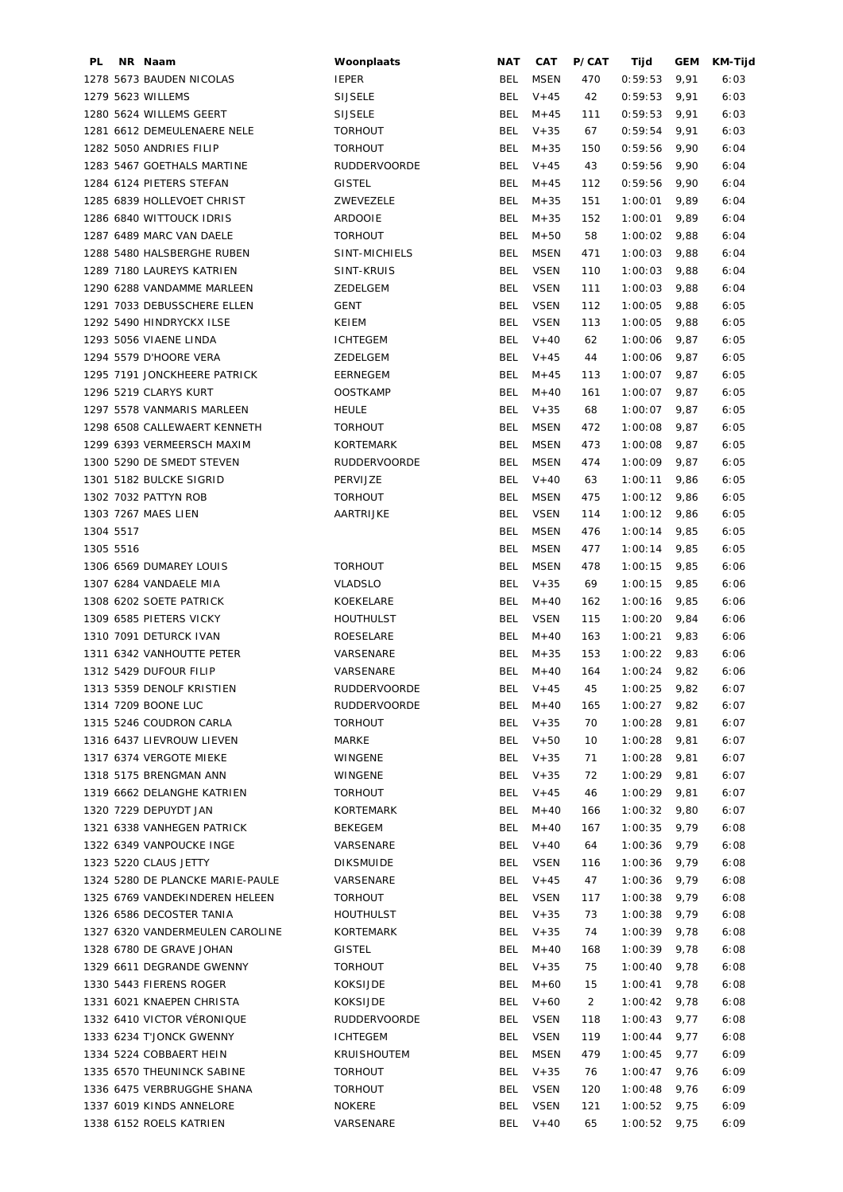| PL | NR | Naam | Woonplaats | NAT | CAT | P/CAT | Tijd | GEM | KM-Tijd |
|---|---|---|---|---|---|---|---|---|---|
| 1278 | 5673 | BAUDEN NICOLAS | IEPER | BEL | MSEN | 470 | 0:59:53 | 9,91 | 6:03 |
| 1279 | 5623 | WILLEMS | SIJSELE | BEL | V+45 | 42 | 0:59:53 | 9,91 | 6:03 |
| 1280 | 5624 | WILLEMS GEERT | SIJSELE | BEL | M+45 | 111 | 0:59:53 | 9,91 | 6:03 |
| 1281 | 6612 | DEMEULENAERE NELE | TORHOUT | BEL | V+35 | 67 | 0:59:54 | 9,91 | 6:03 |
| 1282 | 5050 | ANDRIES FILIP | TORHOUT | BEL | M+35 | 150 | 0:59:56 | 9,90 | 6:04 |
| 1283 | 5467 | GOETHALS MARTINE | RUDDERVOORDE | BEL | V+45 | 43 | 0:59:56 | 9,90 | 6:04 |
| 1284 | 6124 | PIETERS STEFAN | GISTEL | BEL | M+45 | 112 | 0:59:56 | 9,90 | 6:04 |
| 1285 | 6839 | HOLLEVOET CHRIST | ZWEVEZELE | BEL | M+35 | 151 | 1:00:01 | 9,89 | 6:04 |
| 1286 | 6840 | WITTOUCK IDRIS | ARDOOIE | BEL | M+35 | 152 | 1:00:01 | 9,89 | 6:04 |
| 1287 | 6489 | MARC VAN DAELE | TORHOUT | BEL | M+50 | 58 | 1:00:02 | 9,88 | 6:04 |
| 1288 | 5480 | HALSBERGHE RUBEN | SINT-MICHIELS | BEL | MSEN | 471 | 1:00:03 | 9,88 | 6:04 |
| 1289 | 7180 | LAUREYS KATRIEN | SINT-KRUIS | BEL | VSEN | 110 | 1:00:03 | 9,88 | 6:04 |
| 1290 | 6288 | VANDAMME MARLEEN | ZEDELGEM | BEL | VSEN | 111 | 1:00:03 | 9,88 | 6:04 |
| 1291 | 7033 | DEBUSSCHERE ELLEN | GENT | BEL | VSEN | 112 | 1:00:05 | 9,88 | 6:05 |
| 1292 | 5490 | HINDRYCKX ILSE | KEIEM | BEL | VSEN | 113 | 1:00:05 | 9,88 | 6:05 |
| 1293 | 5056 | VIAENE LINDA | ICHTEGEM | BEL | V+40 | 62 | 1:00:06 | 9,87 | 6:05 |
| 1294 | 5579 | D'HOORE VERA | ZEDELGEM | BEL | V+45 | 44 | 1:00:06 | 9,87 | 6:05 |
| 1295 | 7191 | JONCKHEERE PATRICK | EERNEGEM | BEL | M+45 | 113 | 1:00:07 | 9,87 | 6:05 |
| 1296 | 5219 | CLARYS KURT | OOSTKAMP | BEL | M+40 | 161 | 1:00:07 | 9,87 | 6:05 |
| 1297 | 5578 | VANMARIS MARLEEN | HEULE | BEL | V+35 | 68 | 1:00:07 | 9,87 | 6:05 |
| 1298 | 6508 | CALLEWAERT KENNETH | TORHOUT | BEL | MSEN | 472 | 1:00:08 | 9,87 | 6:05 |
| 1299 | 6393 | VERMEERSCH MAXIM | KORTEMARK | BEL | MSEN | 473 | 1:00:08 | 9,87 | 6:05 |
| 1300 | 5290 | DE SMEDT STEVEN | RUDDERVOORDE | BEL | MSEN | 474 | 1:00:09 | 9,87 | 6:05 |
| 1301 | 5182 | BULCKE SIGRID | PERVIJZE | BEL | V+40 | 63 | 1:00:11 | 9,86 | 6:05 |
| 1302 | 7032 | PATTYN ROB | TORHOUT | BEL | MSEN | 475 | 1:00:12 | 9,86 | 6:05 |
| 1303 | 7267 | MAES LIEN | AARTRIJKE | BEL | VSEN | 114 | 1:00:12 | 9,86 | 6:05 |
| 1304 | 5517 | | | BEL | MSEN | 476 | 1:00:14 | 9,85 | 6:05 |
| 1305 | 5516 | | | BEL | MSEN | 477 | 1:00:14 | 9,85 | 6:05 |
| 1306 | 6569 | DUMAREY LOUIS | TORHOUT | BEL | MSEN | 478 | 1:00:15 | 9,85 | 6:06 |
| 1307 | 6284 | VANDAELE MIA | VLADSLO | BEL | V+35 | 69 | 1:00:15 | 9,85 | 6:06 |
| 1308 | 6202 | SOETE PATRICK | KOEKELARE | BEL | M+40 | 162 | 1:00:16 | 9,85 | 6:06 |
| 1309 | 6585 | PIETERS VICKY | HOUTHULST | BEL | VSEN | 115 | 1:00:20 | 9,84 | 6:06 |
| 1310 | 7091 | DETURCK IVAN | ROESELARE | BEL | M+40 | 163 | 1:00:21 | 9,83 | 6:06 |
| 1311 | 6342 | VANHOUTTE PETER | VARSENARE | BEL | M+35 | 153 | 1:00:22 | 9,83 | 6:06 |
| 1312 | 5429 | DUFOUR FILIP | VARSENARE | BEL | M+40 | 164 | 1:00:24 | 9,82 | 6:06 |
| 1313 | 5359 | DENOLF KRISTIEN | RUDDERVOORDE | BEL | V+45 | 45 | 1:00:25 | 9,82 | 6:07 |
| 1314 | 7209 | BOONE LUC | RUDDERVOORDE | BEL | M+40 | 165 | 1:00:27 | 9,82 | 6:07 |
| 1315 | 5246 | COUDRON CARLA | TORHOUT | BEL | V+35 | 70 | 1:00:28 | 9,81 | 6:07 |
| 1316 | 6437 | LIEVROUW LIEVEN | MARKE | BEL | V+50 | 10 | 1:00:28 | 9,81 | 6:07 |
| 1317 | 6374 | VERGOTE MIEKE | WINGENE | BEL | V+35 | 71 | 1:00:28 | 9,81 | 6:07 |
| 1318 | 5175 | BRENGMAN ANN | WINGENE | BEL | V+35 | 72 | 1:00:29 | 9,81 | 6:07 |
| 1319 | 6662 | DELANGHE KATRIEN | TORHOUT | BEL | V+45 | 46 | 1:00:29 | 9,81 | 6:07 |
| 1320 | 7229 | DEPUYDT JAN | KORTEMARK | BEL | M+40 | 166 | 1:00:32 | 9,80 | 6:07 |
| 1321 | 6338 | VANHEGEN PATRICK | BEKEGEM | BEL | M+40 | 167 | 1:00:35 | 9,79 | 6:08 |
| 1322 | 6349 | VANPOUCKE INGE | VARSENARE | BEL | V+40 | 64 | 1:00:36 | 9,79 | 6:08 |
| 1323 | 5220 | CLAUS JETTY | DIKSMUIDE | BEL | VSEN | 116 | 1:00:36 | 9,79 | 6:08 |
| 1324 | 5280 | DE PLANCKE MARIE-PAULE | VARSENARE | BEL | V+45 | 47 | 1:00:36 | 9,79 | 6:08 |
| 1325 | 6769 | VANDEKINDEREN HELEEN | TORHOUT | BEL | VSEN | 117 | 1:00:38 | 9,79 | 6:08 |
| 1326 | 6586 | DECOSTER TANIA | HOUTHULST | BEL | V+35 | 73 | 1:00:38 | 9,79 | 6:08 |
| 1327 | 6320 | VANDERMEULEN CAROLINE | KORTEMARK | BEL | V+35 | 74 | 1:00:39 | 9,78 | 6:08 |
| 1328 | 6780 | DE GRAVE JOHAN | GISTEL | BEL | M+40 | 168 | 1:00:39 | 9,78 | 6:08 |
| 1329 | 6611 | DEGRANDE GWENNY | TORHOUT | BEL | V+35 | 75 | 1:00:40 | 9,78 | 6:08 |
| 1330 | 5443 | FIERENS ROGER | KOKSIJDE | BEL | M+60 | 15 | 1:00:41 | 9,78 | 6:08 |
| 1331 | 6021 | KNAEPEN CHRISTA | KOKSIJDE | BEL | V+60 | 2 | 1:00:42 | 9,78 | 6:08 |
| 1332 | 6410 | VICTOR VÉRONIQUE | RUDDERVOORDE | BEL | VSEN | 118 | 1:00:43 | 9,77 | 6:08 |
| 1333 | 6234 | T'JONCK GWENNY | ICHTEGEM | BEL | VSEN | 119 | 1:00:44 | 9,77 | 6:08 |
| 1334 | 5224 | COBBAERT HEIN | KRUISHOUTEM | BEL | MSEN | 479 | 1:00:45 | 9,77 | 6:09 |
| 1335 | 6570 | THEUNINCK SABINE | TORHOUT | BEL | V+35 | 76 | 1:00:47 | 9,76 | 6:09 |
| 1336 | 6475 | VERBRUGGHE SHANA | TORHOUT | BEL | VSEN | 120 | 1:00:48 | 9,76 | 6:09 |
| 1337 | 6019 | KINDS ANNELORE | NOKERE | BEL | VSEN | 121 | 1:00:52 | 9,75 | 6:09 |
| 1338 | 6152 | ROELS KATRIEN | VARSENARE | BEL | V+40 | 65 | 1:00:52 | 9,75 | 6:09 |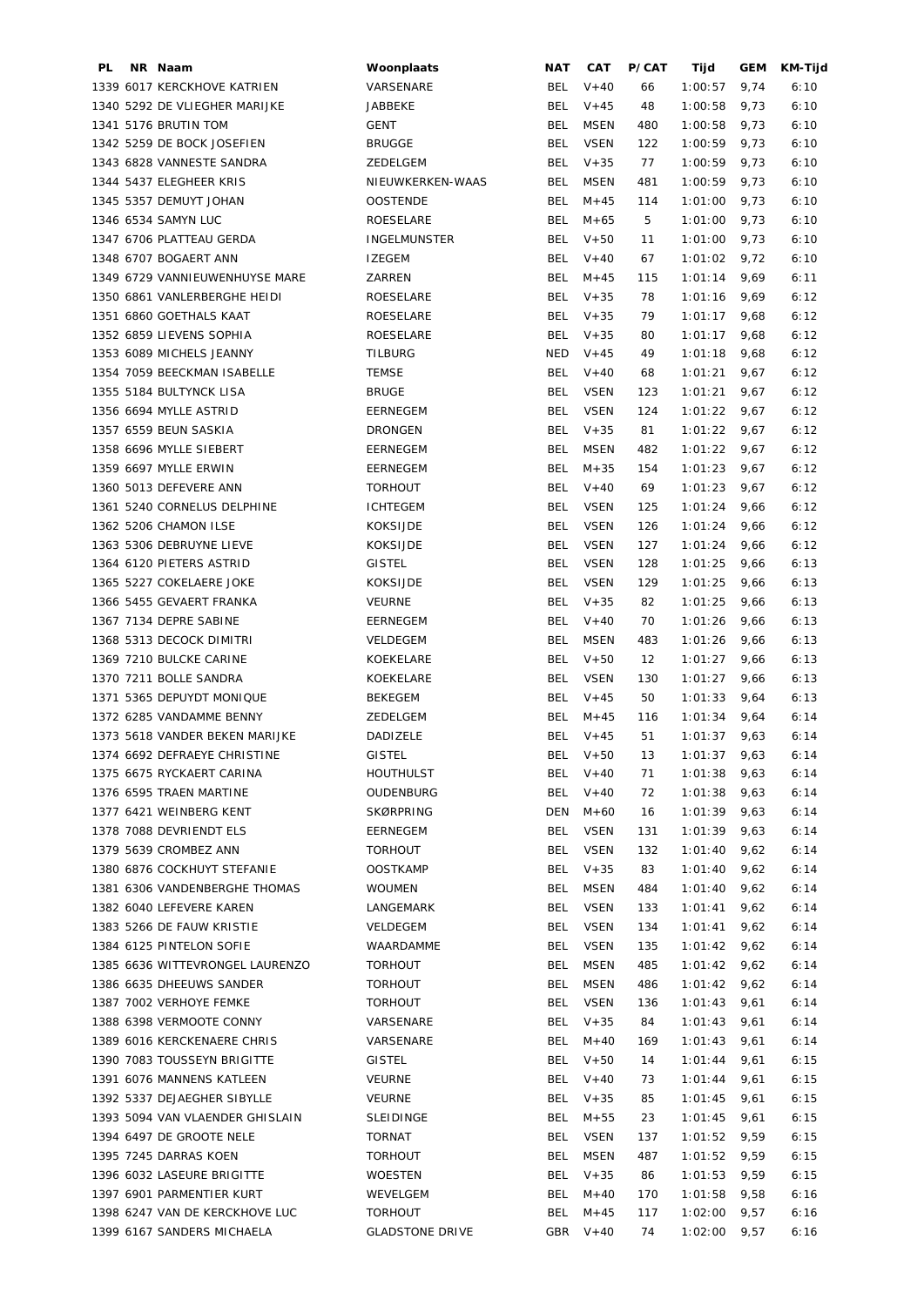| PL | NR | Naam | Woonplaats | NAT | CAT | P/CAT | Tijd | GEM | KM-Tijd |
|---|---|---|---|---|---|---|---|---|---|
| 1339 | 6017 | KERCKHOVE KATRIEN | VARSENARE | BEL | V+40 | 66 | 1:00:57 | 9,74 | 6:10 |
| 1340 | 5292 | DE VLIEGHER MARIJKE | JABBEKE | BEL | V+45 | 48 | 1:00:58 | 9,73 | 6:10 |
| 1341 | 5176 | BRUTIN TOM | GENT | BEL | MSEN | 480 | 1:00:58 | 9,73 | 6:10 |
| 1342 | 5259 | DE BOCK JOSEFIEN | BRUGGE | BEL | VSEN | 122 | 1:00:59 | 9,73 | 6:10 |
| 1343 | 6828 | VANNESTE SANDRA | ZEDELGEM | BEL | V+35 | 77 | 1:00:59 | 9,73 | 6:10 |
| 1344 | 5437 | ELEGHEER KRIS | NIEUWKERKEN-WAAS | BEL | MSEN | 481 | 1:00:59 | 9,73 | 6:10 |
| 1345 | 5357 | DEMUYT JOHAN | OOSTENDE | BEL | M+45 | 114 | 1:01:00 | 9,73 | 6:10 |
| 1346 | 6534 | SAMYN LUC | ROESELARE | BEL | M+65 | 5 | 1:01:00 | 9,73 | 6:10 |
| 1347 | 6706 | PLATTEAU GERDA | INGELMUNSTER | BEL | V+50 | 11 | 1:01:00 | 9,73 | 6:10 |
| 1348 | 6707 | BOGAERT ANN | IZEGEM | BEL | V+40 | 67 | 1:01:02 | 9,72 | 6:10 |
| 1349 | 6729 | VANNIEUWENHUYSE MARE | ZARREN | BEL | M+45 | 115 | 1:01:14 | 9,69 | 6:11 |
| 1350 | 6861 | VANLERBERGHE HEIDI | ROESELARE | BEL | V+35 | 78 | 1:01:16 | 9,69 | 6:12 |
| 1351 | 6860 | GOETHALS KAAT | ROESELARE | BEL | V+35 | 79 | 1:01:17 | 9,68 | 6:12 |
| 1352 | 6859 | LIEVENS SOPHIA | ROESELARE | BEL | V+35 | 80 | 1:01:17 | 9,68 | 6:12 |
| 1353 | 6089 | MICHELS JEANNY | TILBURG | NED | V+45 | 49 | 1:01:18 | 9,68 | 6:12 |
| 1354 | 7059 | BEECKMAN ISABELLE | TEMSE | BEL | V+40 | 68 | 1:01:21 | 9,67 | 6:12 |
| 1355 | 5184 | BULTYNCK LISA | BRUGE | BEL | VSEN | 123 | 1:01:21 | 9,67 | 6:12 |
| 1356 | 6694 | MYLLE ASTRID | EERNEGEM | BEL | VSEN | 124 | 1:01:22 | 9,67 | 6:12 |
| 1357 | 6559 | BEUN SASKIA | DRONGEN | BEL | V+35 | 81 | 1:01:22 | 9,67 | 6:12 |
| 1358 | 6696 | MYLLE SIEBERT | EERNEGEM | BEL | MSEN | 482 | 1:01:22 | 9,67 | 6:12 |
| 1359 | 6697 | MYLLE ERWIN | EERNEGEM | BEL | M+35 | 154 | 1:01:23 | 9,67 | 6:12 |
| 1360 | 5013 | DEFEVERE ANN | TORHOUT | BEL | V+40 | 69 | 1:01:23 | 9,67 | 6:12 |
| 1361 | 5240 | CORNELUS DELPHINE | ICHTEGEM | BEL | VSEN | 125 | 1:01:24 | 9,66 | 6:12 |
| 1362 | 5206 | CHAMON ILSE | KOKSIJDE | BEL | VSEN | 126 | 1:01:24 | 9,66 | 6:12 |
| 1363 | 5306 | DEBRUYNE LIEVE | KOKSIJDE | BEL | VSEN | 127 | 1:01:24 | 9,66 | 6:12 |
| 1364 | 6120 | PIETERS ASTRID | GISTEL | BEL | VSEN | 128 | 1:01:25 | 9,66 | 6:13 |
| 1365 | 5227 | COKELAERE JOKE | KOKSIJDE | BEL | VSEN | 129 | 1:01:25 | 9,66 | 6:13 |
| 1366 | 5455 | GEVAERT FRANKA | VEURNE | BEL | V+35 | 82 | 1:01:25 | 9,66 | 6:13 |
| 1367 | 7134 | DEPRE SABINE | EERNEGEM | BEL | V+40 | 70 | 1:01:26 | 9,66 | 6:13 |
| 1368 | 5313 | DECOCK DIMITRI | VELDEGEM | BEL | MSEN | 483 | 1:01:26 | 9,66 | 6:13 |
| 1369 | 7210 | BULCKE CARINE | KOEKELARE | BEL | V+50 | 12 | 1:01:27 | 9,66 | 6:13 |
| 1370 | 7211 | BOLLE SANDRA | KOEKELARE | BEL | VSEN | 130 | 1:01:27 | 9,66 | 6:13 |
| 1371 | 5365 | DEPUYDT MONIQUE | BEKEGEM | BEL | V+45 | 50 | 1:01:33 | 9,64 | 6:13 |
| 1372 | 6285 | VANDAMME BENNY | ZEDELGEM | BEL | M+45 | 116 | 1:01:34 | 9,64 | 6:14 |
| 1373 | 5618 | VANDER BEKEN MARIJKE | DADIZELE | BEL | V+45 | 51 | 1:01:37 | 9,63 | 6:14 |
| 1374 | 6692 | DEFRAEYE CHRISTINE | GISTEL | BEL | V+50 | 13 | 1:01:37 | 9,63 | 6:14 |
| 1375 | 6675 | RYCKAERT CARINA | HOUTHULST | BEL | V+40 | 71 | 1:01:38 | 9,63 | 6:14 |
| 1376 | 6595 | TRAEN MARTINE | OUDENBURG | BEL | V+40 | 72 | 1:01:38 | 9,63 | 6:14 |
| 1377 | 6421 | WEINBERG KENT | SKØRPRING | DEN | M+60 | 16 | 1:01:39 | 9,63 | 6:14 |
| 1378 | 7088 | DEVRIENDT ELS | EERNEGEM | BEL | VSEN | 131 | 1:01:39 | 9,63 | 6:14 |
| 1379 | 5639 | CROMBEZ ANN | TORHOUT | BEL | VSEN | 132 | 1:01:40 | 9,62 | 6:14 |
| 1380 | 6876 | COCKHUYT STEFANIE | OOSTKAMP | BEL | V+35 | 83 | 1:01:40 | 9,62 | 6:14 |
| 1381 | 6306 | VANDENBERGHE THOMAS | WOUMEN | BEL | MSEN | 484 | 1:01:40 | 9,62 | 6:14 |
| 1382 | 6040 | LEFEVERE KAREN | LANGEMARK | BEL | VSEN | 133 | 1:01:41 | 9,62 | 6:14 |
| 1383 | 5266 | DE FAUW KRISTIE | VELDEGEM | BEL | VSEN | 134 | 1:01:41 | 9,62 | 6:14 |
| 1384 | 6125 | PINTELON SOFIE | WAARDAMME | BEL | VSEN | 135 | 1:01:42 | 9,62 | 6:14 |
| 1385 | 6636 | WITTEVRONGEL LAURENZO | TORHOUT | BEL | MSEN | 485 | 1:01:42 | 9,62 | 6:14 |
| 1386 | 6635 | DHEEUWS SANDER | TORHOUT | BEL | MSEN | 486 | 1:01:42 | 9,62 | 6:14 |
| 1387 | 7002 | VERHOYE FEMKE | TORHOUT | BEL | VSEN | 136 | 1:01:43 | 9,61 | 6:14 |
| 1388 | 6398 | VERMOOTE CONNY | VARSENARE | BEL | V+35 | 84 | 1:01:43 | 9,61 | 6:14 |
| 1389 | 6016 | KERCKENAERE CHRIS | VARSENARE | BEL | M+40 | 169 | 1:01:43 | 9,61 | 6:14 |
| 1390 | 7083 | TOUSSEYN BRIGITTE | GISTEL | BEL | V+50 | 14 | 1:01:44 | 9,61 | 6:15 |
| 1391 | 6076 | MANNENS KATLEEN | VEURNE | BEL | V+40 | 73 | 1:01:44 | 9,61 | 6:15 |
| 1392 | 5337 | DEJAEGHER SIBYLLE | VEURNE | BEL | V+35 | 85 | 1:01:45 | 9,61 | 6:15 |
| 1393 | 5094 | VAN VLAENDER GHISLAIN | SLEIDINGE | BEL | M+55 | 23 | 1:01:45 | 9,61 | 6:15 |
| 1394 | 6497 | DE GROOTE NELE | TORNAT | BEL | VSEN | 137 | 1:01:52 | 9,59 | 6:15 |
| 1395 | 7245 | DARRAS KOEN | TORHOUT | BEL | MSEN | 487 | 1:01:52 | 9,59 | 6:15 |
| 1396 | 6032 | LASEURE BRIGITTE | WOESTEN | BEL | V+35 | 86 | 1:01:53 | 9,59 | 6:15 |
| 1397 | 6901 | PARMENTIER KURT | WEVELGEM | BEL | M+40 | 170 | 1:01:58 | 9,58 | 6:16 |
| 1398 | 6247 | VAN DE KERCKHOVE LUC | TORHOUT | BEL | M+45 | 117 | 1:02:00 | 9,57 | 6:16 |
| 1399 | 6167 | SANDERS MICHAELA | GLADSTONE DRIVE | GBR | V+40 | 74 | 1:02:00 | 9,57 | 6:16 |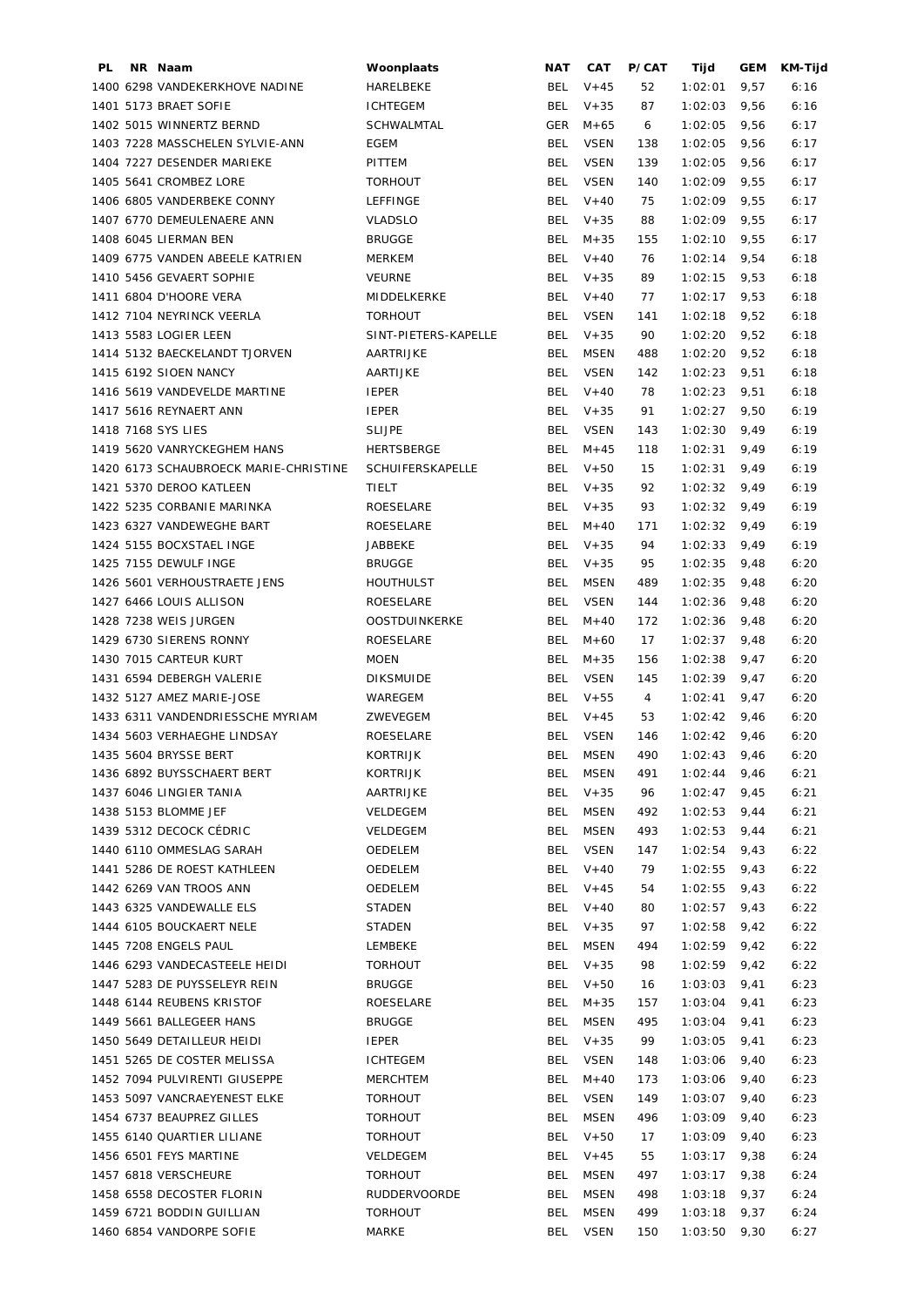| PL | NR | Naam | Woonplaats | NAT | CAT | P/CAT | Tijd | GEM | KM-Tijd |
|---|---|---|---|---|---|---|---|---|---|
| 1400 | 6298 | VANDEKERKHOVE NADINE | HARELBEKE | BEL | V+45 | 52 | 1:02:01 | 9,57 | 6:16 |
| 1401 | 5173 | BRAET SOFIE | ICHTEGEM | BEL | V+35 | 87 | 1:02:03 | 9,56 | 6:16 |
| 1402 | 5015 | WINNERTZ BERND | SCHWALMTAL | GER | M+65 | 6 | 1:02:05 | 9,56 | 6:17 |
| 1403 | 7228 | MASSCHELEN SYLVIE-ANN | EGEM | BEL | VSEN | 138 | 1:02:05 | 9,56 | 6:17 |
| 1404 | 7227 | DESENDER MARIEKE | PITTEM | BEL | VSEN | 139 | 1:02:05 | 9,56 | 6:17 |
| 1405 | 5641 | CROMBEZ LORE | TORHOUT | BEL | VSEN | 140 | 1:02:09 | 9,55 | 6:17 |
| 1406 | 6805 | VANDERBEKE CONNY | LEFFINGE | BEL | V+40 | 75 | 1:02:09 | 9,55 | 6:17 |
| 1407 | 6770 | DEMEULENAERE ANN | VLADSLO | BEL | V+35 | 88 | 1:02:09 | 9,55 | 6:17 |
| 1408 | 6045 | LIERMAN BEN | BRUGGE | BEL | M+35 | 155 | 1:02:10 | 9,55 | 6:17 |
| 1409 | 6775 | VANDEN ABEELE KATRIEN | MERKEM | BEL | V+40 | 76 | 1:02:14 | 9,54 | 6:18 |
| 1410 | 5456 | GEVAERT SOPHIE | VEURNE | BEL | V+35 | 89 | 1:02:15 | 9,53 | 6:18 |
| 1411 | 6804 | D'HOORE VERA | MIDDELKERKE | BEL | V+40 | 77 | 1:02:17 | 9,53 | 6:18 |
| 1412 | 7104 | NEYRINCK VEERLA | TORHOUT | BEL | VSEN | 141 | 1:02:18 | 9,52 | 6:18 |
| 1413 | 5583 | LOGIER LEEN | SINT-PIETERS-KAPELLE | BEL | V+35 | 90 | 1:02:20 | 9,52 | 6:18 |
| 1414 | 5132 | BAECKELANDT TJORVEN | AARTRIJKE | BEL | MSEN | 488 | 1:02:20 | 9,52 | 6:18 |
| 1415 | 6192 | SIOEN NANCY | AARTIJKE | BEL | VSEN | 142 | 1:02:23 | 9,51 | 6:18 |
| 1416 | 5619 | VANDEVELDE MARTINE | IEPER | BEL | V+40 | 78 | 1:02:23 | 9,51 | 6:18 |
| 1417 | 5616 | REYNAERT ANN | IEPER | BEL | V+35 | 91 | 1:02:27 | 9,50 | 6:19 |
| 1418 | 7168 | SYS LIES | SLIJPE | BEL | VSEN | 143 | 1:02:30 | 9,49 | 6:19 |
| 1419 | 5620 | VANRYCKEGHEM HANS | HERTSBERGE | BEL | M+45 | 118 | 1:02:31 | 9,49 | 6:19 |
| 1420 | 6173 | SCHAUBROECK MARIE-CHRISTINE | SCHUIFERSKAPELLE | BEL | V+50 | 15 | 1:02:31 | 9,49 | 6:19 |
| 1421 | 5370 | DEROO KATLEEN | TIELT | BEL | V+35 | 92 | 1:02:32 | 9,49 | 6:19 |
| 1422 | 5235 | CORBANIE MARINKA | ROESELARE | BEL | V+35 | 93 | 1:02:32 | 9,49 | 6:19 |
| 1423 | 6327 | VANDEWEGHE BART | ROESELARE | BEL | M+40 | 171 | 1:02:32 | 9,49 | 6:19 |
| 1424 | 5155 | BOCXSTAEL INGE | JABBEKE | BEL | V+35 | 94 | 1:02:33 | 9,49 | 6:19 |
| 1425 | 7155 | DEWULF INGE | BRUGGE | BEL | V+35 | 95 | 1:02:35 | 9,48 | 6:20 |
| 1426 | 5601 | VERHOUSTRAETE JENS | HOUTHULST | BEL | MSEN | 489 | 1:02:35 | 9,48 | 6:20 |
| 1427 | 6466 | LOUIS ALLISON | ROESELARE | BEL | VSEN | 144 | 1:02:36 | 9,48 | 6:20 |
| 1428 | 7238 | WEIS JURGEN | OOSTDUINKERKE | BEL | M+40 | 172 | 1:02:36 | 9,48 | 6:20 |
| 1429 | 6730 | SIERENS RONNY | ROESELARE | BEL | M+60 | 17 | 1:02:37 | 9,48 | 6:20 |
| 1430 | 7015 | CARTEUR KURT | MOEN | BEL | M+35 | 156 | 1:02:38 | 9,47 | 6:20 |
| 1431 | 6594 | DEBERGH VALERIE | DIKSMUIDE | BEL | VSEN | 145 | 1:02:39 | 9,47 | 6:20 |
| 1432 | 5127 | AMEZ MARIE-JOSE | WAREGEM | BEL | V+55 | 4 | 1:02:41 | 9,47 | 6:20 |
| 1433 | 6311 | VANDENDRIESSCHE MYRIAM | ZWEVEGEM | BEL | V+45 | 53 | 1:02:42 | 9,46 | 6:20 |
| 1434 | 5603 | VERHAEGHE LINDSAY | ROESELARE | BEL | VSEN | 146 | 1:02:42 | 9,46 | 6:20 |
| 1435 | 5604 | BRYSSE BERT | KORTRIJK | BEL | MSEN | 490 | 1:02:43 | 9,46 | 6:20 |
| 1436 | 6892 | BUYSSCHAERT BERT | KORTRIJK | BEL | MSEN | 491 | 1:02:44 | 9,46 | 6:21 |
| 1437 | 6046 | LINGIER TANIA | AARTRIJKE | BEL | V+35 | 96 | 1:02:47 | 9,45 | 6:21 |
| 1438 | 5153 | BLOMME JEF | VELDEGEM | BEL | MSEN | 492 | 1:02:53 | 9,44 | 6:21 |
| 1439 | 5312 | DECOCK CÉDRIC | VELDEGEM | BEL | MSEN | 493 | 1:02:53 | 9,44 | 6:21 |
| 1440 | 6110 | OMMESLAG SARAH | OEDELEM | BEL | VSEN | 147 | 1:02:54 | 9,43 | 6:22 |
| 1441 | 5286 | DE ROEST KATHLEEN | OEDELEM | BEL | V+40 | 79 | 1:02:55 | 9,43 | 6:22 |
| 1442 | 6269 | VAN TROOS ANN | OEDELEM | BEL | V+45 | 54 | 1:02:55 | 9,43 | 6:22 |
| 1443 | 6325 | VANDEWALLE ELS | STADEN | BEL | V+40 | 80 | 1:02:57 | 9,43 | 6:22 |
| 1444 | 6105 | BOUCKAERT NELE | STADEN | BEL | V+35 | 97 | 1:02:58 | 9,42 | 6:22 |
| 1445 | 7208 | ENGELS PAUL | LEMBEKE | BEL | MSEN | 494 | 1:02:59 | 9,42 | 6:22 |
| 1446 | 6293 | VANDECASTEELE HEIDI | TORHOUT | BEL | V+35 | 98 | 1:02:59 | 9,42 | 6:22 |
| 1447 | 5283 | DE PUYSSELEYR REIN | BRUGGE | BEL | V+50 | 16 | 1:03:03 | 9,41 | 6:23 |
| 1448 | 6144 | REUBENS KRISTOF | ROESELARE | BEL | M+35 | 157 | 1:03:04 | 9,41 | 6:23 |
| 1449 | 5661 | BALLEGEER HANS | BRUGGE | BEL | MSEN | 495 | 1:03:04 | 9,41 | 6:23 |
| 1450 | 5649 | DETAILLEUR HEIDI | IEPER | BEL | V+35 | 99 | 1:03:05 | 9,41 | 6:23 |
| 1451 | 5265 | DE COSTER MELISSA | ICHTEGEM | BEL | VSEN | 148 | 1:03:06 | 9,40 | 6:23 |
| 1452 | 7094 | PULVIRENTI GIUSEPPE | MERCHTEM | BEL | M+40 | 173 | 1:03:06 | 9,40 | 6:23 |
| 1453 | 5097 | VANCRAEYENEST ELKE | TORHOUT | BEL | VSEN | 149 | 1:03:07 | 9,40 | 6:23 |
| 1454 | 6737 | BEAUPREZ GILLES | TORHOUT | BEL | MSEN | 496 | 1:03:09 | 9,40 | 6:23 |
| 1455 | 6140 | QUARTIER LILIANE | TORHOUT | BEL | V+50 | 17 | 1:03:09 | 9,40 | 6:23 |
| 1456 | 6501 | FEYS MARTINE | VELDEGEM | BEL | V+45 | 55 | 1:03:17 | 9,38 | 6:24 |
| 1457 | 6818 | VERSCHEURE | TORHOUT | BEL | MSEN | 497 | 1:03:17 | 9,38 | 6:24 |
| 1458 | 6558 | DECOSTER FLORIN | RUDDERVOORDE | BEL | MSEN | 498 | 1:03:18 | 9,37 | 6:24 |
| 1459 | 6721 | BODDIN GUILLIAN | TORHOUT | BEL | MSEN | 499 | 1:03:18 | 9,37 | 6:24 |
| 1460 | 6854 | VANDORPE SOFIE | MARKE | BEL | VSEN | 150 | 1:03:50 | 9,30 | 6:27 |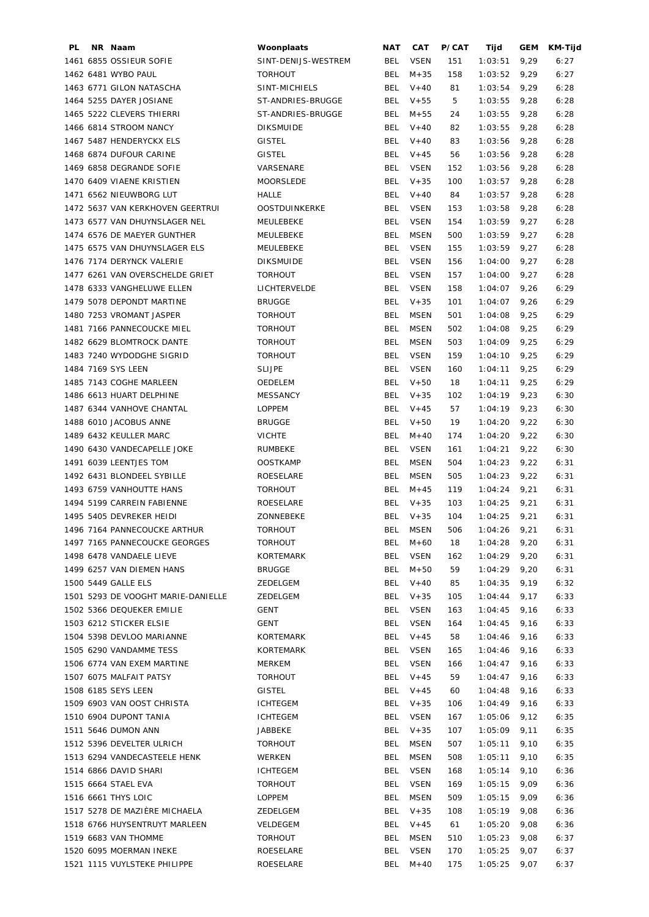| PL | NR | Naam | Woonplaats | NAT | CAT | P/CAT | Tijd | GEM | KM-Tijd |
|---|---|---|---|---|---|---|---|---|---|
| 1461 | 6855 | OSSIEUR SOFIE | SINT-DENIJS-WESTREM | BEL | VSEN | 151 | 1:03:51 | 9,29 | 6:27 |
| 1462 | 6481 | WYBO PAUL | TORHOUT | BEL | M+35 | 158 | 1:03:52 | 9,29 | 6:27 |
| 1463 | 6771 | GILON NATASCHA | SINT-MICHIELS | BEL | V+40 | 81 | 1:03:54 | 9,29 | 6:28 |
| 1464 | 5255 | DAYER JOSIANE | ST-ANDRIES-BRUGGE | BEL | V+55 | 5 | 1:03:55 | 9,28 | 6:28 |
| 1465 | 5222 | CLEVERS THIERRI | ST-ANDRIES-BRUGGE | BEL | M+55 | 24 | 1:03:55 | 9,28 | 6:28 |
| 1466 | 6814 | STROOM NANCY | DIKSMUIDE | BEL | V+40 | 82 | 1:03:55 | 9,28 | 6:28 |
| 1467 | 5487 | HENDERYCKX ELS | GISTEL | BEL | V+40 | 83 | 1:03:56 | 9,28 | 6:28 |
| 1468 | 6874 | DUFOUR CARINE | GISTEL | BEL | V+45 | 56 | 1:03:56 | 9,28 | 6:28 |
| 1469 | 6858 | DEGRANDE SOFIE | VARSENARE | BEL | VSEN | 152 | 1:03:56 | 9,28 | 6:28 |
| 1470 | 6409 | VIAENE KRISTIEN | MOORSLEDE | BEL | V+35 | 100 | 1:03:57 | 9,28 | 6:28 |
| 1471 | 6562 | NIEUWBORG LUT | HALLE | BEL | V+40 | 84 | 1:03:57 | 9,28 | 6:28 |
| 1472 | 5637 | VAN KERKHOVEN GEERTRUI | OOSTDUINKERKE | BEL | VSEN | 153 | 1:03:58 | 9,28 | 6:28 |
| 1473 | 6577 | VAN DHUYNSLAGER NEL | MEULEBEKE | BEL | VSEN | 154 | 1:03:59 | 9,27 | 6:28 |
| 1474 | 6576 | DE MAEYER GUNTHER | MEULEBEKE | BEL | MSEN | 500 | 1:03:59 | 9,27 | 6:28 |
| 1475 | 6575 | VAN DHUYNSLAGER ELS | MEULEBEKE | BEL | VSEN | 155 | 1:03:59 | 9,27 | 6:28 |
| 1476 | 7174 | DERYNCK VALERIE | DIKSMUIDE | BEL | VSEN | 156 | 1:04:00 | 9,27 | 6:28 |
| 1477 | 6261 | VAN OVERSCHELDE GRIET | TORHOUT | BEL | VSEN | 157 | 1:04:00 | 9,27 | 6:28 |
| 1478 | 6333 | VANGHELUWE ELLEN | LICHTERVELDE | BEL | VSEN | 158 | 1:04:07 | 9,26 | 6:29 |
| 1479 | 5078 | DEPONDT MARTINE | BRUGGE | BEL | V+35 | 101 | 1:04:07 | 9,26 | 6:29 |
| 1480 | 7253 | VROMANT JASPER | TORHOUT | BEL | MSEN | 501 | 1:04:08 | 9,25 | 6:29 |
| 1481 | 7166 | PANNECOUCKE MIEL | TORHOUT | BEL | MSEN | 502 | 1:04:08 | 9,25 | 6:29 |
| 1482 | 6629 | BLOMTROCK DANTE | TORHOUT | BEL | MSEN | 503 | 1:04:09 | 9,25 | 6:29 |
| 1483 | 7240 | WYDODGHE SIGRID | TORHOUT | BEL | VSEN | 159 | 1:04:10 | 9,25 | 6:29 |
| 1484 | 7169 | SYS LEEN | SLIJPE | BEL | VSEN | 160 | 1:04:11 | 9,25 | 6:29 |
| 1485 | 7143 | COGHE MARLEEN | OEDELEM | BEL | V+50 | 18 | 1:04:11 | 9,25 | 6:29 |
| 1486 | 6613 | HUART DELPHINE | MESSANCY | BEL | V+35 | 102 | 1:04:19 | 9,23 | 6:30 |
| 1487 | 6344 | VANHOVE CHANTAL | LOPPEM | BEL | V+45 | 57 | 1:04:19 | 9,23 | 6:30 |
| 1488 | 6010 | JACOBUS ANNE | BRUGGE | BEL | V+50 | 19 | 1:04:20 | 9,22 | 6:30 |
| 1489 | 6432 | KEULLER MARC | VICHTE | BEL | M+40 | 174 | 1:04:20 | 9,22 | 6:30 |
| 1490 | 6430 | VANDECAPELLE JOKE | RUMBEKE | BEL | VSEN | 161 | 1:04:21 | 9,22 | 6:30 |
| 1491 | 6039 | LEENTJES TOM | OOSTKAMP | BEL | MSEN | 504 | 1:04:23 | 9,22 | 6:31 |
| 1492 | 6431 | BLONDEEL SYBILLE | ROESELARE | BEL | MSEN | 505 | 1:04:23 | 9,22 | 6:31 |
| 1493 | 6759 | VANHOUTTE HANS | TORHOUT | BEL | M+45 | 119 | 1:04:24 | 9,21 | 6:31 |
| 1494 | 5199 | CARREIN FABIENNE | ROESELARE | BEL | V+35 | 103 | 1:04:25 | 9,21 | 6:31 |
| 1495 | 5405 | DEVREKER HEIDI | ZONNEBEKE | BEL | V+35 | 104 | 1:04:25 | 9,21 | 6:31 |
| 1496 | 7164 | PANNECOUCKE ARTHUR | TORHOUT | BEL | MSEN | 506 | 1:04:26 | 9,21 | 6:31 |
| 1497 | 7165 | PANNECOUCKE GEORGES | TORHOUT | BEL | M+60 | 18 | 1:04:28 | 9,20 | 6:31 |
| 1498 | 6478 | VANDAELE LIEVE | KORTEMARK | BEL | VSEN | 162 | 1:04:29 | 9,20 | 6:31 |
| 1499 | 6257 | VAN DIEMEN HANS | BRUGGE | BEL | M+50 | 59 | 1:04:29 | 9,20 | 6:31 |
| 1500 | 5449 | GALLE ELS | ZEDELGEM | BEL | V+40 | 85 | 1:04:35 | 9,19 | 6:32 |
| 1501 | 5293 | DE VOOGHT MARIE-DANIELLE | ZEDELGEM | BEL | V+35 | 105 | 1:04:44 | 9,17 | 6:33 |
| 1502 | 5366 | DEQUEKER EMILIE | GENT | BEL | VSEN | 163 | 1:04:45 | 9,16 | 6:33 |
| 1503 | 6212 | STICKER ELSIE | GENT | BEL | VSEN | 164 | 1:04:45 | 9,16 | 6:33 |
| 1504 | 5398 | DEVLOO MARIANNE | KORTEMARK | BEL | V+45 | 58 | 1:04:46 | 9,16 | 6:33 |
| 1505 | 6290 | VANDAMME TESS | KORTEMARK | BEL | VSEN | 165 | 1:04:46 | 9,16 | 6:33 |
| 1506 | 6774 | VAN EXEM MARTINE | MERKEM | BEL | VSEN | 166 | 1:04:47 | 9,16 | 6:33 |
| 1507 | 6075 | MALFAIT PATSY | TORHOUT | BEL | V+45 | 59 | 1:04:47 | 9,16 | 6:33 |
| 1508 | 6185 | SEYS LEEN | GISTEL | BEL | V+45 | 60 | 1:04:48 | 9,16 | 6:33 |
| 1509 | 6903 | VAN OOST CHRISTA | ICHTEGEM | BEL | V+35 | 106 | 1:04:49 | 9,16 | 6:33 |
| 1510 | 6904 | DUPONT TANIA | ICHTEGEM | BEL | VSEN | 167 | 1:05:06 | 9,12 | 6:35 |
| 1511 | 5646 | DUMON ANN | JABBEKE | BEL | V+35 | 107 | 1:05:09 | 9,11 | 6:35 |
| 1512 | 5396 | DEVELTER ULRICH | TORHOUT | BEL | MSEN | 507 | 1:05:11 | 9,10 | 6:35 |
| 1513 | 6294 | VANDECASTEELE HENK | WERKEN | BEL | MSEN | 508 | 1:05:11 | 9,10 | 6:35 |
| 1514 | 6866 | DAVID SHARI | ICHTEGEM | BEL | VSEN | 168 | 1:05:14 | 9,10 | 6:36 |
| 1515 | 6664 | STAEL EVA | TORHOUT | BEL | VSEN | 169 | 1:05:15 | 9,09 | 6:36 |
| 1516 | 6661 | THYS LOIC | LOPPEM | BEL | MSEN | 509 | 1:05:15 | 9,09 | 6:36 |
| 1517 | 5278 | DE MAZIÈRE MICHAELA | ZEDELGEM | BEL | V+35 | 108 | 1:05:19 | 9,08 | 6:36 |
| 1518 | 6766 | HUYSENTRUYT MARLEEN | VELDEGEM | BEL | V+45 | 61 | 1:05:20 | 9,08 | 6:36 |
| 1519 | 6683 | VAN THOMME | TORHOUT | BEL | MSEN | 510 | 1:05:23 | 9,08 | 6:37 |
| 1520 | 6095 | MOERMAN INEKE | ROESELARE | BEL | VSEN | 170 | 1:05:25 | 9,07 | 6:37 |
| 1521 | 1115 | VUYLSTEKE PHILIPPE | ROESELARE | BEL | M+40 | 175 | 1:05:25 | 9,07 | 6:37 |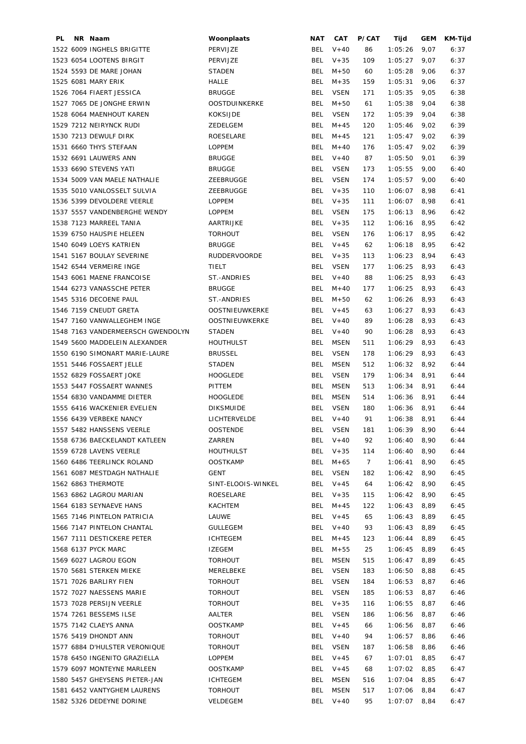| PL | NR | Naam | Woonplaats | NAT | CAT | P/CAT | Tijd | GEM | KM-Tijd |
|---|---|---|---|---|---|---|---|---|---|
| 1522 | 6009 | INGHELS BRIGITTE | PERVIJZE | BEL | V+40 | 86 | 1:05:26 | 9,07 | 6:37 |
| 1523 | 6054 | LOOTENS BIRGIT | PERVIJZE | BEL | V+35 | 109 | 1:05:27 | 9,07 | 6:37 |
| 1524 | 5593 | DE MARE JOHAN | STADEN | BEL | M+50 | 60 | 1:05:28 | 9,06 | 6:37 |
| 1525 | 6081 | MARY ERIK | HALLE | BEL | M+35 | 159 | 1:05:31 | 9,06 | 6:37 |
| 1526 | 7064 | FIAERT JESSICA | BRUGGE | BEL | VSEN | 171 | 1:05:35 | 9,05 | 6:38 |
| 1527 | 7065 | DE JONGHE ERWIN | OOSTDUINKERKE | BEL | M+50 | 61 | 1:05:38 | 9,04 | 6:38 |
| 1528 | 6064 | MAENHOUT KAREN | KOKSIJDE | BEL | VSEN | 172 | 1:05:39 | 9,04 | 6:38 |
| 1529 | 7212 | NEIRYNCK RUDI | ZEDELGEM | BEL | M+45 | 120 | 1:05:46 | 9,02 | 6:39 |
| 1530 | 7213 | DEWULF DIRK | ROESELARE | BEL | M+45 | 121 | 1:05:47 | 9,02 | 6:39 |
| 1531 | 6660 | THYS STEFAAN | LOPPEM | BEL | M+40 | 176 | 1:05:47 | 9,02 | 6:39 |
| 1532 | 6691 | LAUWERS ANN | BRUGGE | BEL | V+40 | 87 | 1:05:50 | 9,01 | 6:39 |
| 1533 | 6690 | STEVENS YATI | BRUGGE | BEL | VSEN | 173 | 1:05:55 | 9,00 | 6:40 |
| 1534 | 5009 | VAN MAELE NATHALIE | ZEEBRUGGE | BEL | VSEN | 174 | 1:05:57 | 9,00 | 6:40 |
| 1535 | 5010 | VANLOSSELT SULVIA | ZEEBRUGGE | BEL | V+35 | 110 | 1:06:07 | 8,98 | 6:41 |
| 1536 | 5399 | DEVOLDERE VEERLE | LOPPEM | BEL | V+35 | 111 | 1:06:07 | 8,98 | 6:41 |
| 1537 | 5557 | VANDENBERGHE WENDY | LOPPEM | BEL | VSEN | 175 | 1:06:13 | 8,96 | 6:42 |
| 1538 | 7123 | MARREEL TANIA | AARTRIJKE | BEL | V+35 | 112 | 1:06:16 | 8,95 | 6:42 |
| 1539 | 6750 | HAUSPIE HELEEN | TORHOUT | BEL | VSEN | 176 | 1:06:17 | 8,95 | 6:42 |
| 1540 | 6049 | LOEYS KATRIEN | BRUGGE | BEL | V+45 | 62 | 1:06:18 | 8,95 | 6:42 |
| 1541 | 5167 | BOULAY SEVERINE | RUDDERVOORDE | BEL | V+35 | 113 | 1:06:23 | 8,94 | 6:43 |
| 1542 | 6544 | VERMEIRE INGE | TIELT | BEL | VSEN | 177 | 1:06:25 | 8,93 | 6:43 |
| 1543 | 6061 | MAENE FRANCOISE | ST.-ANDRIES | BEL | V+40 | 88 | 1:06:25 | 8,93 | 6:43 |
| 1544 | 6273 | VANASSCHE PETER | BRUGGE | BEL | M+40 | 177 | 1:06:25 | 8,93 | 6:43 |
| 1545 | 5316 | DECOENE PAUL | ST.-ANDRIES | BEL | M+50 | 62 | 1:06:26 | 8,93 | 6:43 |
| 1546 | 7159 | CNEUDT GRETA | OOSTNIEUWKERKE | BEL | V+45 | 63 | 1:06:27 | 8,93 | 6:43 |
| 1547 | 7160 | VANWALLEGHEM INGE | OOSTNIEUWKERKE | BEL | V+40 | 89 | 1:06:28 | 8,93 | 6:43 |
| 1548 | 7163 | VANDERMEERSCH GWENDOLYN | STADEN | BEL | V+40 | 90 | 1:06:28 | 8,93 | 6:43 |
| 1549 | 5600 | MADDELEIN ALEXANDER | HOUTHULST | BEL | MSEN | 511 | 1:06:29 | 8,93 | 6:43 |
| 1550 | 6190 | SIMONART MARIE-LAURE | BRUSSEL | BEL | VSEN | 178 | 1:06:29 | 8,93 | 6:43 |
| 1551 | 5446 | FOSSAERT JELLE | STADEN | BEL | MSEN | 512 | 1:06:32 | 8,92 | 6:44 |
| 1552 | 6829 | FOSSAERT JOKE | HOOGLEDE | BEL | VSEN | 179 | 1:06:34 | 8,91 | 6:44 |
| 1553 | 5447 | FOSSAERT WANNES | PITTEM | BEL | MSEN | 513 | 1:06:34 | 8,91 | 6:44 |
| 1554 | 6830 | VANDAMME DIETER | HOOGLEDE | BEL | MSEN | 514 | 1:06:36 | 8,91 | 6:44 |
| 1555 | 6416 | WACKENIER EVELIEN | DIKSMUIDE | BEL | VSEN | 180 | 1:06:36 | 8,91 | 6:44 |
| 1556 | 6439 | VERBEKE NANCY | LICHTERVELDE | BEL | V+40 | 91 | 1:06:38 | 8,91 | 6:44 |
| 1557 | 5482 | HANSSENS VEERLE | OOSTENDE | BEL | VSEN | 181 | 1:06:39 | 8,90 | 6:44 |
| 1558 | 6736 | BAECKELANDT KATLEEN | ZARREN | BEL | V+40 | 92 | 1:06:40 | 8,90 | 6:44 |
| 1559 | 6728 | LAVENS VEERLE | HOUTHULST | BEL | V+35 | 114 | 1:06:40 | 8,90 | 6:44 |
| 1560 | 6486 | TEERLINCK ROLAND | OOSTKAMP | BEL | M+65 | 7 | 1:06:41 | 8,90 | 6:45 |
| 1561 | 6087 | MESTDAGH NATHALIE | GENT | BEL | VSEN | 182 | 1:06:42 | 8,90 | 6:45 |
| 1562 | 6863 | THERMOTE | SINT-ELOOIS-WINKEL | BEL | V+45 | 64 | 1:06:42 | 8,90 | 6:45 |
| 1563 | 6862 | LAGROU MARIAN | ROESELARE | BEL | V+35 | 115 | 1:06:42 | 8,90 | 6:45 |
| 1564 | 6183 | SEYNAEVE HANS | KACHTEM | BEL | M+45 | 122 | 1:06:43 | 8,89 | 6:45 |
| 1565 | 7146 | PINTELON PATRICIA | LAUWE | BEL | V+45 | 65 | 1:06:43 | 8,89 | 6:45 |
| 1566 | 7147 | PINTELON CHANTAL | GULLEGEM | BEL | V+40 | 93 | 1:06:43 | 8,89 | 6:45 |
| 1567 | 7111 | DESTICKERE PETER | ICHTEGEM | BEL | M+45 | 123 | 1:06:44 | 8,89 | 6:45 |
| 1568 | 6137 | PYCK MARC | IZEGEM | BEL | M+55 | 25 | 1:06:45 | 8,89 | 6:45 |
| 1569 | 6027 | LAGROU EGON | TORHOUT | BEL | MSEN | 515 | 1:06:47 | 8,89 | 6:45 |
| 1570 | 5681 | STERKEN MIEKE | MERELBEKE | BEL | VSEN | 183 | 1:06:50 | 8,88 | 6:45 |
| 1571 | 7026 | BARLIRY FIEN | TORHOUT | BEL | VSEN | 184 | 1:06:53 | 8,87 | 6:46 |
| 1572 | 7027 | NAESSENS MARIE | TORHOUT | BEL | VSEN | 185 | 1:06:53 | 8,87 | 6:46 |
| 1573 | 7028 | PERSIJN VEERLE | TORHOUT | BEL | V+35 | 116 | 1:06:55 | 8,87 | 6:46 |
| 1574 | 7261 | BESSEMS ILSE | AALTER | BEL | VSEN | 186 | 1:06:56 | 8,87 | 6:46 |
| 1575 | 7142 | CLAEYS ANNA | OOSTKAMP | BEL | V+45 | 66 | 1:06:56 | 8,87 | 6:46 |
| 1576 | 5419 | DHONDT ANN | TORHOUT | BEL | V+40 | 94 | 1:06:57 | 8,86 | 6:46 |
| 1577 | 6884 | D'HULSTER VERONIQUE | TORHOUT | BEL | VSEN | 187 | 1:06:58 | 8,86 | 6:46 |
| 1578 | 6450 | INGENITO GRAZIELLA | LOPPEM | BEL | V+45 | 67 | 1:07:01 | 8,85 | 6:47 |
| 1579 | 6097 | MONTEYNE MARLEEN | OOSTKAMP | BEL | V+45 | 68 | 1:07:02 | 8,85 | 6:47 |
| 1580 | 5457 | GHEYSENS PIETER-JAN | ICHTEGEM | BEL | MSEN | 516 | 1:07:04 | 8,85 | 6:47 |
| 1581 | 6452 | VANTYGHEM LAURENS | TORHOUT | BEL | MSEN | 517 | 1:07:06 | 8,84 | 6:47 |
| 1582 | 5326 | DEDEYNE DORINE | VELDEGEM | BEL | V+40 | 95 | 1:07:07 | 8,84 | 6:47 |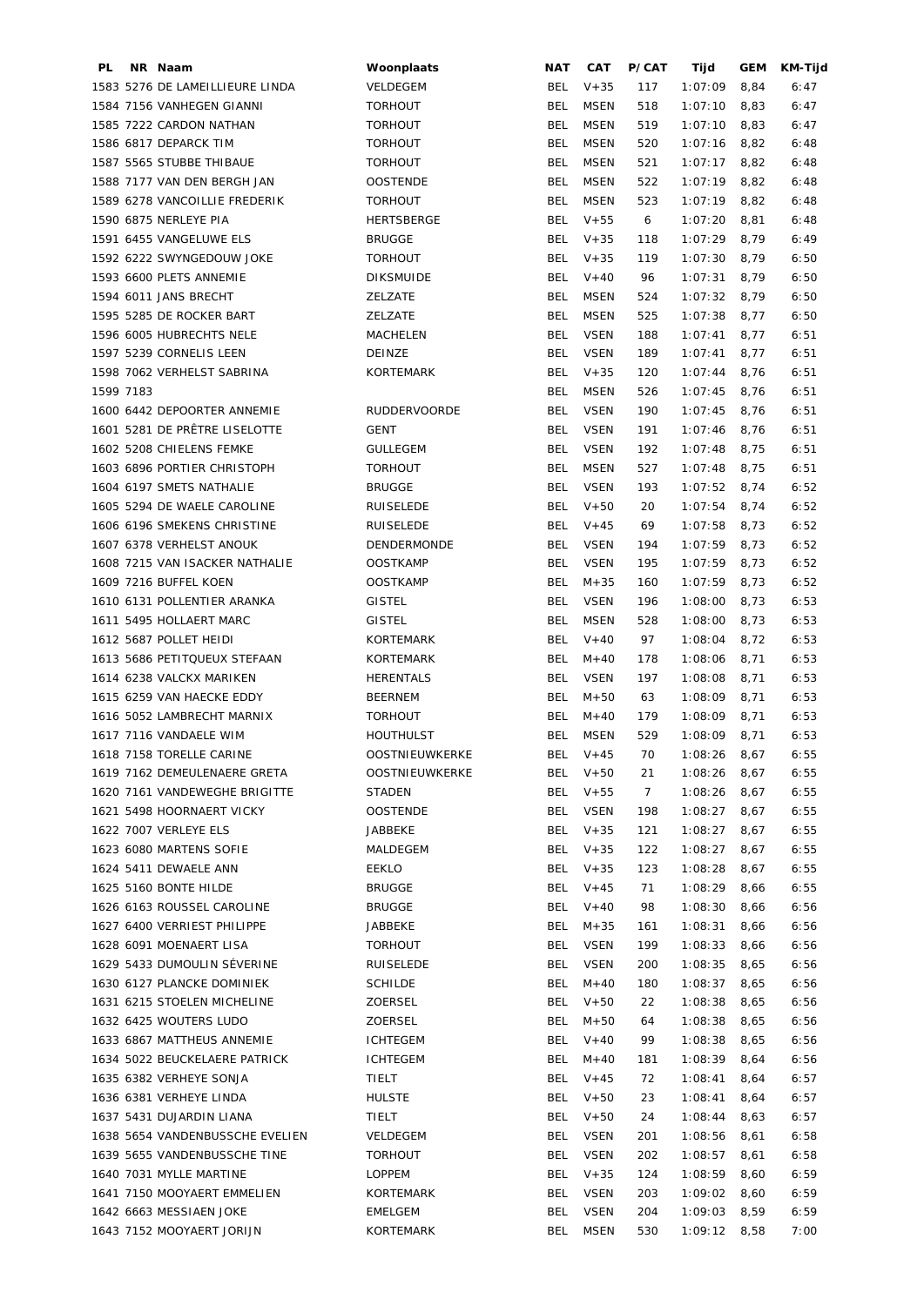| PL | NR | Naam | Woonplaats | NAT | CAT | P/CAT | Tijd | GEM | KM-Tijd |
|---|---|---|---|---|---|---|---|---|---|
| 1583 | 5276 | DE LAMEILLIEURE LINDA | VELDEGEM | BEL | V+35 | 117 | 1:07:09 | 8,84 | 6:47 |
| 1584 | 7156 | VANHEGEN GIANNI | TORHOUT | BEL | MSEN | 518 | 1:07:10 | 8,83 | 6:47 |
| 1585 | 7222 | CARDON NATHAN | TORHOUT | BEL | MSEN | 519 | 1:07:10 | 8,83 | 6:47 |
| 1586 | 6817 | DEPARCK TIM | TORHOUT | BEL | MSEN | 520 | 1:07:16 | 8,82 | 6:48 |
| 1587 | 5565 | STUBBE THIBAUE | TORHOUT | BEL | MSEN | 521 | 1:07:17 | 8,82 | 6:48 |
| 1588 | 7177 | VAN DEN BERGH JAN | OOSTENDE | BEL | MSEN | 522 | 1:07:19 | 8,82 | 6:48 |
| 1589 | 6278 | VANCOILLIE FREDERIK | TORHOUT | BEL | MSEN | 523 | 1:07:19 | 8,82 | 6:48 |
| 1590 | 6875 | NERLEYE PIA | HERTSBERGE | BEL | V+55 | 6 | 1:07:20 | 8,81 | 6:48 |
| 1591 | 6455 | VANGELUWE ELS | BRUGGE | BEL | V+35 | 118 | 1:07:29 | 8,79 | 6:49 |
| 1592 | 6222 | SWYNGEDOUW JOKE | TORHOUT | BEL | V+35 | 119 | 1:07:30 | 8,79 | 6:50 |
| 1593 | 6600 | PLETS ANNEMIE | DIKSMUIDE | BEL | V+40 | 96 | 1:07:31 | 8,79 | 6:50 |
| 1594 | 6011 | JANS BRECHT | ZELZATE | BEL | MSEN | 524 | 1:07:32 | 8,79 | 6:50 |
| 1595 | 5285 | DE ROCKER BART | ZELZATE | BEL | MSEN | 525 | 1:07:38 | 8,77 | 6:50 |
| 1596 | 6005 | HUBRECHTS NELE | MACHELEN | BEL | VSEN | 188 | 1:07:41 | 8,77 | 6:51 |
| 1597 | 5239 | CORNELIS LEEN | DEINZE | BEL | VSEN | 189 | 1:07:41 | 8,77 | 6:51 |
| 1598 | 7062 | VERHELST SABRINA | KORTEMARK | BEL | V+35 | 120 | 1:07:44 | 8,76 | 6:51 |
| 1599 | 7183 | | | BEL | MSEN | 526 | 1:07:45 | 8,76 | 6:51 |
| 1600 | 6442 | DEPOORTER ANNEMIE | RUDDERVOORDE | BEL | VSEN | 190 | 1:07:45 | 8,76 | 6:51 |
| 1601 | 5281 | DE PRÊTRE LISELOTTE | GENT | BEL | VSEN | 191 | 1:07:46 | 8,76 | 6:51 |
| 1602 | 5208 | CHIELENS FEMKE | GULLEGEM | BEL | VSEN | 192 | 1:07:48 | 8,75 | 6:51 |
| 1603 | 6896 | PORTIER CHRISTOPH | TORHOUT | BEL | MSEN | 527 | 1:07:48 | 8,75 | 6:51 |
| 1604 | 6197 | SMETS NATHALIE | BRUGGE | BEL | VSEN | 193 | 1:07:52 | 8,74 | 6:52 |
| 1605 | 5294 | DE WAELE CAROLINE | RUISELEDE | BEL | V+50 | 20 | 1:07:54 | 8,74 | 6:52 |
| 1606 | 6196 | SMEKENS CHRISTINE | RUISELEDE | BEL | V+45 | 69 | 1:07:58 | 8,73 | 6:52 |
| 1607 | 6378 | VERHELST ANOUK | DENDERMONDE | BEL | VSEN | 194 | 1:07:59 | 8,73 | 6:52 |
| 1608 | 7215 | VAN ISACKER NATHALIE | OOSTKAMP | BEL | VSEN | 195 | 1:07:59 | 8,73 | 6:52 |
| 1609 | 7216 | BUFFEL KOEN | OOSTKAMP | BEL | M+35 | 160 | 1:07:59 | 8,73 | 6:52 |
| 1610 | 6131 | POLLENTIER ARANKA | GISTEL | BEL | VSEN | 196 | 1:08:00 | 8,73 | 6:53 |
| 1611 | 5495 | HOLLAERT MARC | GISTEL | BEL | MSEN | 528 | 1:08:00 | 8,73 | 6:53 |
| 1612 | 5687 | POLLET HEIDI | KORTEMARK | BEL | V+40 | 97 | 1:08:04 | 8,72 | 6:53 |
| 1613 | 5686 | PETITQUEUX STEFAAN | KORTEMARK | BEL | M+40 | 178 | 1:08:06 | 8,71 | 6:53 |
| 1614 | 6238 | VALCKX MARIKEN | HERENTALS | BEL | VSEN | 197 | 1:08:08 | 8,71 | 6:53 |
| 1615 | 6259 | VAN HAECKE EDDY | BEERNEM | BEL | M+50 | 63 | 1:08:09 | 8,71 | 6:53 |
| 1616 | 5052 | LAMBRECHT MARNIX | TORHOUT | BEL | M+40 | 179 | 1:08:09 | 8,71 | 6:53 |
| 1617 | 7116 | VANDAELE WIM | HOUTHULST | BEL | MSEN | 529 | 1:08:09 | 8,71 | 6:53 |
| 1618 | 7158 | TORELLE CARINE | OOSTNIEUWKERKE | BEL | V+45 | 70 | 1:08:26 | 8,67 | 6:55 |
| 1619 | 7162 | DEMEULENAERE GRETA | OOSTNIEUWKERKE | BEL | V+50 | 21 | 1:08:26 | 8,67 | 6:55 |
| 1620 | 7161 | VANDEWEGHE BRIGITTE | STADEN | BEL | V+55 | 7 | 1:08:26 | 8,67 | 6:55 |
| 1621 | 5498 | HOORNAERT VICKY | OOSTENDE | BEL | VSEN | 198 | 1:08:27 | 8,67 | 6:55 |
| 1622 | 7007 | VERLEYE ELS | JABBEKE | BEL | V+35 | 121 | 1:08:27 | 8,67 | 6:55 |
| 1623 | 6080 | MARTENS SOFIE | MALDEGEM | BEL | V+35 | 122 | 1:08:27 | 8,67 | 6:55 |
| 1624 | 5411 | DEWAELE ANN | EEKLO | BEL | V+35 | 123 | 1:08:28 | 8,67 | 6:55 |
| 1625 | 5160 | BONTE HILDE | BRUGGE | BEL | V+45 | 71 | 1:08:29 | 8,66 | 6:55 |
| 1626 | 6163 | ROUSSEL CAROLINE | BRUGGE | BEL | V+40 | 98 | 1:08:30 | 8,66 | 6:56 |
| 1627 | 6400 | VERRIEST PHILIPPE | JABBEKE | BEL | M+35 | 161 | 1:08:31 | 8,66 | 6:56 |
| 1628 | 6091 | MOENAERT LISA | TORHOUT | BEL | VSEN | 199 | 1:08:33 | 8,66 | 6:56 |
| 1629 | 5433 | DUMOULIN SÉVERINE | RUISELEDE | BEL | VSEN | 200 | 1:08:35 | 8,65 | 6:56 |
| 1630 | 6127 | PLANCKE DOMINIEK | SCHILDE | BEL | M+40 | 180 | 1:08:37 | 8,65 | 6:56 |
| 1631 | 6215 | STOELEN MICHELINE | ZOERSEL | BEL | V+50 | 22 | 1:08:38 | 8,65 | 6:56 |
| 1632 | 6425 | WOUTERS LUDO | ZOERSEL | BEL | M+50 | 64 | 1:08:38 | 8,65 | 6:56 |
| 1633 | 6867 | MATTHEUS ANNEMIE | ICHTEGEM | BEL | V+40 | 99 | 1:08:38 | 8,65 | 6:56 |
| 1634 | 5022 | BEUCKELAERE PATRICK | ICHTEGEM | BEL | M+40 | 181 | 1:08:39 | 8,64 | 6:56 |
| 1635 | 6382 | VERHEYE SONJA | TIELT | BEL | V+45 | 72 | 1:08:41 | 8,64 | 6:57 |
| 1636 | 6381 | VERHEYE LINDA | HULSTE | BEL | V+50 | 23 | 1:08:41 | 8,64 | 6:57 |
| 1637 | 5431 | DUJARDIN LIANA | TIELT | BEL | V+50 | 24 | 1:08:44 | 8,63 | 6:57 |
| 1638 | 5654 | VANDENBUSSCHE EVELIEN | VELDEGEM | BEL | VSEN | 201 | 1:08:56 | 8,61 | 6:58 |
| 1639 | 5655 | VANDENBUSSCHE TINE | TORHOUT | BEL | VSEN | 202 | 1:08:57 | 8,61 | 6:58 |
| 1640 | 7031 | MYLLE MARTINE | LOPPEM | BEL | V+35 | 124 | 1:08:59 | 8,60 | 6:59 |
| 1641 | 7150 | MOOYAERT EMMELIEN | KORTEMARK | BEL | VSEN | 203 | 1:09:02 | 8,60 | 6:59 |
| 1642 | 6663 | MESSIAEN JOKE | EMELGEM | BEL | VSEN | 204 | 1:09:03 | 8,59 | 6:59 |
| 1643 | 7152 | MOOYAERT JORIJN | KORTEMARK | BEL | MSEN | 530 | 1:09:12 | 8,58 | 7:00 |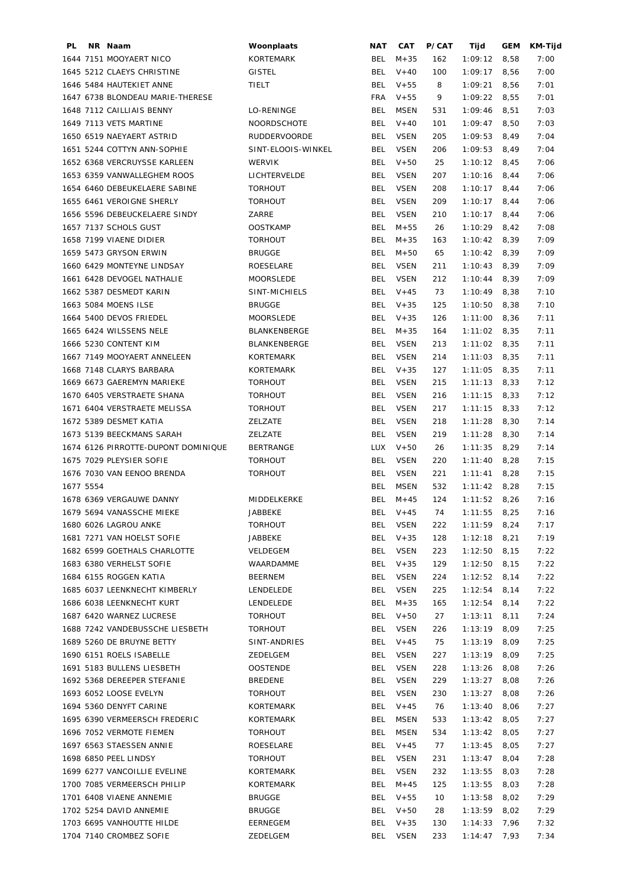| PL | NR | Naam | Woonplaats | NAT | CAT | P/CAT | Tijd | GEM | KM-Tijd |
|---|---|---|---|---|---|---|---|---|---|
| 1644 | 7151 | MOOYAERT NICO | KORTEMARK | BEL | M+35 | 162 | 1:09:12 | 8,58 | 7:00 |
| 1645 | 5212 | CLAEYS CHRISTINE | GISTEL | BEL | V+40 | 100 | 1:09:17 | 8,56 | 7:00 |
| 1646 | 5484 | HAUTEKIET ANNE | TIELT | BEL | V+55 | 8 | 1:09:21 | 8,56 | 7:01 |
| 1647 | 6738 | BLONDEAU MARIE-THERESE | | FRA | V+55 | 9 | 1:09:22 | 8,55 | 7:01 |
| 1648 | 7112 | CAILLIAIS BENNY | LO-RENINGE | BEL | MSEN | 531 | 1:09:46 | 8,51 | 7:03 |
| 1649 | 7113 | VETS MARTINE | NOORDSCHOTE | BEL | V+40 | 101 | 1:09:47 | 8,50 | 7:03 |
| 1650 | 6519 | NAEYAERT ASTRID | RUDDERVOORDE | BEL | VSEN | 205 | 1:09:53 | 8,49 | 7:04 |
| 1651 | 5244 | COTTYN ANN-SOPHIE | SINT-ELOOIS-WINKEL | BEL | VSEN | 206 | 1:09:53 | 8,49 | 7:04 |
| 1652 | 6368 | VERCRUYSSE KARLEEN | WERVIK | BEL | V+50 | 25 | 1:10:12 | 8,45 | 7:06 |
| 1653 | 6359 | VANWALLEGHEM ROOS | LICHTERVELDE | BEL | VSEN | 207 | 1:10:16 | 8,44 | 7:06 |
| 1654 | 6460 | DEBEUKELAERE SABINE | TORHOUT | BEL | VSEN | 208 | 1:10:17 | 8,44 | 7:06 |
| 1655 | 6461 | VEROIGNE SHERLY | TORHOUT | BEL | VSEN | 209 | 1:10:17 | 8,44 | 7:06 |
| 1656 | 5596 | DEBEUCKELAERE SINDY | ZARRE | BEL | VSEN | 210 | 1:10:17 | 8,44 | 7:06 |
| 1657 | 7137 | SCHOLS GUST | OOSTKAMP | BEL | M+55 | 26 | 1:10:29 | 8,42 | 7:08 |
| 1658 | 7199 | VIAENE DIDIER | TORHOUT | BEL | M+35 | 163 | 1:10:42 | 8,39 | 7:09 |
| 1659 | 5473 | GRYSON ERWIN | BRUGGE | BEL | M+50 | 65 | 1:10:42 | 8,39 | 7:09 |
| 1660 | 6429 | MONTEYNE LINDSAY | ROESELARE | BEL | VSEN | 211 | 1:10:43 | 8,39 | 7:09 |
| 1661 | 6428 | DEVOGEL NATHALIE | MOORSLEDE | BEL | VSEN | 212 | 1:10:44 | 8,39 | 7:09 |
| 1662 | 5387 | DESMEDT KARIN | SINT-MICHIELS | BEL | V+45 | 73 | 1:10:49 | 8,38 | 7:10 |
| 1663 | 5084 | MOENS ILSE | BRUGGE | BEL | V+35 | 125 | 1:10:50 | 8,38 | 7:10 |
| 1664 | 5400 | DEVOS FRIEDEL | MOORSLEDE | BEL | V+35 | 126 | 1:11:00 | 8,36 | 7:11 |
| 1665 | 6424 | WILSSENS NELE | BLANKENBERGE | BEL | M+35 | 164 | 1:11:02 | 8,35 | 7:11 |
| 1666 | 5230 | CONTENT KIM | BLANKENBERGE | BEL | VSEN | 213 | 1:11:02 | 8,35 | 7:11 |
| 1667 | 7149 | MOOYAERT ANNELEEN | KORTEMARK | BEL | VSEN | 214 | 1:11:03 | 8,35 | 7:11 |
| 1668 | 7148 | CLARYS BARBARA | KORTEMARK | BEL | V+35 | 127 | 1:11:05 | 8,35 | 7:11 |
| 1669 | 6673 | GAEREMYN MARIEKE | TORHOUT | BEL | VSEN | 215 | 1:11:13 | 8,33 | 7:12 |
| 1670 | 6405 | VERSTRAETE SHANA | TORHOUT | BEL | VSEN | 216 | 1:11:15 | 8,33 | 7:12 |
| 1671 | 6404 | VERSTRAETE MELISSA | TORHOUT | BEL | VSEN | 217 | 1:11:15 | 8,33 | 7:12 |
| 1672 | 5389 | DESMET KATIA | ZELZATE | BEL | VSEN | 218 | 1:11:28 | 8,30 | 7:14 |
| 1673 | 5139 | BEECKMANS SARAH | ZELZATE | BEL | VSEN | 219 | 1:11:28 | 8,30 | 7:14 |
| 1674 | 6126 | PIRROTTE-DUPONT DOMINIQUE | BERTRANGE | LUX | V+50 | 26 | 1:11:35 | 8,29 | 7:14 |
| 1675 | 7029 | PLEYSIER SOFIE | TORHOUT | BEL | VSEN | 220 | 1:11:40 | 8,28 | 7:15 |
| 1676 | 7030 | VAN EENOO BRENDA | TORHOUT | BEL | VSEN | 221 | 1:11:41 | 8,28 | 7:15 |
| 1677 | 5554 | | | BEL | MSEN | 532 | 1:11:42 | 8,28 | 7:15 |
| 1678 | 6369 | VERGAUWE DANNY | MIDDELKERKE | BEL | M+45 | 124 | 1:11:52 | 8,26 | 7:16 |
| 1679 | 5694 | VANASSCHE MIEKE | JABBEKE | BEL | V+45 | 74 | 1:11:55 | 8,25 | 7:16 |
| 1680 | 6026 | LAGROU ANKE | TORHOUT | BEL | VSEN | 222 | 1:11:59 | 8,24 | 7:17 |
| 1681 | 7271 | VAN HOELST SOFIE | JABBEKE | BEL | V+35 | 128 | 1:12:18 | 8,21 | 7:19 |
| 1682 | 6599 | GOETHALS CHARLOTTE | VELDEGEM | BEL | VSEN | 223 | 1:12:50 | 8,15 | 7:22 |
| 1683 | 6380 | VERHELST SOFIE | WAARDAMME | BEL | V+35 | 129 | 1:12:50 | 8,15 | 7:22 |
| 1684 | 6155 | ROGGEN KATIA | BEERNEM | BEL | VSEN | 224 | 1:12:52 | 8,14 | 7:22 |
| 1685 | 6037 | LEENKNECHT KIMBERLY | LENDELEDE | BEL | VSEN | 225 | 1:12:54 | 8,14 | 7:22 |
| 1686 | 6038 | LEENKNECHT KURT | LENDELEDE | BEL | M+35 | 165 | 1:12:54 | 8,14 | 7:22 |
| 1687 | 6420 | WARNEZ LUCRESE | TORHOUT | BEL | V+50 | 27 | 1:13:11 | 8,11 | 7:24 |
| 1688 | 7242 | VANDEBUSSCHE LIESBETH | TORHOUT | BEL | VSEN | 226 | 1:13:19 | 8,09 | 7:25 |
| 1689 | 5260 | DE BRUYNE BETTY | SINT-ANDRIES | BEL | V+45 | 75 | 1:13:19 | 8,09 | 7:25 |
| 1690 | 6151 | ROELS ISABELLE | ZEDELGEM | BEL | VSEN | 227 | 1:13:19 | 8,09 | 7:25 |
| 1691 | 5183 | BULLENS LIESBETH | OOSTENDE | BEL | VSEN | 228 | 1:13:26 | 8,08 | 7:26 |
| 1692 | 5368 | DEREEPER STEFANIE | BREDENE | BEL | VSEN | 229 | 1:13:27 | 8,08 | 7:26 |
| 1693 | 6052 | LOOSE EVELYN | TORHOUT | BEL | VSEN | 230 | 1:13:27 | 8,08 | 7:26 |
| 1694 | 5360 | DENYFT CARINE | KORTEMARK | BEL | V+45 | 76 | 1:13:40 | 8,06 | 7:27 |
| 1695 | 6390 | VERMEERSCH FREDERIC | KORTEMARK | BEL | MSEN | 533 | 1:13:42 | 8,05 | 7:27 |
| 1696 | 7052 | VERMOTE FIEMEN | TORHOUT | BEL | MSEN | 534 | 1:13:42 | 8,05 | 7:27 |
| 1697 | 6563 | STAESSEN ANNIE | ROESELARE | BEL | V+45 | 77 | 1:13:45 | 8,05 | 7:27 |
| 1698 | 6850 | PEEL LINDSY | TORHOUT | BEL | VSEN | 231 | 1:13:47 | 8,04 | 7:28 |
| 1699 | 6277 | VANCOILLIE EVELINE | KORTEMARK | BEL | VSEN | 232 | 1:13:55 | 8,03 | 7:28 |
| 1700 | 7085 | VERMEERSCH PHILIP | KORTEMARK | BEL | M+45 | 125 | 1:13:55 | 8,03 | 7:28 |
| 1701 | 6408 | VIAENE ANNEMIE | BRUGGE | BEL | V+55 | 10 | 1:13:58 | 8,02 | 7:29 |
| 1702 | 5254 | DAVID ANNEMIE | BRUGGE | BEL | V+50 | 28 | 1:13:59 | 8,02 | 7:29 |
| 1703 | 6695 | VANHOUTTE HILDE | EERNEGEM | BEL | V+35 | 130 | 1:14:33 | 7,96 | 7:32 |
| 1704 | 7140 | CROMBEZ SOFIE | ZEDELGEM | BEL | VSEN | 233 | 1:14:47 | 7,93 | 7:34 |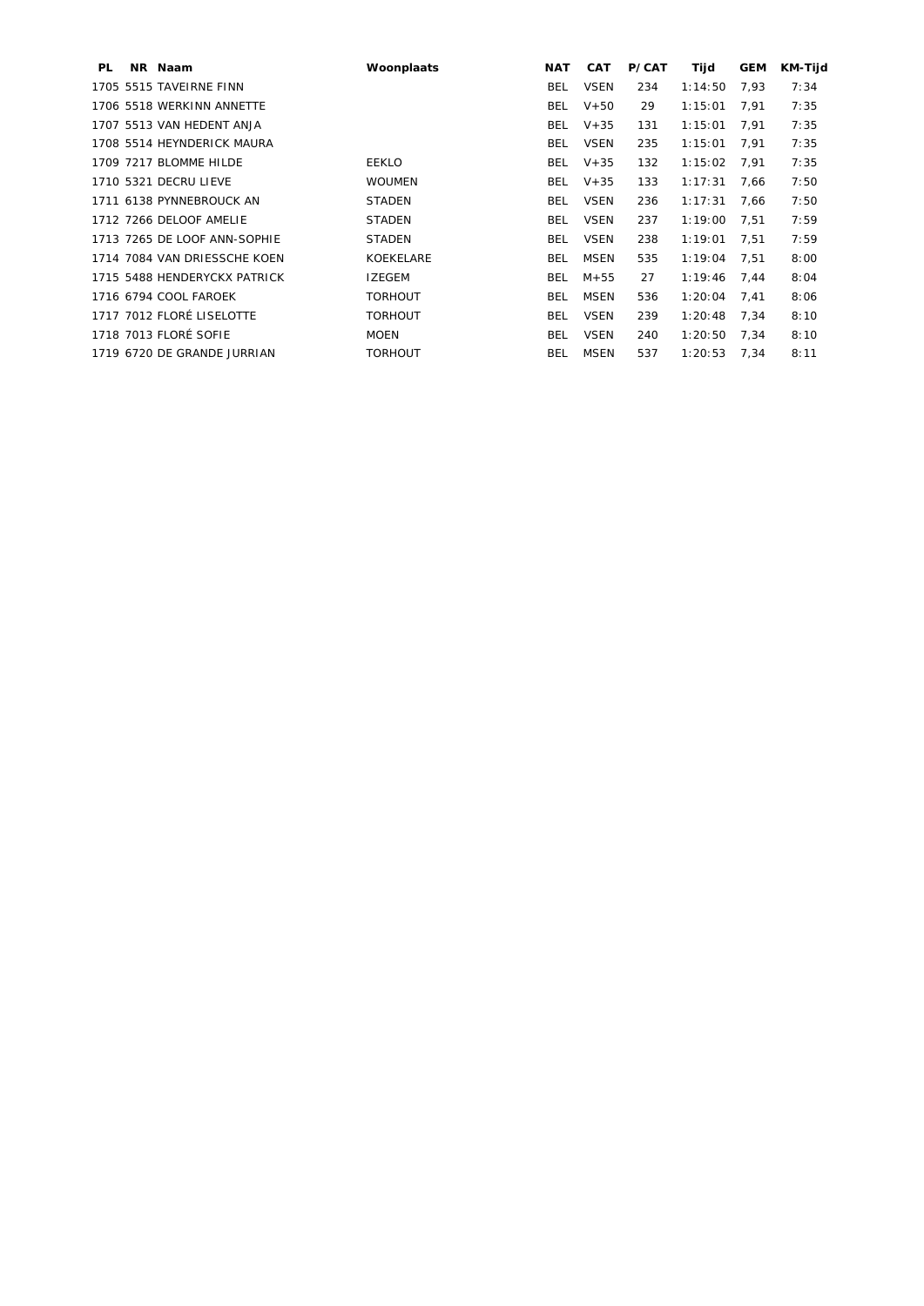| PL | NR | Naam | Woonplaats | NAT | CAT | P/CAT | Tijd | GEM | KM-Tijd |
|---|---|---|---|---|---|---|---|---|---|
| 1705 | 5515 | TAVEIRNE FINN | | BEL | VSEN | 234 | 1:14:50 | 7,93 | 7:34 |
| 1706 | 5518 | WERKINN ANNETTE | | BEL | V+50 | 29 | 1:15:01 | 7,91 | 7:35 |
| 1707 | 5513 | VAN HEDENT ANJA | | BEL | V+35 | 131 | 1:15:01 | 7,91 | 7:35 |
| 1708 | 5514 | HEYNDERICK MAURA | | BEL | VSEN | 235 | 1:15:01 | 7,91 | 7:35 |
| 1709 | 7217 | BLOMME HILDE | EEKLO | BEL | V+35 | 132 | 1:15:02 | 7,91 | 7:35 |
| 1710 | 5321 | DECRU LIEVE | WOUMEN | BEL | V+35 | 133 | 1:17:31 | 7,66 | 7:50 |
| 1711 | 6138 | PYNNEBROUCK AN | STADEN | BEL | VSEN | 236 | 1:17:31 | 7,66 | 7:50 |
| 1712 | 7266 | DELOOF AMELIE | STADEN | BEL | VSEN | 237 | 1:19:00 | 7,51 | 7:59 |
| 1713 | 7265 | DE LOOF ANN-SOPHIE | STADEN | BEL | VSEN | 238 | 1:19:01 | 7,51 | 7:59 |
| 1714 | 7084 | VAN DRIESSCHE KOEN | KOEKELARE | BEL | MSEN | 535 | 1:19:04 | 7,51 | 8:00 |
| 1715 | 5488 | HENDERYCKX PATRICK | IZEGEM | BEL | M+55 | 27 | 1:19:46 | 7,44 | 8:04 |
| 1716 | 6794 | COOL FAROEK | TORHOUT | BEL | MSEN | 536 | 1:20:04 | 7,41 | 8:06 |
| 1717 | 7012 | FLORÉ LISELOTTE | TORHOUT | BEL | VSEN | 239 | 1:20:48 | 7,34 | 8:10 |
| 1718 | 7013 | FLORÉ SOFIE | MOEN | BEL | VSEN | 240 | 1:20:50 | 7,34 | 8:10 |
| 1719 | 6720 | DE GRANDE JURRIAN | TORHOUT | BEL | MSEN | 537 | 1:20:53 | 7,34 | 8:11 |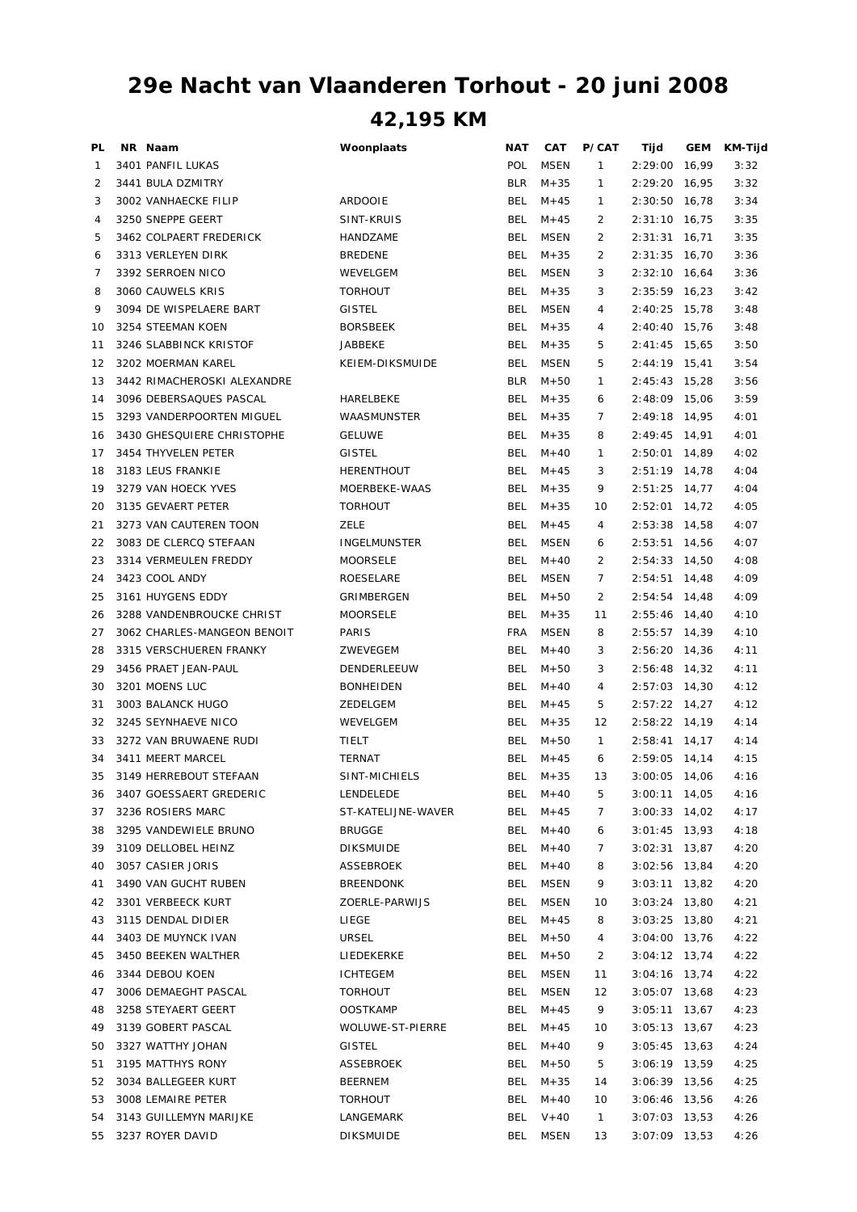# 29e Nacht van Vlaanderen Torhout - 20 juni 2008

## 42,195 KM

| PL | NR | Naam | Woonplaats | NAT | CAT | P/CAT | Tijd | GEM | KM-Tijd |
|---|---|---|---|---|---|---|---|---|---|
| 1 | 3401 | PANFIL LUKAS | | POL | MSEN | 1 | 2:29:00 | 16,99 | 3:32 |
| 2 | 3441 | BULA DZMITRY | | BLR | M+35 | 1 | 2:29:20 | 16,95 | 3:32 |
| 3 | 3002 | VANHAECKE FILIP | ARDOOIE | BEL | M+45 | 1 | 2:30:50 | 16,78 | 3:34 |
| 4 | 3250 | SNEPPE GEERT | SINT-KRUIS | BEL | M+45 | 2 | 2:31:10 | 16,75 | 3:35 |
| 5 | 3462 | COLPAERT FREDERICK | HANDZAME | BEL | MSEN | 2 | 2:31:31 | 16,71 | 3:35 |
| 6 | 3313 | VERLEYEN DIRK | BREDENE | BEL | M+35 | 2 | 2:31:35 | 16,70 | 3:36 |
| 7 | 3392 | SERROEN NICO | WEVELGEM | BEL | MSEN | 3 | 2:32:10 | 16,64 | 3:36 |
| 8 | 3060 | CAUWELS KRIS | TORHOUT | BEL | M+35 | 3 | 2:35:59 | 16,23 | 3:42 |
| 9 | 3094 | DE WISPELAERE BART | GISTEL | BEL | MSEN | 4 | 2:40:25 | 15,78 | 3:48 |
| 10 | 3254 | STEEMAN KOEN | BORSBEEK | BEL | M+35 | 4 | 2:40:40 | 15,76 | 3:48 |
| 11 | 3246 | SLABBINCK KRISTOF | JABBEKE | BEL | M+35 | 5 | 2:41:45 | 15,65 | 3:50 |
| 12 | 3202 | MOERMAN KAREL | KEIEM-DIKSMUIDE | BEL | MSEN | 5 | 2:44:19 | 15,41 | 3:54 |
| 13 | 3442 | RIMACHEROSKI ALEXANDRE | | BLR | M+50 | 1 | 2:45:43 | 15,28 | 3:56 |
| 14 | 3096 | DEBERSAQUES PASCAL | HARELBEKE | BEL | M+35 | 6 | 2:48:09 | 15,06 | 3:59 |
| 15 | 3293 | VANDERPOORTEN MIGUEL | WAASMUNSTER | BEL | M+35 | 7 | 2:49:18 | 14,95 | 4:01 |
| 16 | 3430 | GHESQUIERE CHRISTOPHE | GELUWE | BEL | M+35 | 8 | 2:49:45 | 14,91 | 4:01 |
| 17 | 3454 | THYVELEN PETER | GISTEL | BEL | M+40 | 1 | 2:50:01 | 14,89 | 4:02 |
| 18 | 3183 | LEUS FRANKIE | HERENTHOUT | BEL | M+45 | 3 | 2:51:19 | 14,78 | 4:04 |
| 19 | 3279 | VAN HOECK YVES | MOERBEKE-WAAS | BEL | M+35 | 9 | 2:51:25 | 14,77 | 4:04 |
| 20 | 3135 | GEVAERT PETER | TORHOUT | BEL | M+35 | 10 | 2:52:01 | 14,72 | 4:05 |
| 21 | 3273 | VAN CAUTEREN TOON | ZELE | BEL | M+45 | 4 | 2:53:38 | 14,58 | 4:07 |
| 22 | 3083 | DE CLERCQ STEFAAN | INGELMUNSTER | BEL | MSEN | 6 | 2:53:51 | 14,56 | 4:07 |
| 23 | 3314 | VERMEULEN FREDDY | MOORSELE | BEL | M+40 | 2 | 2:54:33 | 14,50 | 4:08 |
| 24 | 3423 | COOL ANDY | ROESELARE | BEL | MSEN | 7 | 2:54:51 | 14,48 | 4:09 |
| 25 | 3161 | HUYGENS EDDY | GRIMBERGEN | BEL | M+50 | 2 | 2:54:54 | 14,48 | 4:09 |
| 26 | 3288 | VANDENBROUCKE CHRIST | MOORSELE | BEL | M+35 | 11 | 2:55:46 | 14,40 | 4:10 |
| 27 | 3062 | CHARLES-MANGEON BENOIT | PARIS | FRA | MSEN | 8 | 2:55:57 | 14,39 | 4:10 |
| 28 | 3315 | VERSCHUEREN FRANKY | ZWEVEGEM | BEL | M+40 | 3 | 2:56:20 | 14,36 | 4:11 |
| 29 | 3456 | PRAET JEAN-PAUL | DENDERLEEUW | BEL | M+50 | 3 | 2:56:48 | 14,32 | 4:11 |
| 30 | 3201 | MOENS LUC | BONHEIDEN | BEL | M+40 | 4 | 2:57:03 | 14,30 | 4:12 |
| 31 | 3003 | BALANCK HUGO | ZEDELGEM | BEL | M+45 | 5 | 2:57:22 | 14,27 | 4:12 |
| 32 | 3245 | SEYNHAEVE NICO | WEVELGEM | BEL | M+35 | 12 | 2:58:22 | 14,19 | 4:14 |
| 33 | 3272 | VAN BRUWAENE RUDI | TIELT | BEL | M+50 | 1 | 2:58:41 | 14,17 | 4:14 |
| 34 | 3411 | MEERT MARCEL | TERNAT | BEL | M+45 | 6 | 2:59:05 | 14,14 | 4:15 |
| 35 | 3149 | HERREBOUT STEFAAN | SINT-MICHIELS | BEL | M+35 | 13 | 3:00:05 | 14,06 | 4:16 |
| 36 | 3407 | GOESSAERT GREDERIC | LENDELEDE | BEL | M+40 | 5 | 3:00:11 | 14,05 | 4:16 |
| 37 | 3236 | ROSIERS MARC | ST-KATELIJNE-WAVER | BEL | M+45 | 7 | 3:00:33 | 14,02 | 4:17 |
| 38 | 3295 | VANDEWIELE BRUNO | BRUGGE | BEL | M+40 | 6 | 3:01:45 | 13,93 | 4:18 |
| 39 | 3109 | DELLOBEL HEINZ | DIKSMUIDE | BEL | M+40 | 7 | 3:02:31 | 13,87 | 4:20 |
| 40 | 3057 | CASIER JORIS | ASSEBROEK | BEL | M+40 | 8 | 3:02:56 | 13,84 | 4:20 |
| 41 | 3490 | VAN GUCHT RUBEN | BREENDONK | BEL | MSEN | 9 | 3:03:11 | 13,82 | 4:20 |
| 42 | 3301 | VERBEECK KURT | ZOERLE-PARWIJS | BEL | MSEN | 10 | 3:03:24 | 13,80 | 4:21 |
| 43 | 3115 | DENDAL DIDIER | LIEGE | BEL | M+45 | 8 | 3:03:25 | 13,80 | 4:21 |
| 44 | 3403 | DE MUYNCK IVAN | URSEL | BEL | M+50 | 4 | 3:04:00 | 13,76 | 4:22 |
| 45 | 3450 | BEEKEN WALTHER | LIEDEKERKE | BEL | M+50 | 2 | 3:04:12 | 13,74 | 4:22 |
| 46 | 3344 | DEBOU KOEN | ICHTEGEM | BEL | MSEN | 11 | 3:04:16 | 13,74 | 4:22 |
| 47 | 3006 | DEMAEGHT PASCAL | TORHOUT | BEL | MSEN | 12 | 3:05:07 | 13,68 | 4:23 |
| 48 | 3258 | STEYAERT GEERT | OOSTKAMP | BEL | M+45 | 9 | 3:05:11 | 13,67 | 4:23 |
| 49 | 3139 | GOBERT PASCAL | WOLUWE-ST-PIERRE | BEL | M+45 | 10 | 3:05:13 | 13,67 | 4:23 |
| 50 | 3327 | WATTHY JOHAN | GISTEL | BEL | M+40 | 9 | 3:05:45 | 13,63 | 4:24 |
| 51 | 3195 | MATTHYS RONY | ASSEBROEK | BEL | M+50 | 5 | 3:06:19 | 13,59 | 4:25 |
| 52 | 3034 | BALLEGEER KURT | BEERNEM | BEL | M+35 | 14 | 3:06:39 | 13,56 | 4:25 |
| 53 | 3008 | LEMAIRE PETER | TORHOUT | BEL | M+40 | 10 | 3:06:46 | 13,56 | 4:26 |
| 54 | 3143 | GUILLEMYN MARIJKE | LANGEMARK | BEL | V+40 | 1 | 3:07:03 | 13,53 | 4:26 |
| 55 | 3237 | ROYER DAVID | DIKSMUIDE | BEL | MSEN | 13 | 3:07:09 | 13,53 | 4:26 |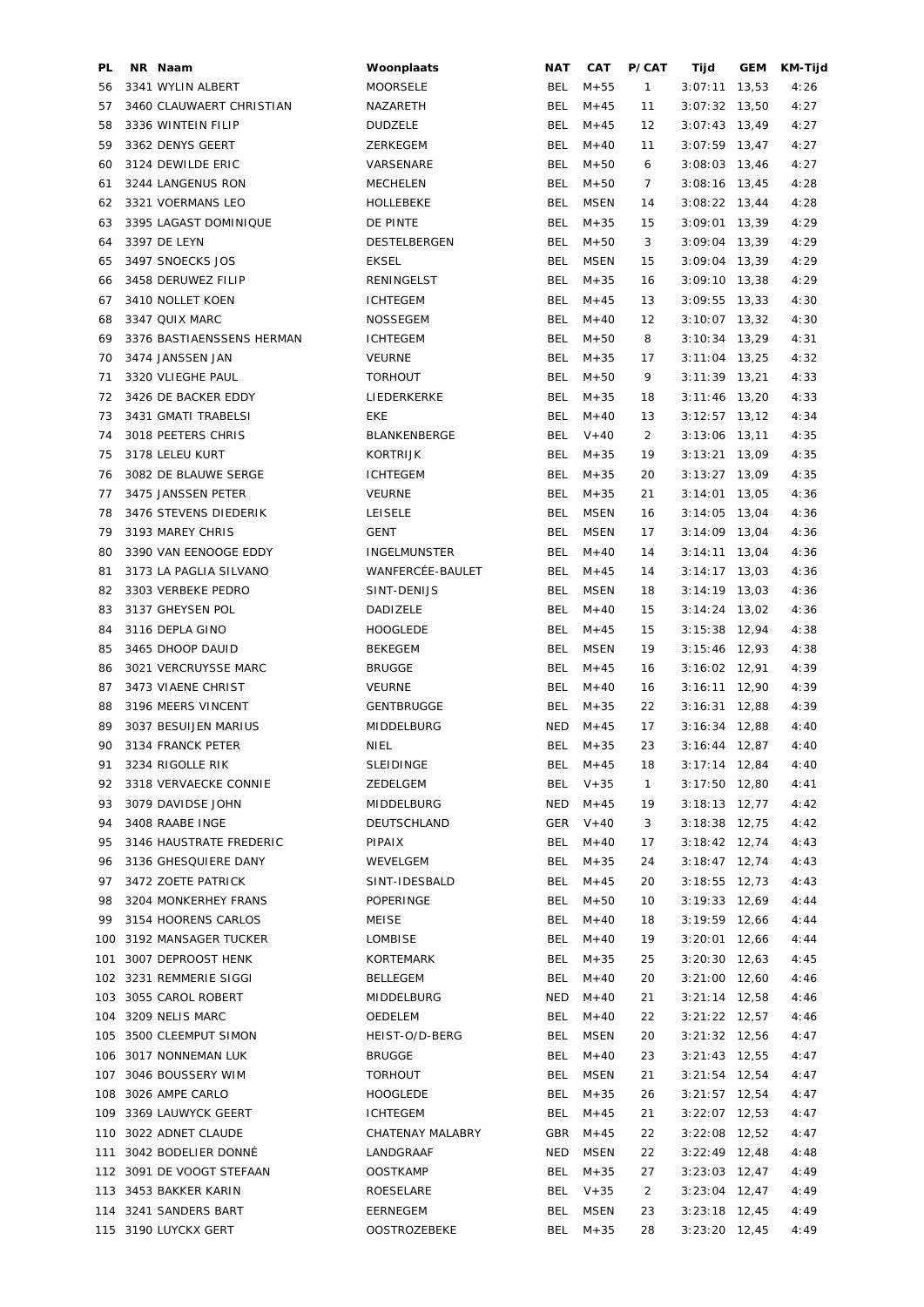| PL | NR | Naam | Woonplaats | NAT | CAT | P/CAT | Tijd | GEM | KM-Tijd |
|---|---|---|---|---|---|---|---|---|---|
| 56 | 3341 | WYLIN ALBERT | MOORSELE | BEL | M+55 | 1 | 3:07:11 | 13,53 | 4:26 |
| 57 | 3460 | CLAUWAERT CHRISTIAN | NAZARETH | BEL | M+45 | 11 | 3:07:32 | 13,50 | 4:27 |
| 58 | 3336 | WINTEIN FILIP | DUDZELE | BEL | M+45 | 12 | 3:07:43 | 13,49 | 4:27 |
| 59 | 3362 | DENYS GEERT | ZERKEGEM | BEL | M+40 | 11 | 3:07:59 | 13,47 | 4:27 |
| 60 | 3124 | DEWILDE ERIC | VARSENARE | BEL | M+50 | 6 | 3:08:03 | 13,46 | 4:27 |
| 61 | 3244 | LANGENUS RON | MECHELEN | BEL | M+50 | 7 | 3:08:16 | 13,45 | 4:28 |
| 62 | 3321 | VOERMANS LEO | HOLLEBEKE | BEL | MSEN | 14 | 3:08:22 | 13,44 | 4:28 |
| 63 | 3395 | LAGAST DOMINIQUE | DE PINTE | BEL | M+35 | 15 | 3:09:01 | 13,39 | 4:29 |
| 64 | 3397 | DE LEYN | DESTELBERGEN | BEL | M+50 | 3 | 3:09:04 | 13,39 | 4:29 |
| 65 | 3497 | SNOECKS JOS | EKSEL | BEL | MSEN | 15 | 3:09:04 | 13,39 | 4:29 |
| 66 | 3458 | DERUWEZ FILIP | RENINGELST | BEL | M+35 | 16 | 3:09:10 | 13,38 | 4:29 |
| 67 | 3410 | NOLLET KOEN | ICHTEGEM | BEL | M+45 | 13 | 3:09:55 | 13,33 | 4:30 |
| 68 | 3347 | QUIX MARC | NOSSEGEM | BEL | M+40 | 12 | 3:10:07 | 13,32 | 4:30 |
| 69 | 3376 | BASTIAENSSENS HERMAN | ICHTEGEM | BEL | M+50 | 8 | 3:10:34 | 13,29 | 4:31 |
| 70 | 3474 | JANSSEN JAN | VEURNE | BEL | M+35 | 17 | 3:11:04 | 13,25 | 4:32 |
| 71 | 3320 | VLIEGHE PAUL | TORHOUT | BEL | M+50 | 9 | 3:11:39 | 13,21 | 4:33 |
| 72 | 3426 | DE BACKER EDDY | LIEDERKERKE | BEL | M+35 | 18 | 3:11:46 | 13,20 | 4:33 |
| 73 | 3431 | GMATI TRABELSI | EKE | BEL | M+40 | 13 | 3:12:57 | 13,12 | 4:34 |
| 74 | 3018 | PEETERS CHRIS | BLANKENBERGE | BEL | V+40 | 2 | 3:13:06 | 13,11 | 4:35 |
| 75 | 3178 | LELEU KURT | KORTRIJK | BEL | M+35 | 19 | 3:13:21 | 13,09 | 4:35 |
| 76 | 3082 | DE BLAUWE SERGE | ICHTEGEM | BEL | M+35 | 20 | 3:13:27 | 13,09 | 4:35 |
| 77 | 3475 | JANSSEN PETER | VEURNE | BEL | M+35 | 21 | 3:14:01 | 13,05 | 4:36 |
| 78 | 3476 | STEVENS DIEDERIK | LEISELE | BEL | MSEN | 16 | 3:14:05 | 13,04 | 4:36 |
| 79 | 3193 | MAREY CHRIS | GENT | BEL | MSEN | 17 | 3:14:09 | 13,04 | 4:36 |
| 80 | 3390 | VAN EENOOGE EDDY | INGELMUNSTER | BEL | M+40 | 14 | 3:14:11 | 13,04 | 4:36 |
| 81 | 3173 | LA PAGLIA SILVANO | WANFERCÉE-BAULET | BEL | M+45 | 14 | 3:14:17 | 13,03 | 4:36 |
| 82 | 3303 | VERBEKE PEDRO | SINT-DENIJS | BEL | MSEN | 18 | 3:14:19 | 13,03 | 4:36 |
| 83 | 3137 | GHEYSEN POL | DADIZELE | BEL | M+40 | 15 | 3:14:24 | 13,02 | 4:36 |
| 84 | 3116 | DEPLA GINO | HOOGLEDE | BEL | M+45 | 15 | 3:15:38 | 12,94 | 4:38 |
| 85 | 3465 | DHOOP DAUID | BEKEGEM | BEL | MSEN | 19 | 3:15:46 | 12,93 | 4:38 |
| 86 | 3021 | VERCRUYSSE MARC | BRUGGE | BEL | M+45 | 16 | 3:16:02 | 12,91 | 4:39 |
| 87 | 3473 | VIAENE CHRIST | VEURNE | BEL | M+40 | 16 | 3:16:11 | 12,90 | 4:39 |
| 88 | 3196 | MEERS VINCENT | GENTBRUGGE | BEL | M+35 | 22 | 3:16:31 | 12,88 | 4:39 |
| 89 | 3037 | BESUIJEN MARIUS | MIDDELBURG | NED | M+45 | 17 | 3:16:34 | 12,88 | 4:40 |
| 90 | 3134 | FRANCK PETER | NIEL | BEL | M+35 | 23 | 3:16:44 | 12,87 | 4:40 |
| 91 | 3234 | RIGOLLE RIK | SLEIDINGE | BEL | M+45 | 18 | 3:17:14 | 12,84 | 4:40 |
| 92 | 3318 | VERVAECKE CONNIE | ZEDELGEM | BEL | V+35 | 1 | 3:17:50 | 12,80 | 4:41 |
| 93 | 3079 | DAVIDSE JOHN | MIDDELBURG | NED | M+45 | 19 | 3:18:13 | 12,77 | 4:42 |
| 94 | 3408 | RAABE INGE | DEUTSCHLAND | GER | V+40 | 3 | 3:18:38 | 12,75 | 4:42 |
| 95 | 3146 | HAUSTRATE FREDERIC | PIPAIX | BEL | M+40 | 17 | 3:18:42 | 12,74 | 4:43 |
| 96 | 3136 | GHESQUIERE DANY | WEVELGEM | BEL | M+35 | 24 | 3:18:47 | 12,74 | 4:43 |
| 97 | 3472 | ZOETE PATRICK | SINT-IDESBALD | BEL | M+45 | 20 | 3:18:55 | 12,73 | 4:43 |
| 98 | 3204 | MONKERHEY FRANS | POPERINGE | BEL | M+50 | 10 | 3:19:33 | 12,69 | 4:44 |
| 99 | 3154 | HOORENS CARLOS | MEISE | BEL | M+40 | 18 | 3:19:59 | 12,66 | 4:44 |
| 100 | 3192 | MANSAGER TUCKER | LOMBISE | BEL | M+40 | 19 | 3:20:01 | 12,66 | 4:44 |
| 101 | 3007 | DEPROOST HENK | KORTEMARK | BEL | M+35 | 25 | 3:20:30 | 12,63 | 4:45 |
| 102 | 3231 | REMMERIE SIGGI | BELLEGEM | BEL | M+40 | 20 | 3:21:00 | 12,60 | 4:46 |
| 103 | 3055 | CAROL ROBERT | MIDDELBURG | NED | M+40 | 21 | 3:21:14 | 12,58 | 4:46 |
| 104 | 3209 | NELIS MARC | OEDELEM | BEL | M+40 | 22 | 3:21:22 | 12,57 | 4:46 |
| 105 | 3500 | CLEEMPUT SIMON | HEIST-O/D-BERG | BEL | MSEN | 20 | 3:21:32 | 12,56 | 4:47 |
| 106 | 3017 | NONNEMAN LUK | BRUGGE | BEL | M+40 | 23 | 3:21:43 | 12,55 | 4:47 |
| 107 | 3046 | BOUSSERY WIM | TORHOUT | BEL | MSEN | 21 | 3:21:54 | 12,54 | 4:47 |
| 108 | 3026 | AMPE CARLO | HOOGLEDE | BEL | M+35 | 26 | 3:21:57 | 12,54 | 4:47 |
| 109 | 3369 | LAUWYCK GEERT | ICHTEGEM | BEL | M+45 | 21 | 3:22:07 | 12,53 | 4:47 |
| 110 | 3022 | ADNET CLAUDE | CHATENAY MALABRY | GBR | M+45 | 22 | 3:22:08 | 12,52 | 4:47 |
| 111 | 3042 | BODELIER DONNÉ | LANDGRAAF | NED | MSEN | 22 | 3:22:49 | 12,48 | 4:48 |
| 112 | 3091 | DE VOOGT STEFAAN | OOSTKAMP | BEL | M+35 | 27 | 3:23:03 | 12,47 | 4:49 |
| 113 | 3453 | BAKKER KARIN | ROESELARE | BEL | V+35 | 2 | 3:23:04 | 12,47 | 4:49 |
| 114 | 3241 | SANDERS BART | EERNEGEM | BEL | MSEN | 23 | 3:23:18 | 12,45 | 4:49 |
| 115 | 3190 | LUYCKX GERT | OOSTROZEBEKE | BEL | M+35 | 28 | 3:23:20 | 12,45 | 4:49 |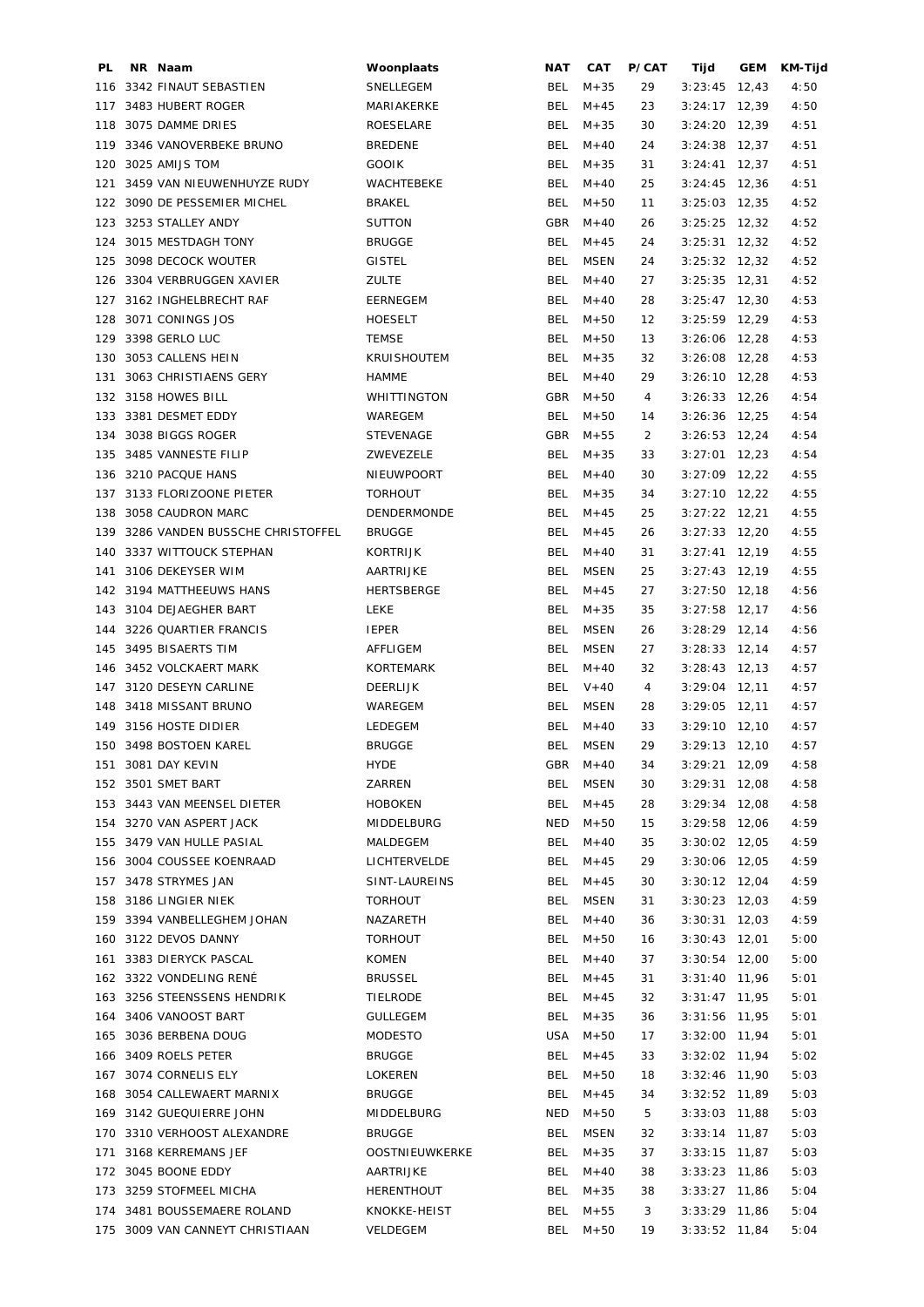| PL | NR | Naam | Woonplaats | NAT | CAT | P/CAT | Tijd | GEM | KM-Tijd |
|---|---|---|---|---|---|---|---|---|---|
| 116 | 3342 | FINAUT SEBASTIEN | SNELLEGEM | BEL | M+35 | 29 | 3:23:45 | 12,43 | 4:50 |
| 117 | 3483 | HUBERT ROGER | MARIAKERKE | BEL | M+45 | 23 | 3:24:17 | 12,39 | 4:50 |
| 118 | 3075 | DAMME DRIES | ROESELARE | BEL | M+35 | 30 | 3:24:20 | 12,39 | 4:51 |
| 119 | 3346 | VANOVERBEKE BRUNO | BREDENE | BEL | M+40 | 24 | 3:24:38 | 12,37 | 4:51 |
| 120 | 3025 | AMIJS TOM | GOOIK | BEL | M+35 | 31 | 3:24:41 | 12,37 | 4:51 |
| 121 | 3459 | VAN NIEUWENHUYZE RUDY | WACHTEBEKE | BEL | M+40 | 25 | 3:24:45 | 12,36 | 4:51 |
| 122 | 3090 | DE PESSEMIER MICHEL | BRAKEL | BEL | M+50 | 11 | 3:25:03 | 12,35 | 4:52 |
| 123 | 3253 | STALLEY ANDY | SUTTON | GBR | M+40 | 26 | 3:25:25 | 12,32 | 4:52 |
| 124 | 3015 | MESTDAGH TONY | BRUGGE | BEL | M+45 | 24 | 3:25:31 | 12,32 | 4:52 |
| 125 | 3098 | DECOCK WOUTER | GISTEL | BEL | MSEN | 24 | 3:25:32 | 12,32 | 4:52 |
| 126 | 3304 | VERBRUGGEN XAVIER | ZULTE | BEL | M+40 | 27 | 3:25:35 | 12,31 | 4:52 |
| 127 | 3162 | INGHELBRECHT RAF | EERNEGEM | BEL | M+40 | 28 | 3:25:47 | 12,30 | 4:53 |
| 128 | 3071 | CONINGS JOS | HOESELT | BEL | M+50 | 12 | 3:25:59 | 12,29 | 4:53 |
| 129 | 3398 | GERLO LUC | TEMSE | BEL | M+50 | 13 | 3:26:06 | 12,28 | 4:53 |
| 130 | 3053 | CALLENS HEIN | KRUISHOUTEM | BEL | M+35 | 32 | 3:26:08 | 12,28 | 4:53 |
| 131 | 3063 | CHRISTIAENS GERY | HAMME | BEL | M+40 | 29 | 3:26:10 | 12,28 | 4:53 |
| 132 | 3158 | HOWES BILL | WHITTINGTON | GBR | M+50 | 4 | 3:26:33 | 12,26 | 4:54 |
| 133 | 3381 | DESMET EDDY | WAREGEM | BEL | M+50 | 14 | 3:26:36 | 12,25 | 4:54 |
| 134 | 3038 | BIGGS ROGER | STEVENAGE | GBR | M+55 | 2 | 3:26:53 | 12,24 | 4:54 |
| 135 | 3485 | VANNESTE FILIP | ZWEVEZELE | BEL | M+35 | 33 | 3:27:01 | 12,23 | 4:54 |
| 136 | 3210 | PACQUE HANS | NIEUWPOORT | BEL | M+40 | 30 | 3:27:09 | 12,22 | 4:55 |
| 137 | 3133 | FLORIZOONE PIETER | TORHOUT | BEL | M+35 | 34 | 3:27:10 | 12,22 | 4:55 |
| 138 | 3058 | CAUDRON MARC | DENDERMONDE | BEL | M+45 | 25 | 3:27:22 | 12,21 | 4:55 |
| 139 | 3286 | VANDEN BUSSCHE CHRISTOFFEL | BRUGGE | BEL | M+45 | 26 | 3:27:33 | 12,20 | 4:55 |
| 140 | 3337 | WITTOUCK STEPHAN | KORTRIJK | BEL | M+40 | 31 | 3:27:41 | 12,19 | 4:55 |
| 141 | 3106 | DEKEYSER WIM | AARTRIJKE | BEL | MSEN | 25 | 3:27:43 | 12,19 | 4:55 |
| 142 | 3194 | MATTHEEUWS HANS | HERTSBERGE | BEL | M+45 | 27 | 3:27:50 | 12,18 | 4:56 |
| 143 | 3104 | DEJAEGHER BART | LEKE | BEL | M+35 | 35 | 3:27:58 | 12,17 | 4:56 |
| 144 | 3226 | QUARTIER FRANCIS | IEPER | BEL | MSEN | 26 | 3:28:29 | 12,14 | 4:56 |
| 145 | 3495 | BISAERTS TIM | AFFLIGEM | BEL | MSEN | 27 | 3:28:33 | 12,14 | 4:57 |
| 146 | 3452 | VOLCKAERT MARK | KORTEMARK | BEL | M+40 | 32 | 3:28:43 | 12,13 | 4:57 |
| 147 | 3120 | DESEYN CARLINE | DEERLIJK | BEL | V+40 | 4 | 3:29:04 | 12,11 | 4:57 |
| 148 | 3418 | MISSANT BRUNO | WAREGEM | BEL | MSEN | 28 | 3:29:05 | 12,11 | 4:57 |
| 149 | 3156 | HOSTE DIDIER | LEDEGEM | BEL | M+40 | 33 | 3:29:10 | 12,10 | 4:57 |
| 150 | 3498 | BOSTOEN KAREL | BRUGGE | BEL | MSEN | 29 | 3:29:13 | 12,10 | 4:57 |
| 151 | 3081 | DAY KEVIN | HYDE | GBR | M+40 | 34 | 3:29:21 | 12,09 | 4:58 |
| 152 | 3501 | SMET BART | ZARREN | BEL | MSEN | 30 | 3:29:31 | 12,08 | 4:58 |
| 153 | 3443 | VAN MEENSEL DIETER | HOBOKEN | BEL | M+45 | 28 | 3:29:34 | 12,08 | 4:58 |
| 154 | 3270 | VAN ASPERT JACK | MIDDELBURG | NED | M+50 | 15 | 3:29:58 | 12,06 | 4:59 |
| 155 | 3479 | VAN HULLE PASIAL | MALDEGEM | BEL | M+40 | 35 | 3:30:02 | 12,05 | 4:59 |
| 156 | 3004 | COUSSEE KOENRAAD | LICHTERVELDE | BEL | M+45 | 29 | 3:30:06 | 12,05 | 4:59 |
| 157 | 3478 | STRYMES JAN | SINT-LAUREINS | BEL | M+45 | 30 | 3:30:12 | 12,04 | 4:59 |
| 158 | 3186 | LINGIER NIEK | TORHOUT | BEL | MSEN | 31 | 3:30:23 | 12,03 | 4:59 |
| 159 | 3394 | VANBELLEGHEM JOHAN | NAZARETH | BEL | M+40 | 36 | 3:30:31 | 12,03 | 4:59 |
| 160 | 3122 | DEVOS DANNY | TORHOUT | BEL | M+50 | 16 | 3:30:43 | 12,01 | 5:00 |
| 161 | 3383 | DIERYCK PASCAL | KOMEN | BEL | M+40 | 37 | 3:30:54 | 12,00 | 5:00 |
| 162 | 3322 | VONDELING RENÉ | BRUSSEL | BEL | M+45 | 31 | 3:31:40 | 11,96 | 5:01 |
| 163 | 3256 | STEENSSENS HENDRIK | TIELRODE | BEL | M+45 | 32 | 3:31:47 | 11,95 | 5:01 |
| 164 | 3406 | VANOOST BART | GULLEGEM | BEL | M+35 | 36 | 3:31:56 | 11,95 | 5:01 |
| 165 | 3036 | BERBENA DOUG | MODESTO | USA | M+50 | 17 | 3:32:00 | 11,94 | 5:01 |
| 166 | 3409 | ROELS PETER | BRUGGE | BEL | M+45 | 33 | 3:32:02 | 11,94 | 5:02 |
| 167 | 3074 | CORNELIS ELY | LOKEREN | BEL | M+50 | 18 | 3:32:46 | 11,90 | 5:03 |
| 168 | 3054 | CALLEWAERT MARNIX | BRUGGE | BEL | M+45 | 34 | 3:32:52 | 11,89 | 5:03 |
| 169 | 3142 | GUEQUIERRE JOHN | MIDDELBURG | NED | M+50 | 5 | 3:33:03 | 11,88 | 5:03 |
| 170 | 3310 | VERHOOST ALEXANDRE | BRUGGE | BEL | MSEN | 32 | 3:33:14 | 11,87 | 5:03 |
| 171 | 3168 | KERREMANS JEF | OOSTNIEUWKERKE | BEL | M+35 | 37 | 3:33:15 | 11,87 | 5:03 |
| 172 | 3045 | BOONE EDDY | AARTRIJKE | BEL | M+40 | 38 | 3:33:23 | 11,86 | 5:03 |
| 173 | 3259 | STOFMEEL MICHA | HERENTHOUT | BEL | M+35 | 38 | 3:33:27 | 11,86 | 5:04 |
| 174 | 3481 | BOUSSEMAERE ROLAND | KNOKKE-HEIST | BEL | M+55 | 3 | 3:33:29 | 11,86 | 5:04 |
| 175 | 3009 | VAN CANNEYT CHRISTIAAN | VELDEGEM | BEL | M+50 | 19 | 3:33:52 | 11,84 | 5:04 |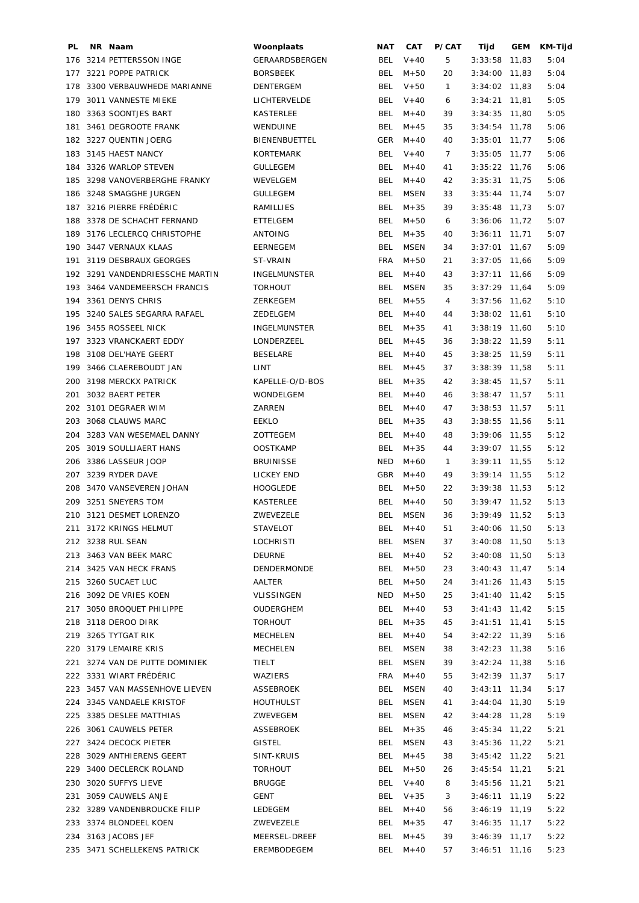| PL | NR | Naam | Woonplaats | NAT | CAT | P/CAT | Tijd | GEM | KM-Tijd |
|---|---|---|---|---|---|---|---|---|---|
| 176 | 3214 | PETTERSSON INGE | GERAARDSBERGEN | BEL | V+40 | 5 | 3:33:58 | 11,83 | 5:04 |
| 177 | 3221 | POPPE PATRICK | BORSBEEK | BEL | M+50 | 20 | 3:34:00 | 11,83 | 5:04 |
| 178 | 3300 | VERBAUWHEDE MARIANNE | DENTERGEM | BEL | V+50 | 1 | 3:34:02 | 11,83 | 5:04 |
| 179 | 3011 | VANNESTE MIEKE | LICHTERVELDE | BEL | V+40 | 6 | 3:34:21 | 11,81 | 5:05 |
| 180 | 3363 | SOONTJES BART | KASTERLEE | BEL | M+40 | 39 | 3:34:35 | 11,80 | 5:05 |
| 181 | 3461 | DEGROOTE FRANK | WENDUINE | BEL | M+45 | 35 | 3:34:54 | 11,78 | 5:06 |
| 182 | 3227 | QUENTIN JOERG | BIENENBUETTEL | GER | M+40 | 40 | 3:35:01 | 11,77 | 5:06 |
| 183 | 3145 | HAEST NANCY | KORTEMARK | BEL | V+40 | 7 | 3:35:05 | 11,77 | 5:06 |
| 184 | 3326 | WARLOP STEVEN | GULLEGEM | BEL | M+40 | 41 | 3:35:22 | 11,76 | 5:06 |
| 185 | 3298 | VANOVERBERGHE FRANKY | WEVELGEM | BEL | M+40 | 42 | 3:35:31 | 11,75 | 5:06 |
| 186 | 3248 | SMAGGHE JURGEN | GULLEGEM | BEL | MSEN | 33 | 3:35:44 | 11,74 | 5:07 |
| 187 | 3216 | PIERRE FRÉDÉRIC | RAMILLIES | BEL | M+35 | 39 | 3:35:48 | 11,73 | 5:07 |
| 188 | 3378 | DE SCHACHT FERNAND | ETTELGEM | BEL | M+50 | 6 | 3:36:06 | 11,72 | 5:07 |
| 189 | 3176 | LECLERCQ CHRISTOPHE | ANTOING | BEL | M+35 | 40 | 3:36:11 | 11,71 | 5:07 |
| 190 | 3447 | VERNAUX KLAAS | EERNEGEM | BEL | MSEN | 34 | 3:37:01 | 11,67 | 5:09 |
| 191 | 3119 | DESBRAUX GEORGES | ST-VRAIN | FRA | M+50 | 21 | 3:37:05 | 11,66 | 5:09 |
| 192 | 3291 | VANDENDRIESSCHE MARTIN | INGELMUNSTER | BEL | M+40 | 43 | 3:37:11 | 11,66 | 5:09 |
| 193 | 3464 | VANDEMEERSCH FRANCIS | TORHOUT | BEL | MSEN | 35 | 3:37:29 | 11,64 | 5:09 |
| 194 | 3361 | DENYS CHRIS | ZERKEGEM | BEL | M+55 | 4 | 3:37:56 | 11,62 | 5:10 |
| 195 | 3240 | SALES SEGARRA RAFAEL | ZEDELGEM | BEL | M+40 | 44 | 3:38:02 | 11,61 | 5:10 |
| 196 | 3455 | ROSSEEL NICK | INGELMUNSTER | BEL | M+35 | 41 | 3:38:19 | 11,60 | 5:10 |
| 197 | 3323 | VRANCKAERT EDDY | LONDERZEEL | BEL | M+45 | 36 | 3:38:22 | 11,59 | 5:11 |
| 198 | 3108 | DEL'HAYE GEERT | BESELARE | BEL | M+40 | 45 | 3:38:25 | 11,59 | 5:11 |
| 199 | 3466 | CLAEREBOUDT JAN | LINT | BEL | M+45 | 37 | 3:38:39 | 11,58 | 5:11 |
| 200 | 3198 | MERCKX PATRICK | KAPELLE-O/D-BOS | BEL | M+35 | 42 | 3:38:45 | 11,57 | 5:11 |
| 201 | 3032 | BAERT PETER | WONDELGEM | BEL | M+40 | 46 | 3:38:47 | 11,57 | 5:11 |
| 202 | 3101 | DEGRAER WIM | ZARREN | BEL | M+40 | 47 | 3:38:53 | 11,57 | 5:11 |
| 203 | 3068 | CLAUWS MARC | EEKLO | BEL | M+35 | 43 | 3:38:55 | 11,56 | 5:11 |
| 204 | 3283 | VAN WESEMAEL DANNY | ZOTTEGEM | BEL | M+40 | 48 | 3:39:06 | 11,55 | 5:12 |
| 205 | 3019 | SOULLIAERT HANS | OOSTKAMP | BEL | M+35 | 44 | 3:39:07 | 11,55 | 5:12 |
| 206 | 3386 | LASSEUR JOOP | BRUINISSE | NED | M+60 | 1 | 3:39:11 | 11,55 | 5:12 |
| 207 | 3239 | RYDER DAVE | LICKEY END | GBR | M+40 | 49 | 3:39:14 | 11,55 | 5:12 |
| 208 | 3470 | VANSEVEREN JOHAN | HOOGLEDE | BEL | M+50 | 22 | 3:39:38 | 11,53 | 5:12 |
| 209 | 3251 | SNEYERS TOM | KASTERLEE | BEL | M+40 | 50 | 3:39:47 | 11,52 | 5:13 |
| 210 | 3121 | DESMET LORENZO | ZWEVEZELE | BEL | MSEN | 36 | 3:39:49 | 11,52 | 5:13 |
| 211 | 3172 | KRINGS HELMUT | STAVELOT | BEL | M+40 | 51 | 3:40:06 | 11,50 | 5:13 |
| 212 | 3238 | RUL SEAN | LOCHRISTI | BEL | MSEN | 37 | 3:40:08 | 11,50 | 5:13 |
| 213 | 3463 | VAN BEEK MARC | DEURNE | BEL | M+40 | 52 | 3:40:08 | 11,50 | 5:13 |
| 214 | 3425 | VAN HECK FRANS | DENDERMONDE | BEL | M+50 | 23 | 3:40:43 | 11,47 | 5:14 |
| 215 | 3260 | SUCAET LUC | AALTER | BEL | M+50 | 24 | 3:41:26 | 11,43 | 5:15 |
| 216 | 3092 | DE VRIES KOEN | VLISSINGEN | NED | M+50 | 25 | 3:41:40 | 11,42 | 5:15 |
| 217 | 3050 | BROQUET PHILIPPE | OUDERGHEM | BEL | M+40 | 53 | 3:41:43 | 11,42 | 5:15 |
| 218 | 3118 | DEROO DIRK | TORHOUT | BEL | M+35 | 45 | 3:41:51 | 11,41 | 5:15 |
| 219 | 3265 | TYTGAT RIK | MECHELEN | BEL | M+40 | 54 | 3:42:22 | 11,39 | 5:16 |
| 220 | 3179 | LEMAIRE KRIS | MECHELEN | BEL | MSEN | 38 | 3:42:23 | 11,38 | 5:16 |
| 221 | 3274 | VAN DE PUTTE DOMINIEK | TIELT | BEL | MSEN | 39 | 3:42:24 | 11,38 | 5:16 |
| 222 | 3331 | WIART FRÉDÉRIC | WAZIERS | FRA | M+40 | 55 | 3:42:39 | 11,37 | 5:17 |
| 223 | 3457 | VAN MASSENHOVE LIEVEN | ASSEBROEK | BEL | MSEN | 40 | 3:43:11 | 11,34 | 5:17 |
| 224 | 3345 | VANDAELE KRISTOF | HOUTHULST | BEL | MSEN | 41 | 3:44:04 | 11,30 | 5:19 |
| 225 | 3385 | DESLEE MATTHIAS | ZWEVEGEM | BEL | MSEN | 42 | 3:44:28 | 11,28 | 5:19 |
| 226 | 3061 | CAUWELS PETER | ASSEBROEK | BEL | M+35 | 46 | 3:45:34 | 11,22 | 5:21 |
| 227 | 3424 | DECOCK PIETER | GISTEL | BEL | MSEN | 43 | 3:45:36 | 11,22 | 5:21 |
| 228 | 3029 | ANTHIERENS GEERT | SINT-KRUIS | BEL | M+45 | 38 | 3:45:42 | 11,22 | 5:21 |
| 229 | 3400 | DECLERCK ROLAND | TORHOUT | BEL | M+50 | 26 | 3:45:54 | 11,21 | 5:21 |
| 230 | 3020 | SUFFYS LIEVE | BRUGGE | BEL | V+40 | 8 | 3:45:56 | 11,21 | 5:21 |
| 231 | 3059 | CAUWELS ANJE | GENT | BEL | V+35 | 3 | 3:46:11 | 11,19 | 5:22 |
| 232 | 3289 | VANDENBROUCKE FILIP | LEDEGEM | BEL | M+40 | 56 | 3:46:19 | 11,19 | 5:22 |
| 233 | 3374 | BLONDEEL KOEN | ZWEVEZELE | BEL | M+35 | 47 | 3:46:35 | 11,17 | 5:22 |
| 234 | 3163 | JACOBS JEF | MEERSEL-DREEF | BEL | M+45 | 39 | 3:46:39 | 11,17 | 5:22 |
| 235 | 3471 | SCHELLEKENS PATRICK | EREMBODEGEM | BEL | M+40 | 57 | 3:46:51 | 11,16 | 5:23 |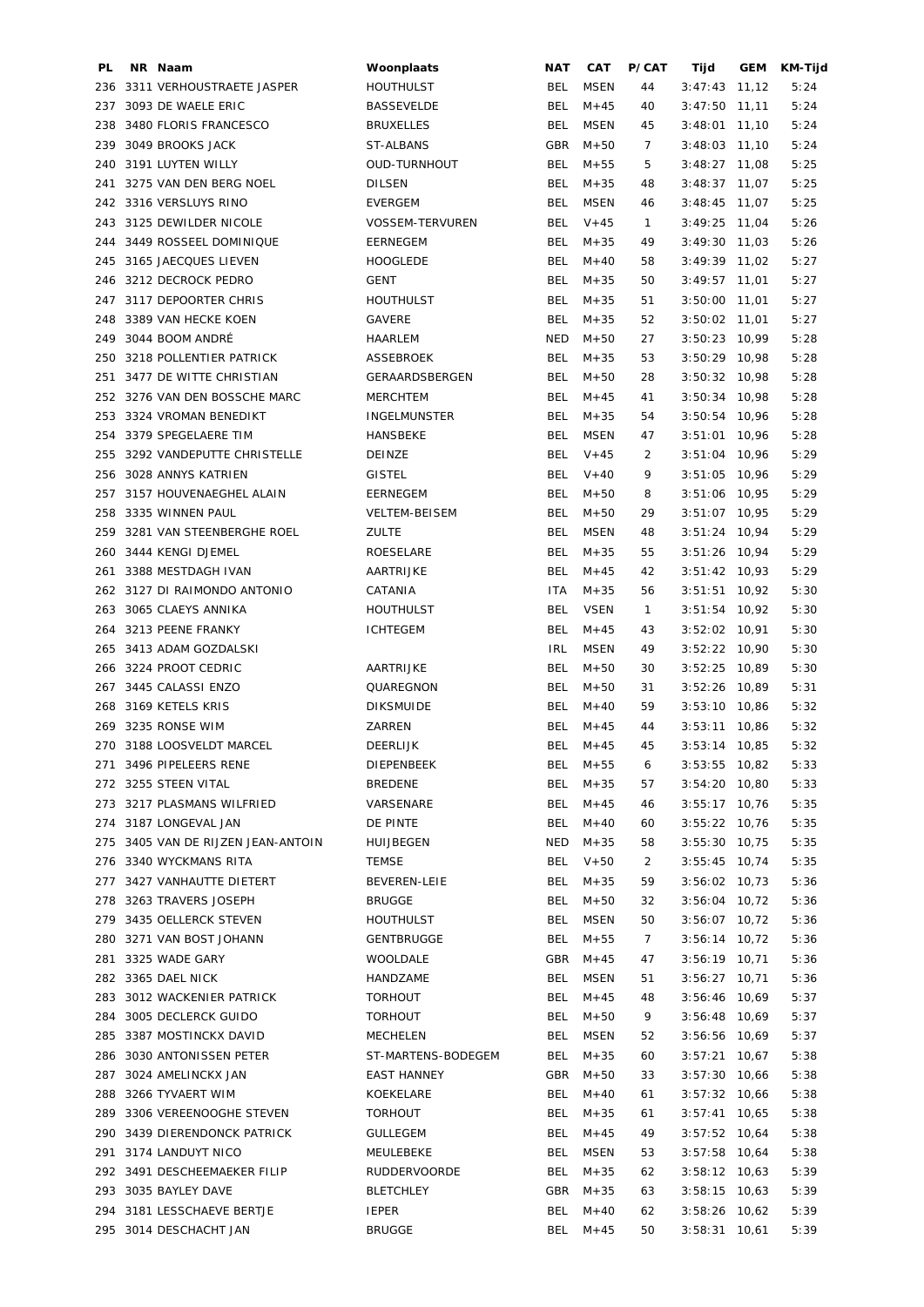| PL | NR | Naam | Woonplaats | NAT | CAT | P/CAT | Tijd | GEM | KM-Tijd |
|---|---|---|---|---|---|---|---|---|---|
| 236 | 3311 | VERHOUSTRAETE JASPER | HOUTHULST | BEL | MSEN | 44 | 3:47:43 | 11,12 | 5:24 |
| 237 | 3093 | DE WAELE ERIC | BASSEVELDE | BEL | M+45 | 40 | 3:47:50 | 11,11 | 5:24 |
| 238 | 3480 | FLORIS FRANCESCO | BRUXELLES | BEL | MSEN | 45 | 3:48:01 | 11,10 | 5:24 |
| 239 | 3049 | BROOKS JACK | ST-ALBANS | GBR | M+50 | 7 | 3:48:03 | 11,10 | 5:24 |
| 240 | 3191 | LUYTEN WILLY | OUD-TURNHOUT | BEL | M+55 | 5 | 3:48:27 | 11,08 | 5:25 |
| 241 | 3275 | VAN DEN BERG NOEL | DILSEN | BEL | M+35 | 48 | 3:48:37 | 11,07 | 5:25 |
| 242 | 3316 | VERSLUYS RINO | EVERGEM | BEL | MSEN | 46 | 3:48:45 | 11,07 | 5:25 |
| 243 | 3125 | DEWILDER NICOLE | VOSSEM-TERVUREN | BEL | V+45 | 1 | 3:49:25 | 11,04 | 5:26 |
| 244 | 3449 | ROSSEEL DOMINIQUE | EERNEGEM | BEL | M+35 | 49 | 3:49:30 | 11,03 | 5:26 |
| 245 | 3165 | JAECQUES LIEVEN | HOOGLEDE | BEL | M+40 | 58 | 3:49:39 | 11,02 | 5:27 |
| 246 | 3212 | DECROCK PEDRO | GENT | BEL | M+35 | 50 | 3:49:57 | 11,01 | 5:27 |
| 247 | 3117 | DEPOORTER CHRIS | HOUTHULST | BEL | M+35 | 51 | 3:50:00 | 11,01 | 5:27 |
| 248 | 3389 | VAN HECKE KOEN | GAVERE | BEL | M+35 | 52 | 3:50:02 | 11,01 | 5:27 |
| 249 | 3044 | BOOM ANDRÉ | HAARLEM | NED | M+50 | 27 | 3:50:23 | 10,99 | 5:28 |
| 250 | 3218 | POLLENTIER PATRICK | ASSEBROEK | BEL | M+35 | 53 | 3:50:29 | 10,98 | 5:28 |
| 251 | 3477 | DE WITTE CHRISTIAN | GERAARDSBERGEN | BEL | M+50 | 28 | 3:50:32 | 10,98 | 5:28 |
| 252 | 3276 | VAN DEN BOSSCHE MARC | MERCHTEM | BEL | M+45 | 41 | 3:50:34 | 10,98 | 5:28 |
| 253 | 3324 | VROMAN BENEDIKT | INGELMUNSTER | BEL | M+35 | 54 | 3:50:54 | 10,96 | 5:28 |
| 254 | 3379 | SPEGELAERE TIM | HANSBEKE | BEL | MSEN | 47 | 3:51:01 | 10,96 | 5:28 |
| 255 | 3292 | VANDEPUTTE CHRISTELLE | DEINZE | BEL | V+45 | 2 | 3:51:04 | 10,96 | 5:29 |
| 256 | 3028 | ANNYS KATRIEN | GISTEL | BEL | V+40 | 9 | 3:51:05 | 10,96 | 5:29 |
| 257 | 3157 | HOUVENAEGHEL ALAIN | EERNEGEM | BEL | M+50 | 8 | 3:51:06 | 10,95 | 5:29 |
| 258 | 3335 | WINNEN PAUL | VELTEM-BEISEM | BEL | M+50 | 29 | 3:51:07 | 10,95 | 5:29 |
| 259 | 3281 | VAN STEENBERGHE ROEL | ZULTE | BEL | MSEN | 48 | 3:51:24 | 10,94 | 5:29 |
| 260 | 3444 | KENGI DJEMEL | ROESELARE | BEL | M+35 | 55 | 3:51:26 | 10,94 | 5:29 |
| 261 | 3388 | MESTDAGH IVAN | AARTRIJKE | BEL | M+45 | 42 | 3:51:42 | 10,93 | 5:29 |
| 262 | 3127 | DI RAIMONDO ANTONIO | CATANIA | ITA | M+35 | 56 | 3:51:51 | 10,92 | 5:30 |
| 263 | 3065 | CLAEYS ANNIKA | HOUTHULST | BEL | VSEN | 1 | 3:51:54 | 10,92 | 5:30 |
| 264 | 3213 | PEENE FRANKY | ICHTEGEM | BEL | M+45 | 43 | 3:52:02 | 10,91 | 5:30 |
| 265 | 3413 | ADAM GOZDALSKI | | IRL | MSEN | 49 | 3:52:22 | 10,90 | 5:30 |
| 266 | 3224 | PROOT CEDRIC | AARTRIJKE | BEL | M+50 | 30 | 3:52:25 | 10,89 | 5:30 |
| 267 | 3445 | CALASSI ENZO | QUAREGNON | BEL | M+50 | 31 | 3:52:26 | 10,89 | 5:31 |
| 268 | 3169 | KETELS KRIS | DIKSMUIDE | BEL | M+40 | 59 | 3:53:10 | 10,86 | 5:32 |
| 269 | 3235 | RONSE WIM | ZARREN | BEL | M+45 | 44 | 3:53:11 | 10,86 | 5:32 |
| 270 | 3188 | LOOSVELDT MARCEL | DEERLIJK | BEL | M+45 | 45 | 3:53:14 | 10,85 | 5:32 |
| 271 | 3496 | PIPELEERS RENE | DIEPENBEEK | BEL | M+55 | 6 | 3:53:55 | 10,82 | 5:33 |
| 272 | 3255 | STEEN VITAL | BREDENE | BEL | M+35 | 57 | 3:54:20 | 10,80 | 5:33 |
| 273 | 3217 | PLASMANS WILFRIED | VARSENARE | BEL | M+45 | 46 | 3:55:17 | 10,76 | 5:35 |
| 274 | 3187 | LONGEVAL JAN | DE PINTE | BEL | M+40 | 60 | 3:55:22 | 10,76 | 5:35 |
| 275 | 3405 | VAN DE RIJZEN JEAN-ANTOIN | HUIJBEGEN | NED | M+35 | 58 | 3:55:30 | 10,75 | 5:35 |
| 276 | 3340 | WYCKMANS RITA | TEMSE | BEL | V+50 | 2 | 3:55:45 | 10,74 | 5:35 |
| 277 | 3427 | VANHAUTTE DIETERT | BEVEREN-LEIE | BEL | M+35 | 59 | 3:56:02 | 10,73 | 5:36 |
| 278 | 3263 | TRAVERS JOSEPH | BRUGGE | BEL | M+50 | 32 | 3:56:04 | 10,72 | 5:36 |
| 279 | 3435 | OELLERCK STEVEN | HOUTHULST | BEL | MSEN | 50 | 3:56:07 | 10,72 | 5:36 |
| 280 | 3271 | VAN BOST JOHANN | GENTBRUGGE | BEL | M+55 | 7 | 3:56:14 | 10,72 | 5:36 |
| 281 | 3325 | WADE GARY | WOOLDALE | GBR | M+45 | 47 | 3:56:19 | 10,71 | 5:36 |
| 282 | 3365 | DAEL NICK | HANDZAME | BEL | MSEN | 51 | 3:56:27 | 10,71 | 5:36 |
| 283 | 3012 | WACKENIER PATRICK | TORHOUT | BEL | M+45 | 48 | 3:56:46 | 10,69 | 5:37 |
| 284 | 3005 | DECLERCK GUIDO | TORHOUT | BEL | M+50 | 9 | 3:56:48 | 10,69 | 5:37 |
| 285 | 3387 | MOSTINCKX DAVID | MECHELEN | BEL | MSEN | 52 | 3:56:56 | 10,69 | 5:37 |
| 286 | 3030 | ANTONISSEN PETER | ST-MARTENS-BODEGEM | BEL | M+35 | 60 | 3:57:21 | 10,67 | 5:38 |
| 287 | 3024 | AMELINCKX JAN | EAST HANNEY | GBR | M+50 | 33 | 3:57:30 | 10,66 | 5:38 |
| 288 | 3266 | TYVAERT WIM | KOEKELARE | BEL | M+40 | 61 | 3:57:32 | 10,66 | 5:38 |
| 289 | 3306 | VEREENOOGHE STEVEN | TORHOUT | BEL | M+35 | 61 | 3:57:41 | 10,65 | 5:38 |
| 290 | 3439 | DIERENDONCK PATRICK | GULLEGEM | BEL | M+45 | 49 | 3:57:52 | 10,64 | 5:38 |
| 291 | 3174 | LANDUYT NICO | MEULEBEKE | BEL | MSEN | 53 | 3:57:58 | 10,64 | 5:38 |
| 292 | 3491 | DESCHEEMAEKER FILIP | RUDDERVOORDE | BEL | M+35 | 62 | 3:58:12 | 10,63 | 5:39 |
| 293 | 3035 | BAYLEY DAVE | BLETCHLEY | GBR | M+35 | 63 | 3:58:15 | 10,63 | 5:39 |
| 294 | 3181 | LESSCHAEVE BERTJE | IEPER | BEL | M+40 | 62 | 3:58:26 | 10,62 | 5:39 |
| 295 | 3014 | DESCHACHT JAN | BRUGGE | BEL | M+45 | 50 | 3:58:31 | 10,61 | 5:39 |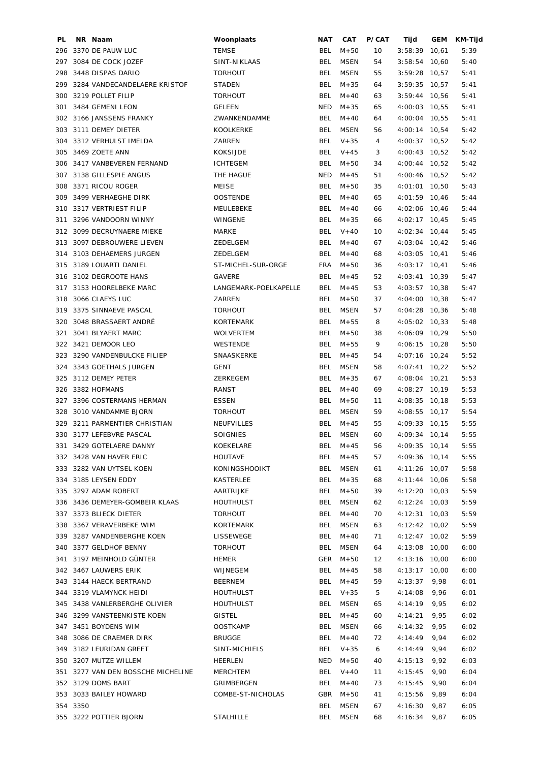| PL | NR | Naam | Woonplaats | NAT | CAT | P/CAT | Tijd | GEM | KM-Tijd |
|---|---|---|---|---|---|---|---|---|---|
| 296 | 3370 | DE PAUW LUC | TEMSE | BEL | M+50 | 10 | 3:58:39 | 10,61 | 5:39 |
| 297 | 3084 | DE COCK JOZEF | SINT-NIKLAAS | BEL | MSEN | 54 | 3:58:54 | 10,60 | 5:40 |
| 298 | 3448 | DISPAS DARIO | TORHOUT | BEL | MSEN | 55 | 3:59:28 | 10,57 | 5:41 |
| 299 | 3284 | VANDECANDELAERE KRISTOF | STADEN | BEL | M+35 | 64 | 3:59:35 | 10,57 | 5:41 |
| 300 | 3219 | POLLET FILIP | TORHOUT | BEL | M+40 | 63 | 3:59:44 | 10,56 | 5:41 |
| 301 | 3484 | GEMENI LEON | GELEEN | NED | M+35 | 65 | 4:00:03 | 10,55 | 5:41 |
| 302 | 3166 | JANSSENS FRANKY | ZWANKENDAMME | BEL | M+40 | 64 | 4:00:04 | 10,55 | 5:41 |
| 303 | 3111 | DEMEY DIETER | KOOLKERKE | BEL | MSEN | 56 | 4:00:14 | 10,54 | 5:42 |
| 304 | 3312 | VERHULST IMELDA | ZARREN | BEL | V+35 | 4 | 4:00:37 | 10,52 | 5:42 |
| 305 | 3469 | ZOETE ANN | KOKSIJDE | BEL | V+45 | 3 | 4:00:43 | 10,52 | 5:42 |
| 306 | 3417 | VANBEVEREN FERNAND | ICHTEGEM | BEL | M+50 | 34 | 4:00:44 | 10,52 | 5:42 |
| 307 | 3138 | GILLESPIE ANGUS | THE HAGUE | NED | M+45 | 51 | 4:00:46 | 10,52 | 5:42 |
| 308 | 3371 | RICOU ROGER | MEISE | BEL | M+50 | 35 | 4:01:01 | 10,50 | 5:43 |
| 309 | 3499 | VERHAEGHE DIRK | OOSTENDE | BEL | M+40 | 65 | 4:01:59 | 10,46 | 5:44 |
| 310 | 3317 | VERTRIEST FILIP | MEULEBEKE | BEL | M+40 | 66 | 4:02:06 | 10,46 | 5:44 |
| 311 | 3296 | VANDOORN WINNY | WINGENE | BEL | M+35 | 66 | 4:02:17 | 10,45 | 5:45 |
| 312 | 3099 | DECRUYNAERE MIEKE | MARKE | BEL | V+40 | 10 | 4:02:34 | 10,44 | 5:45 |
| 313 | 3097 | DEBROUWERE LIEVEN | ZEDELGEM | BEL | M+40 | 67 | 4:03:04 | 10,42 | 5:46 |
| 314 | 3103 | DEHAEMERS JURGEN | ZEDELGEM | BEL | M+40 | 68 | 4:03:05 | 10,41 | 5:46 |
| 315 | 3189 | LOUARTI DANIEL | ST-MICHEL-SUR-ORGE | FRA | M+50 | 36 | 4:03:17 | 10,41 | 5:46 |
| 316 | 3102 | DEGROOTE HANS | GAVERE | BEL | M+45 | 52 | 4:03:41 | 10,39 | 5:47 |
| 317 | 3153 | HOORELBEKE MARC | LANGEMARK-POELKAPELLE | BEL | M+45 | 53 | 4:03:57 | 10,38 | 5:47 |
| 318 | 3066 | CLAEYS LUC | ZARREN | BEL | M+50 | 37 | 4:04:00 | 10,38 | 5:47 |
| 319 | 3375 | SINNAEVE PASCAL | TORHOUT | BEL | MSEN | 57 | 4:04:28 | 10,36 | 5:48 |
| 320 | 3048 | BRASSAERT ANDRÉ | KORTEMARK | BEL | M+55 | 8 | 4:05:02 | 10,33 | 5:48 |
| 321 | 3041 | BLYAERT MARC | WOLVERTEM | BEL | M+50 | 38 | 4:06:09 | 10,29 | 5:50 |
| 322 | 3421 | DEMOOR LEO | WESTENDE | BEL | M+55 | 9 | 4:06:15 | 10,28 | 5:50 |
| 323 | 3290 | VANDENBULCKE FILIEP | SNAASKERKE | BEL | M+45 | 54 | 4:07:16 | 10,24 | 5:52 |
| 324 | 3343 | GOETHALS JURGEN | GENT | BEL | MSEN | 58 | 4:07:41 | 10,22 | 5:52 |
| 325 | 3112 | DEMEY PETER | ZERKEGEM | BEL | M+35 | 67 | 4:08:04 | 10,21 | 5:53 |
| 326 | 3382 | HOFMANS | RANST | BEL | M+40 | 69 | 4:08:27 | 10,19 | 5:53 |
| 327 | 3396 | COSTERMANS HERMAN | ESSEN | BEL | M+50 | 11 | 4:08:35 | 10,18 | 5:53 |
| 328 | 3010 | VANDAMME BJORN | TORHOUT | BEL | MSEN | 59 | 4:08:55 | 10,17 | 5:54 |
| 329 | 3211 | PARMENTIER CHRISTIAN | NEUFVILLES | BEL | M+45 | 55 | 4:09:33 | 10,15 | 5:55 |
| 330 | 3177 | LEFEBVRE PASCAL | SOIGNIES | BEL | MSEN | 60 | 4:09:34 | 10,14 | 5:55 |
| 331 | 3429 | GOTELAERE DANNY | KOEKELARE | BEL | M+45 | 56 | 4:09:35 | 10,14 | 5:55 |
| 332 | 3428 | VAN HAVER ERIC | HOUTAVE | BEL | M+45 | 57 | 4:09:36 | 10,14 | 5:55 |
| 333 | 3282 | VAN UYTSEL KOEN | KONINGSHOOIKT | BEL | MSEN | 61 | 4:11:26 | 10,07 | 5:58 |
| 334 | 3185 | LEYSEN EDDY | KASTERLEE | BEL | M+35 | 68 | 4:11:44 | 10,06 | 5:58 |
| 335 | 3297 | ADAM ROBERT | AARTRIJKE | BEL | M+50 | 39 | 4:12:20 | 10,03 | 5:59 |
| 336 | 3436 | DEMEYER-GOMBEIR KLAAS | HOUTHULST | BEL | MSEN | 62 | 4:12:24 | 10,03 | 5:59 |
| 337 | 3373 | BLIECK DIETER | TORHOUT | BEL | M+40 | 70 | 4:12:31 | 10,03 | 5:59 |
| 338 | 3367 | VERAVERBEKE WIM | KORTEMARK | BEL | MSEN | 63 | 4:12:42 | 10,02 | 5:59 |
| 339 | 3287 | VANDENBERGHE KOEN | LISSEWEGE | BEL | M+40 | 71 | 4:12:47 | 10,02 | 5:59 |
| 340 | 3377 | GELDHOF BENNY | TORHOUT | BEL | MSEN | 64 | 4:13:08 | 10,00 | 6:00 |
| 341 | 3197 | MEINHOLD GÜNTER | HEMER | GER | M+50 | 12 | 4:13:16 | 10,00 | 6:00 |
| 342 | 3467 | LAUWERS ERIK | WIJNEGEM | BEL | M+45 | 58 | 4:13:17 | 10,00 | 6:00 |
| 343 | 3144 | HAECK BERTRAND | BEERNEM | BEL | M+45 | 59 | 4:13:37 | 9,98 | 6:01 |
| 344 | 3319 | VLAMYNCK HEIDI | HOUTHULST | BEL | V+35 | 5 | 4:14:08 | 9,96 | 6:01 |
| 345 | 3438 | VANLERBERGHE OLIVIER | HOUTHULST | BEL | MSEN | 65 | 4:14:19 | 9,95 | 6:02 |
| 346 | 3299 | VANSTEENKISTE KOEN | GISTEL | BEL | M+45 | 60 | 4:14:21 | 9,95 | 6:02 |
| 347 | 3451 | BOYDENS WIM | OOSTKAMP | BEL | MSEN | 66 | 4:14:32 | 9,95 | 6:02 |
| 348 | 3086 | DE CRAEMER DIRK | BRUGGE | BEL | M+40 | 72 | 4:14:49 | 9,94 | 6:02 |
| 349 | 3182 | LEURIDAN GREET | SINT-MICHIELS | BEL | V+35 | 6 | 4:14:49 | 9,94 | 6:02 |
| 350 | 3207 | MUTZE WILLEM | HEERLEN | NED | M+50 | 40 | 4:15:13 | 9,92 | 6:03 |
| 351 | 3277 | VAN DEN BOSSCHE MICHELINE | MERCHTEM | BEL | V+40 | 11 | 4:15:45 | 9,90 | 6:04 |
| 352 | 3129 | DOMS BART | GRIMBERGEN | BEL | M+40 | 73 | 4:15:45 | 9,90 | 6:04 |
| 353 | 3033 | BAILEY HOWARD | COMBE-ST-NICHOLAS | GBR | M+50 | 41 | 4:15:56 | 9,89 | 6:04 |
| 354 | 3350 | | | BEL | MSEN | 67 | 4:16:30 | 9,87 | 6:05 |
| 355 | 3222 | POTTIER BJORN | STALHILLE | BEL | MSEN | 68 | 4:16:34 | 9,87 | 6:05 |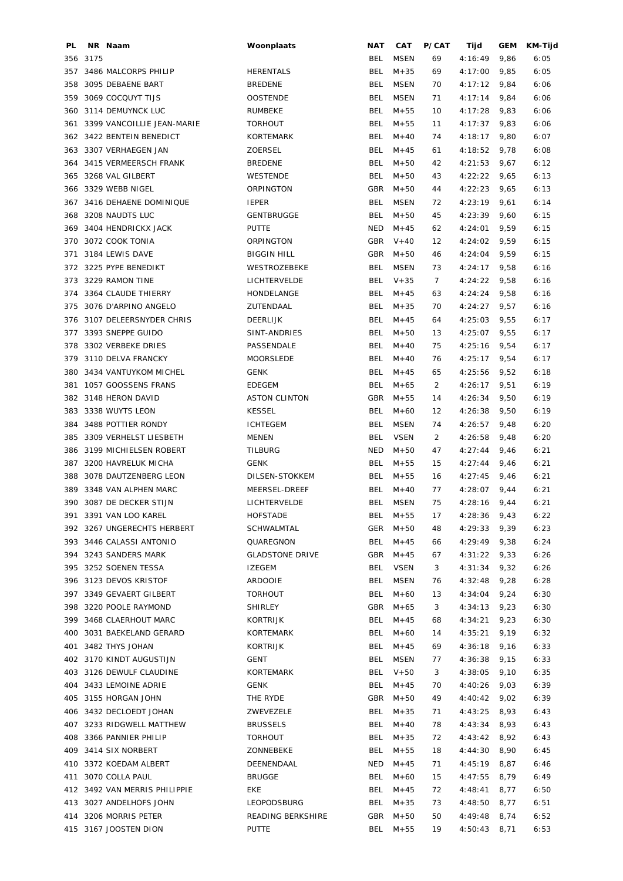| PL | NR | Naam | Woonplaats | NAT | CAT | P/CAT | Tijd | GEM | KM-Tijd |
|---|---|---|---|---|---|---|---|---|---|
| 356 | 3175 | | | BEL | MSEN | 69 | 4:16:49 | 9,86 | 6:05 |
| 357 | 3486 | MALCORPS PHILIP | HERENTALS | BEL | M+35 | 69 | 4:17:00 | 9,85 | 6:05 |
| 358 | 3095 | DEBAENE BART | BREDENE | BEL | MSEN | 70 | 4:17:12 | 9,84 | 6:06 |
| 359 | 3069 | COCQUYT TIJS | OOSTENDE | BEL | MSEN | 71 | 4:17:14 | 9,84 | 6:06 |
| 360 | 3114 | DEMUYNCK LUC | RUMBEKE | BEL | M+55 | 10 | 4:17:28 | 9,83 | 6:06 |
| 361 | 3399 | VANCOILLIE JEAN-MARIE | TORHOUT | BEL | M+55 | 11 | 4:17:37 | 9,83 | 6:06 |
| 362 | 3422 | BENTEIN BENEDICT | KORTEMARK | BEL | M+40 | 74 | 4:18:17 | 9,80 | 6:07 |
| 363 | 3307 | VERHAEGEN JAN | ZOERSEL | BEL | M+45 | 61 | 4:18:52 | 9,78 | 6:08 |
| 364 | 3415 | VERMEERSCH FRANK | BREDENE | BEL | M+50 | 42 | 4:21:53 | 9,67 | 6:12 |
| 365 | 3268 | VAL GILBERT | WESTENDE | BEL | M+50 | 43 | 4:22:22 | 9,65 | 6:13 |
| 366 | 3329 | WEBB NIGEL | ORPINGTON | GBR | M+50 | 44 | 4:22:23 | 9,65 | 6:13 |
| 367 | 3416 | DEHAENE DOMINIQUE | IEPER | BEL | MSEN | 72 | 4:23:19 | 9,61 | 6:14 |
| 368 | 3208 | NAUDTS LUC | GENTBRUGGE | BEL | M+50 | 45 | 4:23:39 | 9,60 | 6:15 |
| 369 | 3404 | HENDRICKX JACK | PUTTE | NED | M+45 | 62 | 4:24:01 | 9,59 | 6:15 |
| 370 | 3072 | COOK TONIA | ORPINGTON | GBR | V+40 | 12 | 4:24:02 | 9,59 | 6:15 |
| 371 | 3184 | LEWIS DAVE | BIGGIN HILL | GBR | M+50 | 46 | 4:24:04 | 9,59 | 6:15 |
| 372 | 3225 | PYPE BENEDIKT | WESTROZEBEKE | BEL | MSEN | 73 | 4:24:17 | 9,58 | 6:16 |
| 373 | 3229 | RAMON TINE | LICHTERVELDE | BEL | V+35 | 7 | 4:24:22 | 9,58 | 6:16 |
| 374 | 3364 | CLAUDE THIERRY | HONDELANGE | BEL | M+45 | 63 | 4:24:24 | 9,58 | 6:16 |
| 375 | 3076 | D'ARPINO ANGELO | ZUTENDAAL | BEL | M+35 | 70 | 4:24:27 | 9,57 | 6:16 |
| 376 | 3107 | DELEERSNYDER CHRIS | DEERLIJK | BEL | M+45 | 64 | 4:25:03 | 9,55 | 6:17 |
| 377 | 3393 | SNEPPE GUIDO | SINT-ANDRIES | BEL | M+50 | 13 | 4:25:07 | 9,55 | 6:17 |
| 378 | 3302 | VERBEKE DRIES | PASSENDALE | BEL | M+40 | 75 | 4:25:16 | 9,54 | 6:17 |
| 379 | 3110 | DELVA FRANCKY | MOORSLEDE | BEL | M+40 | 76 | 4:25:17 | 9,54 | 6:17 |
| 380 | 3434 | VANTUYKOM MICHEL | GENK | BEL | M+45 | 65 | 4:25:56 | 9,52 | 6:18 |
| 381 | 1057 | GOOSSENS FRANS | EDEGEM | BEL | M+65 | 2 | 4:26:17 | 9,51 | 6:19 |
| 382 | 3148 | HERON DAVID | ASTON CLINTON | GBR | M+55 | 14 | 4:26:34 | 9,50 | 6:19 |
| 383 | 3338 | WUYTS LEON | KESSEL | BEL | M+60 | 12 | 4:26:38 | 9,50 | 6:19 |
| 384 | 3488 | POTTIER RONDY | ICHTEGEM | BEL | MSEN | 74 | 4:26:57 | 9,48 | 6:20 |
| 385 | 3309 | VERHELST LIESBETH | MENEN | BEL | VSEN | 2 | 4:26:58 | 9,48 | 6:20 |
| 386 | 3199 | MICHIELSEN ROBERT | TILBURG | NED | M+50 | 47 | 4:27:44 | 9,46 | 6:21 |
| 387 | 3200 | HAVRELUK MICHA | GENK | BEL | M+55 | 15 | 4:27:44 | 9,46 | 6:21 |
| 388 | 3078 | DAUTZENBERG LEON | DILSEN-STOKKEM | BEL | M+55 | 16 | 4:27:45 | 9,46 | 6:21 |
| 389 | 3348 | VAN ALPHEN MARC | MEERSEL-DREEF | BEL | M+40 | 77 | 4:28:07 | 9,44 | 6:21 |
| 390 | 3087 | DE DECKER STIJN | LICHTERVELDE | BEL | MSEN | 75 | 4:28:16 | 9,44 | 6:21 |
| 391 | 3391 | VAN LOO KAREL | HOFSTADE | BEL | M+55 | 17 | 4:28:36 | 9,43 | 6:22 |
| 392 | 3267 | UNGERECHTS HERBERT | SCHWALMTAL | GER | M+50 | 48 | 4:29:33 | 9,39 | 6:23 |
| 393 | 3446 | CALASSI ANTONIO | QUAREGNON | BEL | M+45 | 66 | 4:29:49 | 9,38 | 6:24 |
| 394 | 3243 | SANDERS MARK | GLADSTONE DRIVE | GBR | M+45 | 67 | 4:31:22 | 9,33 | 6:26 |
| 395 | 3252 | SOENEN TESSA | IZEGEM | BEL | VSEN | 3 | 4:31:34 | 9,32 | 6:26 |
| 396 | 3123 | DEVOS KRISTOF | ARDOOIE | BEL | MSEN | 76 | 4:32:48 | 9,28 | 6:28 |
| 397 | 3349 | GEVAERT GILBERT | TORHOUT | BEL | M+60 | 13 | 4:34:04 | 9,24 | 6:30 |
| 398 | 3220 | POOLE RAYMOND | SHIRLEY | GBR | M+65 | 3 | 4:34:13 | 9,23 | 6:30 |
| 399 | 3468 | CLAERHOUT MARC | KORTRIJK | BEL | M+45 | 68 | 4:34:21 | 9,23 | 6:30 |
| 400 | 3031 | BAEKELAND GERARD | KORTEMARK | BEL | M+60 | 14 | 4:35:21 | 9,19 | 6:32 |
| 401 | 3482 | THYS JOHAN | KORTRIJK | BEL | M+45 | 69 | 4:36:18 | 9,16 | 6:33 |
| 402 | 3170 | KINDT AUGUSTIJN | GENT | BEL | MSEN | 77 | 4:36:38 | 9,15 | 6:33 |
| 403 | 3126 | DEWULF CLAUDINE | KORTEMARK | BEL | V+50 | 3 | 4:38:05 | 9,10 | 6:35 |
| 404 | 3433 | LEMOINE ADRIE | GENK | BEL | M+45 | 70 | 4:40:26 | 9,03 | 6:39 |
| 405 | 3155 | HORGAN JOHN | THE RYDE | GBR | M+50 | 49 | 4:40:42 | 9,02 | 6:39 |
| 406 | 3432 | DECLOEDT JOHAN | ZWEVEZELE | BEL | M+35 | 71 | 4:43:25 | 8,93 | 6:43 |
| 407 | 3233 | RIDGWELL MATTHEW | BRUSSELS | BEL | M+40 | 78 | 4:43:34 | 8,93 | 6:43 |
| 408 | 3366 | PANNIER PHILIP | TORHOUT | BEL | M+35 | 72 | 4:43:42 | 8,92 | 6:43 |
| 409 | 3414 | SIX NORBERT | ZONNEBEKE | BEL | M+55 | 18 | 4:44:30 | 8,90 | 6:45 |
| 410 | 3372 | KOEDAM ALBERT | DEENENDAAL | NED | M+45 | 71 | 4:45:19 | 8,87 | 6:46 |
| 411 | 3070 | COLLA PAUL | BRUGGE | BEL | M+60 | 15 | 4:47:55 | 8,79 | 6:49 |
| 412 | 3492 | VAN MERRIS PHILIPPIE | EKE | BEL | M+45 | 72 | 4:48:41 | 8,77 | 6:50 |
| 413 | 3027 | ANDELHOFS JOHN | LEOPODSBURG | BEL | M+35 | 73 | 4:48:50 | 8,77 | 6:51 |
| 414 | 3206 | MORRIS PETER | READING BERKSHIRE | GBR | M+50 | 50 | 4:49:48 | 8,74 | 6:52 |
| 415 | 3167 | JOOSTEN DION | PUTTE | BEL | M+55 | 19 | 4:50:43 | 8,71 | 6:53 |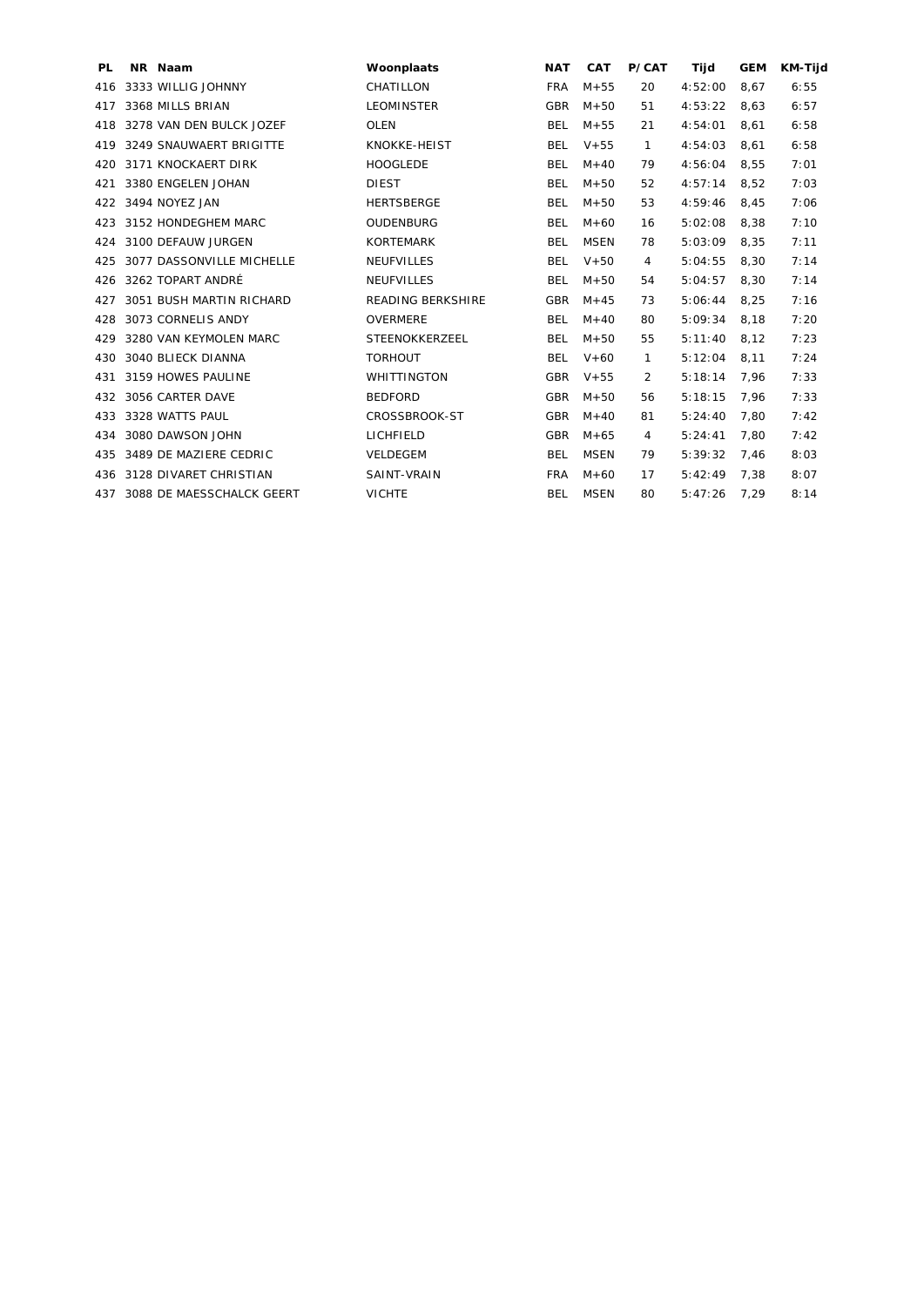| PL | NR | Naam | Woonplaats | NAT | CAT | P/CAT | Tijd | GEM | KM-Tijd |
|---|---|---|---|---|---|---|---|---|---|
| 416 | 3333 | WILLIG JOHNNY | CHATILLON | FRA | M+55 | 20 | 4:52:00 | 8,67 | 6:55 |
| 417 | 3368 | MILLS BRIAN | LEOMINSTER | GBR | M+50 | 51 | 4:53:22 | 8,63 | 6:57 |
| 418 | 3278 | VAN DEN BULCK JOZEF | OLEN | BEL | M+55 | 21 | 4:54:01 | 8,61 | 6:58 |
| 419 | 3249 | SNAUWAERT BRIGITTE | KNOKKE-HEIST | BEL | V+55 | 1 | 4:54:03 | 8,61 | 6:58 |
| 420 | 3171 | KNOCKAERT DIRK | HOOGLEDE | BEL | M+40 | 79 | 4:56:04 | 8,55 | 7:01 |
| 421 | 3380 | ENGELEN JOHAN | DIEST | BEL | M+50 | 52 | 4:57:14 | 8,52 | 7:03 |
| 422 | 3494 | NOYEZ JAN | HERTSBERGE | BEL | M+50 | 53 | 4:59:46 | 8,45 | 7:06 |
| 423 | 3152 | HONDEGHEM MARC | OUDENBURG | BEL | M+60 | 16 | 5:02:08 | 8,38 | 7:10 |
| 424 | 3100 | DEFAUW JURGEN | KORTEMARK | BEL | MSEN | 78 | 5:03:09 | 8,35 | 7:11 |
| 425 | 3077 | DASSONVILLE MICHELLE | NEUFVILLES | BEL | V+50 | 4 | 5:04:55 | 8,30 | 7:14 |
| 426 | 3262 | TOPART ANDRÉ | NEUFVILLES | BEL | M+50 | 54 | 5:04:57 | 8,30 | 7:14 |
| 427 | 3051 | BUSH MARTIN RICHARD | READING BERKSHIRE | GBR | M+45 | 73 | 5:06:44 | 8,25 | 7:16 |
| 428 | 3073 | CORNELIS ANDY | OVERMERE | BEL | M+40 | 80 | 5:09:34 | 8,18 | 7:20 |
| 429 | 3280 | VAN KEYMOLEN MARC | STEENOKKERZEEL | BEL | M+50 | 55 | 5:11:40 | 8,12 | 7:23 |
| 430 | 3040 | BLIECK DIANNA | TORHOUT | BEL | V+60 | 1 | 5:12:04 | 8,11 | 7:24 |
| 431 | 3159 | HOWES PAULINE | WHITTINGTON | GBR | V+55 | 2 | 5:18:14 | 7,96 | 7:33 |
| 432 | 3056 | CARTER DAVE | BEDFORD | GBR | M+50 | 56 | 5:18:15 | 7,96 | 7:33 |
| 433 | 3328 | WATTS PAUL | CROSSBROOK-ST | GBR | M+40 | 81 | 5:24:40 | 7,80 | 7:42 |
| 434 | 3080 | DAWSON JOHN | LICHFIELD | GBR | M+65 | 4 | 5:24:41 | 7,80 | 7:42 |
| 435 | 3489 | DE MAZIERE CEDRIC | VELDEGEM | BEL | MSEN | 79 | 5:39:32 | 7,46 | 8:03 |
| 436 | 3128 | DIVARET CHRISTIAN | SAINT-VRAIN | FRA | M+60 | 17 | 5:42:49 | 7,38 | 8:07 |
| 437 | 3088 | DE MAESSCHALCK GEERT | VICHTE | BEL | MSEN | 80 | 5:47:26 | 7,29 | 8:14 |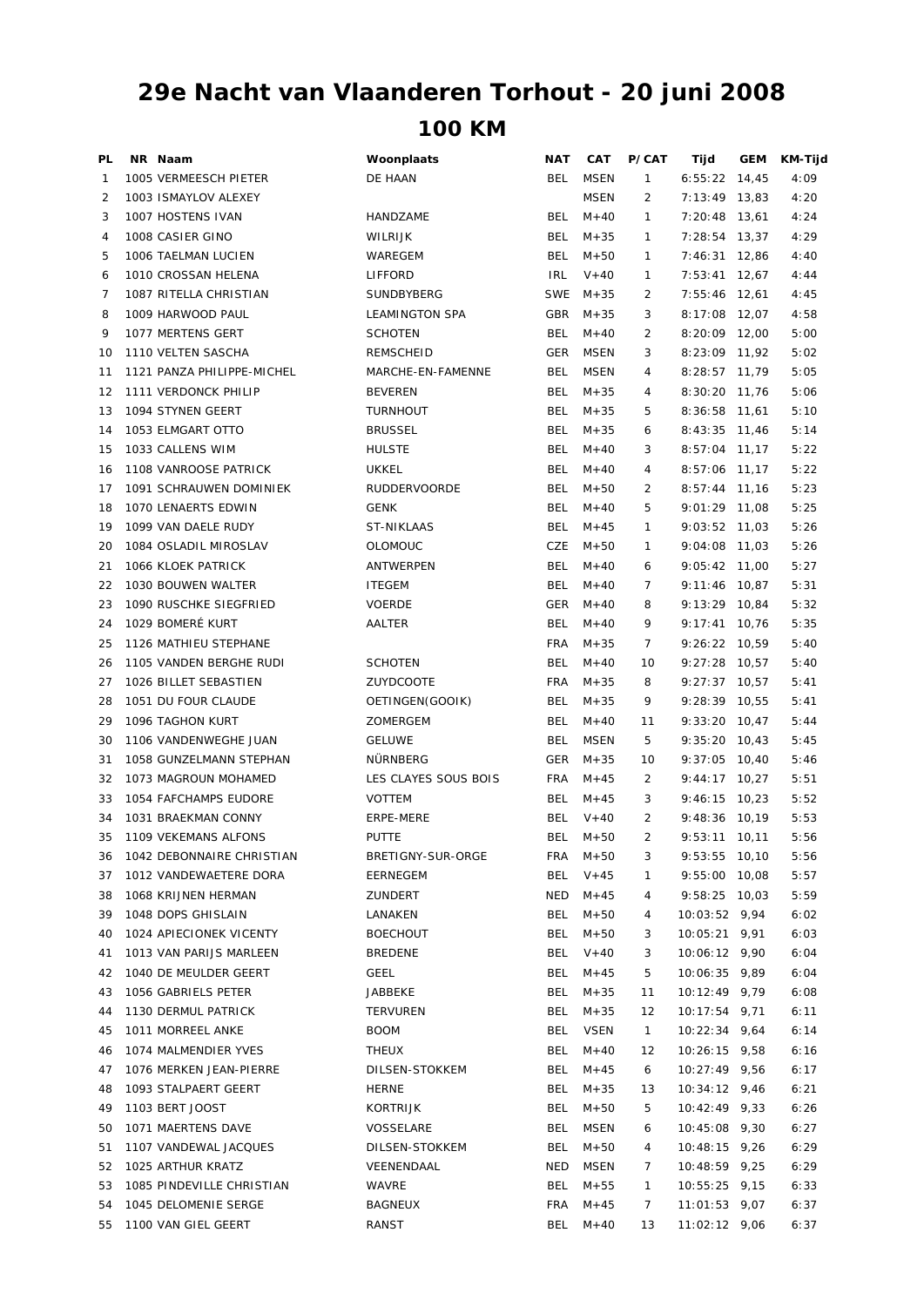# 29e Nacht van Vlaanderen Torhout - 20 juni 2008

## 100 KM

| PL | NR | Naam | Woonplaats | NAT | CAT | P/CAT | Tijd | GEM | KM-Tijd |
|---|---|---|---|---|---|---|---|---|---|
| 1 | 1005 | VERMEESCH PIETER | DE HAAN | BEL | MSEN | 1 | 6:55:22 | 14,45 | 4:09 |
| 2 | 1003 | ISMAYLOV ALEXEY | | | MSEN | 2 | 7:13:49 | 13,83 | 4:20 |
| 3 | 1007 | HOSTENS IVAN | HANDZAME | BEL | M+40 | 1 | 7:20:48 | 13,61 | 4:24 |
| 4 | 1008 | CASIER GINO | WILRIJK | BEL | M+35 | 1 | 7:28:54 | 13,37 | 4:29 |
| 5 | 1006 | TAELMAN LUCIEN | WAREGEM | BEL | M+50 | 1 | 7:46:31 | 12,86 | 4:40 |
| 6 | 1010 | CROSSAN HELENA | LIFFORD | IRL | V+40 | 1 | 7:53:41 | 12,67 | 4:44 |
| 7 | 1087 | RITELLA CHRISTIAN | SUNDBYBERG | SWE | M+35 | 2 | 7:55:46 | 12,61 | 4:45 |
| 8 | 1009 | HARWOOD PAUL | LEAMINGTON SPA | GBR | M+35 | 3 | 8:17:08 | 12,07 | 4:58 |
| 9 | 1077 | MERTENS GERT | SCHOTEN | BEL | M+40 | 2 | 8:20:09 | 12,00 | 5:00 |
| 10 | 1110 | VELTEN SASCHA | REMSCHEID | GER | MSEN | 3 | 8:23:09 | 11,92 | 5:02 |
| 11 | 1121 | PANZA PHILIPPE-MICHEL | MARCHE-EN-FAMENNE | BEL | MSEN | 4 | 8:28:57 | 11,79 | 5:05 |
| 12 | 1111 | VERDONCK PHILIP | BEVEREN | BEL | M+35 | 4 | 8:30:20 | 11,76 | 5:06 |
| 13 | 1094 | STYNEN GEERT | TURNHOUT | BEL | M+35 | 5 | 8:36:58 | 11,61 | 5:10 |
| 14 | 1053 | ELMGART OTTO | BRUSSEL | BEL | M+35 | 6 | 8:43:35 | 11,46 | 5:14 |
| 15 | 1033 | CALLENS WIM | HULSTE | BEL | M+40 | 3 | 8:57:04 | 11,17 | 5:22 |
| 16 | 1108 | VANROOSE PATRICK | UKKEL | BEL | M+40 | 4 | 8:57:06 | 11,17 | 5:22 |
| 17 | 1091 | SCHRAUWEN DOMINIEK | RUDDERVOORDE | BEL | M+50 | 2 | 8:57:44 | 11,16 | 5:23 |
| 18 | 1070 | LENAERTS EDWIN | GENK | BEL | M+40 | 5 | 9:01:29 | 11,08 | 5:25 |
| 19 | 1099 | VAN DAELE RUDY | ST-NIKLAAS | BEL | M+45 | 1 | 9:03:52 | 11,03 | 5:26 |
| 20 | 1084 | OSLADIL MIROSLAV | OLOMOUC | CZE | M+50 | 1 | 9:04:08 | 11,03 | 5:26 |
| 21 | 1066 | KLOEK PATRICK | ANTWERPEN | BEL | M+40 | 6 | 9:05:42 | 11,00 | 5:27 |
| 22 | 1030 | BOUWEN WALTER | ITEGEM | BEL | M+40 | 7 | 9:11:46 | 10,87 | 5:31 |
| 23 | 1090 | RUSCHKE SIEGFRIED | VOERDE | GER | M+40 | 8 | 9:13:29 | 10,84 | 5:32 |
| 24 | 1029 | BOMERÉ KURT | AALTER | BEL | M+40 | 9 | 9:17:41 | 10,76 | 5:35 |
| 25 | 1126 | MATHIEU STEPHANE | | FRA | M+35 | 7 | 9:26:22 | 10,59 | 5:40 |
| 26 | 1105 | VANDEN BERGHE RUDI | SCHOTEN | BEL | M+40 | 10 | 9:27:28 | 10,57 | 5:40 |
| 27 | 1026 | BILLET SEBASTIEN | ZUYDCOOTE | FRA | M+35 | 8 | 9:27:37 | 10,57 | 5:41 |
| 28 | 1051 | DU FOUR CLAUDE | OETINGEN(GOOIK) | BEL | M+35 | 9 | 9:28:39 | 10,55 | 5:41 |
| 29 | 1096 | TAGHON KURT | ZOMERGEM | BEL | M+40 | 11 | 9:33:20 | 10,47 | 5:44 |
| 30 | 1106 | VANDENWEGHE JUAN | GELUWE | BEL | MSEN | 5 | 9:35:20 | 10,43 | 5:45 |
| 31 | 1058 | GUNZELMANN STEPHAN | NÜRNBERG | GER | M+35 | 10 | 9:37:05 | 10,40 | 5:46 |
| 32 | 1073 | MAGROUN MOHAMED | LES CLAYES SOUS BOIS | FRA | M+45 | 2 | 9:44:17 | 10,27 | 5:51 |
| 33 | 1054 | FAFCHAMPS EUDORE | VOTTEM | BEL | M+45 | 3 | 9:46:15 | 10,23 | 5:52 |
| 34 | 1031 | BRAEKMAN CONNY | ERPE-MERE | BEL | V+40 | 2 | 9:48:36 | 10,19 | 5:53 |
| 35 | 1109 | VEKEMANS ALFONS | PUTTE | BEL | M+50 | 2 | 9:53:11 | 10,11 | 5:56 |
| 36 | 1042 | DEBONNAIRE CHRISTIAN | BRETIGNY-SUR-ORGE | FRA | M+50 | 3 | 9:53:55 | 10,10 | 5:56 |
| 37 | 1012 | VANDEWAETERE DORA | EERNEGEM | BEL | V+45 | 1 | 9:55:00 | 10,08 | 5:57 |
| 38 | 1068 | KRIJNEN HERMAN | ZUNDERT | NED | M+45 | 4 | 9:58:25 | 10,03 | 5:59 |
| 39 | 1048 | DOPS GHISLAIN | LANAKEN | BEL | M+50 | 4 | 10:03:52 | 9,94 | 6:02 |
| 40 | 1024 | APIECIONEK VICENTY | BOECHOUT | BEL | M+50 | 3 | 10:05:21 | 9,91 | 6:03 |
| 41 | 1013 | VAN PARIJS MARLEEN | BREDENE | BEL | V+40 | 3 | 10:06:12 | 9,90 | 6:04 |
| 42 | 1040 | DE MEULDER GEERT | GEEL | BEL | M+45 | 5 | 10:06:35 | 9,89 | 6:04 |
| 43 | 1056 | GABRIELS PETER | JABBEKE | BEL | M+35 | 11 | 10:12:49 | 9,79 | 6:08 |
| 44 | 1130 | DERMUL PATRICK | TERVUREN | BEL | M+35 | 12 | 10:17:54 | 9,71 | 6:11 |
| 45 | 1011 | MORREEL ANKE | BOOM | BEL | VSEN | 1 | 10:22:34 | 9,64 | 6:14 |
| 46 | 1074 | MALMENDIER YVES | THEUX | BEL | M+40 | 12 | 10:26:15 | 9,58 | 6:16 |
| 47 | 1076 | MERKEN JEAN-PIERRE | DILSEN-STOKKEM | BEL | M+45 | 6 | 10:27:49 | 9,56 | 6:17 |
| 48 | 1093 | STALPAERT GEERT | HERNE | BEL | M+35 | 13 | 10:34:12 | 9,46 | 6:21 |
| 49 | 1103 | BERT JOOST | KORTRIJK | BEL | M+50 | 5 | 10:42:49 | 9,33 | 6:26 |
| 50 | 1071 | MAERTENS DAVE | VOSSELARE | BEL | MSEN | 6 | 10:45:08 | 9,30 | 6:27 |
| 51 | 1107 | VANDEWAL JACQUES | DILSEN-STOKKEM | BEL | M+50 | 4 | 10:48:15 | 9,26 | 6:29 |
| 52 | 1025 | ARTHUR KRATZ | VEENENDAAL | NED | MSEN | 7 | 10:48:59 | 9,25 | 6:29 |
| 53 | 1085 | PINDEVILLE CHRISTIAN | WAVRE | BEL | M+55 | 1 | 10:55:25 | 9,15 | 6:33 |
| 54 | 1045 | DELOMENIE SERGE | BAGNEUX | FRA | M+45 | 7 | 11:01:53 | 9,07 | 6:37 |
| 55 | 1100 | VAN GIEL GEERT | RANST | BEL | M+40 | 13 | 11:02:12 | 9,06 | 6:37 |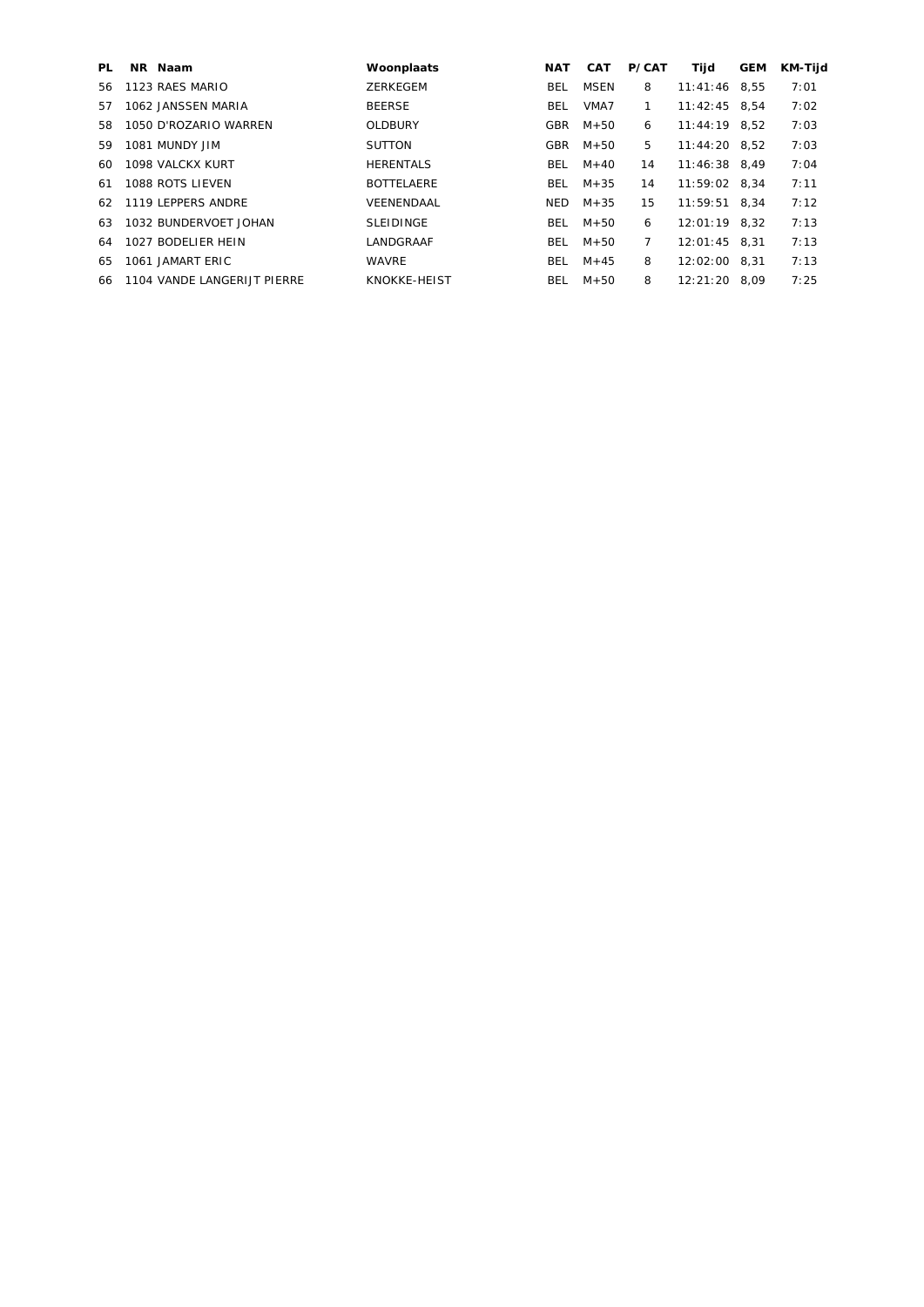| PL | NR | Naam | Woonplaats | NAT | CAT | P/CAT | Tijd | GEM | KM-Tijd |
|---|---|---|---|---|---|---|---|---|---|
| 56 | 1123 | RAES MARIO | ZERKEGEM | BEL | MSEN | 8 | 11:41:46 | 8,55 | 7:01 |
| 57 | 1062 | JANSSEN MARIA | BEERSE | BEL | VMA7 | 1 | 11:42:45 | 8,54 | 7:02 |
| 58 | 1050 | D'ROZARIO WARREN | OLDBURY | GBR | M+50 | 6 | 11:44:19 | 8,52 | 7:03 |
| 59 | 1081 | MUNDY JIM | SUTTON | GBR | M+50 | 5 | 11:44:20 | 8,52 | 7:03 |
| 60 | 1098 | VALCKX KURT | HERENTALS | BEL | M+40 | 14 | 11:46:38 | 8,49 | 7:04 |
| 61 | 1088 | ROTS LIEVEN | BOTTELAERE | BEL | M+35 | 14 | 11:59:02 | 8,34 | 7:11 |
| 62 | 1119 | LEPPERS ANDRE | VEENENDAAL | NED | M+35 | 15 | 11:59:51 | 8,34 | 7:12 |
| 63 | 1032 | BUNDERVOET JOHAN | SLEIDINGE | BEL | M+50 | 6 | 12:01:19 | 8,32 | 7:13 |
| 64 | 1027 | BODELIER HEIN | LANDGRAAF | BEL | M+50 | 7 | 12:01:45 | 8,31 | 7:13 |
| 65 | 1061 | JAMART ERIC | WAVRE | BEL | M+45 | 8 | 12:02:00 | 8,31 | 7:13 |
| 66 | 1104 | VANDE LANGERIJT PIERRE | KNOKKE-HEIST | BEL | M+50 | 8 | 12:21:20 | 8,09 | 7:25 |